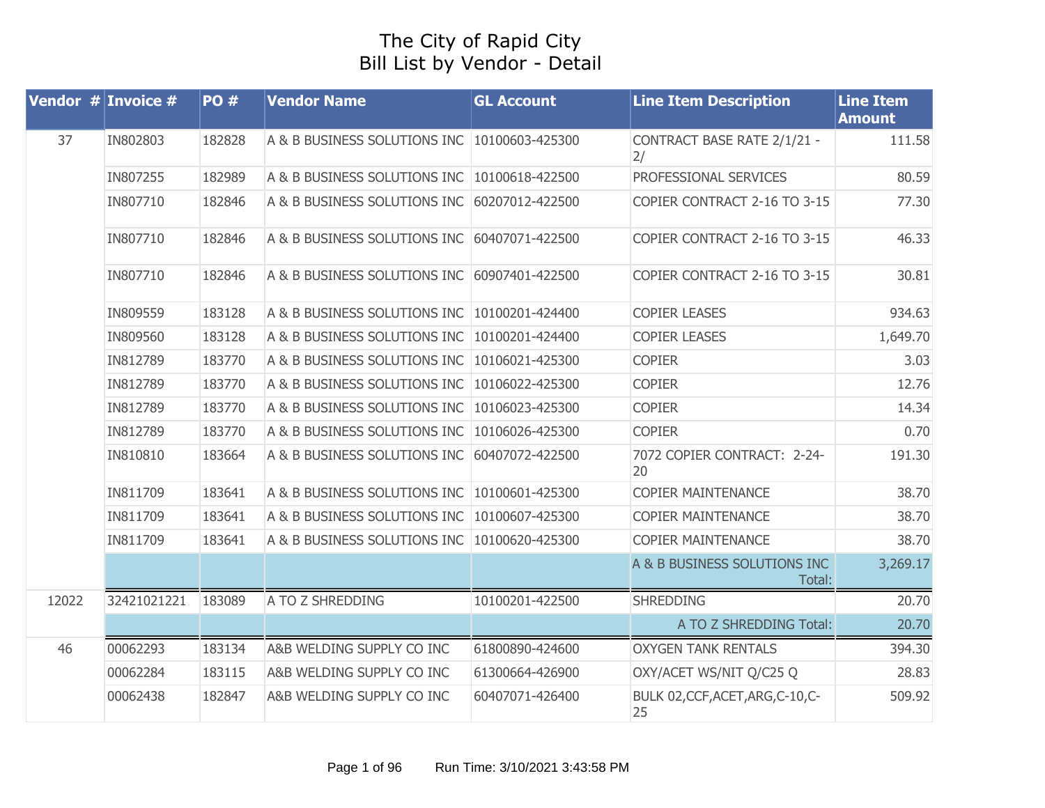# The City of Rapid City
# Bill List by Vendor - Detail

| Vendor # | Invoice # | PO # | Vendor Name | GL Account | Line Item Description | Line Item Amount |
|---|---|---|---|---|---|---|
| 37 | IN802803 | 182828 | A & B BUSINESS SOLUTIONS INC | 10100603-425300 | CONTRACT BASE RATE 2/1/21 - 2/ | 111.58 |
| | IN807255 | 182989 | A & B BUSINESS SOLUTIONS INC | 10100618-422500 | PROFESSIONAL SERVICES | 80.59 |
| | IN807710 | 182846 | A & B BUSINESS SOLUTIONS INC | 60207012-422500 | COPIER CONTRACT 2-16 TO 3-15 | 77.30 |
| | IN807710 | 182846 | A & B BUSINESS SOLUTIONS INC | 60407071-422500 | COPIER CONTRACT 2-16 TO 3-15 | 46.33 |
| | IN807710 | 182846 | A & B BUSINESS SOLUTIONS INC | 60907401-422500 | COPIER CONTRACT 2-16 TO 3-15 | 30.81 |
| | IN809559 | 183128 | A & B BUSINESS SOLUTIONS INC | 10100201-424400 | COPIER LEASES | 934.63 |
| | IN809560 | 183128 | A & B BUSINESS SOLUTIONS INC | 10100201-424400 | COPIER LEASES | 1,649.70 |
| | IN812789 | 183770 | A & B BUSINESS SOLUTIONS INC | 10106021-425300 | COPIER | 3.03 |
| | IN812789 | 183770 | A & B BUSINESS SOLUTIONS INC | 10106022-425300 | COPIER | 12.76 |
| | IN812789 | 183770 | A & B BUSINESS SOLUTIONS INC | 10106023-425300 | COPIER | 14.34 |
| | IN812789 | 183770 | A & B BUSINESS SOLUTIONS INC | 10106026-425300 | COPIER | 0.70 |
| | IN810810 | 183664 | A & B BUSINESS SOLUTIONS INC | 60407072-422500 | 7072 COPIER CONTRACT: 2-24-20 | 191.30 |
| | IN811709 | 183641 | A & B BUSINESS SOLUTIONS INC | 10100601-425300 | COPIER MAINTENANCE | 38.70 |
| | IN811709 | 183641 | A & B BUSINESS SOLUTIONS INC | 10100607-425300 | COPIER MAINTENANCE | 38.70 |
| | IN811709 | 183641 | A & B BUSINESS SOLUTIONS INC | 10100620-425300 | COPIER MAINTENANCE | 38.70 |
| | | | | | A & B BUSINESS SOLUTIONS INC Total: | 3,269.17 |
| 12022 | 32421021221 | 183089 | A TO Z SHREDDING | 10100201-422500 | SHREDDING | 20.70 |
| | | | | | A TO Z SHREDDING Total: | 20.70 |
| 46 | 00062293 | 183134 | A&B WELDING SUPPLY CO INC | 61800890-424600 | OXYGEN TANK RENTALS | 394.30 |
| | 00062284 | 183115 | A&B WELDING SUPPLY CO INC | 61300664-426900 | OXY/ACET WS/NIT Q/C25 Q | 28.83 |
| | 00062438 | 182847 | A&B WELDING SUPPLY CO INC | 60407071-426400 | BULK 02,CCF,ACET,ARG,C-10,C-25 | 509.92 |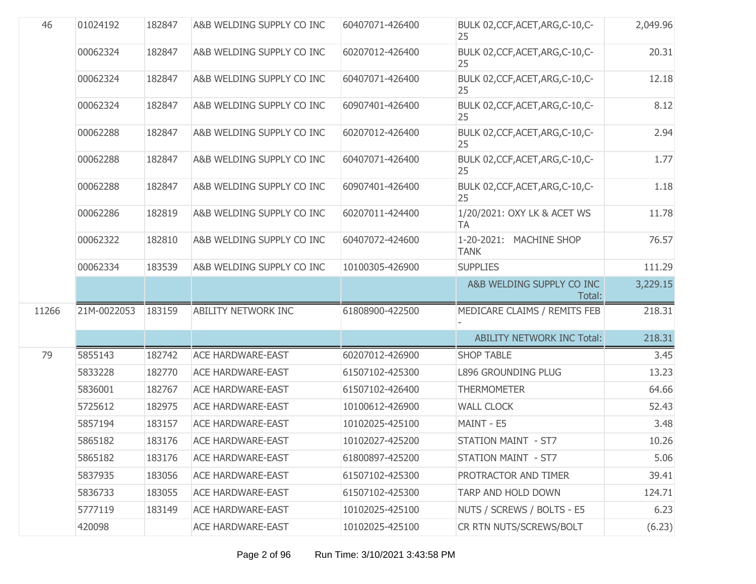| | | | | | | |
|---|---|---|---|---|---|---|
| 46 | 01024192 | 182847 | A&B WELDING SUPPLY CO INC | 60407071-426400 | BULK 02,CCF,ACET,ARG,C-10,C-25 | 2,049.96 |
| | 00062324 | 182847 | A&B WELDING SUPPLY CO INC | 60207012-426400 | BULK 02,CCF,ACET,ARG,C-10,C-25 | 20.31 |
| | 00062324 | 182847 | A&B WELDING SUPPLY CO INC | 60407071-426400 | BULK 02,CCF,ACET,ARG,C-10,C-25 | 12.18 |
| | 00062324 | 182847 | A&B WELDING SUPPLY CO INC | 60907401-426400 | BULK 02,CCF,ACET,ARG,C-10,C-25 | 8.12 |
| | 00062288 | 182847 | A&B WELDING SUPPLY CO INC | 60207012-426400 | BULK 02,CCF,ACET,ARG,C-10,C-25 | 2.94 |
| | 00062288 | 182847 | A&B WELDING SUPPLY CO INC | 60407071-426400 | BULK 02,CCF,ACET,ARG,C-10,C-25 | 1.77 |
| | 00062288 | 182847 | A&B WELDING SUPPLY CO INC | 60907401-426400 | BULK 02,CCF,ACET,ARG,C-10,C-25 | 1.18 |
| | 00062286 | 182819 | A&B WELDING SUPPLY CO INC | 60207011-424400 | 1/20/2021: OXY LK & ACET WS TA | 11.78 |
| | 00062322 | 182810 | A&B WELDING SUPPLY CO INC | 60407072-424600 | 1-20-2021: MACHINE SHOP TANK | 76.57 |
| | 00062334 | 183539 | A&B WELDING SUPPLY CO INC | 10100305-426900 | SUPPLIES | 111.29 |
| | | | | | A&B WELDING SUPPLY CO INC Total: | 3,229.15 |
| 11266 | 21M-0022053 | 183159 | ABILITY NETWORK INC | 61808900-422500 | MEDICARE CLAIMS / REMITS FEB - | 218.31 |
| | | | | | ABILITY NETWORK INC Total: | 218.31 |
| 79 | 5855143 | 182742 | ACE HARDWARE-EAST | 60207012-426900 | SHOP TABLE | 3.45 |
| | 5833228 | 182770 | ACE HARDWARE-EAST | 61507102-425300 | L896 GROUNDING PLUG | 13.23 |
| | 5836001 | 182767 | ACE HARDWARE-EAST | 61507102-426400 | THERMOMETER | 64.66 |
| | 5725612 | 182975 | ACE HARDWARE-EAST | 10100612-426900 | WALL CLOCK | 52.43 |
| | 5857194 | 183157 | ACE HARDWARE-EAST | 10102025-425100 | MAINT - E5 | 3.48 |
| | 5865182 | 183176 | ACE HARDWARE-EAST | 10102027-425200 | STATION MAINT - ST7 | 10.26 |
| | 5865182 | 183176 | ACE HARDWARE-EAST | 61800897-425200 | STATION MAINT - ST7 | 5.06 |
| | 5837935 | 183056 | ACE HARDWARE-EAST | 61507102-425300 | PROTRACTOR AND TIMER | 39.41 |
| | 5836733 | 183055 | ACE HARDWARE-EAST | 61507102-425300 | TARP AND HOLD DOWN | 124.71 |
| | 5777119 | 183149 | ACE HARDWARE-EAST | 10102025-425100 | NUTS / SCREWS / BOLTS - E5 | 6.23 |
| | 420098 | | ACE HARDWARE-EAST | 10102025-425100 | CR RTN NUTS/SCREWS/BOLT | (6.23) |

Run Time: 3/10/2021 3:43:58 PM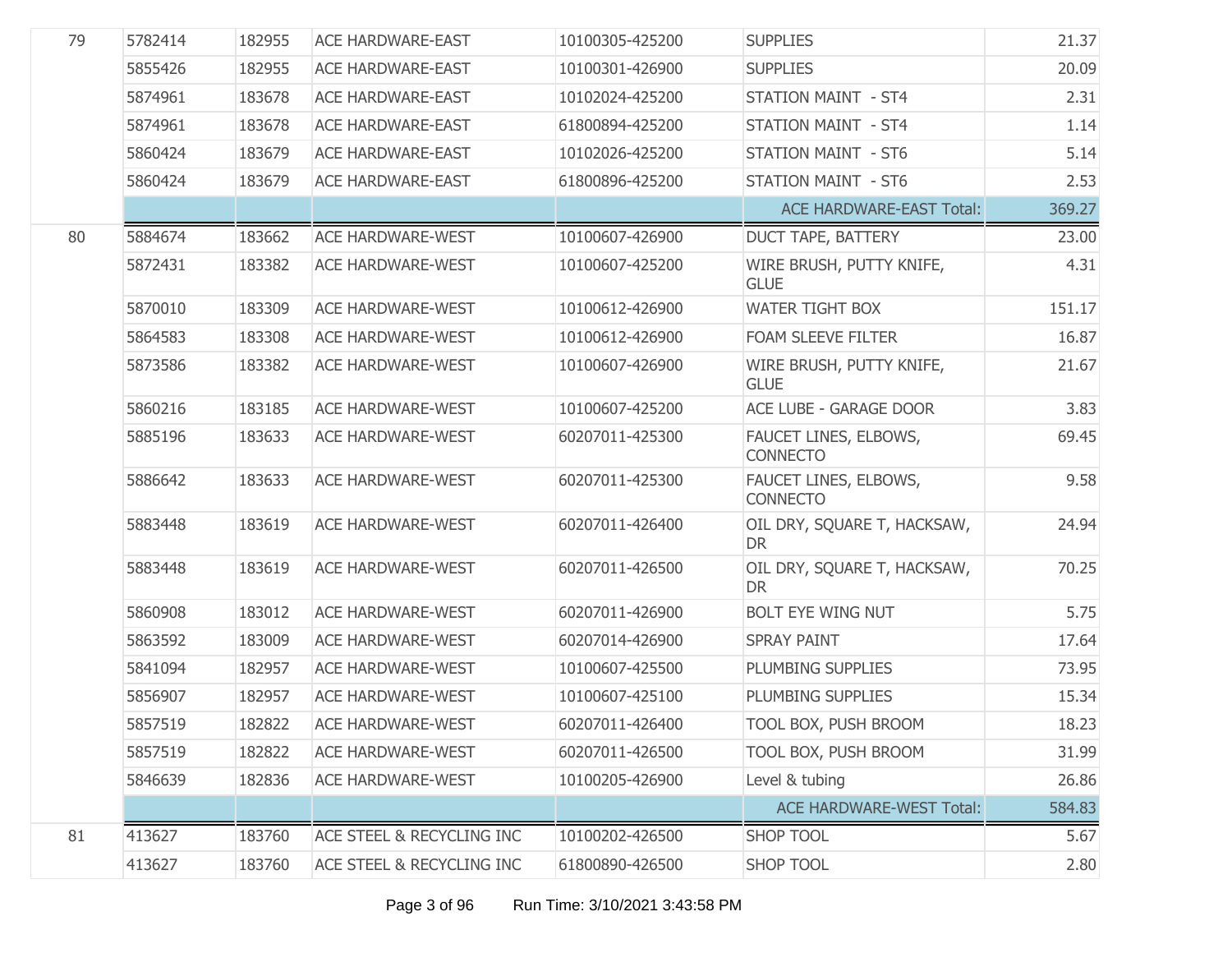| | | | | | | |
|---|---|---|---|---|---|---|
| 79 | 5782414 | 182955 | ACE HARDWARE-EAST | 10100305-425200 | SUPPLIES | 21.37 |
| | 5855426 | 182955 | ACE HARDWARE-EAST | 10100301-426900 | SUPPLIES | 20.09 |
| | 5874961 | 183678 | ACE HARDWARE-EAST | 10102024-425200 | STATION MAINT - ST4 | 2.31 |
| | 5874961 | 183678 | ACE HARDWARE-EAST | 61800894-425200 | STATION MAINT - ST4 | 1.14 |
| | 5860424 | 183679 | ACE HARDWARE-EAST | 10102026-425200 | STATION MAINT - ST6 | 5.14 |
| | 5860424 | 183679 | ACE HARDWARE-EAST | 61800896-425200 | STATION MAINT - ST6 | 2.53 |
| | | | | | ACE HARDWARE-EAST Total: | 369.27 |
| 80 | 5884674 | 183662 | ACE HARDWARE-WEST | 10100607-426900 | DUCT TAPE, BATTERY | 23.00 |
| | 5872431 | 183382 | ACE HARDWARE-WEST | 10100607-425200 | WIRE BRUSH, PUTTY KNIFE, GLUE | 4.31 |
| | 5870010 | 183309 | ACE HARDWARE-WEST | 10100612-426900 | WATER TIGHT BOX | 151.17 |
| | 5864583 | 183308 | ACE HARDWARE-WEST | 10100612-426900 | FOAM SLEEVE FILTER | 16.87 |
| | 5873586 | 183382 | ACE HARDWARE-WEST | 10100607-426900 | WIRE BRUSH, PUTTY KNIFE, GLUE | 21.67 |
| | 5860216 | 183185 | ACE HARDWARE-WEST | 10100607-425200 | ACE LUBE - GARAGE DOOR | 3.83 |
| | 5885196 | 183633 | ACE HARDWARE-WEST | 60207011-425300 | FAUCET LINES, ELBOWS, CONNECTO | 69.45 |
| | 5886642 | 183633 | ACE HARDWARE-WEST | 60207011-425300 | FAUCET LINES, ELBOWS, CONNECTO | 9.58 |
| | 5883448 | 183619 | ACE HARDWARE-WEST | 60207011-426400 | OIL DRY, SQUARE T, HACKSAW, DR | 24.94 |
| | 5883448 | 183619 | ACE HARDWARE-WEST | 60207011-426500 | OIL DRY, SQUARE T, HACKSAW, DR | 70.25 |
| | 5860908 | 183012 | ACE HARDWARE-WEST | 60207011-426900 | BOLT EYE WING NUT | 5.75 |
| | 5863592 | 183009 | ACE HARDWARE-WEST | 60207014-426900 | SPRAY PAINT | 17.64 |
| | 5841094 | 182957 | ACE HARDWARE-WEST | 10100607-425500 | PLUMBING SUPPLIES | 73.95 |
| | 5856907 | 182957 | ACE HARDWARE-WEST | 10100607-425100 | PLUMBING SUPPLIES | 15.34 |
| | 5857519 | 182822 | ACE HARDWARE-WEST | 60207011-426400 | TOOL BOX, PUSH BROOM | 18.23 |
| | 5857519 | 182822 | ACE HARDWARE-WEST | 60207011-426500 | TOOL BOX, PUSH BROOM | 31.99 |
| | 5846639 | 182836 | ACE HARDWARE-WEST | 10100205-426900 | Level & tubing | 26.86 |
| | | | | | ACE HARDWARE-WEST Total: | 584.83 |
| 81 | 413627 | 183760 | ACE STEEL & RECYCLING INC | 10100202-426500 | SHOP TOOL | 5.67 |
| | 413627 | 183760 | ACE STEEL & RECYCLING INC | 61800890-426500 | SHOP TOOL | 2.80 |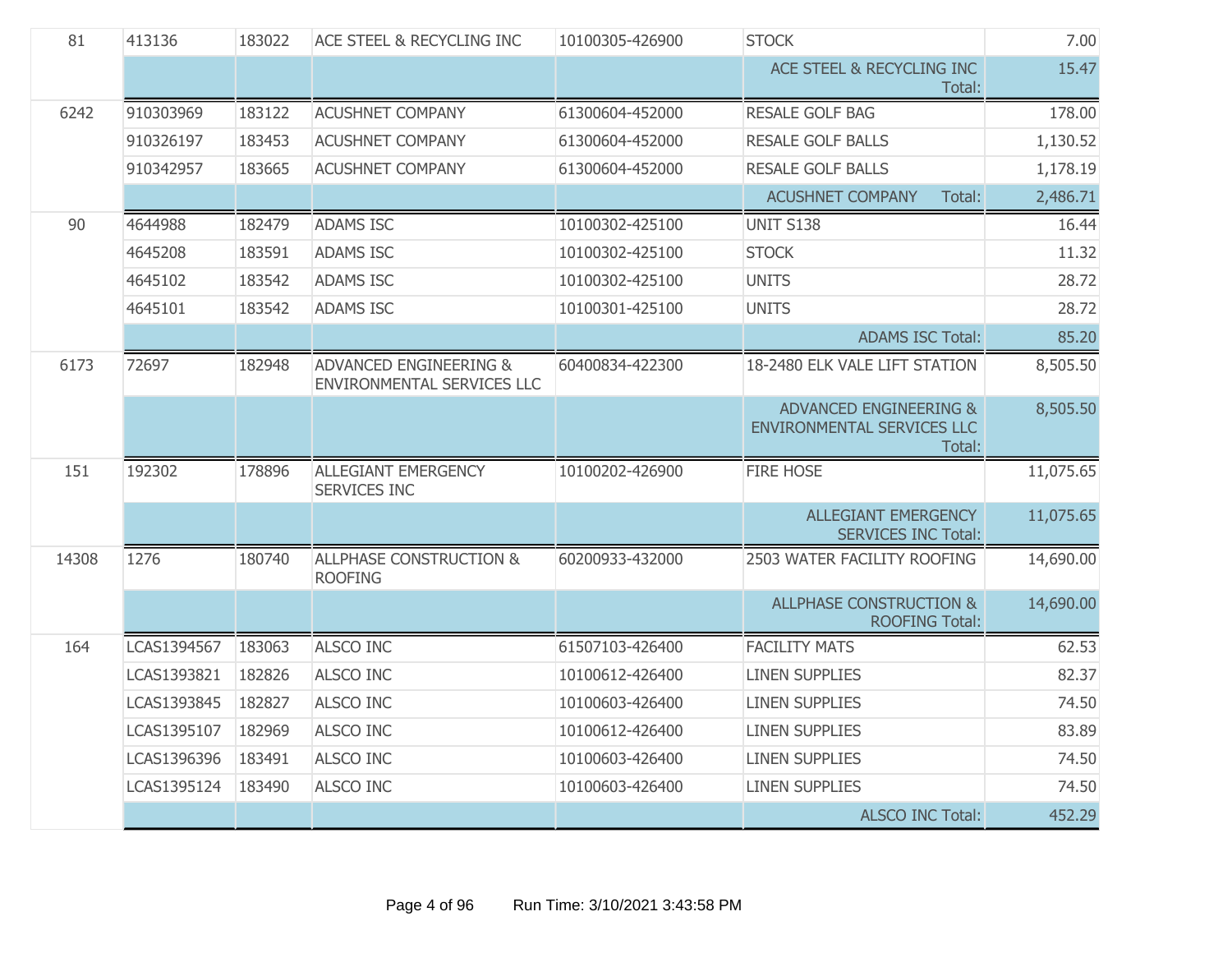| | | | | | | |
|---|---|---|---|---|---|---|
| 81 | 413136 | 183022 | ACE STEEL & RECYCLING INC | 10100305-426900 | STOCK | 7.00 |
| | | | | | ACE STEEL & RECYCLING INC Total: | 15.47 |
| 6242 | 910303969 | 183122 | ACUSHNET COMPANY | 61300604-452000 | RESALE GOLF BAG | 178.00 |
| | 910326197 | 183453 | ACUSHNET COMPANY | 61300604-452000 | RESALE GOLF BALLS | 1,130.52 |
| | 910342957 | 183665 | ACUSHNET COMPANY | 61300604-452000 | RESALE GOLF BALLS | 1,178.19 |
| | | | | | ACUSHNET COMPANY Total: | 2,486.71 |
| 90 | 4644988 | 182479 | ADAMS ISC | 10100302-425100 | UNIT S138 | 16.44 |
| | 4645208 | 183591 | ADAMS ISC | 10100302-425100 | STOCK | 11.32 |
| | 4645102 | 183542 | ADAMS ISC | 10100302-425100 | UNITS | 28.72 |
| | 4645101 | 183542 | ADAMS ISC | 10100301-425100 | UNITS | 28.72 |
| | | | | | ADAMS ISC Total: | 85.20 |
| 6173 | 72697 | 182948 | ADVANCED ENGINEERING & ENVIRONMENTAL SERVICES LLC | 60400834-422300 | 18-2480 ELK VALE LIFT STATION | 8,505.50 |
| | | | | | ADVANCED ENGINEERING & ENVIRONMENTAL SERVICES LLC Total: | 8,505.50 |
| 151 | 192302 | 178896 | ALLEGIANT EMERGENCY SERVICES INC | 10100202-426900 | FIRE HOSE | 11,075.65 |
| | | | | | ALLEGIANT EMERGENCY SERVICES INC Total: | 11,075.65 |
| 14308 | 1276 | 180740 | ALLPHASE CONSTRUCTION & ROOFING | 60200933-432000 | 2503 WATER FACILITY ROOFING | 14,690.00 |
| | | | | | ALLPHASE CONSTRUCTION & ROOFING Total: | 14,690.00 |
| 164 | LCAS1394567 | 183063 | ALSCO INC | 61507103-426400 | FACILITY MATS | 62.53 |
| | LCAS1393821 | 182826 | ALSCO INC | 10100612-426400 | LINEN SUPPLIES | 82.37 |
| | LCAS1393845 | 182827 | ALSCO INC | 10100603-426400 | LINEN SUPPLIES | 74.50 |
| | LCAS1395107 | 182969 | ALSCO INC | 10100612-426400 | LINEN SUPPLIES | 83.89 |
| | LCAS1396396 | 183491 | ALSCO INC | 10100603-426400 | LINEN SUPPLIES | 74.50 |
| | LCAS1395124 | 183490 | ALSCO INC | 10100603-426400 | LINEN SUPPLIES | 74.50 |
| | | | | | ALSCO INC Total: | 452.29 |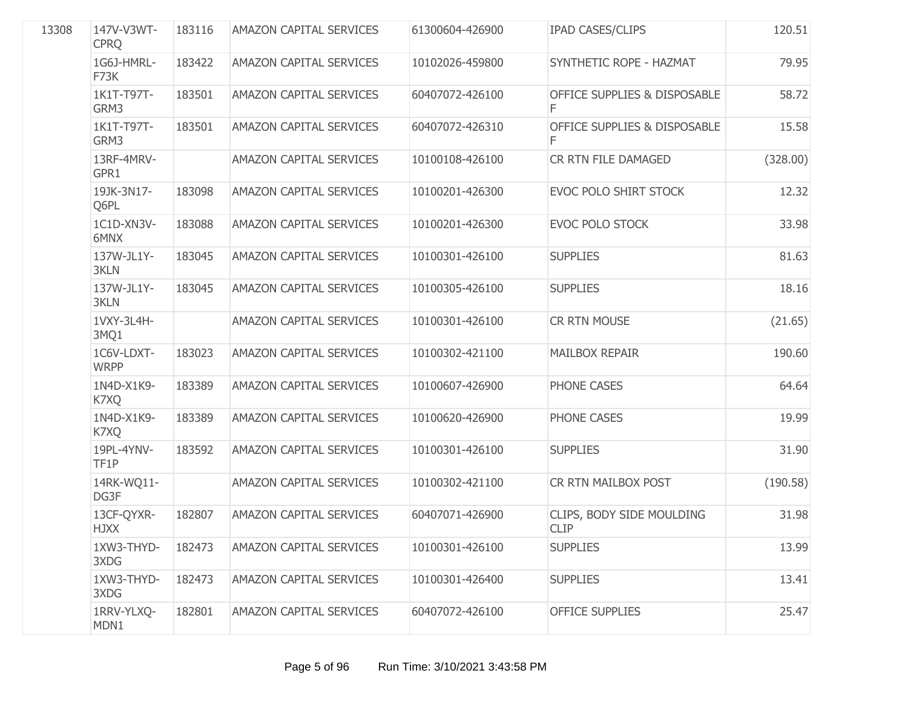| | | | | | | |
|---|---|---|---|---|---|---|
| 13308 | 147V-V3WT-CPRQ | 183116 | AMAZON CAPITAL SERVICES | 61300604-426900 | IPAD CASES/CLIPS | 120.51 |
| | 1G6J-HMRL-F73K | 183422 | AMAZON CAPITAL SERVICES | 10102026-459800 | SYNTHETIC ROPE - HAZMAT | 79.95 |
| | 1K1T-T97T-GRM3 | 183501 | AMAZON CAPITAL SERVICES | 60407072-426100 | OFFICE SUPPLIES & DISPOSABLE F | 58.72 |
| | 1K1T-T97T-GRM3 | 183501 | AMAZON CAPITAL SERVICES | 60407072-426310 | OFFICE SUPPLIES & DISPOSABLE F | 15.58 |
| | 13RF-4MRV-GPR1 | | AMAZON CAPITAL SERVICES | 10100108-426100 | CR RTN FILE DAMAGED | (328.00) |
| | 19JK-3N17-Q6PL | 183098 | AMAZON CAPITAL SERVICES | 10100201-426300 | EVOC POLO SHIRT STOCK | 12.32 |
| | 1C1D-XN3V-6MNX | 183088 | AMAZON CAPITAL SERVICES | 10100201-426300 | EVOC POLO STOCK | 33.98 |
| | 137W-JL1Y-3KLN | 183045 | AMAZON CAPITAL SERVICES | 10100301-426100 | SUPPLIES | 81.63 |
| | 137W-JL1Y-3KLN | 183045 | AMAZON CAPITAL SERVICES | 10100305-426100 | SUPPLIES | 18.16 |
| | 1VXY-3L4H-3MQ1 | | AMAZON CAPITAL SERVICES | 10100301-426100 | CR RTN MOUSE | (21.65) |
| | 1C6V-LDXT-WRPP | 183023 | AMAZON CAPITAL SERVICES | 10100302-421100 | MAILBOX REPAIR | 190.60 |
| | 1N4D-X1K9-K7XQ | 183389 | AMAZON CAPITAL SERVICES | 10100607-426900 | PHONE CASES | 64.64 |
| | 1N4D-X1K9-K7XQ | 183389 | AMAZON CAPITAL SERVICES | 10100620-426900 | PHONE CASES | 19.99 |
| | 19PL-4YNV-TF1P | 183592 | AMAZON CAPITAL SERVICES | 10100301-426100 | SUPPLIES | 31.90 |
| | 14RK-WQ11-DG3F | | AMAZON CAPITAL SERVICES | 10100302-421100 | CR RTN MAILBOX POST | (190.58) |
| | 13CF-QYXR-HJXX | 182807 | AMAZON CAPITAL SERVICES | 60407071-426900 | CLIPS, BODY SIDE MOULDING CLIP | 31.98 |
| | 1XW3-THYD-3XDG | 182473 | AMAZON CAPITAL SERVICES | 10100301-426100 | SUPPLIES | 13.99 |
| | 1XW3-THYD-3XDG | 182473 | AMAZON CAPITAL SERVICES | 10100301-426400 | SUPPLIES | 13.41 |
| | 1RRV-YLXQ-MDN1 | 182801 | AMAZON CAPITAL SERVICES | 60407072-426100 | OFFICE SUPPLIES | 25.47 |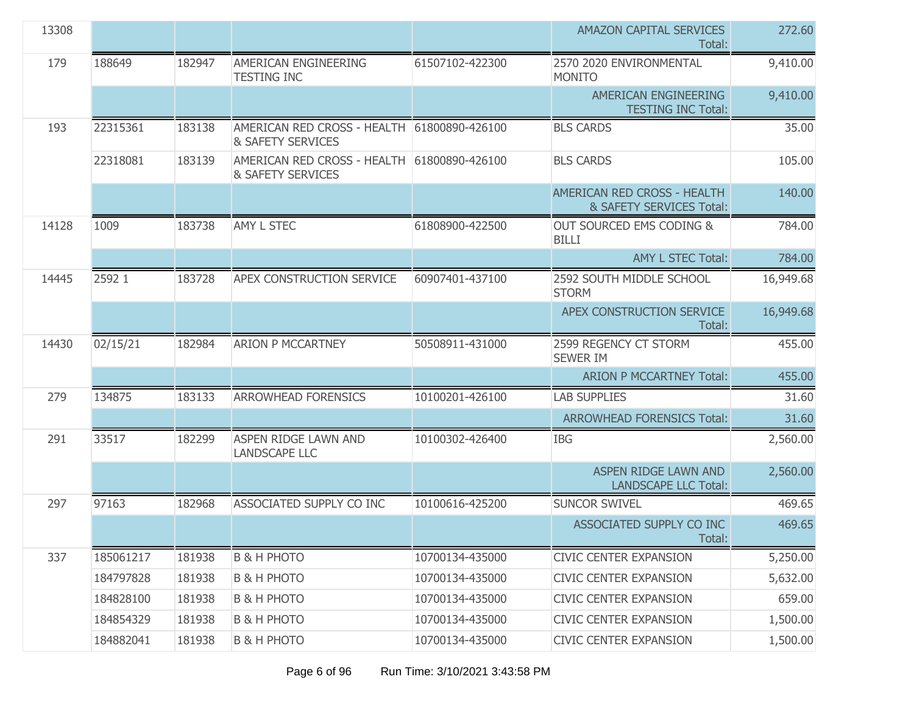| | | | | | | |
|---|---|---|---|---|---|---|
| 13308 | | | | | AMAZON CAPITAL SERVICES Total: | 272.60 |
| 179 | 188649 | 182947 | AMERICAN ENGINEERING TESTING INC | 61507102-422300 | 2570 2020 ENVIRONMENTAL MONITO | 9,410.00 |
| | | | | | AMERICAN ENGINEERING TESTING INC Total: | 9,410.00 |
| 193 | 22315361 | 183138 | AMERICAN RED CROSS - HEALTH & SAFETY SERVICES | 61800890-426100 | BLS CARDS | 35.00 |
| | 22318081 | 183139 | AMERICAN RED CROSS - HEALTH & SAFETY SERVICES | 61800890-426100 | BLS CARDS | 105.00 |
| | | | | | AMERICAN RED CROSS - HEALTH & SAFETY SERVICES Total: | 140.00 |
| 14128 | 1009 | 183738 | AMY L STEC | 61808900-422500 | OUT SOURCED EMS CODING & BILLI | 784.00 |
| | | | | | AMY L STEC Total: | 784.00 |
| 14445 | 2592 1 | 183728 | APEX CONSTRUCTION SERVICE | 60907401-437100 | 2592 SOUTH MIDDLE SCHOOL STORM | 16,949.68 |
| | | | | | APEX CONSTRUCTION SERVICE Total: | 16,949.68 |
| 14430 | 02/15/21 | 182984 | ARION P MCCARTNEY | 50508911-431000 | 2599 REGENCY CT STORM SEWER IM | 455.00 |
| | | | | | ARION P MCCARTNEY Total: | 455.00 |
| 279 | 134875 | 183133 | ARROWHEAD FORENSICS | 10100201-426100 | LAB SUPPLIES | 31.60 |
| | | | | | ARROWHEAD FORENSICS Total: | 31.60 |
| 291 | 33517 | 182299 | ASPEN RIDGE LAWN AND LANDSCAPE LLC | 10100302-426400 | IBG | 2,560.00 |
| | | | | | ASPEN RIDGE LAWN AND LANDSCAPE LLC Total: | 2,560.00 |
| 297 | 97163 | 182968 | ASSOCIATED SUPPLY CO INC | 10100616-425200 | SUNCOR SWIVEL | 469.65 |
| | | | | | ASSOCIATED SUPPLY CO INC Total: | 469.65 |
| 337 | 185061217 | 181938 | B & H PHOTO | 10700134-435000 | CIVIC CENTER EXPANSION | 5,250.00 |
| | 184797828 | 181938 | B & H PHOTO | 10700134-435000 | CIVIC CENTER EXPANSION | 5,632.00 |
| | 184828100 | 181938 | B & H PHOTO | 10700134-435000 | CIVIC CENTER EXPANSION | 659.00 |
| | 184854329 | 181938 | B & H PHOTO | 10700134-435000 | CIVIC CENTER EXPANSION | 1,500.00 |
| | 184882041 | 181938 | B & H PHOTO | 10700134-435000 | CIVIC CENTER EXPANSION | 1,500.00 |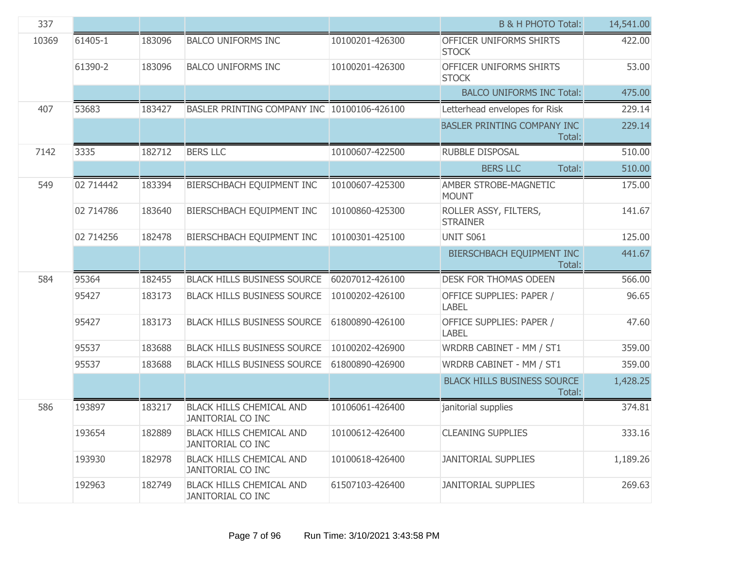| | | | | | | |
|---|---|---|---|---|---|---|
| 337 | | | | | B & H PHOTO Total: | 14,541.00 |
| 10369 | 61405-1 | 183096 | BALCO UNIFORMS INC | 10100201-426300 | OFFICER UNIFORMS SHIRTS STOCK | 422.00 |
| | 61390-2 | 183096 | BALCO UNIFORMS INC | 10100201-426300 | OFFICER UNIFORMS SHIRTS STOCK | 53.00 |
| | | | | | BALCO UNIFORMS INC Total: | 475.00 |
| 407 | 53683 | 183427 | BASLER PRINTING COMPANY INC | 10100106-426100 | Letterhead envelopes for Risk | 229.14 |
| | | | | | BASLER PRINTING COMPANY INC Total: | 229.14 |
| 7142 | 3335 | 182712 | BERS LLC | 10100607-422500 | RUBBLE DISPOSAL | 510.00 |
| | | | | | BERS LLC Total: | 510.00 |
| 549 | 02 714442 | 183394 | BIERSCHBACH EQUIPMENT INC | 10100607-425300 | AMBER STROBE-MAGNETIC MOUNT | 175.00 |
| | 02 714786 | 183640 | BIERSCHBACH EQUIPMENT INC | 10100860-425300 | ROLLER ASSY, FILTERS, STRAINER | 141.67 |
| | 02 714256 | 182478 | BIERSCHBACH EQUIPMENT INC | 10100301-425100 | UNIT S061 | 125.00 |
| | | | | | BIERSCHBACH EQUIPMENT INC Total: | 441.67 |
| 584 | 95364 | 182455 | BLACK HILLS BUSINESS SOURCE | 60207012-426100 | DESK FOR THOMAS ODEEN | 566.00 |
| | 95427 | 183173 | BLACK HILLS BUSINESS SOURCE | 10100202-426100 | OFFICE SUPPLIES: PAPER / LABEL | 96.65 |
| | 95427 | 183173 | BLACK HILLS BUSINESS SOURCE | 61800890-426100 | OFFICE SUPPLIES: PAPER / LABEL | 47.60 |
| | 95537 | 183688 | BLACK HILLS BUSINESS SOURCE | 10100202-426900 | WRDRB CABINET - MM / ST1 | 359.00 |
| | 95537 | 183688 | BLACK HILLS BUSINESS SOURCE | 61800890-426900 | WRDRB CABINET - MM / ST1 | 359.00 |
| | | | | | BLACK HILLS BUSINESS SOURCE Total: | 1,428.25 |
| 586 | 193897 | 183217 | BLACK HILLS CHEMICAL AND JANITORIAL CO INC | 10106061-426400 | janitorial supplies | 374.81 |
| | 193654 | 182889 | BLACK HILLS CHEMICAL AND JANITORIAL CO INC | 10100612-426400 | CLEANING SUPPLIES | 333.16 |
| | 193930 | 182978 | BLACK HILLS CHEMICAL AND JANITORIAL CO INC | 10100618-426400 | JANITORIAL SUPPLIES | 1,189.26 |
| | 192963 | 182749 | BLACK HILLS CHEMICAL AND JANITORIAL CO INC | 61507103-426400 | JANITORIAL SUPPLIES | 269.63 |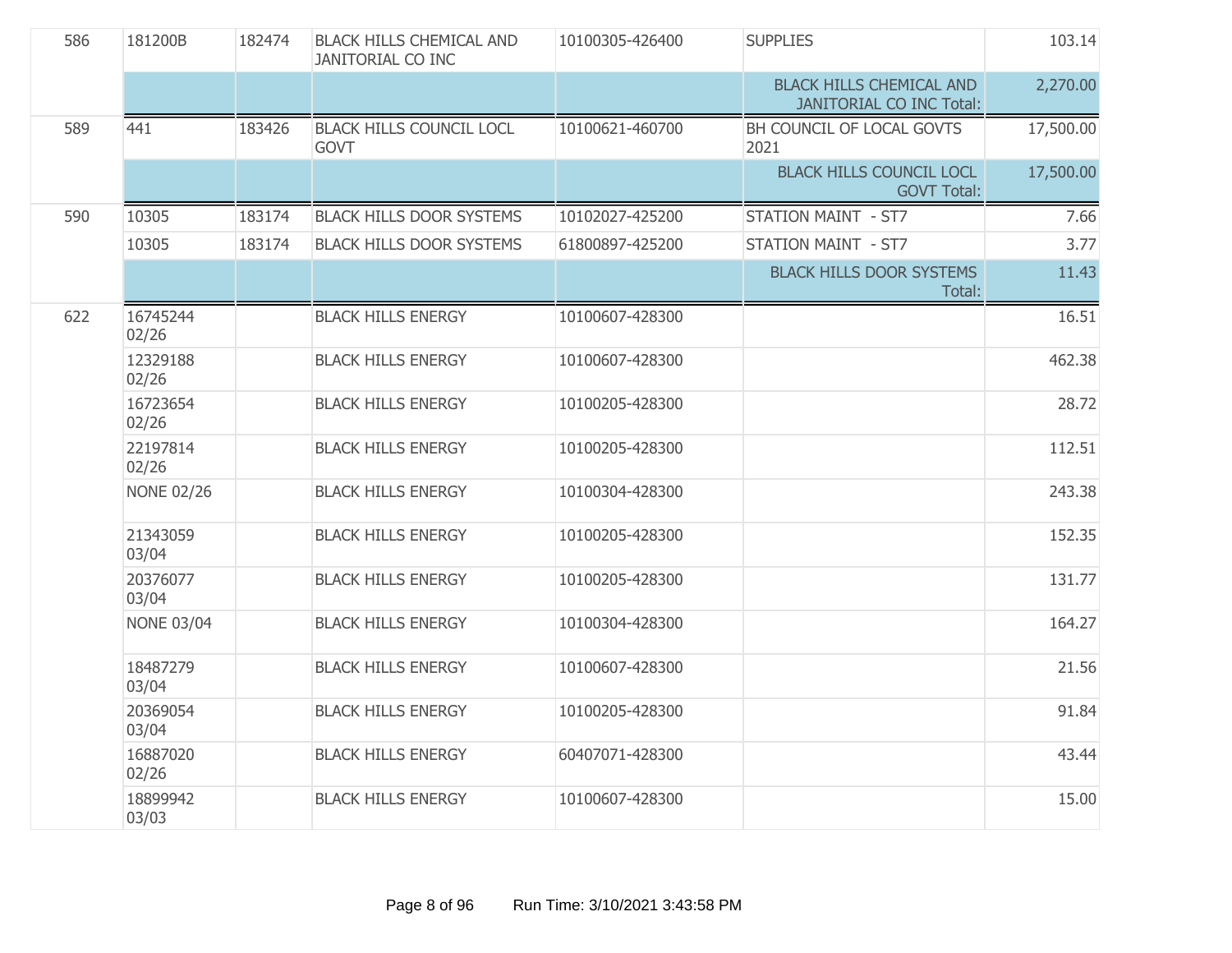| | | | | | | |
|---|---|---|---|---|---|---|
| 586 | 181200B | 182474 | BLACK HILLS CHEMICAL AND JANITORIAL CO INC | 10100305-426400 | SUPPLIES | 103.14 |
| | | | | | BLACK HILLS CHEMICAL AND JANITORIAL CO INC Total: | 2,270.00 |
| 589 | 441 | 183426 | BLACK HILLS COUNCIL LOCL GOVT | 10100621-460700 | BH COUNCIL OF LOCAL GOVTS 2021 | 17,500.00 |
| | | | | | BLACK HILLS COUNCIL LOCL GOVT Total: | 17,500.00 |
| 590 | 10305 | 183174 | BLACK HILLS DOOR SYSTEMS | 10102027-425200 | STATION MAINT - ST7 | 7.66 |
| | 10305 | 183174 | BLACK HILLS DOOR SYSTEMS | 61800897-425200 | STATION MAINT - ST7 | 3.77 |
| | | | | | BLACK HILLS DOOR SYSTEMS Total: | 11.43 |
| 622 | 16745244 02/26 | | BLACK HILLS ENERGY | 10100607-428300 | | 16.51 |
| | 12329188 02/26 | | BLACK HILLS ENERGY | 10100607-428300 | | 462.38 |
| | 16723654 02/26 | | BLACK HILLS ENERGY | 10100205-428300 | | 28.72 |
| | 22197814 02/26 | | BLACK HILLS ENERGY | 10100205-428300 | | 112.51 |
| | NONE 02/26 | | BLACK HILLS ENERGY | 10100304-428300 | | 243.38 |
| | 21343059 03/04 | | BLACK HILLS ENERGY | 10100205-428300 | | 152.35 |
| | 20376077 03/04 | | BLACK HILLS ENERGY | 10100205-428300 | | 131.77 |
| | NONE 03/04 | | BLACK HILLS ENERGY | 10100304-428300 | | 164.27 |
| | 18487279 03/04 | | BLACK HILLS ENERGY | 10100607-428300 | | 21.56 |
| | 20369054 03/04 | | BLACK HILLS ENERGY | 10100205-428300 | | 91.84 |
| | 16887020 02/26 | | BLACK HILLS ENERGY | 60407071-428300 | | 43.44 |
| | 18899942 03/03 | | BLACK HILLS ENERGY | 10100607-428300 | | 15.00 |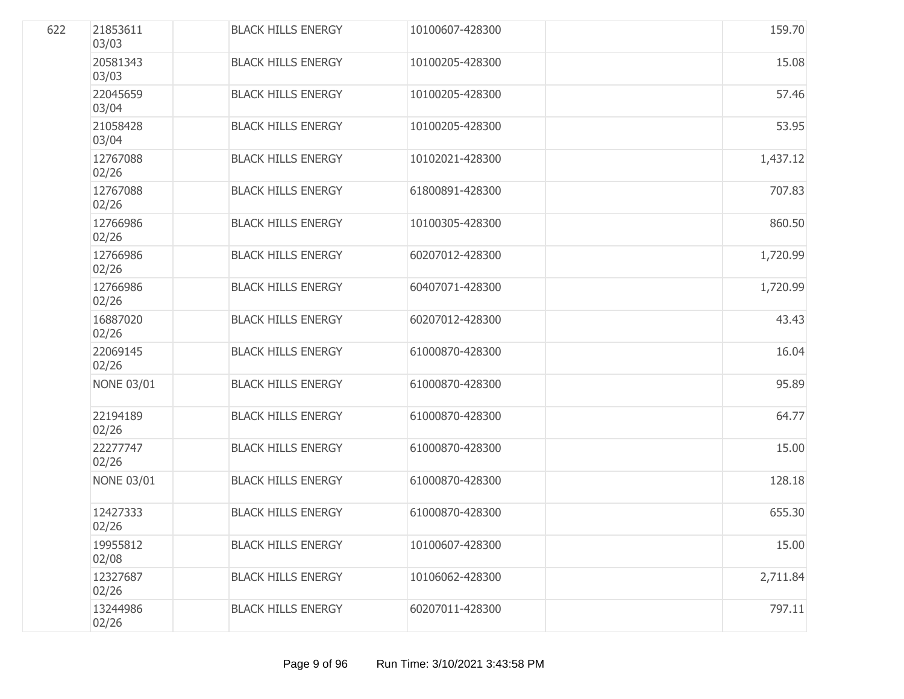| | | | | | | |
|---|---|---|---|---|---|---|
| 622 | 21853611 03/03 | | BLACK HILLS ENERGY | 10100607-428300 | | 159.70 |
| | 20581343 03/03 | | BLACK HILLS ENERGY | 10100205-428300 | | 15.08 |
| | 22045659 03/04 | | BLACK HILLS ENERGY | 10100205-428300 | | 57.46 |
| | 21058428 03/04 | | BLACK HILLS ENERGY | 10100205-428300 | | 53.95 |
| | 12767088 02/26 | | BLACK HILLS ENERGY | 10102021-428300 | | 1,437.12 |
| | 12767088 02/26 | | BLACK HILLS ENERGY | 61800891-428300 | | 707.83 |
| | 12766986 02/26 | | BLACK HILLS ENERGY | 10100305-428300 | | 860.50 |
| | 12766986 02/26 | | BLACK HILLS ENERGY | 60207012-428300 | | 1,720.99 |
| | 12766986 02/26 | | BLACK HILLS ENERGY | 60407071-428300 | | 1,720.99 |
| | 16887020 02/26 | | BLACK HILLS ENERGY | 60207012-428300 | | 43.43 |
| | 22069145 02/26 | | BLACK HILLS ENERGY | 61000870-428300 | | 16.04 |
| | NONE 03/01 | | BLACK HILLS ENERGY | 61000870-428300 | | 95.89 |
| | 22194189 02/26 | | BLACK HILLS ENERGY | 61000870-428300 | | 64.77 |
| | 22277747 02/26 | | BLACK HILLS ENERGY | 61000870-428300 | | 15.00 |
| | NONE 03/01 | | BLACK HILLS ENERGY | 61000870-428300 | | 128.18 |
| | 12427333 02/26 | | BLACK HILLS ENERGY | 61000870-428300 | | 655.30 |
| | 19955812 02/08 | | BLACK HILLS ENERGY | 10100607-428300 | | 15.00 |
| | 12327687 02/26 | | BLACK HILLS ENERGY | 10106062-428300 | | 2,711.84 |
| | 13244986 02/26 | | BLACK HILLS ENERGY | 60207011-428300 | | 797.11 |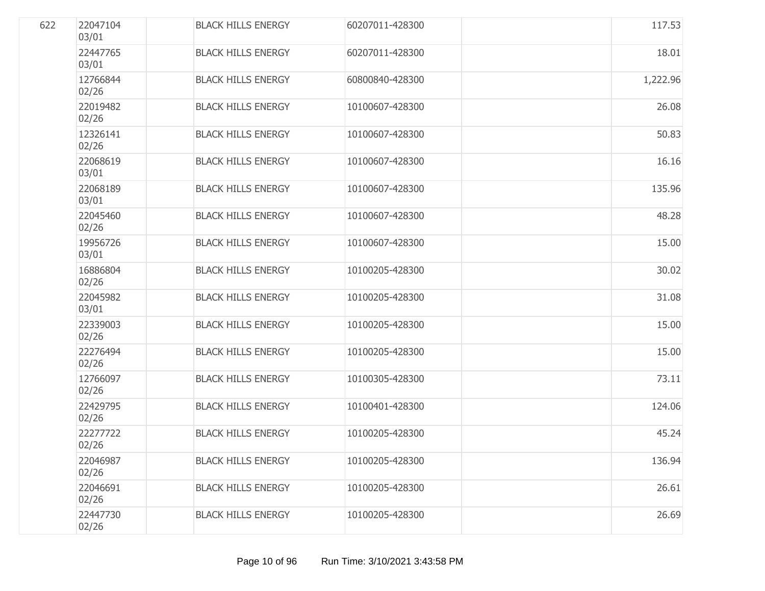| | | | | | | |
|---|---|---|---|---|---|---|
| 622 | 22047104 03/01 | | BLACK HILLS ENERGY | 60207011-428300 | | 117.53 |
| | 22447765 03/01 | | BLACK HILLS ENERGY | 60207011-428300 | | 18.01 |
| | 12766844 02/26 | | BLACK HILLS ENERGY | 60800840-428300 | | 1,222.96 |
| | 22019482 02/26 | | BLACK HILLS ENERGY | 10100607-428300 | | 26.08 |
| | 12326141 02/26 | | BLACK HILLS ENERGY | 10100607-428300 | | 50.83 |
| | 22068619 03/01 | | BLACK HILLS ENERGY | 10100607-428300 | | 16.16 |
| | 22068189 03/01 | | BLACK HILLS ENERGY | 10100607-428300 | | 135.96 |
| | 22045460 02/26 | | BLACK HILLS ENERGY | 10100607-428300 | | 48.28 |
| | 19956726 03/01 | | BLACK HILLS ENERGY | 10100607-428300 | | 15.00 |
| | 16886804 02/26 | | BLACK HILLS ENERGY | 10100205-428300 | | 30.02 |
| | 22045982 03/01 | | BLACK HILLS ENERGY | 10100205-428300 | | 31.08 |
| | 22339003 02/26 | | BLACK HILLS ENERGY | 10100205-428300 | | 15.00 |
| | 22276494 02/26 | | BLACK HILLS ENERGY | 10100205-428300 | | 15.00 |
| | 12766097 02/26 | | BLACK HILLS ENERGY | 10100305-428300 | | 73.11 |
| | 22429795 02/26 | | BLACK HILLS ENERGY | 10100401-428300 | | 124.06 |
| | 22277722 02/26 | | BLACK HILLS ENERGY | 10100205-428300 | | 45.24 |
| | 22046987 02/26 | | BLACK HILLS ENERGY | 10100205-428300 | | 136.94 |
| | 22046691 02/26 | | BLACK HILLS ENERGY | 10100205-428300 | | 26.61 |
| | 22447730 02/26 | | BLACK HILLS ENERGY | 10100205-428300 | | 26.69 |

Run Time: 3/10/2021 3:43:58 PM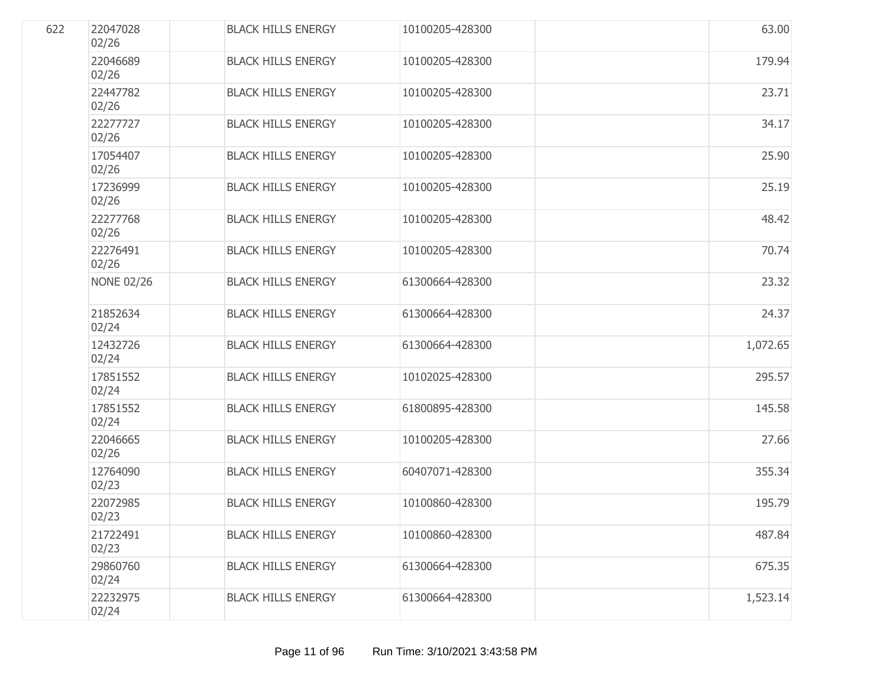| | | | | | | |
|---|---|---|---|---|---|---|
| 622 | 22047028 02/26 | | BLACK HILLS ENERGY | 10100205-428300 | | 63.00 |
| | 22046689 02/26 | | BLACK HILLS ENERGY | 10100205-428300 | | 179.94 |
| | 22447782 02/26 | | BLACK HILLS ENERGY | 10100205-428300 | | 23.71 |
| | 22277727 02/26 | | BLACK HILLS ENERGY | 10100205-428300 | | 34.17 |
| | 17054407 02/26 | | BLACK HILLS ENERGY | 10100205-428300 | | 25.90 |
| | 17236999 02/26 | | BLACK HILLS ENERGY | 10100205-428300 | | 25.19 |
| | 22277768 02/26 | | BLACK HILLS ENERGY | 10100205-428300 | | 48.42 |
| | 22276491 02/26 | | BLACK HILLS ENERGY | 10100205-428300 | | 70.74 |
| | NONE 02/26 | | BLACK HILLS ENERGY | 61300664-428300 | | 23.32 |
| | 21852634 02/24 | | BLACK HILLS ENERGY | 61300664-428300 | | 24.37 |
| | 12432726 02/24 | | BLACK HILLS ENERGY | 61300664-428300 | | 1,072.65 |
| | 17851552 02/24 | | BLACK HILLS ENERGY | 10102025-428300 | | 295.57 |
| | 17851552 02/24 | | BLACK HILLS ENERGY | 61800895-428300 | | 145.58 |
| | 22046665 02/26 | | BLACK HILLS ENERGY | 10100205-428300 | | 27.66 |
| | 12764090 02/23 | | BLACK HILLS ENERGY | 60407071-428300 | | 355.34 |
| | 22072985 02/23 | | BLACK HILLS ENERGY | 10100860-428300 | | 195.79 |
| | 21722491 02/23 | | BLACK HILLS ENERGY | 10100860-428300 | | 487.84 |
| | 29860760 02/24 | | BLACK HILLS ENERGY | 61300664-428300 | | 675.35 |
| | 22232975 02/24 | | BLACK HILLS ENERGY | 61300664-428300 | | 1,523.14 |

Run Time: 3/10/2021 3:43:58 PM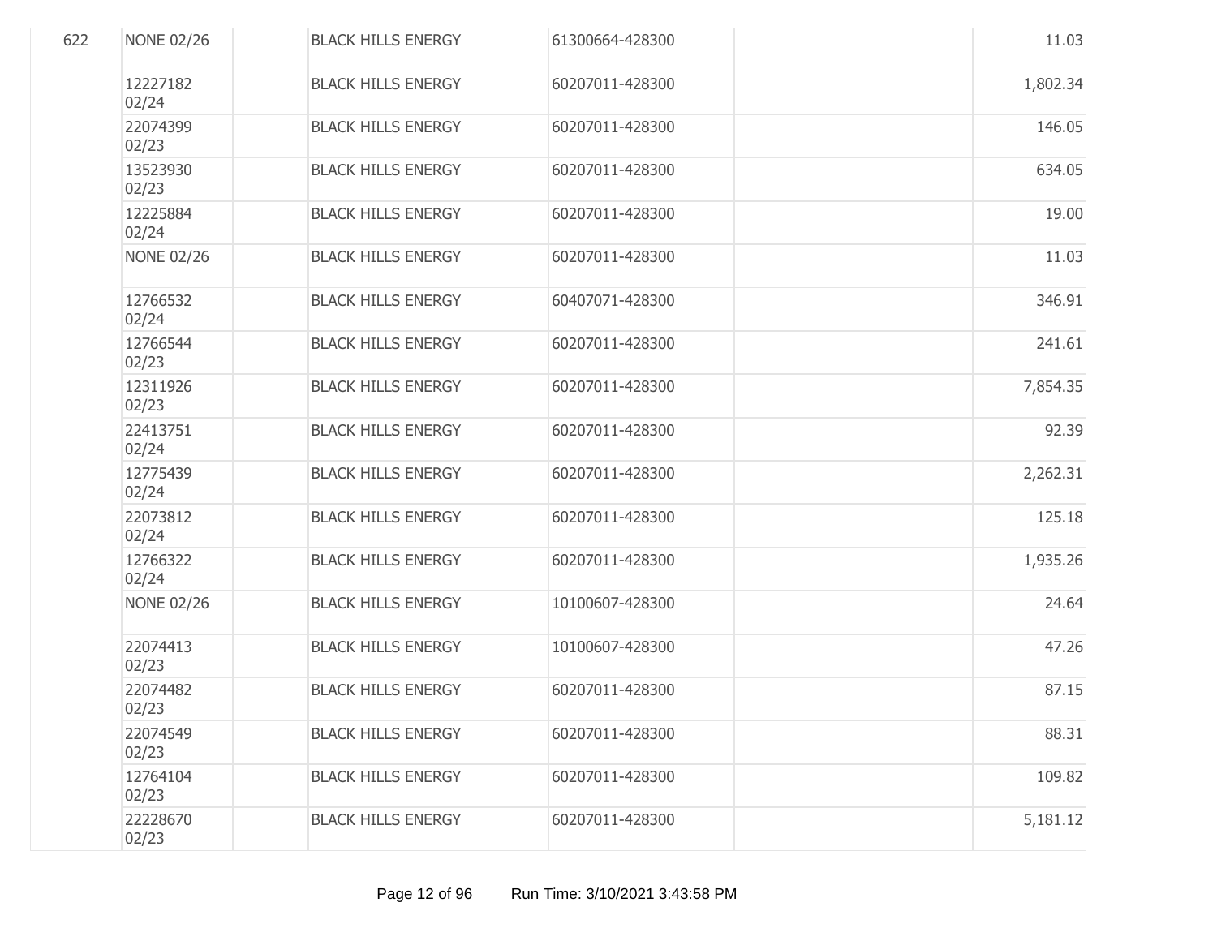| | | | | | | |
|---|---|---|---|---|---|---|
| 622 | NONE 02/26 | | BLACK HILLS ENERGY | 61300664-428300 | | 11.03 |
| | 12227182 02/24 | | BLACK HILLS ENERGY | 60207011-428300 | | 1,802.34 |
| | 22074399 02/23 | | BLACK HILLS ENERGY | 60207011-428300 | | 146.05 |
| | 13523930 02/23 | | BLACK HILLS ENERGY | 60207011-428300 | | 634.05 |
| | 12225884 02/24 | | BLACK HILLS ENERGY | 60207011-428300 | | 19.00 |
| | NONE 02/26 | | BLACK HILLS ENERGY | 60207011-428300 | | 11.03 |
| | 12766532 02/24 | | BLACK HILLS ENERGY | 60407071-428300 | | 346.91 |
| | 12766544 02/23 | | BLACK HILLS ENERGY | 60207011-428300 | | 241.61 |
| | 12311926 02/23 | | BLACK HILLS ENERGY | 60207011-428300 | | 7,854.35 |
| | 22413751 02/24 | | BLACK HILLS ENERGY | 60207011-428300 | | 92.39 |
| | 12775439 02/24 | | BLACK HILLS ENERGY | 60207011-428300 | | 2,262.31 |
| | 22073812 02/24 | | BLACK HILLS ENERGY | 60207011-428300 | | 125.18 |
| | 12766322 02/24 | | BLACK HILLS ENERGY | 60207011-428300 | | 1,935.26 |
| | NONE 02/26 | | BLACK HILLS ENERGY | 10100607-428300 | | 24.64 |
| | 22074413 02/23 | | BLACK HILLS ENERGY | 10100607-428300 | | 47.26 |
| | 22074482 02/23 | | BLACK HILLS ENERGY | 60207011-428300 | | 87.15 |
| | 22074549 02/23 | | BLACK HILLS ENERGY | 60207011-428300 | | 88.31 |
| | 12764104 02/23 | | BLACK HILLS ENERGY | 60207011-428300 | | 109.82 |
| | 22228670 02/23 | | BLACK HILLS ENERGY | 60207011-428300 | | 5,181.12 |

Run Time: 3/10/2021 3:43:58 PM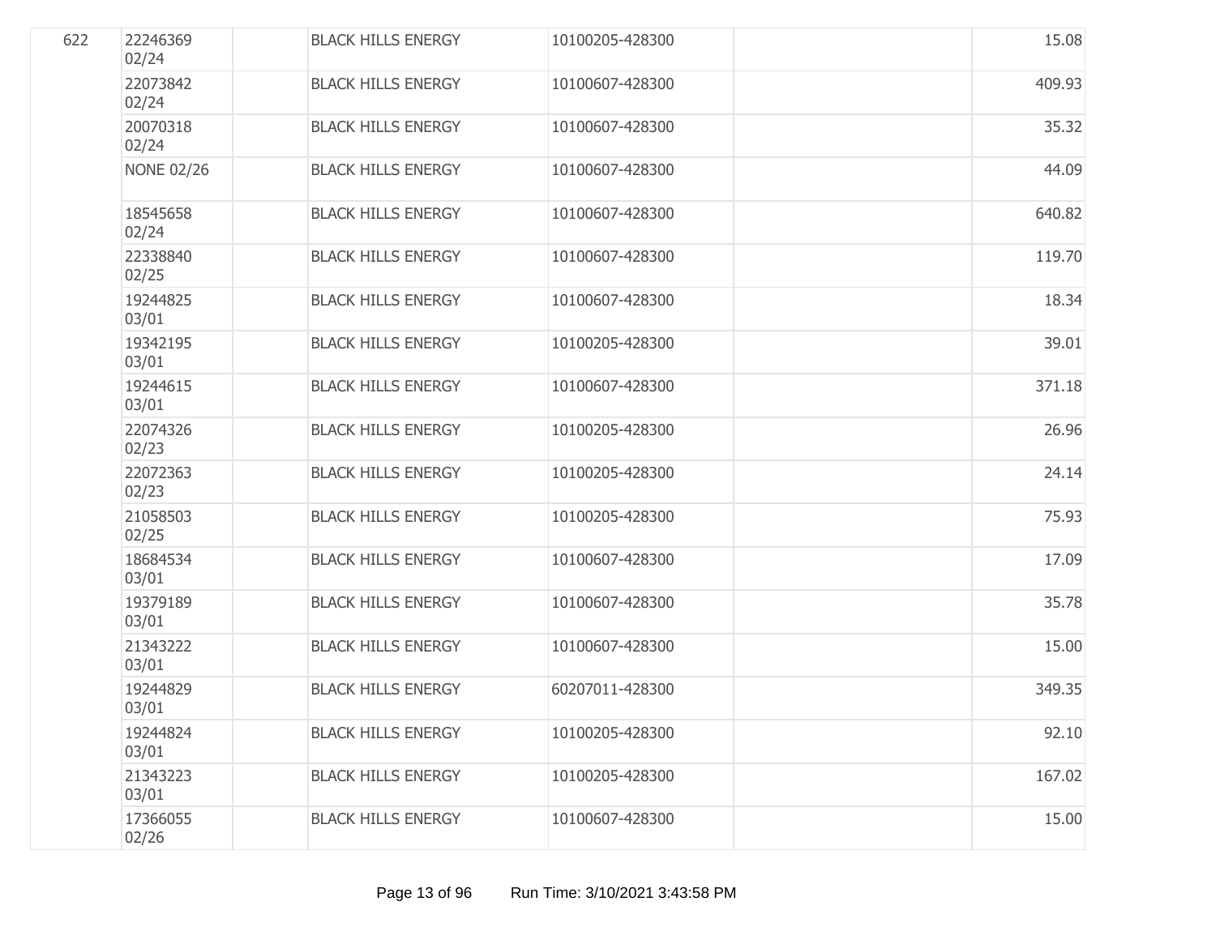| 622 | 22246369 02/24 | | BLACK HILLS ENERGY | 10100205-428300 | | 15.08 |
|---|---|---|---|---|---|---|
| | 22073842 02/24 | | BLACK HILLS ENERGY | 10100607-428300 | | 409.93 |
| | 20070318 02/24 | | BLACK HILLS ENERGY | 10100607-428300 | | 35.32 |
| | NONE 02/26 | | BLACK HILLS ENERGY | 10100607-428300 | | 44.09 |
| | 18545658 02/24 | | BLACK HILLS ENERGY | 10100607-428300 | | 640.82 |
| | 22338840 02/25 | | BLACK HILLS ENERGY | 10100607-428300 | | 119.70 |
| | 19244825 03/01 | | BLACK HILLS ENERGY | 10100607-428300 | | 18.34 |
| | 19342195 03/01 | | BLACK HILLS ENERGY | 10100205-428300 | | 39.01 |
| | 19244615 03/01 | | BLACK HILLS ENERGY | 10100607-428300 | | 371.18 |
| | 22074326 02/23 | | BLACK HILLS ENERGY | 10100205-428300 | | 26.96 |
| | 22072363 02/23 | | BLACK HILLS ENERGY | 10100205-428300 | | 24.14 |
| | 21058503 02/25 | | BLACK HILLS ENERGY | 10100205-428300 | | 75.93 |
| | 18684534 03/01 | | BLACK HILLS ENERGY | 10100607-428300 | | 17.09 |
| | 19379189 03/01 | | BLACK HILLS ENERGY | 10100607-428300 | | 35.78 |
| | 21343222 03/01 | | BLACK HILLS ENERGY | 10100607-428300 | | 15.00 |
| | 19244829 03/01 | | BLACK HILLS ENERGY | 60207011-428300 | | 349.35 |
| | 19244824 03/01 | | BLACK HILLS ENERGY | 10100205-428300 | | 92.10 |
| | 21343223 03/01 | | BLACK HILLS ENERGY | 10100205-428300 | | 167.02 |
| | 17366055 02/26 | | BLACK HILLS ENERGY | 10100607-428300 | | 15.00 |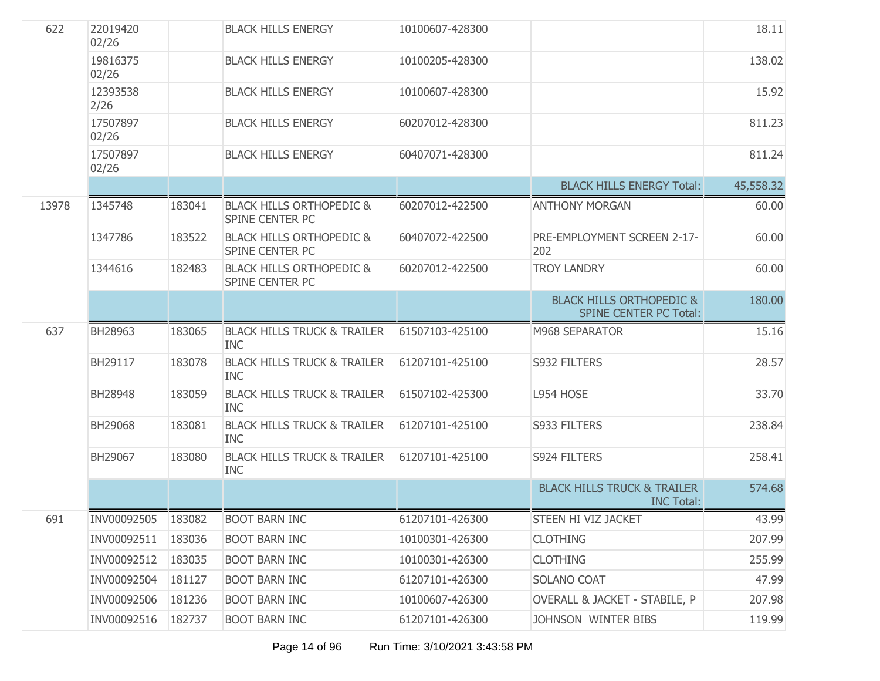| | | | | | | |
|---|---|---|---|---|---|---|
| 622 | 22019420 02/26 | | BLACK HILLS ENERGY | 10100607-428300 | | 18.11 |
| | 19816375 02/26 | | BLACK HILLS ENERGY | 10100205-428300 | | 138.02 |
| | 12393538 2/26 | | BLACK HILLS ENERGY | 10100607-428300 | | 15.92 |
| | 17507897 02/26 | | BLACK HILLS ENERGY | 60207012-428300 | | 811.23 |
| | 17507897 02/26 | | BLACK HILLS ENERGY | 60407071-428300 | | 811.24 |
| | | | | | BLACK HILLS ENERGY Total: | 45,558.32 |
| 13978 | 1345748 | 183041 | BLACK HILLS ORTHOPEDIC & SPINE CENTER PC | 60207012-422500 | ANTHONY MORGAN | 60.00 |
| | 1347786 | 183522 | BLACK HILLS ORTHOPEDIC & SPINE CENTER PC | 60407072-422500 | PRE-EMPLOYMENT SCREEN 2-17-202 | 60.00 |
| | 1344616 | 182483 | BLACK HILLS ORTHOPEDIC & SPINE CENTER PC | 60207012-422500 | TROY LANDRY | 60.00 |
| | | | | | BLACK HILLS ORTHOPEDIC & SPINE CENTER PC Total: | 180.00 |
| 637 | BH28963 | 183065 | BLACK HILLS TRUCK & TRAILER INC | 61507103-425100 | M968 SEPARATOR | 15.16 |
| | BH29117 | 183078 | BLACK HILLS TRUCK & TRAILER INC | 61207101-425100 | S932 FILTERS | 28.57 |
| | BH28948 | 183059 | BLACK HILLS TRUCK & TRAILER INC | 61507102-425300 | L954 HOSE | 33.70 |
| | BH29068 | 183081 | BLACK HILLS TRUCK & TRAILER INC | 61207101-425100 | S933 FILTERS | 238.84 |
| | BH29067 | 183080 | BLACK HILLS TRUCK & TRAILER INC | 61207101-425100 | S924 FILTERS | 258.41 |
| | | | | | BLACK HILLS TRUCK & TRAILER INC Total: | 574.68 |
| 691 | INV00092505 | 183082 | BOOT BARN INC | 61207101-426300 | STEEN HI VIZ JACKET | 43.99 |
| | INV00092511 | 183036 | BOOT BARN INC | 10100301-426300 | CLOTHING | 207.99 |
| | INV00092512 | 183035 | BOOT BARN INC | 10100301-426300 | CLOTHING | 255.99 |
| | INV00092504 | 181127 | BOOT BARN INC | 61207101-426300 | SOLANO COAT | 47.99 |
| | INV00092506 | 181236 | BOOT BARN INC | 10100607-426300 | OVERALL & JACKET - STABILE, P | 207.98 |
| | INV00092516 | 182737 | BOOT BARN INC | 61207101-426300 | JOHNSON WINTER BIBS | 119.99 |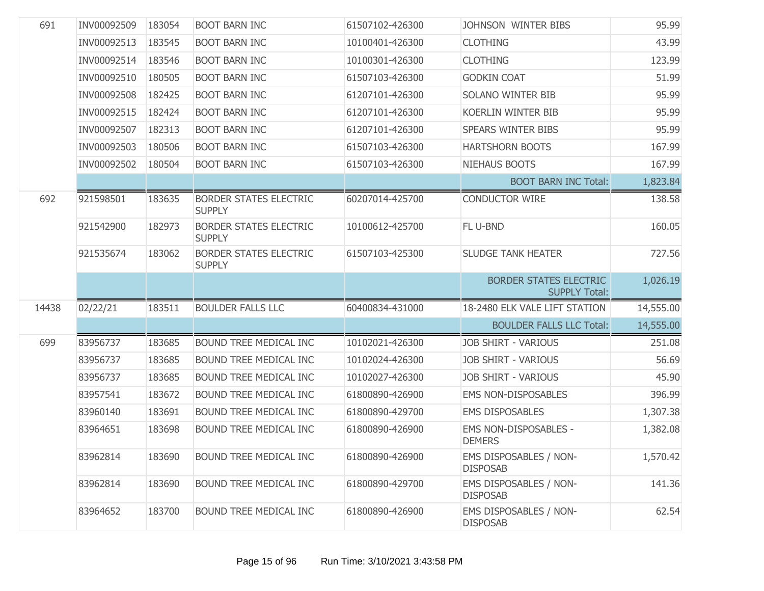| | | | | | | |
|---|---|---|---|---|---|---|
| 691 | INV00092509 | 183054 | BOOT BARN INC | 61507102-426300 | JOHNSON WINTER BIBS | 95.99 |
| | INV00092513 | 183545 | BOOT BARN INC | 10100401-426300 | CLOTHING | 43.99 |
| | INV00092514 | 183546 | BOOT BARN INC | 10100301-426300 | CLOTHING | 123.99 |
| | INV00092510 | 180505 | BOOT BARN INC | 61507103-426300 | GODKIN COAT | 51.99 |
| | INV00092508 | 182425 | BOOT BARN INC | 61207101-426300 | SOLANO WINTER BIB | 95.99 |
| | INV00092515 | 182424 | BOOT BARN INC | 61207101-426300 | KOERLIN WINTER BIB | 95.99 |
| | INV00092507 | 182313 | BOOT BARN INC | 61207101-426300 | SPEARS WINTER BIBS | 95.99 |
| | INV00092503 | 180506 | BOOT BARN INC | 61507103-426300 | HARTSHORN BOOTS | 167.99 |
| | INV00092502 | 180504 | BOOT BARN INC | 61507103-426300 | NIEHAUS BOOTS | 167.99 |
| | | | | | BOOT BARN INC Total: | 1,823.84 |
| 692 | 921598501 | 183635 | BORDER STATES ELECTRIC SUPPLY | 60207014-425700 | CONDUCTOR WIRE | 138.58 |
| | 921542900 | 182973 | BORDER STATES ELECTRIC SUPPLY | 10100612-425700 | FL U-BND | 160.05 |
| | 921535674 | 183062 | BORDER STATES ELECTRIC SUPPLY | 61507103-425300 | SLUDGE TANK HEATER | 727.56 |
| | | | | | BORDER STATES ELECTRIC SUPPLY Total: | 1,026.19 |
| 14438 | 02/22/21 | 183511 | BOULDER FALLS LLC | 60400834-431000 | 18-2480 ELK VALE LIFT STATION | 14,555.00 |
| | | | | | BOULDER FALLS LLC Total: | 14,555.00 |
| 699 | 83956737 | 183685 | BOUND TREE MEDICAL INC | 10102021-426300 | JOB SHIRT - VARIOUS | 251.08 |
| | 83956737 | 183685 | BOUND TREE MEDICAL INC | 10102024-426300 | JOB SHIRT - VARIOUS | 56.69 |
| | 83956737 | 183685 | BOUND TREE MEDICAL INC | 10102027-426300 | JOB SHIRT - VARIOUS | 45.90 |
| | 83957541 | 183672 | BOUND TREE MEDICAL INC | 61800890-426900 | EMS NON-DISPOSABLES | 396.99 |
| | 83960140 | 183691 | BOUND TREE MEDICAL INC | 61800890-429700 | EMS DISPOSABLES | 1,307.38 |
| | 83964651 | 183698 | BOUND TREE MEDICAL INC | 61800890-426900 | EMS NON-DISPOSABLES - DEMERS | 1,382.08 |
| | 83962814 | 183690 | BOUND TREE MEDICAL INC | 61800890-426900 | EMS DISPOSABLES / NON-DISPOSAB | 1,570.42 |
| | 83962814 | 183690 | BOUND TREE MEDICAL INC | 61800890-429700 | EMS DISPOSABLES / NON-DISPOSAB | 141.36 |
| | 83964652 | 183700 | BOUND TREE MEDICAL INC | 61800890-426900 | EMS DISPOSABLES / NON-DISPOSAB | 62.54 |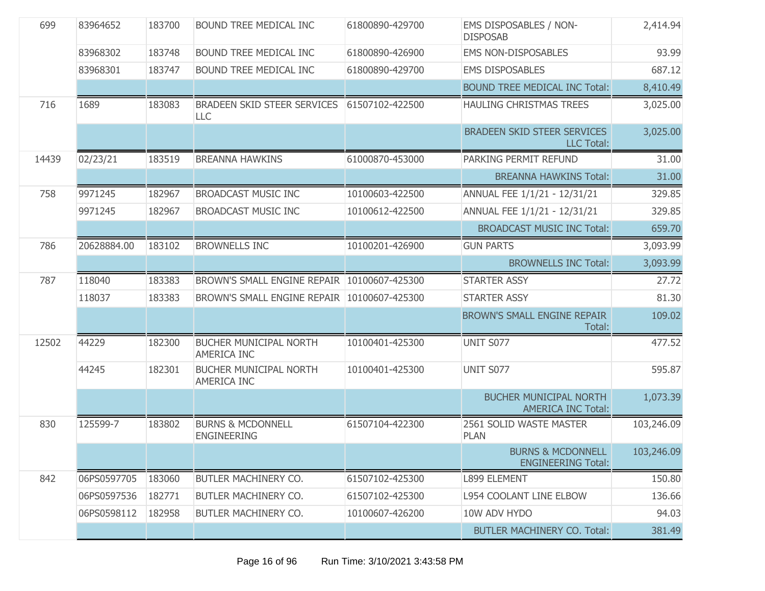| | | | | | | |
|---|---|---|---|---|---|---|
| 699 | 83964652 | 183700 | BOUND TREE MEDICAL INC | 61800890-429700 | EMS DISPOSABLES / NON-DISPOSAB | 2,414.94 |
| | 83968302 | 183748 | BOUND TREE MEDICAL INC | 61800890-426900 | EMS NON-DISPOSABLES | 93.99 |
| | 83968301 | 183747 | BOUND TREE MEDICAL INC | 61800890-429700 | EMS DISPOSABLES | 687.12 |
| | | | | | BOUND TREE MEDICAL INC Total: | 8,410.49 |
| 716 | 1689 | 183083 | BRADEEN SKID STEER SERVICES LLC | 61507102-422500 | HAULING CHRISTMAS TREES | 3,025.00 |
| | | | | | BRADEEN SKID STEER SERVICES LLC Total: | 3,025.00 |
| 14439 | 02/23/21 | 183519 | BREANNA HAWKINS | 61000870-453000 | PARKING PERMIT REFUND | 31.00 |
| | | | | | BREANNA HAWKINS Total: | 31.00 |
| 758 | 9971245 | 182967 | BROADCAST MUSIC INC | 10100603-422500 | ANNUAL FEE 1/1/21 - 12/31/21 | 329.85 |
| | 9971245 | 182967 | BROADCAST MUSIC INC | 10100612-422500 | ANNUAL FEE 1/1/21 - 12/31/21 | 329.85 |
| | | | | | BROADCAST MUSIC INC Total: | 659.70 |
| 786 | 20628884.00 | 183102 | BROWNELLS INC | 10100201-426900 | GUN PARTS | 3,093.99 |
| | | | | | BROWNELLS INC Total: | 3,093.99 |
| 787 | 118040 | 183383 | BROWN'S SMALL ENGINE REPAIR | 10100607-425300 | STARTER ASSY | 27.72 |
| | 118037 | 183383 | BROWN'S SMALL ENGINE REPAIR | 10100607-425300 | STARTER ASSY | 81.30 |
| | | | | | BROWN'S SMALL ENGINE REPAIR Total: | 109.02 |
| 12502 | 44229 | 182300 | BUCHER MUNICIPAL NORTH AMERICA INC | 10100401-425300 | UNIT S077 | 477.52 |
| | 44245 | 182301 | BUCHER MUNICIPAL NORTH AMERICA INC | 10100401-425300 | UNIT S077 | 595.87 |
| | | | | | BUCHER MUNICIPAL NORTH AMERICA INC Total: | 1,073.39 |
| 830 | 125599-7 | 183802 | BURNS & MCDONNELL ENGINEERING | 61507104-422300 | 2561 SOLID WASTE MASTER PLAN | 103,246.09 |
| | | | | | BURNS & MCDONNELL ENGINEERING Total: | 103,246.09 |
| 842 | 06PS0597705 | 183060 | BUTLER MACHINERY CO. | 61507102-425300 | L899 ELEMENT | 150.80 |
| | 06PS0597536 | 182771 | BUTLER MACHINERY CO. | 61507102-425300 | L954 COOLANT LINE ELBOW | 136.66 |
| | 06PS0598112 | 182958 | BUTLER MACHINERY CO. | 10100607-426200 | 10W ADV HYDO | 94.03 |
| | | | | | BUTLER MACHINERY CO. Total: | 381.49 |

Run Time: 3/10/2021 3:43:58 PM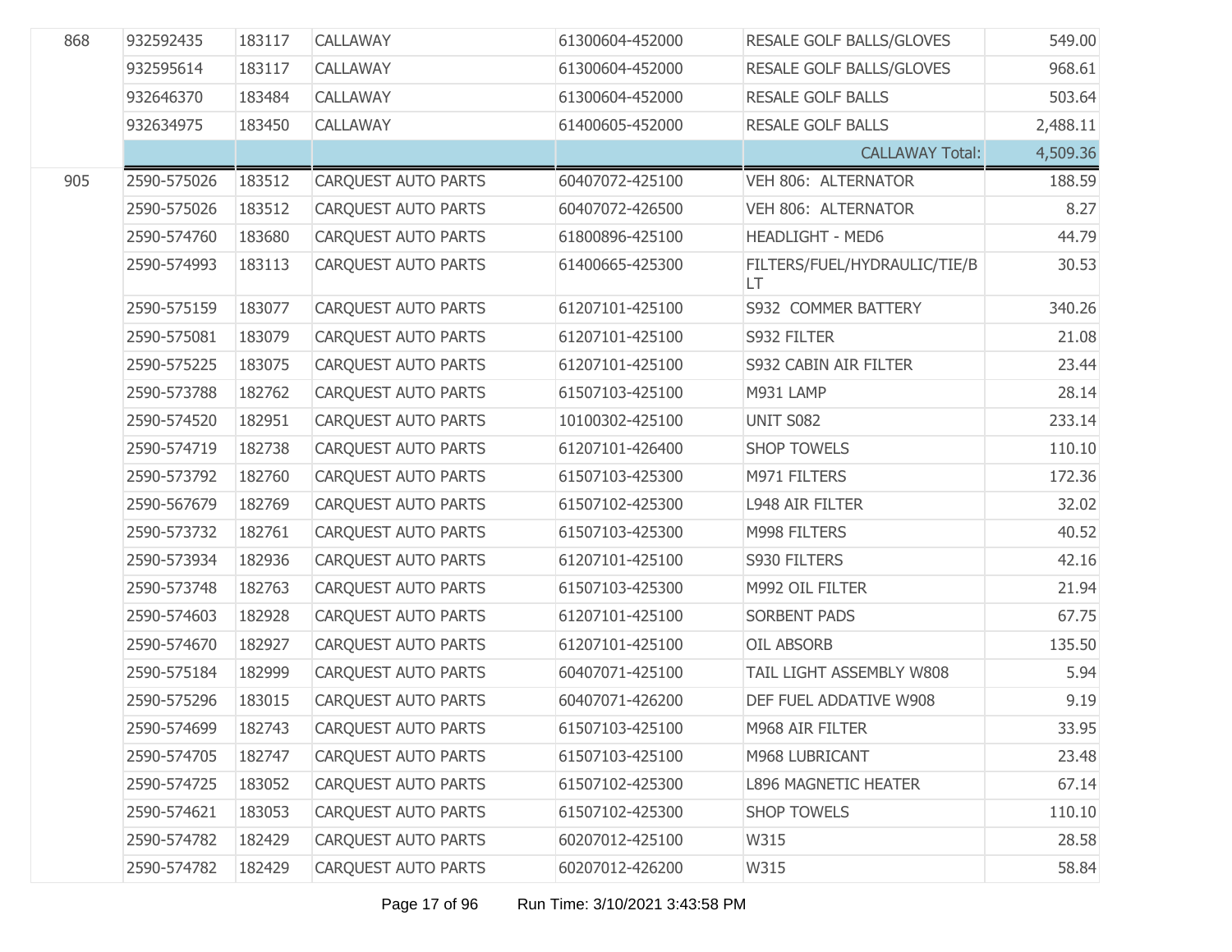| | | | | | | |
|---|---|---|---|---|---|---|
| 868 | 932592435 | 183117 | CALLAWAY | 61300604-452000 | RESALE GOLF BALLS/GLOVES | 549.00 |
| | 932595614 | 183117 | CALLAWAY | 61300604-452000 | RESALE GOLF BALLS/GLOVES | 968.61 |
| | 932646370 | 183484 | CALLAWAY | 61300604-452000 | RESALE GOLF BALLS | 503.64 |
| | 932634975 | 183450 | CALLAWAY | 61400605-452000 | RESALE GOLF BALLS | 2,488.11 |
| | | | | | CALLAWAY Total: | 4,509.36 |
| 905 | 2590-575026 | 183512 | CARQUEST AUTO PARTS | 60407072-425100 | VEH 806: ALTERNATOR | 188.59 |
| | 2590-575026 | 183512 | CARQUEST AUTO PARTS | 60407072-426500 | VEH 806: ALTERNATOR | 8.27 |
| | 2590-574760 | 183680 | CARQUEST AUTO PARTS | 61800896-425100 | HEADLIGHT - MED6 | 44.79 |
| | 2590-574993 | 183113 | CARQUEST AUTO PARTS | 61400665-425300 | FILTERS/FUEL/HYDRAULIC/TIE/BLT | 30.53 |
| | 2590-575159 | 183077 | CARQUEST AUTO PARTS | 61207101-425100 | S932 COMMER BATTERY | 340.26 |
| | 2590-575081 | 183079 | CARQUEST AUTO PARTS | 61207101-425100 | S932 FILTER | 21.08 |
| | 2590-575225 | 183075 | CARQUEST AUTO PARTS | 61207101-425100 | S932 CABIN AIR FILTER | 23.44 |
| | 2590-573788 | 182762 | CARQUEST AUTO PARTS | 61507103-425100 | M931 LAMP | 28.14 |
| | 2590-574520 | 182951 | CARQUEST AUTO PARTS | 10100302-425100 | UNIT S082 | 233.14 |
| | 2590-574719 | 182738 | CARQUEST AUTO PARTS | 61207101-426400 | SHOP TOWELS | 110.10 |
| | 2590-573792 | 182760 | CARQUEST AUTO PARTS | 61507103-425300 | M971 FILTERS | 172.36 |
| | 2590-567679 | 182769 | CARQUEST AUTO PARTS | 61507102-425300 | L948 AIR FILTER | 32.02 |
| | 2590-573732 | 182761 | CARQUEST AUTO PARTS | 61507103-425300 | M998 FILTERS | 40.52 |
| | 2590-573934 | 182936 | CARQUEST AUTO PARTS | 61207101-425100 | S930 FILTERS | 42.16 |
| | 2590-573748 | 182763 | CARQUEST AUTO PARTS | 61507103-425300 | M992 OIL FILTER | 21.94 |
| | 2590-574603 | 182928 | CARQUEST AUTO PARTS | 61207101-425100 | SORBENT PADS | 67.75 |
| | 2590-574670 | 182927 | CARQUEST AUTO PARTS | 61207101-425100 | OIL ABSORB | 135.50 |
| | 2590-575184 | 182999 | CARQUEST AUTO PARTS | 60407071-425100 | TAIL LIGHT ASSEMBLY W808 | 5.94 |
| | 2590-575296 | 183015 | CARQUEST AUTO PARTS | 60407071-426200 | DEF FUEL ADDATIVE W908 | 9.19 |
| | 2590-574699 | 182743 | CARQUEST AUTO PARTS | 61507103-425100 | M968 AIR FILTER | 33.95 |
| | 2590-574705 | 182747 | CARQUEST AUTO PARTS | 61507103-425100 | M968 LUBRICANT | 23.48 |
| | 2590-574725 | 183052 | CARQUEST AUTO PARTS | 61507102-425300 | L896 MAGNETIC HEATER | 67.14 |
| | 2590-574621 | 183053 | CARQUEST AUTO PARTS | 61507102-425300 | SHOP TOWELS | 110.10 |
| | 2590-574782 | 182429 | CARQUEST AUTO PARTS | 60207012-425100 | W315 | 28.58 |
| | 2590-574782 | 182429 | CARQUEST AUTO PARTS | 60207012-426200 | W315 | 58.84 |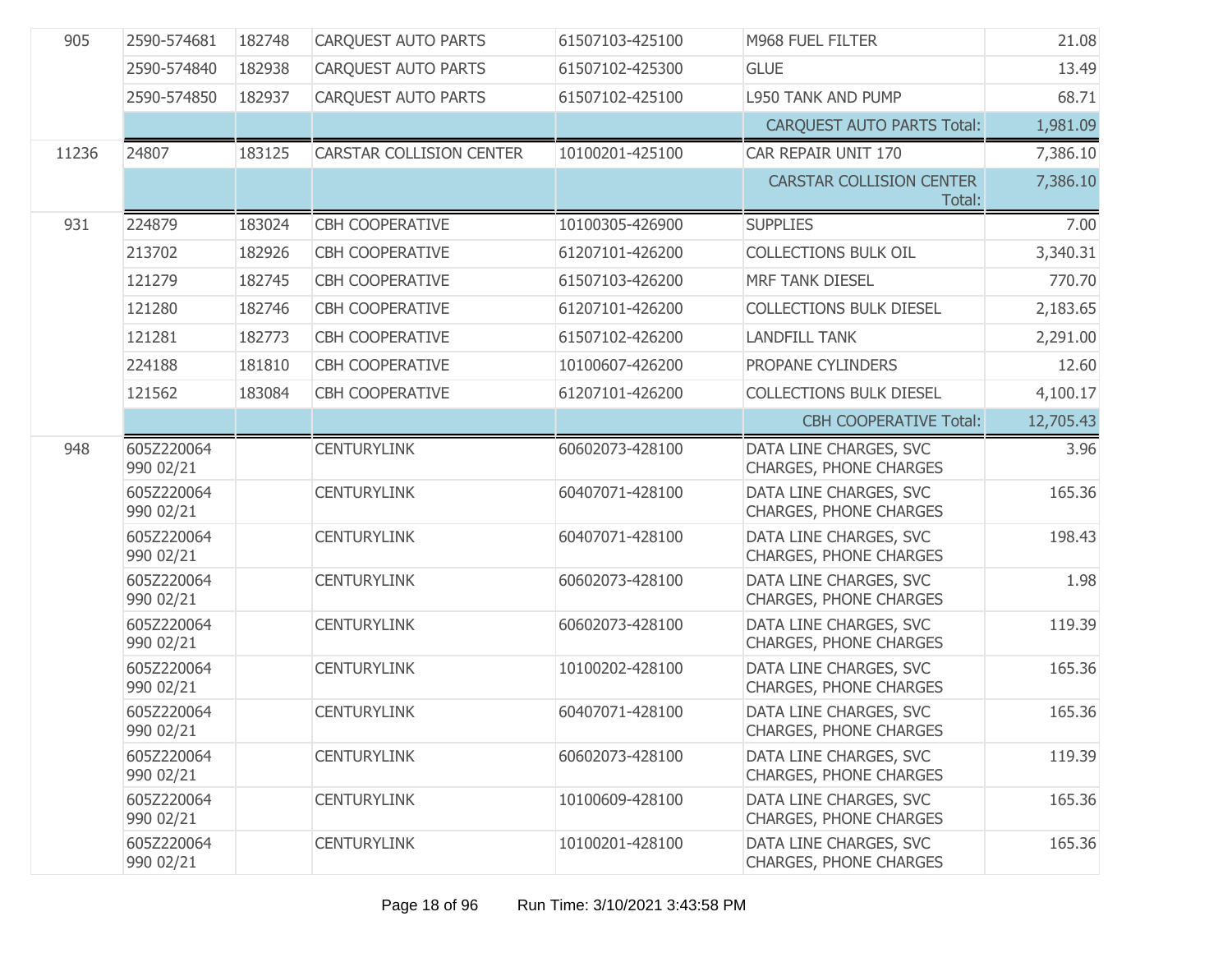| | | | | | | |
|---|---|---|---|---|---|---|
| 905 | 2590-574681 | 182748 | CARQUEST AUTO PARTS | 61507103-425100 | M968 FUEL FILTER | 21.08 |
| | 2590-574840 | 182938 | CARQUEST AUTO PARTS | 61507102-425300 | GLUE | 13.49 |
| | 2590-574850 | 182937 | CARQUEST AUTO PARTS | 61507102-425100 | L950 TANK AND PUMP | 68.71 |
| | | | | | CARQUEST AUTO PARTS Total: | 1,981.09 |
| 11236 | 24807 | 183125 | CARSTAR COLLISION CENTER | 10100201-425100 | CAR REPAIR UNIT 170 | 7,386.10 |
| | | | | | CARSTAR COLLISION CENTER Total: | 7,386.10 |
| 931 | 224879 | 183024 | CBH COOPERATIVE | 10100305-426900 | SUPPLIES | 7.00 |
| | 213702 | 182926 | CBH COOPERATIVE | 61207101-426200 | COLLECTIONS BULK OIL | 3,340.31 |
| | 121279 | 182745 | CBH COOPERATIVE | 61507103-426200 | MRF TANK DIESEL | 770.70 |
| | 121280 | 182746 | CBH COOPERATIVE | 61207101-426200 | COLLECTIONS BULK DIESEL | 2,183.65 |
| | 121281 | 182773 | CBH COOPERATIVE | 61507102-426200 | LANDFILL TANK | 2,291.00 |
| | 224188 | 181810 | CBH COOPERATIVE | 10100607-426200 | PROPANE CYLINDERS | 12.60 |
| | 121562 | 183084 | CBH COOPERATIVE | 61207101-426200 | COLLECTIONS BULK DIESEL | 4,100.17 |
| | | | | | CBH COOPERATIVE Total: | 12,705.43 |
| 948 | 605Z220064 990 02/21 | | CENTURYLINK | 60602073-428100 | DATA LINE CHARGES, SVC CHARGES, PHONE CHARGES | 3.96 |
| | 605Z220064 990 02/21 | | CENTURYLINK | 60407071-428100 | DATA LINE CHARGES, SVC CHARGES, PHONE CHARGES | 165.36 |
| | 605Z220064 990 02/21 | | CENTURYLINK | 60407071-428100 | DATA LINE CHARGES, SVC CHARGES, PHONE CHARGES | 198.43 |
| | 605Z220064 990 02/21 | | CENTURYLINK | 60602073-428100 | DATA LINE CHARGES, SVC CHARGES, PHONE CHARGES | 1.98 |
| | 605Z220064 990 02/21 | | CENTURYLINK | 60602073-428100 | DATA LINE CHARGES, SVC CHARGES, PHONE CHARGES | 119.39 |
| | 605Z220064 990 02/21 | | CENTURYLINK | 10100202-428100 | DATA LINE CHARGES, SVC CHARGES, PHONE CHARGES | 165.36 |
| | 605Z220064 990 02/21 | | CENTURYLINK | 60407071-428100 | DATA LINE CHARGES, SVC CHARGES, PHONE CHARGES | 165.36 |
| | 605Z220064 990 02/21 | | CENTURYLINK | 60602073-428100 | DATA LINE CHARGES, SVC CHARGES, PHONE CHARGES | 119.39 |
| | 605Z220064 990 02/21 | | CENTURYLINK | 10100609-428100 | DATA LINE CHARGES, SVC CHARGES, PHONE CHARGES | 165.36 |
| | 605Z220064 990 02/21 | | CENTURYLINK | 10100201-428100 | DATA LINE CHARGES, SVC CHARGES, PHONE CHARGES | 165.36 |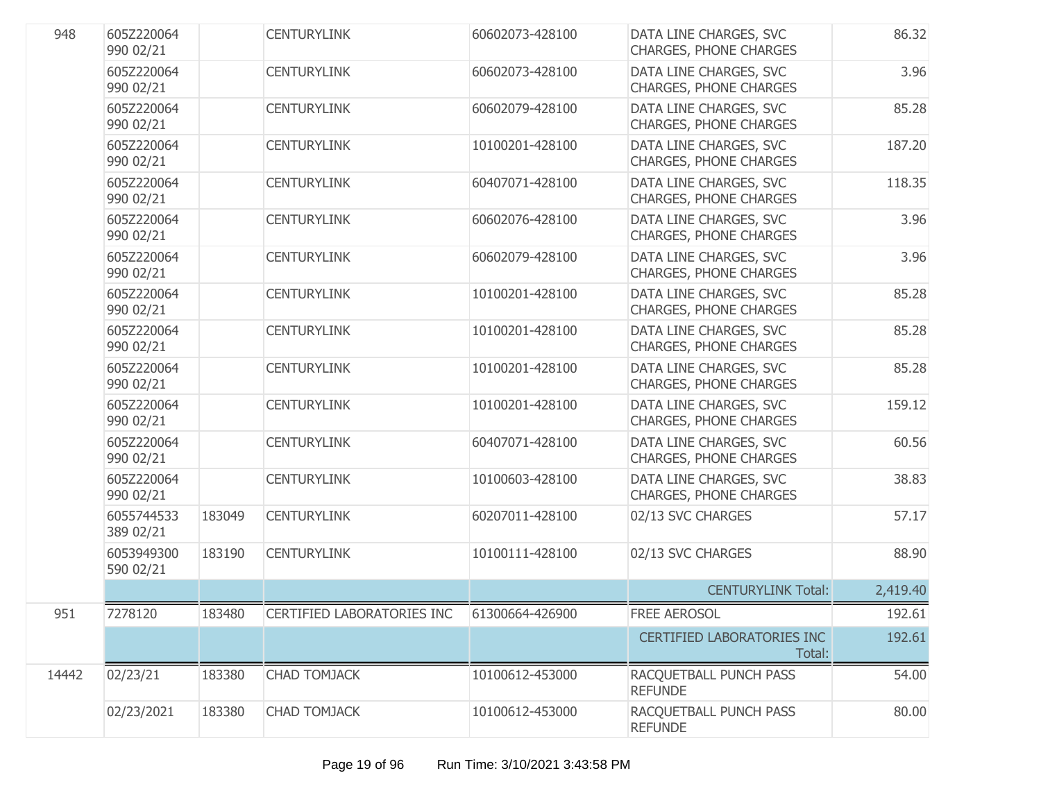| | | | | | | |
|---|---|---|---|---|---|---|
| 948 | 605Z220064 990 02/21 | | CENTURYLINK | 60602073-428100 | DATA LINE CHARGES, SVC CHARGES, PHONE CHARGES | 86.32 |
| | 605Z220064 990 02/21 | | CENTURYLINK | 60602073-428100 | DATA LINE CHARGES, SVC CHARGES, PHONE CHARGES | 3.96 |
| | 605Z220064 990 02/21 | | CENTURYLINK | 60602079-428100 | DATA LINE CHARGES, SVC CHARGES, PHONE CHARGES | 85.28 |
| | 605Z220064 990 02/21 | | CENTURYLINK | 10100201-428100 | DATA LINE CHARGES, SVC CHARGES, PHONE CHARGES | 187.20 |
| | 605Z220064 990 02/21 | | CENTURYLINK | 60407071-428100 | DATA LINE CHARGES, SVC CHARGES, PHONE CHARGES | 118.35 |
| | 605Z220064 990 02/21 | | CENTURYLINK | 60602076-428100 | DATA LINE CHARGES, SVC CHARGES, PHONE CHARGES | 3.96 |
| | 605Z220064 990 02/21 | | CENTURYLINK | 60602079-428100 | DATA LINE CHARGES, SVC CHARGES, PHONE CHARGES | 3.96 |
| | 605Z220064 990 02/21 | | CENTURYLINK | 10100201-428100 | DATA LINE CHARGES, SVC CHARGES, PHONE CHARGES | 85.28 |
| | 605Z220064 990 02/21 | | CENTURYLINK | 10100201-428100 | DATA LINE CHARGES, SVC CHARGES, PHONE CHARGES | 85.28 |
| | 605Z220064 990 02/21 | | CENTURYLINK | 10100201-428100 | DATA LINE CHARGES, SVC CHARGES, PHONE CHARGES | 85.28 |
| | 605Z220064 990 02/21 | | CENTURYLINK | 10100201-428100 | DATA LINE CHARGES, SVC CHARGES, PHONE CHARGES | 159.12 |
| | 605Z220064 990 02/21 | | CENTURYLINK | 60407071-428100 | DATA LINE CHARGES, SVC CHARGES, PHONE CHARGES | 60.56 |
| | 605Z220064 990 02/21 | | CENTURYLINK | 10100603-428100 | DATA LINE CHARGES, SVC CHARGES, PHONE CHARGES | 38.83 |
| | 6055744533 389 02/21 | 183049 | CENTURYLINK | 60207011-428100 | 02/13 SVC CHARGES | 57.17 |
| | 6053949300 590 02/21 | 183190 | CENTURYLINK | 10100111-428100 | 02/13 SVC CHARGES | 88.90 |
| | | | | | CENTURYLINK Total: | 2,419.40 |
| 951 | 7278120 | 183480 | CERTIFIED LABORATORIES INC | 61300664-426900 | FREE AEROSOL | 192.61 |
| | | | | | CERTIFIED LABORATORIES INC Total: | 192.61 |
| 14442 | 02/23/21 | 183380 | CHAD TOMJACK | 10100612-453000 | RACQUETBALL PUNCH PASS REFUNDE | 54.00 |
| | 02/23/2021 | 183380 | CHAD TOMJACK | 10100612-453000 | RACQUETBALL PUNCH PASS REFUNDE | 80.00 |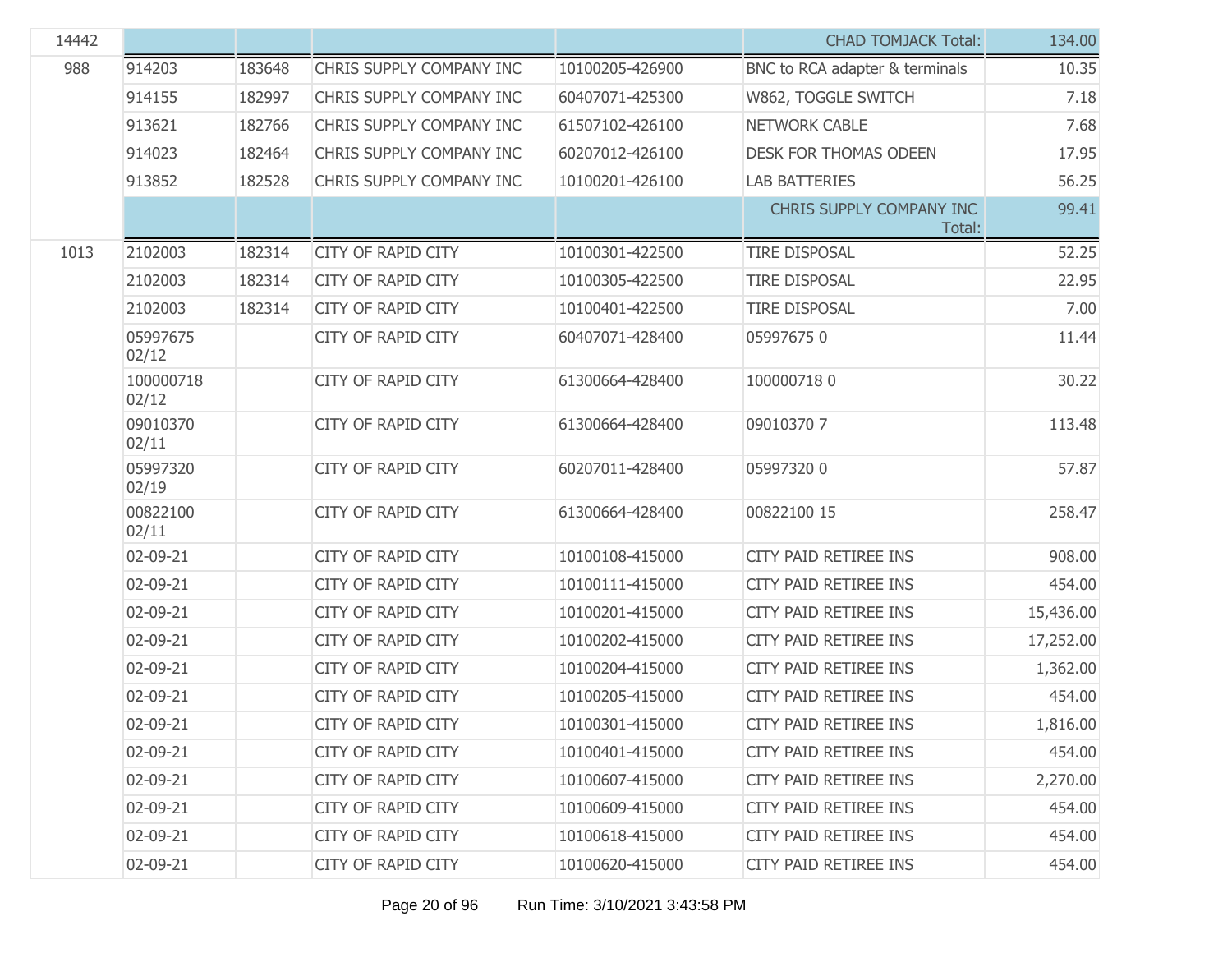| | | | | | | |
|---|---|---|---|---|---|---|
| 14442 | | | | | CHAD TOMJACK Total: | 134.00 |
| 988 | 914203 | 183648 | CHRIS SUPPLY COMPANY INC | 10100205-426900 | BNC to RCA adapter & terminals | 10.35 |
| | 914155 | 182997 | CHRIS SUPPLY COMPANY INC | 60407071-425300 | W862, TOGGLE SWITCH | 7.18 |
| | 913621 | 182766 | CHRIS SUPPLY COMPANY INC | 61507102-426100 | NETWORK CABLE | 7.68 |
| | 914023 | 182464 | CHRIS SUPPLY COMPANY INC | 60207012-426100 | DESK FOR THOMAS ODEEN | 17.95 |
| | 913852 | 182528 | CHRIS SUPPLY COMPANY INC | 10100201-426100 | LAB BATTERIES | 56.25 |
| | | | | | CHRIS SUPPLY COMPANY INC Total: | 99.41 |
| 1013 | 2102003 | 182314 | CITY OF RAPID CITY | 10100301-422500 | TIRE DISPOSAL | 52.25 |
| | 2102003 | 182314 | CITY OF RAPID CITY | 10100305-422500 | TIRE DISPOSAL | 22.95 |
| | 2102003 | 182314 | CITY OF RAPID CITY | 10100401-422500 | TIRE DISPOSAL | 7.00 |
| | 05997675 02/12 | | CITY OF RAPID CITY | 60407071-428400 | 05997675 0 | 11.44 |
| | 100000718 02/12 | | CITY OF RAPID CITY | 61300664-428400 | 100000718 0 | 30.22 |
| | 09010370 02/11 | | CITY OF RAPID CITY | 61300664-428400 | 09010370 7 | 113.48 |
| | 05997320 02/19 | | CITY OF RAPID CITY | 60207011-428400 | 05997320 0 | 57.87 |
| | 00822100 02/11 | | CITY OF RAPID CITY | 61300664-428400 | 00822100 15 | 258.47 |
| | 02-09-21 | | CITY OF RAPID CITY | 10100108-415000 | CITY PAID RETIREE INS | 908.00 |
| | 02-09-21 | | CITY OF RAPID CITY | 10100111-415000 | CITY PAID RETIREE INS | 454.00 |
| | 02-09-21 | | CITY OF RAPID CITY | 10100201-415000 | CITY PAID RETIREE INS | 15,436.00 |
| | 02-09-21 | | CITY OF RAPID CITY | 10100202-415000 | CITY PAID RETIREE INS | 17,252.00 |
| | 02-09-21 | | CITY OF RAPID CITY | 10100204-415000 | CITY PAID RETIREE INS | 1,362.00 |
| | 02-09-21 | | CITY OF RAPID CITY | 10100205-415000 | CITY PAID RETIREE INS | 454.00 |
| | 02-09-21 | | CITY OF RAPID CITY | 10100301-415000 | CITY PAID RETIREE INS | 1,816.00 |
| | 02-09-21 | | CITY OF RAPID CITY | 10100401-415000 | CITY PAID RETIREE INS | 454.00 |
| | 02-09-21 | | CITY OF RAPID CITY | 10100607-415000 | CITY PAID RETIREE INS | 2,270.00 |
| | 02-09-21 | | CITY OF RAPID CITY | 10100609-415000 | CITY PAID RETIREE INS | 454.00 |
| | 02-09-21 | | CITY OF RAPID CITY | 10100618-415000 | CITY PAID RETIREE INS | 454.00 |
| | 02-09-21 | | CITY OF RAPID CITY | 10100620-415000 | CITY PAID RETIREE INS | 454.00 |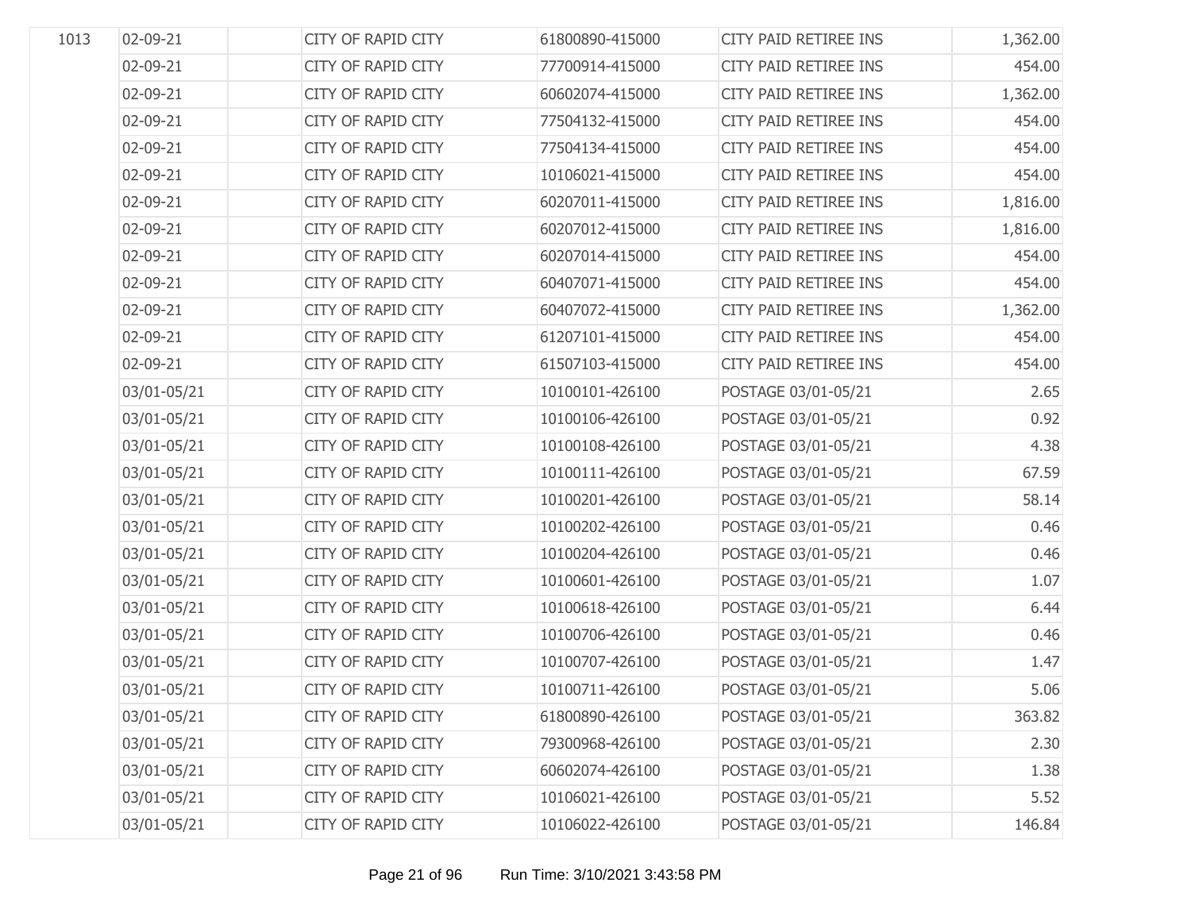| | | | | | | |
|---|---|---|---|---|---|---|
| 1013 | 02-09-21 | | CITY OF RAPID CITY | 61800890-415000 | CITY PAID RETIREE INS | 1,362.00 |
| | 02-09-21 | | CITY OF RAPID CITY | 77700914-415000 | CITY PAID RETIREE INS | 454.00 |
| | 02-09-21 | | CITY OF RAPID CITY | 60602074-415000 | CITY PAID RETIREE INS | 1,362.00 |
| | 02-09-21 | | CITY OF RAPID CITY | 77504132-415000 | CITY PAID RETIREE INS | 454.00 |
| | 02-09-21 | | CITY OF RAPID CITY | 77504134-415000 | CITY PAID RETIREE INS | 454.00 |
| | 02-09-21 | | CITY OF RAPID CITY | 10106021-415000 | CITY PAID RETIREE INS | 454.00 |
| | 02-09-21 | | CITY OF RAPID CITY | 60207011-415000 | CITY PAID RETIREE INS | 1,816.00 |
| | 02-09-21 | | CITY OF RAPID CITY | 60207012-415000 | CITY PAID RETIREE INS | 1,816.00 |
| | 02-09-21 | | CITY OF RAPID CITY | 60207014-415000 | CITY PAID RETIREE INS | 454.00 |
| | 02-09-21 | | CITY OF RAPID CITY | 60407071-415000 | CITY PAID RETIREE INS | 454.00 |
| | 02-09-21 | | CITY OF RAPID CITY | 60407072-415000 | CITY PAID RETIREE INS | 1,362.00 |
| | 02-09-21 | | CITY OF RAPID CITY | 61207101-415000 | CITY PAID RETIREE INS | 454.00 |
| | 02-09-21 | | CITY OF RAPID CITY | 61507103-415000 | CITY PAID RETIREE INS | 454.00 |
| | 03/01-05/21 | | CITY OF RAPID CITY | 10100101-426100 | POSTAGE 03/01-05/21 | 2.65 |
| | 03/01-05/21 | | CITY OF RAPID CITY | 10100106-426100 | POSTAGE 03/01-05/21 | 0.92 |
| | 03/01-05/21 | | CITY OF RAPID CITY | 10100108-426100 | POSTAGE 03/01-05/21 | 4.38 |
| | 03/01-05/21 | | CITY OF RAPID CITY | 10100111-426100 | POSTAGE 03/01-05/21 | 67.59 |
| | 03/01-05/21 | | CITY OF RAPID CITY | 10100201-426100 | POSTAGE 03/01-05/21 | 58.14 |
| | 03/01-05/21 | | CITY OF RAPID CITY | 10100202-426100 | POSTAGE 03/01-05/21 | 0.46 |
| | 03/01-05/21 | | CITY OF RAPID CITY | 10100204-426100 | POSTAGE 03/01-05/21 | 0.46 |
| | 03/01-05/21 | | CITY OF RAPID CITY | 10100601-426100 | POSTAGE 03/01-05/21 | 1.07 |
| | 03/01-05/21 | | CITY OF RAPID CITY | 10100618-426100 | POSTAGE 03/01-05/21 | 6.44 |
| | 03/01-05/21 | | CITY OF RAPID CITY | 10100706-426100 | POSTAGE 03/01-05/21 | 0.46 |
| | 03/01-05/21 | | CITY OF RAPID CITY | 10100707-426100 | POSTAGE 03/01-05/21 | 1.47 |
| | 03/01-05/21 | | CITY OF RAPID CITY | 10100711-426100 | POSTAGE 03/01-05/21 | 5.06 |
| | 03/01-05/21 | | CITY OF RAPID CITY | 61800890-426100 | POSTAGE 03/01-05/21 | 363.82 |
| | 03/01-05/21 | | CITY OF RAPID CITY | 79300968-426100 | POSTAGE 03/01-05/21 | 2.30 |
| | 03/01-05/21 | | CITY OF RAPID CITY | 60602074-426100 | POSTAGE 03/01-05/21 | 1.38 |
| | 03/01-05/21 | | CITY OF RAPID CITY | 10106021-426100 | POSTAGE 03/01-05/21 | 5.52 |
| | 03/01-05/21 | | CITY OF RAPID CITY | 10106022-426100 | POSTAGE 03/01-05/21 | 146.84 |

Run Time: 3/10/2021 3:43:58 PM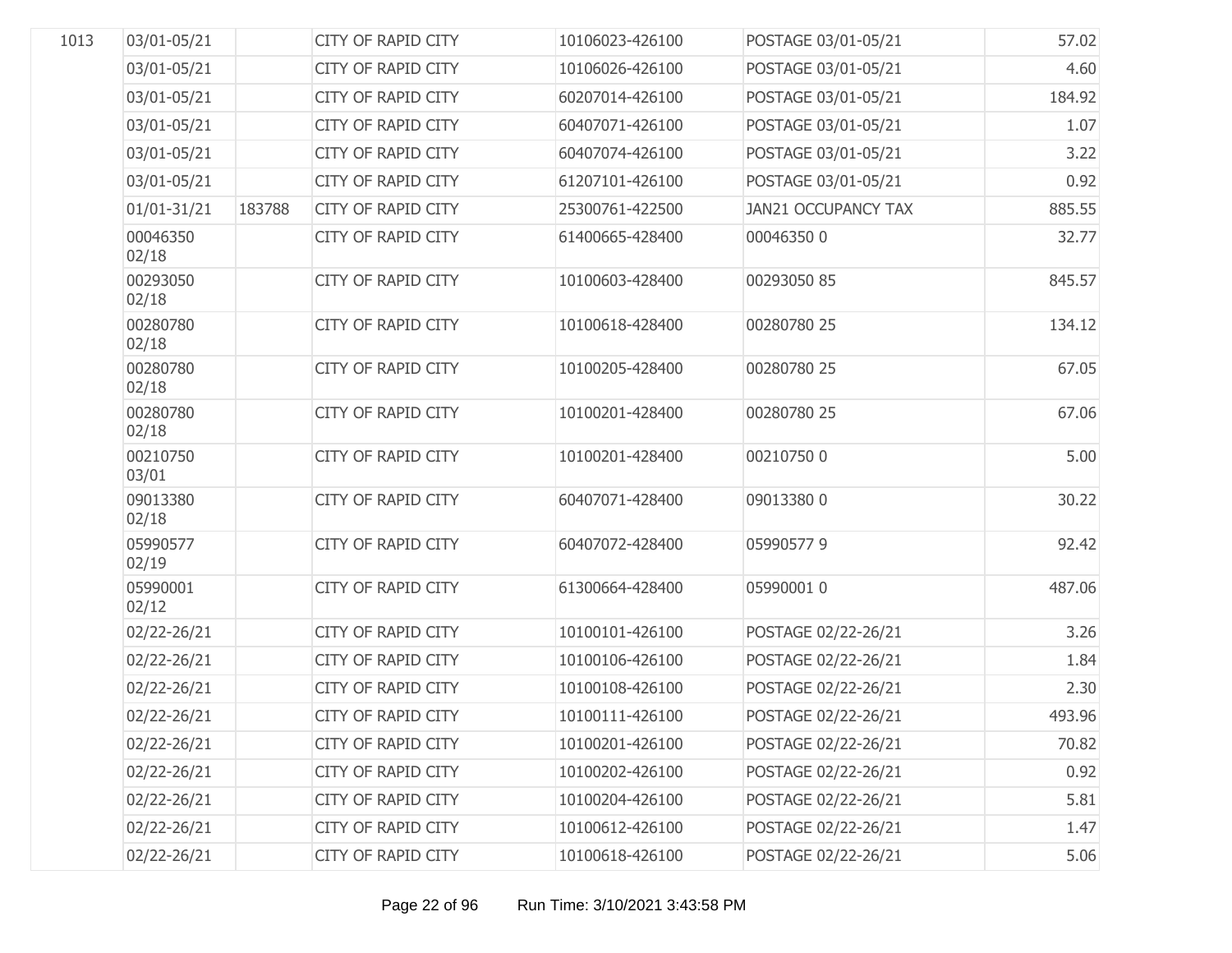| | | | | | | |
|---|---|---|---|---|---|---|
| 1013 | 03/01-05/21 | | CITY OF RAPID CITY | 10106023-426100 | POSTAGE 03/01-05/21 | 57.02 |
| | 03/01-05/21 | | CITY OF RAPID CITY | 10106026-426100 | POSTAGE 03/01-05/21 | 4.60 |
| | 03/01-05/21 | | CITY OF RAPID CITY | 60207014-426100 | POSTAGE 03/01-05/21 | 184.92 |
| | 03/01-05/21 | | CITY OF RAPID CITY | 60407071-426100 | POSTAGE 03/01-05/21 | 1.07 |
| | 03/01-05/21 | | CITY OF RAPID CITY | 60407074-426100 | POSTAGE 03/01-05/21 | 3.22 |
| | 03/01-05/21 | | CITY OF RAPID CITY | 61207101-426100 | POSTAGE 03/01-05/21 | 0.92 |
| | 01/01-31/21 | 183788 | CITY OF RAPID CITY | 25300761-422500 | JAN21 OCCUPANCY TAX | 885.55 |
| | 00046350 02/18 | | CITY OF RAPID CITY | 61400665-428400 | 00046350 0 | 32.77 |
| | 00293050 02/18 | | CITY OF RAPID CITY | 10100603-428400 | 00293050 85 | 845.57 |
| | 00280780 02/18 | | CITY OF RAPID CITY | 10100618-428400 | 00280780 25 | 134.12 |
| | 00280780 02/18 | | CITY OF RAPID CITY | 10100205-428400 | 00280780 25 | 67.05 |
| | 00280780 02/18 | | CITY OF RAPID CITY | 10100201-428400 | 00280780 25 | 67.06 |
| | 00210750 03/01 | | CITY OF RAPID CITY | 10100201-428400 | 00210750 0 | 5.00 |
| | 09013380 02/18 | | CITY OF RAPID CITY | 60407071-428400 | 09013380 0 | 30.22 |
| | 05990577 02/19 | | CITY OF RAPID CITY | 60407072-428400 | 05990577 9 | 92.42 |
| | 05990001 02/12 | | CITY OF RAPID CITY | 61300664-428400 | 05990001 0 | 487.06 |
| | 02/22-26/21 | | CITY OF RAPID CITY | 10100101-426100 | POSTAGE 02/22-26/21 | 3.26 |
| | 02/22-26/21 | | CITY OF RAPID CITY | 10100106-426100 | POSTAGE 02/22-26/21 | 1.84 |
| | 02/22-26/21 | | CITY OF RAPID CITY | 10100108-426100 | POSTAGE 02/22-26/21 | 2.30 |
| | 02/22-26/21 | | CITY OF RAPID CITY | 10100111-426100 | POSTAGE 02/22-26/21 | 493.96 |
| | 02/22-26/21 | | CITY OF RAPID CITY | 10100201-426100 | POSTAGE 02/22-26/21 | 70.82 |
| | 02/22-26/21 | | CITY OF RAPID CITY | 10100202-426100 | POSTAGE 02/22-26/21 | 0.92 |
| | 02/22-26/21 | | CITY OF RAPID CITY | 10100204-426100 | POSTAGE 02/22-26/21 | 5.81 |
| | 02/22-26/21 | | CITY OF RAPID CITY | 10100612-426100 | POSTAGE 02/22-26/21 | 1.47 |
| | 02/22-26/21 | | CITY OF RAPID CITY | 10100618-426100 | POSTAGE 02/22-26/21 | 5.06 |

Run Time: 3/10/2021 3:43:58 PM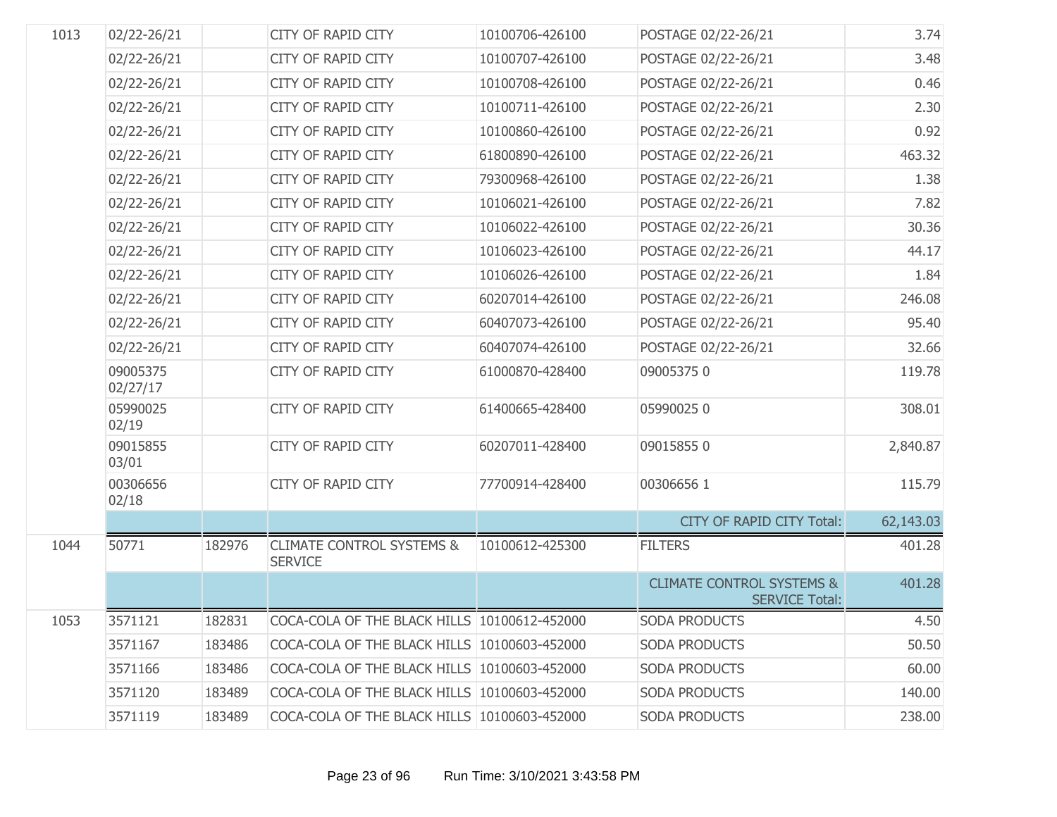| | | | | | | |
|---|---|---|---|---|---|---|
| 1013 | 02/22-26/21 | | CITY OF RAPID CITY | 10100706-426100 | POSTAGE 02/22-26/21 | 3.74 |
| | 02/22-26/21 | | CITY OF RAPID CITY | 10100707-426100 | POSTAGE 02/22-26/21 | 3.48 |
| | 02/22-26/21 | | CITY OF RAPID CITY | 10100708-426100 | POSTAGE 02/22-26/21 | 0.46 |
| | 02/22-26/21 | | CITY OF RAPID CITY | 10100711-426100 | POSTAGE 02/22-26/21 | 2.30 |
| | 02/22-26/21 | | CITY OF RAPID CITY | 10100860-426100 | POSTAGE 02/22-26/21 | 0.92 |
| | 02/22-26/21 | | CITY OF RAPID CITY | 61800890-426100 | POSTAGE 02/22-26/21 | 463.32 |
| | 02/22-26/21 | | CITY OF RAPID CITY | 79300968-426100 | POSTAGE 02/22-26/21 | 1.38 |
| | 02/22-26/21 | | CITY OF RAPID CITY | 10106021-426100 | POSTAGE 02/22-26/21 | 7.82 |
| | 02/22-26/21 | | CITY OF RAPID CITY | 10106022-426100 | POSTAGE 02/22-26/21 | 30.36 |
| | 02/22-26/21 | | CITY OF RAPID CITY | 10106023-426100 | POSTAGE 02/22-26/21 | 44.17 |
| | 02/22-26/21 | | CITY OF RAPID CITY | 10106026-426100 | POSTAGE 02/22-26/21 | 1.84 |
| | 02/22-26/21 | | CITY OF RAPID CITY | 60207014-426100 | POSTAGE 02/22-26/21 | 246.08 |
| | 02/22-26/21 | | CITY OF RAPID CITY | 60407073-426100 | POSTAGE 02/22-26/21 | 95.40 |
| | 02/22-26/21 | | CITY OF RAPID CITY | 60407074-426100 | POSTAGE 02/22-26/21 | 32.66 |
| | 09005375 02/27/17 | | CITY OF RAPID CITY | 61000870-428400 | 09005375 0 | 119.78 |
| | 05990025 02/19 | | CITY OF RAPID CITY | 61400665-428400 | 05990025 0 | 308.01 |
| | 09015855 03/01 | | CITY OF RAPID CITY | 60207011-428400 | 09015855 0 | 2,840.87 |
| | 00306656 02/18 | | CITY OF RAPID CITY | 77700914-428400 | 00306656 1 | 115.79 |
| | | | | | CITY OF RAPID CITY Total: | 62,143.03 |
| 1044 | 50771 | 182976 | CLIMATE CONTROL SYSTEMS & SERVICE | 10100612-425300 | FILTERS | 401.28 |
| | | | | | CLIMATE CONTROL SYSTEMS & SERVICE Total: | 401.28 |
| 1053 | 3571121 | 182831 | COCA-COLA OF THE BLACK HILLS | 10100612-452000 | SODA PRODUCTS | 4.50 |
| | 3571167 | 183486 | COCA-COLA OF THE BLACK HILLS | 10100603-452000 | SODA PRODUCTS | 50.50 |
| | 3571166 | 183486 | COCA-COLA OF THE BLACK HILLS | 10100603-452000 | SODA PRODUCTS | 60.00 |
| | 3571120 | 183489 | COCA-COLA OF THE BLACK HILLS | 10100603-452000 | SODA PRODUCTS | 140.00 |
| | 3571119 | 183489 | COCA-COLA OF THE BLACK HILLS | 10100603-452000 | SODA PRODUCTS | 238.00 |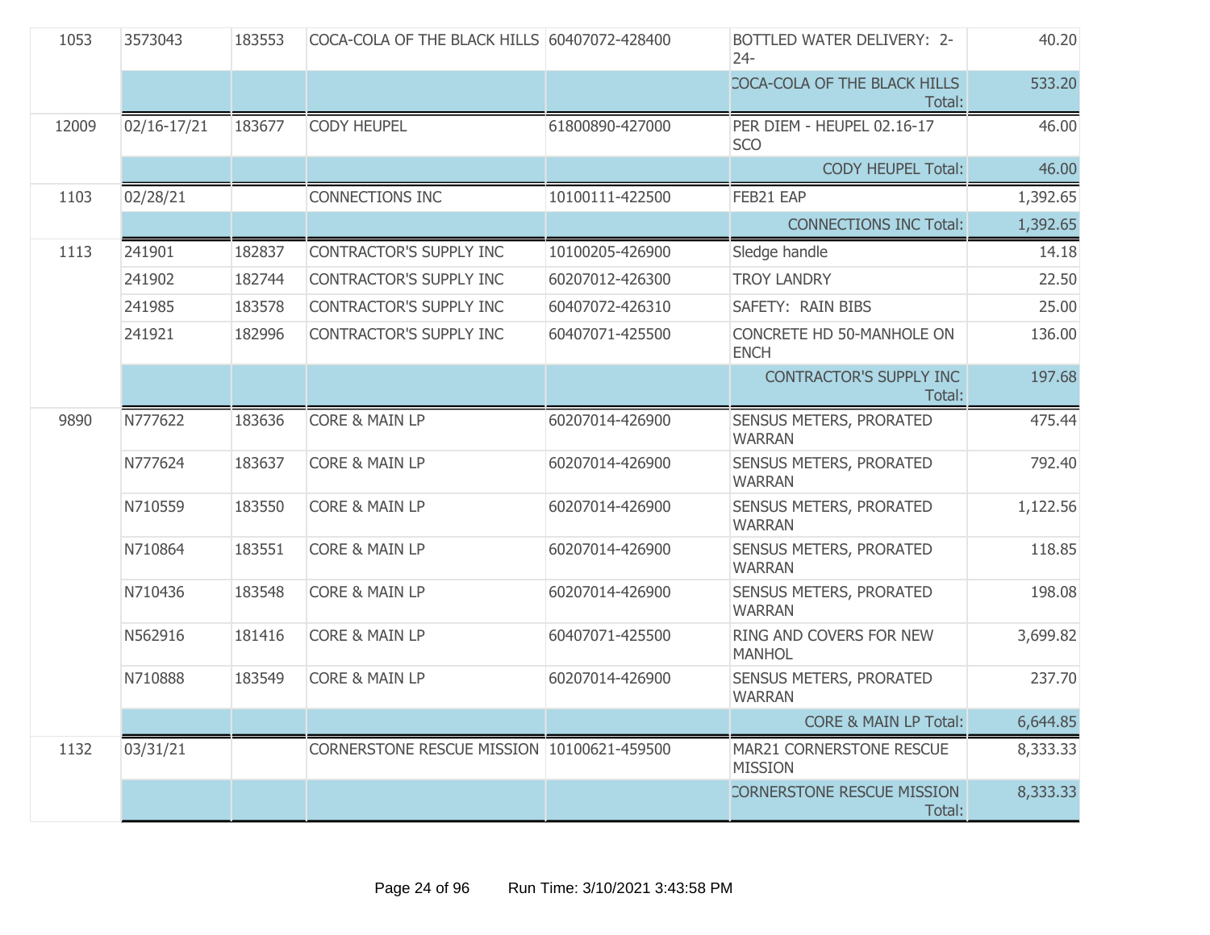| | | | | | | |
|---|---|---|---|---|---|---|
| 1053 | 3573043 | 183553 | COCA-COLA OF THE BLACK HILLS | 60407072-428400 | BOTTLED WATER DELIVERY: 2-24- | 40.20 |
| | | | | | COCA-COLA OF THE BLACK HILLS Total: | 533.20 |
| 12009 | 02/16-17/21 | 183677 | CODY HEUPEL | 61800890-427000 | PER DIEM - HEUPEL 02.16-17 SCO | 46.00 |
| | | | | | CODY HEUPEL Total: | 46.00 |
| 1103 | 02/28/21 | | CONNECTIONS INC | 10100111-422500 | FEB21 EAP | 1,392.65 |
| | | | | | CONNECTIONS INC Total: | 1,392.65 |
| 1113 | 241901 | 182837 | CONTRACTOR'S SUPPLY INC | 10100205-426900 | Sledge handle | 14.18 |
| | 241902 | 182744 | CONTRACTOR'S SUPPLY INC | 60207012-426300 | TROY LANDRY | 22.50 |
| | 241985 | 183578 | CONTRACTOR'S SUPPLY INC | 60407072-426310 | SAFETY: RAIN BIBS | 25.00 |
| | 241921 | 182996 | CONTRACTOR'S SUPPLY INC | 60407071-425500 | CONCRETE HD 50-MANHOLE ON ENCH | 136.00 |
| | | | | | CONTRACTOR'S SUPPLY INC Total: | 197.68 |
| 9890 | N777622 | 183636 | CORE & MAIN LP | 60207014-426900 | SENSUS METERS, PRORATED WARRAN | 475.44 |
| | N777624 | 183637 | CORE & MAIN LP | 60207014-426900 | SENSUS METERS, PRORATED WARRAN | 792.40 |
| | N710559 | 183550 | CORE & MAIN LP | 60207014-426900 | SENSUS METERS, PRORATED WARRAN | 1,122.56 |
| | N710864 | 183551 | CORE & MAIN LP | 60207014-426900 | SENSUS METERS, PRORATED WARRAN | 118.85 |
| | N710436 | 183548 | CORE & MAIN LP | 60207014-426900 | SENSUS METERS, PRORATED WARRAN | 198.08 |
| | N562916 | 181416 | CORE & MAIN LP | 60407071-425500 | RING AND COVERS FOR NEW MANHOL | 3,699.82 |
| | N710888 | 183549 | CORE & MAIN LP | 60207014-426900 | SENSUS METERS, PRORATED WARRAN | 237.70 |
| | | | | | CORE & MAIN LP Total: | 6,644.85 |
| 1132 | 03/31/21 | | CORNERSTONE RESCUE MISSION | 10100621-459500 | MAR21 CORNERSTONE RESCUE MISSION | 8,333.33 |
| | | | | | CORNERSTONE RESCUE MISSION Total: | 8,333.33 |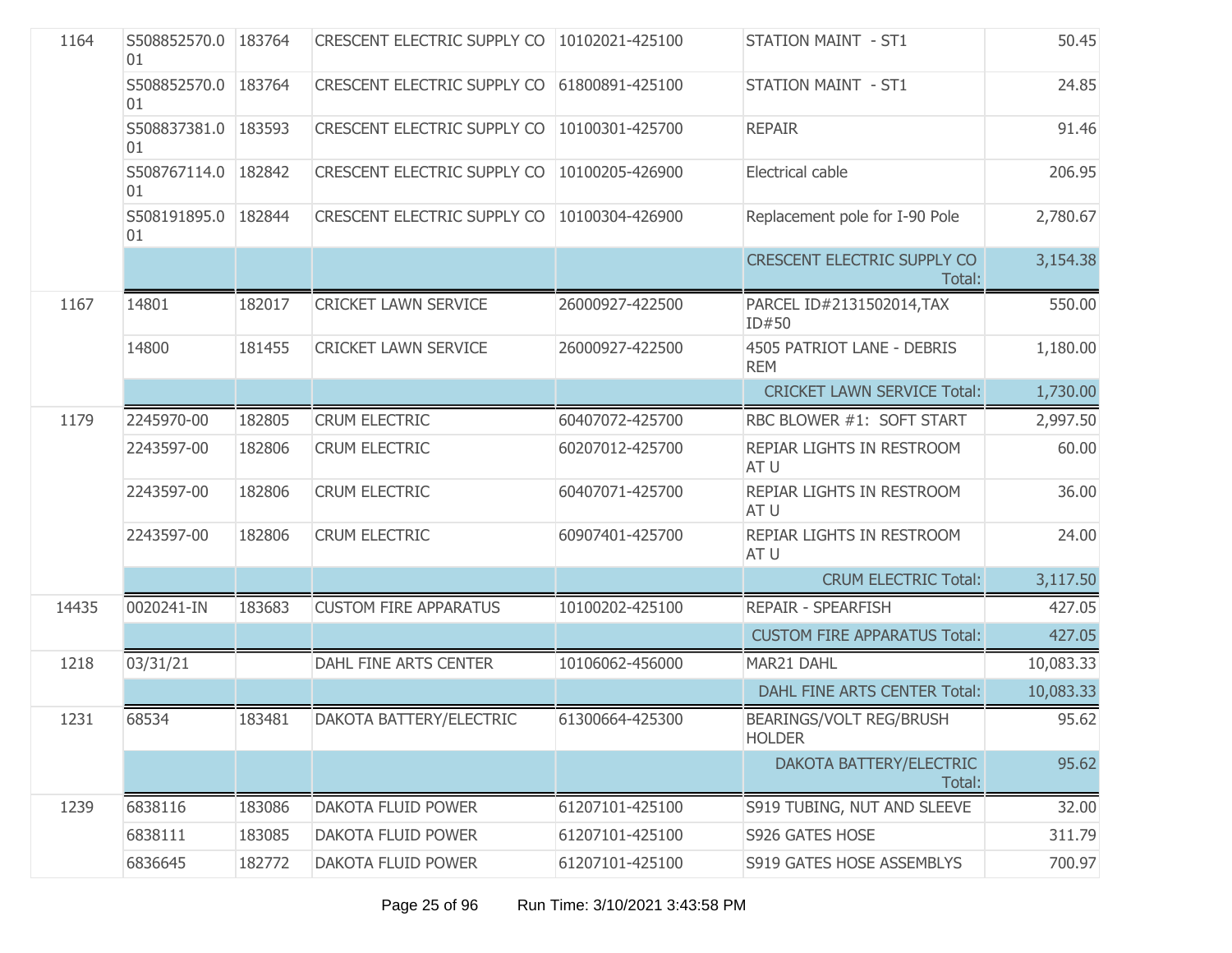| | | | | | | |
|---|---|---|---|---|---|---|
| 1164 | S508852570.001 | 183764 | CRESCENT ELECTRIC SUPPLY CO | 10102021-425100 | STATION MAINT - ST1 | 50.45 |
| | S508852570.001 | 183764 | CRESCENT ELECTRIC SUPPLY CO | 61800891-425100 | STATION MAINT - ST1 | 24.85 |
| | S508837381.001 | 183593 | CRESCENT ELECTRIC SUPPLY CO | 10100301-425700 | REPAIR | 91.46 |
| | S508767114.001 | 182842 | CRESCENT ELECTRIC SUPPLY CO | 10100205-426900 | Electrical cable | 206.95 |
| | S508191895.001 | 182844 | CRESCENT ELECTRIC SUPPLY CO | 10100304-426900 | Replacement pole for I-90 Pole | 2,780.67 |
| | | | | | CRESCENT ELECTRIC SUPPLY CO Total: | 3,154.38 |
| 1167 | 14801 | 182017 | CRICKET LAWN SERVICE | 26000927-422500 | PARCEL ID#2131502014,TAX ID#50 | 550.00 |
| | 14800 | 181455 | CRICKET LAWN SERVICE | 26000927-422500 | 4505 PATRIOT LANE - DEBRIS REM | 1,180.00 |
| | | | | | CRICKET LAWN SERVICE Total: | 1,730.00 |
| 1179 | 2245970-00 | 182805 | CRUM ELECTRIC | 60407072-425700 | RBC BLOWER #1: SOFT START | 2,997.50 |
| | 2243597-00 | 182806 | CRUM ELECTRIC | 60207012-425700 | REPIAR LIGHTS IN RESTROOM AT U | 60.00 |
| | 2243597-00 | 182806 | CRUM ELECTRIC | 60407071-425700 | REPIAR LIGHTS IN RESTROOM AT U | 36.00 |
| | 2243597-00 | 182806 | CRUM ELECTRIC | 60907401-425700 | REPIAR LIGHTS IN RESTROOM AT U | 24.00 |
| | | | | | CRUM ELECTRIC Total: | 3,117.50 |
| 14435 | 0020241-IN | 183683 | CUSTOM FIRE APPARATUS | 10100202-425100 | REPAIR - SPEARFISH | 427.05 |
| | | | | | CUSTOM FIRE APPARATUS Total: | 427.05 |
| 1218 | 03/31/21 | | DAHL FINE ARTS CENTER | 10106062-456000 | MAR21 DAHL | 10,083.33 |
| | | | | | DAHL FINE ARTS CENTER Total: | 10,083.33 |
| 1231 | 68534 | 183481 | DAKOTA BATTERY/ELECTRIC | 61300664-425300 | BEARINGS/VOLT REG/BRUSH HOLDER | 95.62 |
| | | | | | DAKOTA BATTERY/ELECTRIC Total: | 95.62 |
| 1239 | 6838116 | 183086 | DAKOTA FLUID POWER | 61207101-425100 | S919 TUBING, NUT AND SLEEVE | 32.00 |
| | 6838111 | 183085 | DAKOTA FLUID POWER | 61207101-425100 | S926 GATES HOSE | 311.79 |
| | 6836645 | 182772 | DAKOTA FLUID POWER | 61207101-425100 | S919 GATES HOSE ASSEMBLYS | 700.97 |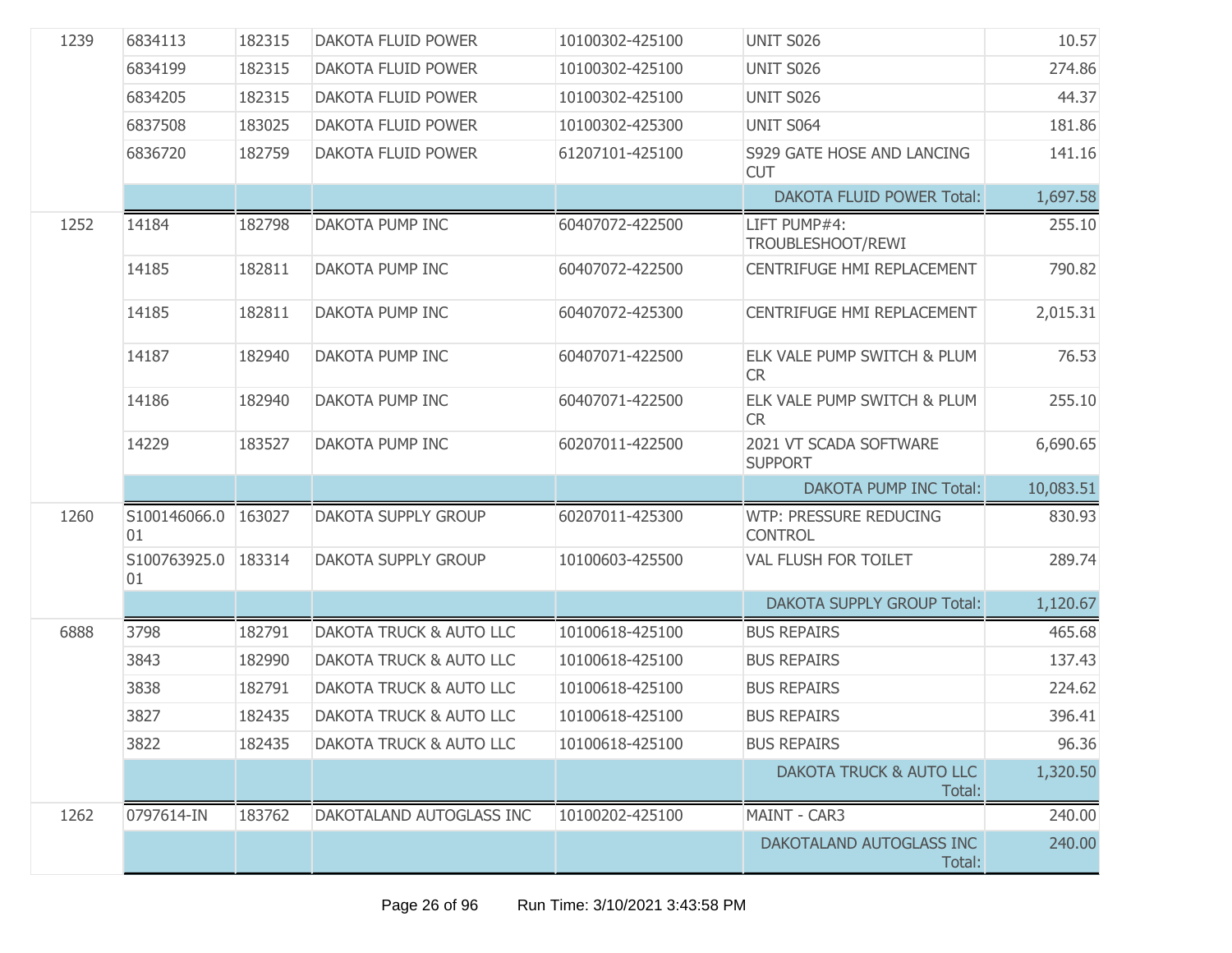| | | | | | | |
|---|---|---|---|---|---|---|
| 1239 | 6834113 | 182315 | DAKOTA FLUID POWER | 10100302-425100 | UNIT S026 | 10.57 |
| | 6834199 | 182315 | DAKOTA FLUID POWER | 10100302-425100 | UNIT S026 | 274.86 |
| | 6834205 | 182315 | DAKOTA FLUID POWER | 10100302-425100 | UNIT S026 | 44.37 |
| | 6837508 | 183025 | DAKOTA FLUID POWER | 10100302-425300 | UNIT S064 | 181.86 |
| | 6836720 | 182759 | DAKOTA FLUID POWER | 61207101-425100 | S929 GATE HOSE AND LANCING CUT | 141.16 |
| | | | | | DAKOTA FLUID POWER Total: | 1,697.58 |
| 1252 | 14184 | 182798 | DAKOTA PUMP INC | 60407072-422500 | LIFT PUMP#4: TROUBLESHOOT/REWI | 255.10 |
| | 14185 | 182811 | DAKOTA PUMP INC | 60407072-422500 | CENTRIFUGE HMI REPLACEMENT | 790.82 |
| | 14185 | 182811 | DAKOTA PUMP INC | 60407072-425300 | CENTRIFUGE HMI REPLACEMENT | 2,015.31 |
| | 14187 | 182940 | DAKOTA PUMP INC | 60407071-422500 | ELK VALE PUMP SWITCH & PLUM CR | 76.53 |
| | 14186 | 182940 | DAKOTA PUMP INC | 60407071-422500 | ELK VALE PUMP SWITCH & PLUM CR | 255.10 |
| | 14229 | 183527 | DAKOTA PUMP INC | 60207011-422500 | 2021 VT SCADA SOFTWARE SUPPORT | 6,690.65 |
| | | | | | DAKOTA PUMP INC Total: | 10,083.51 |
| 1260 | S100146066.001 | 163027 | DAKOTA SUPPLY GROUP | 60207011-425300 | WTP: PRESSURE REDUCING CONTROL | 830.93 |
| | S100763925.001 | 183314 | DAKOTA SUPPLY GROUP | 10100603-425500 | VAL FLUSH FOR TOILET | 289.74 |
| | | | | | DAKOTA SUPPLY GROUP Total: | 1,120.67 |
| 6888 | 3798 | 182791 | DAKOTA TRUCK & AUTO LLC | 10100618-425100 | BUS REPAIRS | 465.68 |
| | 3843 | 182990 | DAKOTA TRUCK & AUTO LLC | 10100618-425100 | BUS REPAIRS | 137.43 |
| | 3838 | 182791 | DAKOTA TRUCK & AUTO LLC | 10100618-425100 | BUS REPAIRS | 224.62 |
| | 3827 | 182435 | DAKOTA TRUCK & AUTO LLC | 10100618-425100 | BUS REPAIRS | 396.41 |
| | 3822 | 182435 | DAKOTA TRUCK & AUTO LLC | 10100618-425100 | BUS REPAIRS | 96.36 |
| | | | | | DAKOTA TRUCK & AUTO LLC Total: | 1,320.50 |
| 1262 | 0797614-IN | 183762 | DAKOTALAND AUTOGLASS INC | 10100202-425100 | MAINT - CAR3 | 240.00 |
| | | | | | DAKOTALAND AUTOGLASS INC Total: | 240.00 |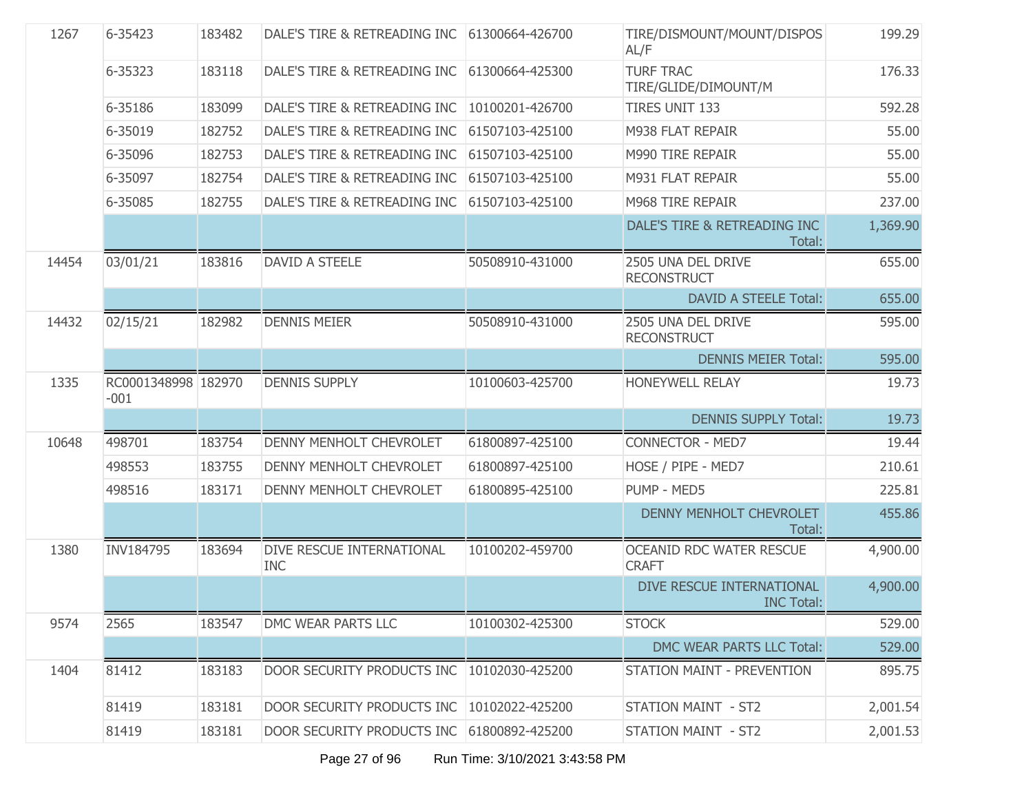| | | | | | | |
|---|---|---|---|---|---|---|
| 1267 | 6-35423 | 183482 | DALE'S TIRE & RETREADING INC | 61300664-426700 | TIRE/DISMOUNT/MOUNT/DISPOSAL/F | 199.29 |
| | 6-35323 | 183118 | DALE'S TIRE & RETREADING INC | 61300664-425300 | TURF TRAC TIRE/GLIDE/DIMOUNT/M | 176.33 |
| | 6-35186 | 183099 | DALE'S TIRE & RETREADING INC | 10100201-426700 | TIRES UNIT 133 | 592.28 |
| | 6-35019 | 182752 | DALE'S TIRE & RETREADING INC | 61507103-425100 | M938 FLAT REPAIR | 55.00 |
| | 6-35096 | 182753 | DALE'S TIRE & RETREADING INC | 61507103-425100 | M990 TIRE REPAIR | 55.00 |
| | 6-35097 | 182754 | DALE'S TIRE & RETREADING INC | 61507103-425100 | M931 FLAT REPAIR | 55.00 |
| | 6-35085 | 182755 | DALE'S TIRE & RETREADING INC | 61507103-425100 | M968 TIRE REPAIR | 237.00 |
| | | | | | DALE'S TIRE & RETREADING INC Total: | 1,369.90 |
| 14454 | 03/01/21 | 183816 | DAVID A STEELE | 50508910-431000 | 2505 UNA DEL DRIVE RECONSTRUCT | 655.00 |
| | | | | | DAVID A STEELE Total: | 655.00 |
| 14432 | 02/15/21 | 182982 | DENNIS MEIER | 50508910-431000 | 2505 UNA DEL DRIVE RECONSTRUCT | 595.00 |
| | | | | | DENNIS MEIER Total: | 595.00 |
| 1335 | RC0001348998-001 | 182970 | DENNIS SUPPLY | 10100603-425700 | HONEYWELL RELAY | 19.73 |
| | | | | | DENNIS SUPPLY Total: | 19.73 |
| 10648 | 498701 | 183754 | DENNY MENHOLT CHEVROLET | 61800897-425100 | CONNECTOR - MED7 | 19.44 |
| | 498553 | 183755 | DENNY MENHOLT CHEVROLET | 61800897-425100 | HOSE / PIPE - MED7 | 210.61 |
| | 498516 | 183171 | DENNY MENHOLT CHEVROLET | 61800895-425100 | PUMP - MED5 | 225.81 |
| | | | | | DENNY MENHOLT CHEVROLET Total: | 455.86 |
| 1380 | INV184795 | 183694 | DIVE RESCUE INTERNATIONAL INC | 10100202-459700 | OCEANID RDC WATER RESCUE CRAFT | 4,900.00 |
| | | | | | DIVE RESCUE INTERNATIONAL INC Total: | 4,900.00 |
| 9574 | 2565 | 183547 | DMC WEAR PARTS LLC | 10100302-425300 | STOCK | 529.00 |
| | | | | | DMC WEAR PARTS LLC Total: | 529.00 |
| 1404 | 81412 | 183183 | DOOR SECURITY PRODUCTS INC | 10102030-425200 | STATION MAINT - PREVENTION | 895.75 |
| | 81419 | 183181 | DOOR SECURITY PRODUCTS INC | 10102022-425200 | STATION MAINT - ST2 | 2,001.54 |
| | 81419 | 183181 | DOOR SECURITY PRODUCTS INC | 61800892-425200 | STATION MAINT - ST2 | 2,001.53 |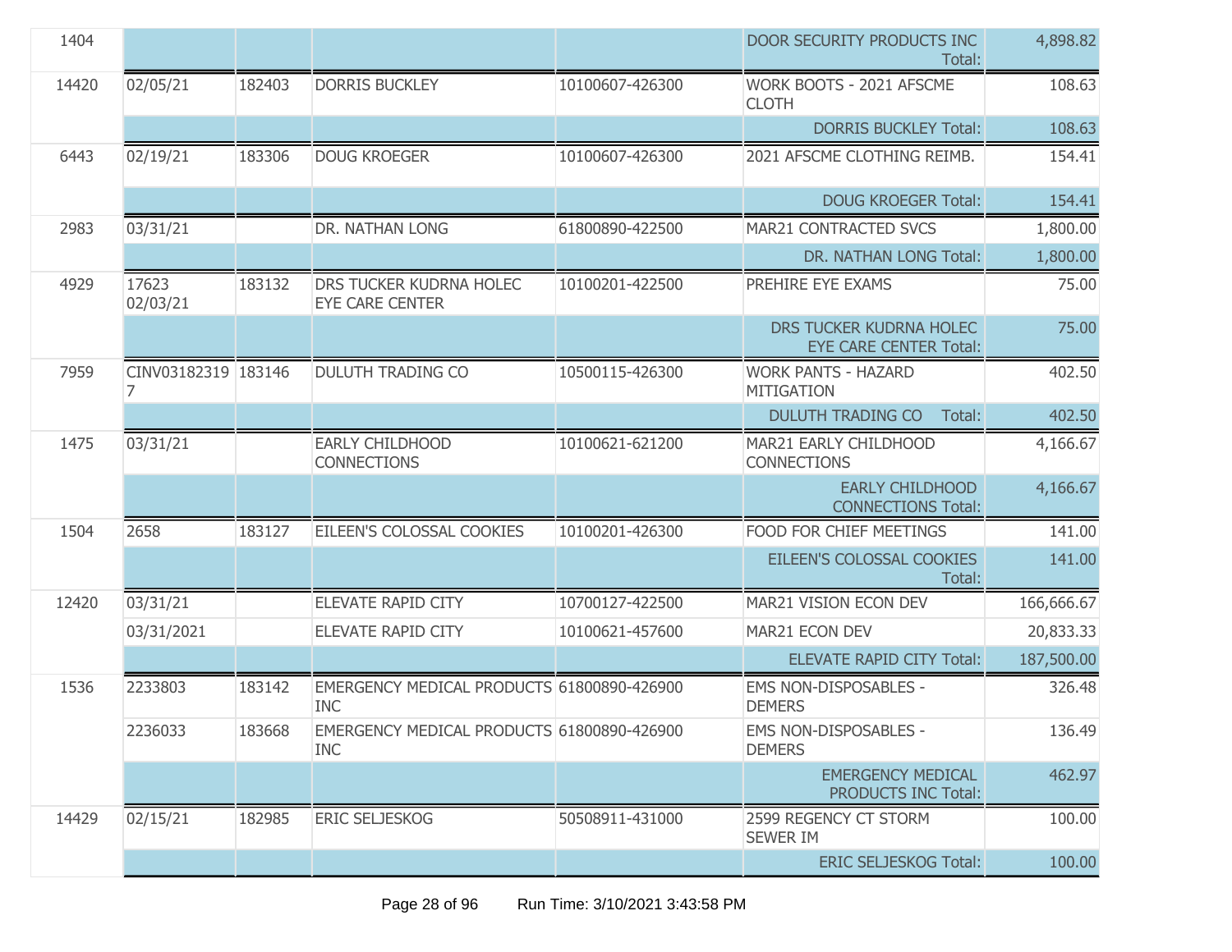| | | | | | | |
|---|---|---|---|---|---|---|
| 1404 | | | | | DOOR SECURITY PRODUCTS INC Total: | 4,898.82 |
| 14420 | 02/05/21 | 182403 | DORRIS BUCKLEY | 10100607-426300 | WORK BOOTS - 2021 AFSCME CLOTH | 108.63 |
| | | | | | DORRIS BUCKLEY Total: | 108.63 |
| 6443 | 02/19/21 | 183306 | DOUG KROEGER | 10100607-426300 | 2021 AFSCME CLOTHING REIMB. | 154.41 |
| | | | | | DOUG KROEGER Total: | 154.41 |
| 2983 | 03/31/21 | | DR. NATHAN LONG | 61800890-422500 | MAR21 CONTRACTED SVCS | 1,800.00 |
| | | | | | DR. NATHAN LONG Total: | 1,800.00 |
| 4929 | 17623 02/03/21 | 183132 | DRS TUCKER KUDRNA HOLEC EYE CARE CENTER | 10100201-422500 | PREHIRE EYE EXAMS | 75.00 |
| | | | | | DRS TUCKER KUDRNA HOLEC EYE CARE CENTER Total: | 75.00 |
| 7959 | CINV031823197 | 183146 | DULUTH TRADING CO | 10500115-426300 | WORK PANTS - HAZARD MITIGATION | 402.50 |
| | | | | | DULUTH TRADING CO Total: | 402.50 |
| 1475 | 03/31/21 | | EARLY CHILDHOOD CONNECTIONS | 10100621-621200 | MAR21 EARLY CHILDHOOD CONNECTIONS | 4,166.67 |
| | | | | | EARLY CHILDHOOD CONNECTIONS Total: | 4,166.67 |
| 1504 | 2658 | 183127 | EILEEN'S COLOSSAL COOKIES | 10100201-426300 | FOOD FOR CHIEF MEETINGS | 141.00 |
| | | | | | EILEEN'S COLOSSAL COOKIES Total: | 141.00 |
| 12420 | 03/31/21 | | ELEVATE RAPID CITY | 10700127-422500 | MAR21 VISION ECON DEV | 166,666.67 |
| | 03/31/2021 | | ELEVATE RAPID CITY | 10100621-457600 | MAR21 ECON DEV | 20,833.33 |
| | | | | | ELEVATE RAPID CITY Total: | 187,500.00 |
| 1536 | 2233803 | 183142 | EMERGENCY MEDICAL PRODUCTS INC | 61800890-426900 | EMS NON-DISPOSABLES - DEMERS | 326.48 |
| | 2236033 | 183668 | EMERGENCY MEDICAL PRODUCTS INC | 61800890-426900 | EMS NON-DISPOSABLES - DEMERS | 136.49 |
| | | | | | EMERGENCY MEDICAL PRODUCTS INC Total: | 462.97 |
| 14429 | 02/15/21 | 182985 | ERIC SELJESKOG | 50508911-431000 | 2599 REGENCY CT STORM SEWER IM | 100.00 |
| | | | | | ERIC SELJESKOG Total: | 100.00 |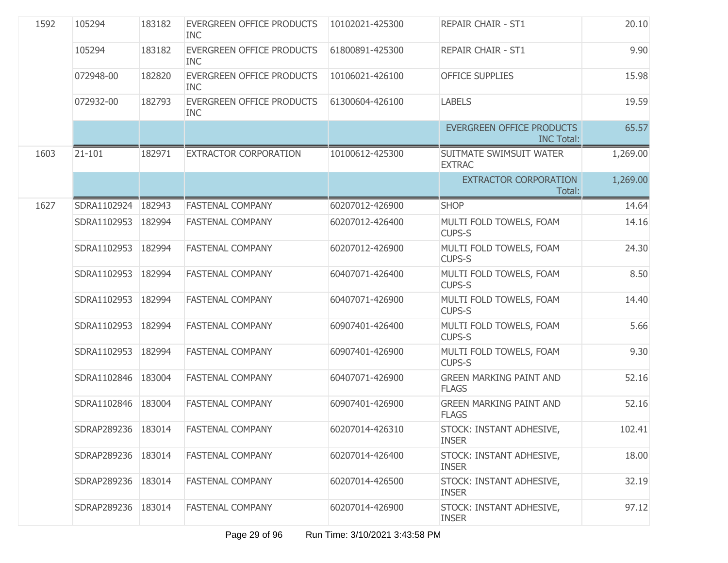| | | | | | | |
|---|---|---|---|---|---|---|
| 1592 | 105294 | 183182 | EVERGREEN OFFICE PRODUCTS INC | 10102021-425300 | REPAIR CHAIR - ST1 | 20.10 |
| | 105294 | 183182 | EVERGREEN OFFICE PRODUCTS INC | 61800891-425300 | REPAIR CHAIR - ST1 | 9.90 |
| | 072948-00 | 182820 | EVERGREEN OFFICE PRODUCTS INC | 10106021-426100 | OFFICE SUPPLIES | 15.98 |
| | 072932-00 | 182793 | EVERGREEN OFFICE PRODUCTS INC | 61300604-426100 | LABELS | 19.59 |
| | | | | | EVERGREEN OFFICE PRODUCTS INC Total: | 65.57 |
| 1603 | 21-101 | 182971 | EXTRACTOR CORPORATION | 10100612-425300 | SUITMATE SWIMSUIT WATER EXTRAC | 1,269.00 |
| | | | | | EXTRACTOR CORPORATION Total: | 1,269.00 |
| 1627 | SDRA1102924 | 182943 | FASTENAL COMPANY | 60207012-426900 | SHOP | 14.64 |
| | SDRA1102953 | 182994 | FASTENAL COMPANY | 60207012-426400 | MULTI FOLD TOWELS, FOAM CUPS-S | 14.16 |
| | SDRA1102953 | 182994 | FASTENAL COMPANY | 60207012-426900 | MULTI FOLD TOWELS, FOAM CUPS-S | 24.30 |
| | SDRA1102953 | 182994 | FASTENAL COMPANY | 60407071-426400 | MULTI FOLD TOWELS, FOAM CUPS-S | 8.50 |
| | SDRA1102953 | 182994 | FASTENAL COMPANY | 60407071-426900 | MULTI FOLD TOWELS, FOAM CUPS-S | 14.40 |
| | SDRA1102953 | 182994 | FASTENAL COMPANY | 60907401-426400 | MULTI FOLD TOWELS, FOAM CUPS-S | 5.66 |
| | SDRA1102953 | 182994 | FASTENAL COMPANY | 60907401-426900 | MULTI FOLD TOWELS, FOAM CUPS-S | 9.30 |
| | SDRA1102846 | 183004 | FASTENAL COMPANY | 60407071-426900 | GREEN MARKING PAINT AND FLAGS | 52.16 |
| | SDRA1102846 | 183004 | FASTENAL COMPANY | 60907401-426900 | GREEN MARKING PAINT AND FLAGS | 52.16 |
| | SDRAP289236 | 183014 | FASTENAL COMPANY | 60207014-426310 | STOCK: INSTANT ADHESIVE, INSER | 102.41 |
| | SDRAP289236 | 183014 | FASTENAL COMPANY | 60207014-426400 | STOCK: INSTANT ADHESIVE, INSER | 18.00 |
| | SDRAP289236 | 183014 | FASTENAL COMPANY | 60207014-426500 | STOCK: INSTANT ADHESIVE, INSER | 32.19 |
| | SDRAP289236 | 183014 | FASTENAL COMPANY | 60207014-426900 | STOCK: INSTANT ADHESIVE, INSER | 97.12 |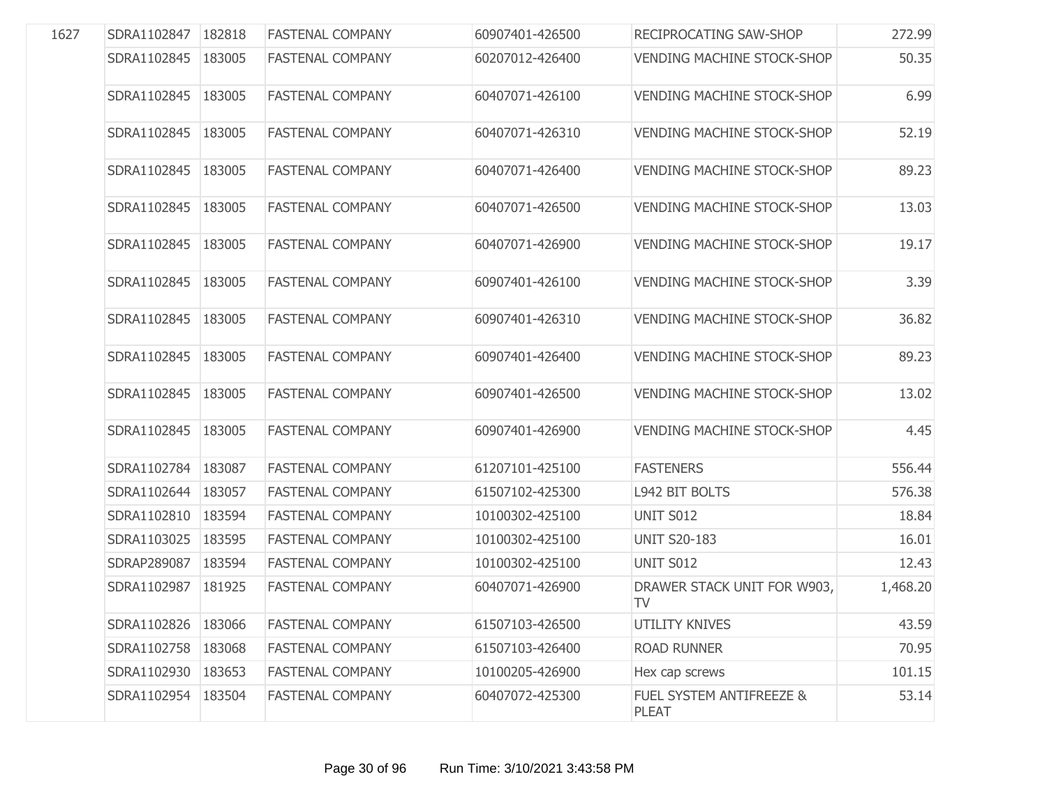| | | | | | | |
|---|---|---|---|---|---|---|
| 1627 | SDRA1102847 | 182818 | FASTENAL COMPANY | 60907401-426500 | RECIPROCATING SAW-SHOP | 272.99 |
| | SDRA1102845 | 183005 | FASTENAL COMPANY | 60207012-426400 | VENDING MACHINE STOCK-SHOP | 50.35 |
| | SDRA1102845 | 183005 | FASTENAL COMPANY | 60407071-426100 | VENDING MACHINE STOCK-SHOP | 6.99 |
| | SDRA1102845 | 183005 | FASTENAL COMPANY | 60407071-426310 | VENDING MACHINE STOCK-SHOP | 52.19 |
| | SDRA1102845 | 183005 | FASTENAL COMPANY | 60407071-426400 | VENDING MACHINE STOCK-SHOP | 89.23 |
| | SDRA1102845 | 183005 | FASTENAL COMPANY | 60407071-426500 | VENDING MACHINE STOCK-SHOP | 13.03 |
| | SDRA1102845 | 183005 | FASTENAL COMPANY | 60407071-426900 | VENDING MACHINE STOCK-SHOP | 19.17 |
| | SDRA1102845 | 183005 | FASTENAL COMPANY | 60907401-426100 | VENDING MACHINE STOCK-SHOP | 3.39 |
| | SDRA1102845 | 183005 | FASTENAL COMPANY | 60907401-426310 | VENDING MACHINE STOCK-SHOP | 36.82 |
| | SDRA1102845 | 183005 | FASTENAL COMPANY | 60907401-426400 | VENDING MACHINE STOCK-SHOP | 89.23 |
| | SDRA1102845 | 183005 | FASTENAL COMPANY | 60907401-426500 | VENDING MACHINE STOCK-SHOP | 13.02 |
| | SDRA1102845 | 183005 | FASTENAL COMPANY | 60907401-426900 | VENDING MACHINE STOCK-SHOP | 4.45 |
| | SDRA1102784 | 183087 | FASTENAL COMPANY | 61207101-425100 | FASTENERS | 556.44 |
| | SDRA1102644 | 183057 | FASTENAL COMPANY | 61507102-425300 | L942 BIT BOLTS | 576.38 |
| | SDRA1102810 | 183594 | FASTENAL COMPANY | 10100302-425100 | UNIT S012 | 18.84 |
| | SDRA1103025 | 183595 | FASTENAL COMPANY | 10100302-425100 | UNIT S20-183 | 16.01 |
| | SDRAP289087 | 183594 | FASTENAL COMPANY | 10100302-425100 | UNIT S012 | 12.43 |
| | SDRA1102987 | 181925 | FASTENAL COMPANY | 60407071-426900 | DRAWER STACK UNIT FOR W903, TV | 1,468.20 |
| | SDRA1102826 | 183066 | FASTENAL COMPANY | 61507103-426500 | UTILITY KNIVES | 43.59 |
| | SDRA1102758 | 183068 | FASTENAL COMPANY | 61507103-426400 | ROAD RUNNER | 70.95 |
| | SDRA1102930 | 183653 | FASTENAL COMPANY | 10100205-426900 | Hex cap screws | 101.15 |
| | SDRA1102954 | 183504 | FASTENAL COMPANY | 60407072-425300 | FUEL SYSTEM ANTIFREEZE & PLEAT | 53.14 |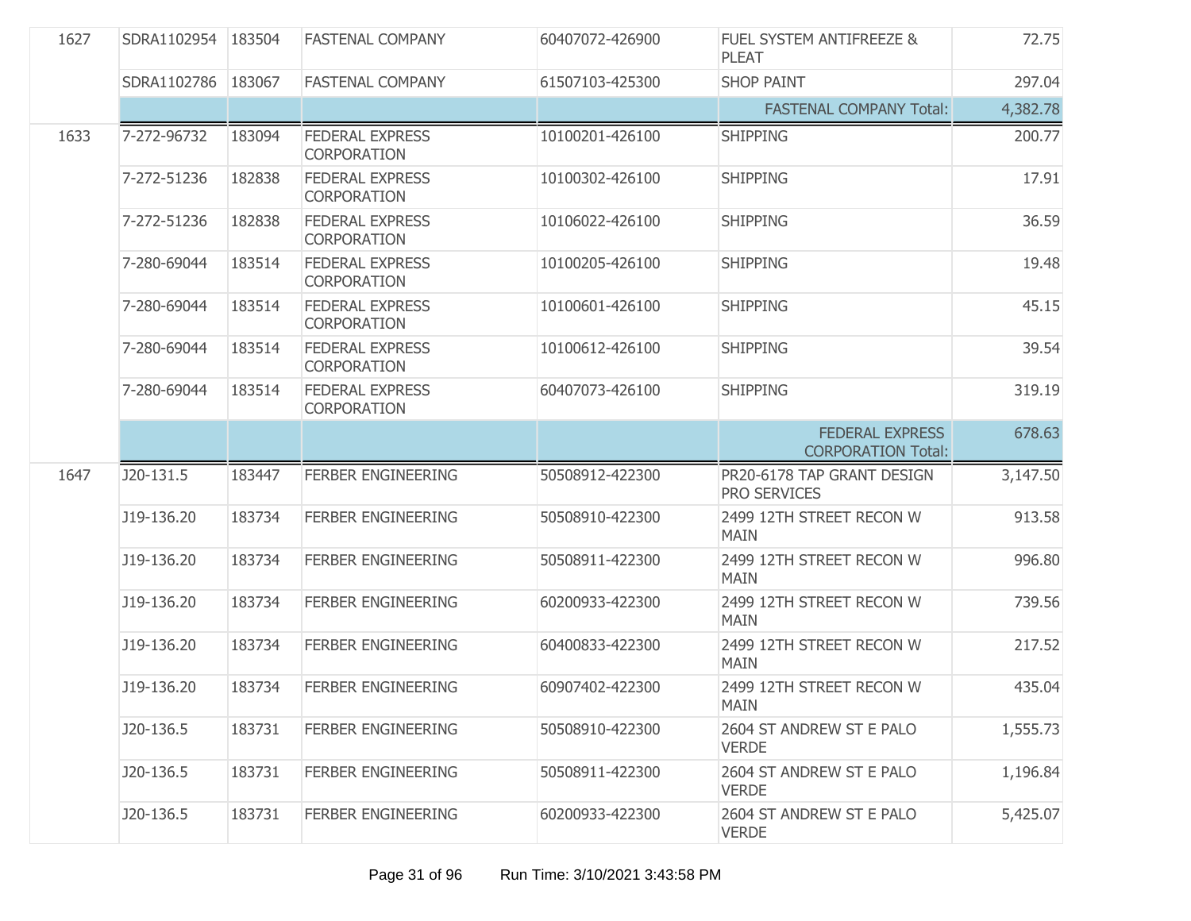| | | | | | | |
|---|---|---|---|---|---|---|
| 1627 | SDRA1102954 | 183504 | FASTENAL COMPANY | 60407072-426900 | FUEL SYSTEM ANTIFREEZE & PLEAT | 72.75 |
| | SDRA1102786 | 183067 | FASTENAL COMPANY | 61507103-425300 | SHOP PAINT | 297.04 |
| | | | | | FASTENAL COMPANY Total: | 4,382.78 |
| 1633 | 7-272-96732 | 183094 | FEDERAL EXPRESS CORPORATION | 10100201-426100 | SHIPPING | 200.77 |
| | 7-272-51236 | 182838 | FEDERAL EXPRESS CORPORATION | 10100302-426100 | SHIPPING | 17.91 |
| | 7-272-51236 | 182838 | FEDERAL EXPRESS CORPORATION | 10106022-426100 | SHIPPING | 36.59 |
| | 7-280-69044 | 183514 | FEDERAL EXPRESS CORPORATION | 10100205-426100 | SHIPPING | 19.48 |
| | 7-280-69044 | 183514 | FEDERAL EXPRESS CORPORATION | 10100601-426100 | SHIPPING | 45.15 |
| | 7-280-69044 | 183514 | FEDERAL EXPRESS CORPORATION | 10100612-426100 | SHIPPING | 39.54 |
| | 7-280-69044 | 183514 | FEDERAL EXPRESS CORPORATION | 60407073-426100 | SHIPPING | 319.19 |
| | | | | | FEDERAL EXPRESS CORPORATION Total: | 678.63 |
| 1647 | J20-131.5 | 183447 | FERBER ENGINEERING | 50508912-422300 | PR20-6178 TAP GRANT DESIGN PRO SERVICES | 3,147.50 |
| | J19-136.20 | 183734 | FERBER ENGINEERING | 50508910-422300 | 2499 12TH STREET RECON W MAIN | 913.58 |
| | J19-136.20 | 183734 | FERBER ENGINEERING | 50508911-422300 | 2499 12TH STREET RECON W MAIN | 996.80 |
| | J19-136.20 | 183734 | FERBER ENGINEERING | 60200933-422300 | 2499 12TH STREET RECON W MAIN | 739.56 |
| | J19-136.20 | 183734 | FERBER ENGINEERING | 60400833-422300 | 2499 12TH STREET RECON W MAIN | 217.52 |
| | J19-136.20 | 183734 | FERBER ENGINEERING | 60907402-422300 | 2499 12TH STREET RECON W MAIN | 435.04 |
| | J20-136.5 | 183731 | FERBER ENGINEERING | 50508910-422300 | 2604 ST ANDREW ST E PALO VERDE | 1,555.73 |
| | J20-136.5 | 183731 | FERBER ENGINEERING | 50508911-422300 | 2604 ST ANDREW ST E PALO VERDE | 1,196.84 |
| | J20-136.5 | 183731 | FERBER ENGINEERING | 60200933-422300 | 2604 ST ANDREW ST E PALO VERDE | 5,425.07 |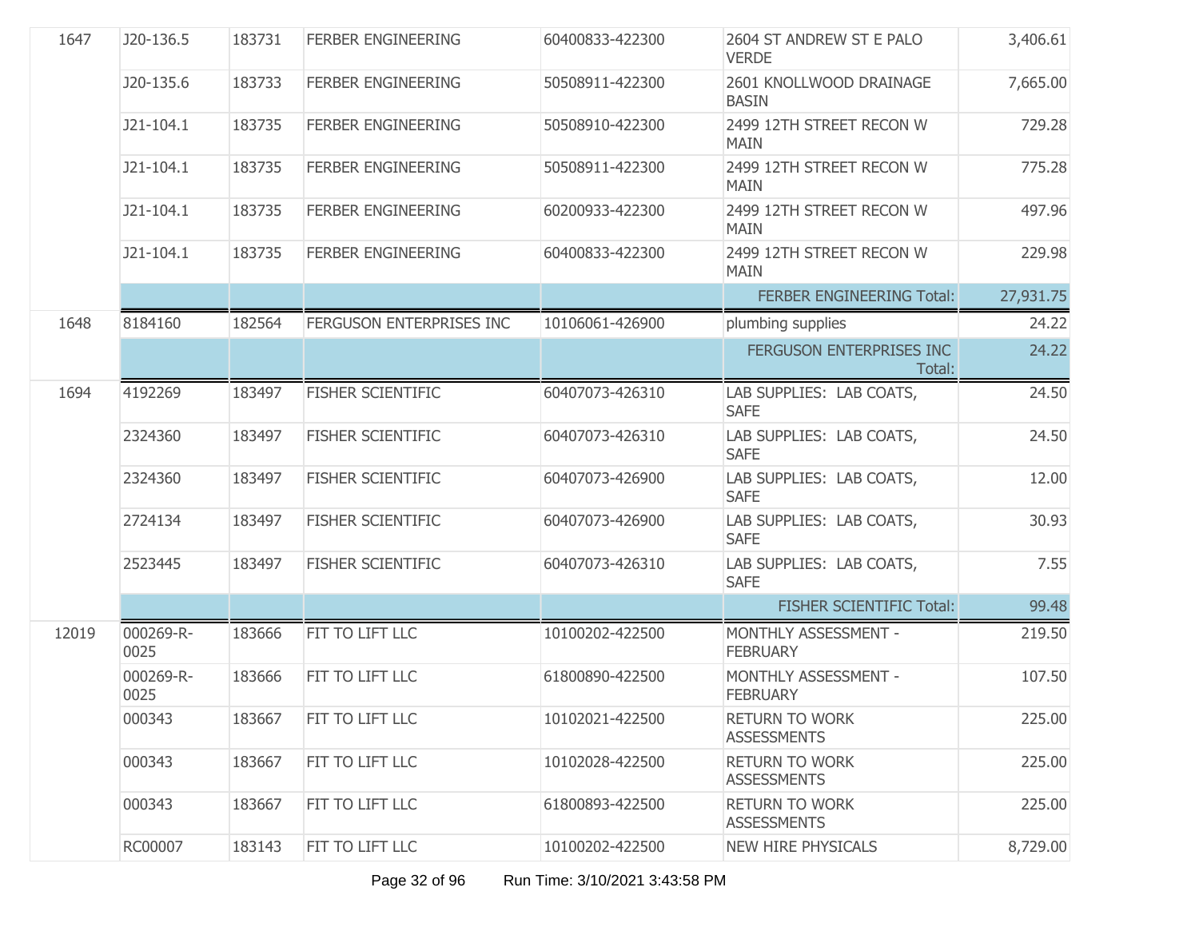| | | | | | | |
|---|---|---|---|---|---|---|
| 1647 | J20-136.5 | 183731 | FERBER ENGINEERING | 60400833-422300 | 2604 ST ANDREW ST E PALO VERDE | 3,406.61 |
| | J20-135.6 | 183733 | FERBER ENGINEERING | 50508911-422300 | 2601 KNOLLWOOD DRAINAGE BASIN | 7,665.00 |
| | J21-104.1 | 183735 | FERBER ENGINEERING | 50508910-422300 | 2499 12TH STREET RECON W MAIN | 729.28 |
| | J21-104.1 | 183735 | FERBER ENGINEERING | 50508911-422300 | 2499 12TH STREET RECON W MAIN | 775.28 |
| | J21-104.1 | 183735 | FERBER ENGINEERING | 60200933-422300 | 2499 12TH STREET RECON W MAIN | 497.96 |
| | J21-104.1 | 183735 | FERBER ENGINEERING | 60400833-422300 | 2499 12TH STREET RECON W MAIN | 229.98 |
| | | | | | FERBER ENGINEERING Total: | 27,931.75 |
| 1648 | 8184160 | 182564 | FERGUSON ENTERPRISES INC | 10106061-426900 | plumbing supplies | 24.22 |
| | | | | | FERGUSON ENTERPRISES INC Total: | 24.22 |
| 1694 | 4192269 | 183497 | FISHER SCIENTIFIC | 60407073-426310 | LAB SUPPLIES: LAB COATS, SAFE | 24.50 |
| | 2324360 | 183497 | FISHER SCIENTIFIC | 60407073-426310 | LAB SUPPLIES: LAB COATS, SAFE | 24.50 |
| | 2324360 | 183497 | FISHER SCIENTIFIC | 60407073-426900 | LAB SUPPLIES: LAB COATS, SAFE | 12.00 |
| | 2724134 | 183497 | FISHER SCIENTIFIC | 60407073-426900 | LAB SUPPLIES: LAB COATS, SAFE | 30.93 |
| | 2523445 | 183497 | FISHER SCIENTIFIC | 60407073-426310 | LAB SUPPLIES: LAB COATS, SAFE | 7.55 |
| | | | | | FISHER SCIENTIFIC Total: | 99.48 |
| 12019 | 000269-R-0025 | 183666 | FIT TO LIFT LLC | 10100202-422500 | MONTHLY ASSESSMENT - FEBRUARY | 219.50 |
| | 000269-R-0025 | 183666 | FIT TO LIFT LLC | 61800890-422500 | MONTHLY ASSESSMENT - FEBRUARY | 107.50 |
| | 000343 | 183667 | FIT TO LIFT LLC | 10102021-422500 | RETURN TO WORK ASSESSMENTS | 225.00 |
| | 000343 | 183667 | FIT TO LIFT LLC | 10102028-422500 | RETURN TO WORK ASSESSMENTS | 225.00 |
| | 000343 | 183667 | FIT TO LIFT LLC | 61800893-422500 | RETURN TO WORK ASSESSMENTS | 225.00 |
| | RC00007 | 183143 | FIT TO LIFT LLC | 10100202-422500 | NEW HIRE PHYSICALS | 8,729.00 |

Run Time: 3/10/2021 3:43:58 PM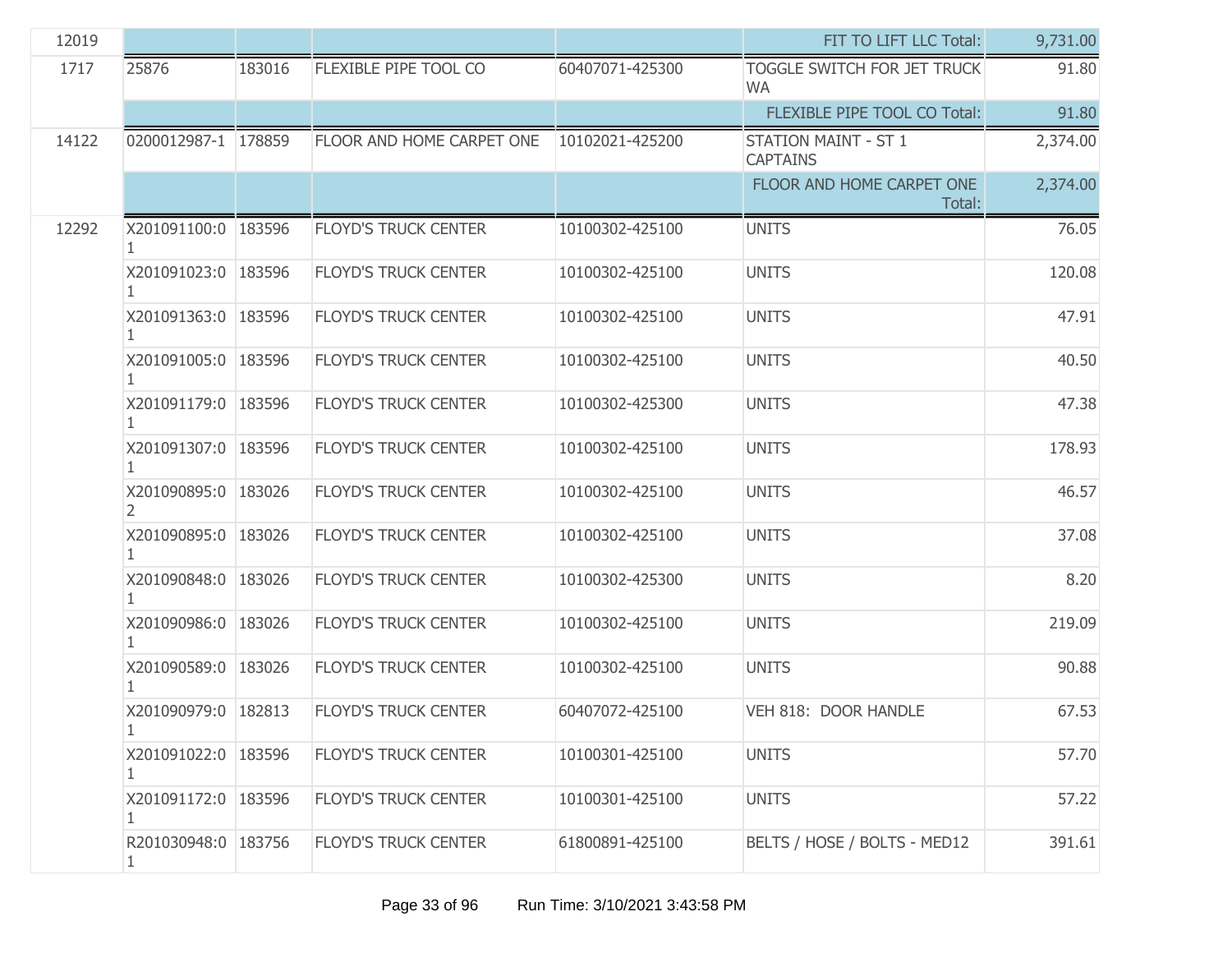| | | | | | | |
|---|---|---|---|---|---|---|
| 12019 | | | | | FIT TO LIFT LLC Total: | 9,731.00 |
| 1717 | 25876 | 183016 | FLEXIBLE PIPE TOOL CO | 60407071-425300 | TOGGLE SWITCH FOR JET TRUCK WA | 91.80 |
| | | | | | FLEXIBLE PIPE TOOL CO Total: | 91.80 |
| 14122 | 0200012987-1 | 178859 | FLOOR AND HOME CARPET ONE | 10102021-425200 | STATION MAINT - ST 1 CAPTAINS | 2,374.00 |
| | | | | | FLOOR AND HOME CARPET ONE Total: | 2,374.00 |
| 12292 | X201091100:01 | 183596 | FLOYD'S TRUCK CENTER | 10100302-425100 | UNITS | 76.05 |
| | X201091023:01 | 183596 | FLOYD'S TRUCK CENTER | 10100302-425100 | UNITS | 120.08 |
| | X201091363:01 | 183596 | FLOYD'S TRUCK CENTER | 10100302-425100 | UNITS | 47.91 |
| | X201091005:01 | 183596 | FLOYD'S TRUCK CENTER | 10100302-425100 | UNITS | 40.50 |
| | X201091179:01 | 183596 | FLOYD'S TRUCK CENTER | 10100302-425300 | UNITS | 47.38 |
| | X201091307:01 | 183596 | FLOYD'S TRUCK CENTER | 10100302-425100 | UNITS | 178.93 |
| | X201090895:02 | 183026 | FLOYD'S TRUCK CENTER | 10100302-425100 | UNITS | 46.57 |
| | X201090895:01 | 183026 | FLOYD'S TRUCK CENTER | 10100302-425100 | UNITS | 37.08 |
| | X201090848:01 | 183026 | FLOYD'S TRUCK CENTER | 10100302-425300 | UNITS | 8.20 |
| | X201090986:01 | 183026 | FLOYD'S TRUCK CENTER | 10100302-425100 | UNITS | 219.09 |
| | X201090589:01 | 183026 | FLOYD'S TRUCK CENTER | 10100302-425100 | UNITS | 90.88 |
| | X201090979:01 | 182813 | FLOYD'S TRUCK CENTER | 60407072-425100 | VEH 818: DOOR HANDLE | 67.53 |
| | X201091022:01 | 183596 | FLOYD'S TRUCK CENTER | 10100301-425100 | UNITS | 57.70 |
| | X201091172:01 | 183596 | FLOYD'S TRUCK CENTER | 10100301-425100 | UNITS | 57.22 |
| | R201030948:01 | 183756 | FLOYD'S TRUCK CENTER | 61800891-425100 | BELTS / HOSE / BOLTS - MED12 | 391.61 |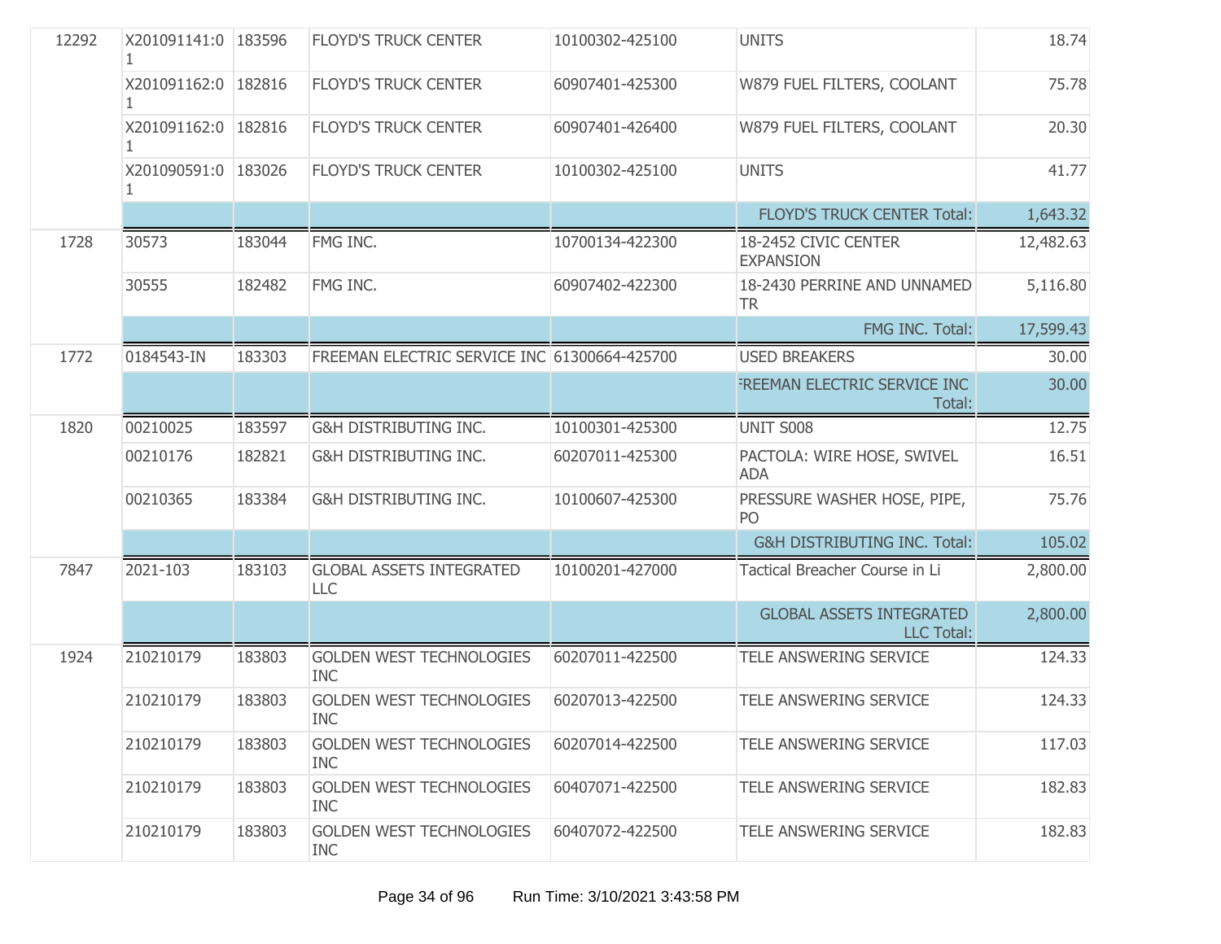| | | | | | | |
|---|---|---|---|---|---|---|
| 12292 | X201091141:01 | 183596 | FLOYD'S TRUCK CENTER | 10100302-425100 | UNITS | 18.74 |
| | X201091162:01 | 182816 | FLOYD'S TRUCK CENTER | 60907401-425300 | W879 FUEL FILTERS, COOLANT | 75.78 |
| | X201091162:01 | 182816 | FLOYD'S TRUCK CENTER | 60907401-426400 | W879 FUEL FILTERS, COOLANT | 20.30 |
| | X201090591:01 | 183026 | FLOYD'S TRUCK CENTER | 10100302-425100 | UNITS | 41.77 |
| | | | | | FLOYD'S TRUCK CENTER Total: | 1,643.32 |
| 1728 | 30573 | 183044 | FMG INC. | 10700134-422300 | 18-2452 CIVIC CENTER EXPANSION | 12,482.63 |
| | 30555 | 182482 | FMG INC. | 60907402-422300 | 18-2430 PERRINE AND UNNAMED TR | 5,116.80 |
| | | | | | FMG INC. Total: | 17,599.43 |
| 1772 | 0184543-IN | 183303 | FREEMAN ELECTRIC SERVICE INC | 61300664-425700 | USED BREAKERS | 30.00 |
| | | | | | FREEMAN ELECTRIC SERVICE INC Total: | 30.00 |
| 1820 | 00210025 | 183597 | G&H DISTRIBUTING INC. | 10100301-425300 | UNIT S008 | 12.75 |
| | 00210176 | 182821 | G&H DISTRIBUTING INC. | 60207011-425300 | PACTOLA: WIRE HOSE, SWIVEL ADA | 16.51 |
| | 00210365 | 183384 | G&H DISTRIBUTING INC. | 10100607-425300 | PRESSURE WASHER HOSE, PIPE, PO | 75.76 |
| | | | | | G&H DISTRIBUTING INC. Total: | 105.02 |
| 7847 | 2021-103 | 183103 | GLOBAL ASSETS INTEGRATED LLC | 10100201-427000 | Tactical Breacher Course in Li | 2,800.00 |
| | | | | | GLOBAL ASSETS INTEGRATED LLC Total: | 2,800.00 |
| 1924 | 210210179 | 183803 | GOLDEN WEST TECHNOLOGIES INC | 60207011-422500 | TELE ANSWERING SERVICE | 124.33 |
| | 210210179 | 183803 | GOLDEN WEST TECHNOLOGIES INC | 60207013-422500 | TELE ANSWERING SERVICE | 124.33 |
| | 210210179 | 183803 | GOLDEN WEST TECHNOLOGIES INC | 60207014-422500 | TELE ANSWERING SERVICE | 117.03 |
| | 210210179 | 183803 | GOLDEN WEST TECHNOLOGIES INC | 60407071-422500 | TELE ANSWERING SERVICE | 182.83 |
| | 210210179 | 183803 | GOLDEN WEST TECHNOLOGIES INC | 60407072-422500 | TELE ANSWERING SERVICE | 182.83 |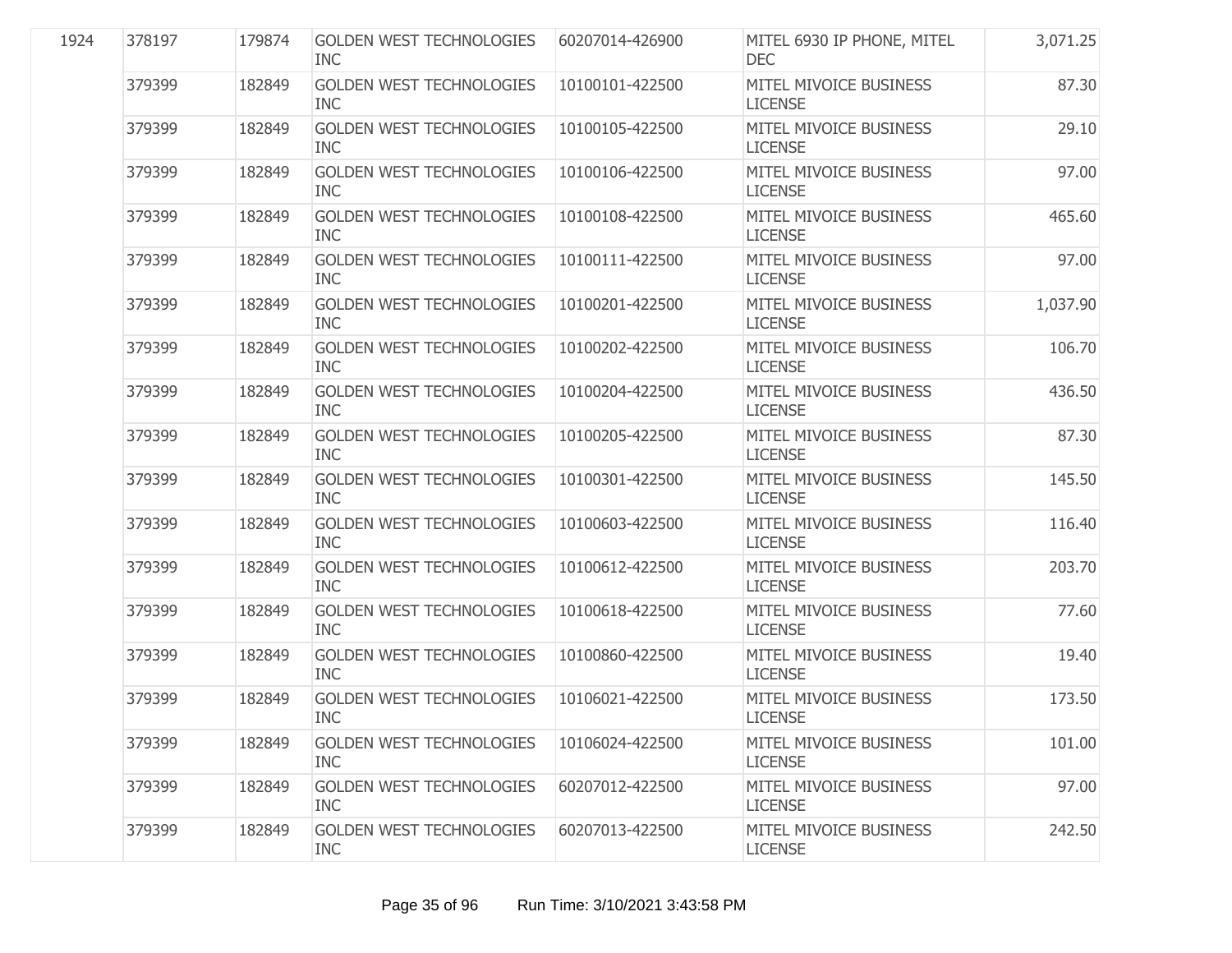| | | | | | | |
|---|---|---|---|---|---|---|
| 1924 | 378197 | 179874 | GOLDEN WEST TECHNOLOGIES INC | 60207014-426900 | MITEL 6930 IP PHONE, MITEL DEC | 3,071.25 |
| | 379399 | 182849 | GOLDEN WEST TECHNOLOGIES INC | 10100101-422500 | MITEL MIVOICE BUSINESS LICENSE | 87.30 |
| | 379399 | 182849 | GOLDEN WEST TECHNOLOGIES INC | 10100105-422500 | MITEL MIVOICE BUSINESS LICENSE | 29.10 |
| | 379399 | 182849 | GOLDEN WEST TECHNOLOGIES INC | 10100106-422500 | MITEL MIVOICE BUSINESS LICENSE | 97.00 |
| | 379399 | 182849 | GOLDEN WEST TECHNOLOGIES INC | 10100108-422500 | MITEL MIVOICE BUSINESS LICENSE | 465.60 |
| | 379399 | 182849 | GOLDEN WEST TECHNOLOGIES INC | 10100111-422500 | MITEL MIVOICE BUSINESS LICENSE | 97.00 |
| | 379399 | 182849 | GOLDEN WEST TECHNOLOGIES INC | 10100201-422500 | MITEL MIVOICE BUSINESS LICENSE | 1,037.90 |
| | 379399 | 182849 | GOLDEN WEST TECHNOLOGIES INC | 10100202-422500 | MITEL MIVOICE BUSINESS LICENSE | 106.70 |
| | 379399 | 182849 | GOLDEN WEST TECHNOLOGIES INC | 10100204-422500 | MITEL MIVOICE BUSINESS LICENSE | 436.50 |
| | 379399 | 182849 | GOLDEN WEST TECHNOLOGIES INC | 10100205-422500 | MITEL MIVOICE BUSINESS LICENSE | 87.30 |
| | 379399 | 182849 | GOLDEN WEST TECHNOLOGIES INC | 10100301-422500 | MITEL MIVOICE BUSINESS LICENSE | 145.50 |
| | 379399 | 182849 | GOLDEN WEST TECHNOLOGIES INC | 10100603-422500 | MITEL MIVOICE BUSINESS LICENSE | 116.40 |
| | 379399 | 182849 | GOLDEN WEST TECHNOLOGIES INC | 10100612-422500 | MITEL MIVOICE BUSINESS LICENSE | 203.70 |
| | 379399 | 182849 | GOLDEN WEST TECHNOLOGIES INC | 10100618-422500 | MITEL MIVOICE BUSINESS LICENSE | 77.60 |
| | 379399 | 182849 | GOLDEN WEST TECHNOLOGIES INC | 10100860-422500 | MITEL MIVOICE BUSINESS LICENSE | 19.40 |
| | 379399 | 182849 | GOLDEN WEST TECHNOLOGIES INC | 10106021-422500 | MITEL MIVOICE BUSINESS LICENSE | 173.50 |
| | 379399 | 182849 | GOLDEN WEST TECHNOLOGIES INC | 10106024-422500 | MITEL MIVOICE BUSINESS LICENSE | 101.00 |
| | 379399 | 182849 | GOLDEN WEST TECHNOLOGIES INC | 60207012-422500 | MITEL MIVOICE BUSINESS LICENSE | 97.00 |
| | 379399 | 182849 | GOLDEN WEST TECHNOLOGIES INC | 60207013-422500 | MITEL MIVOICE BUSINESS LICENSE | 242.50 |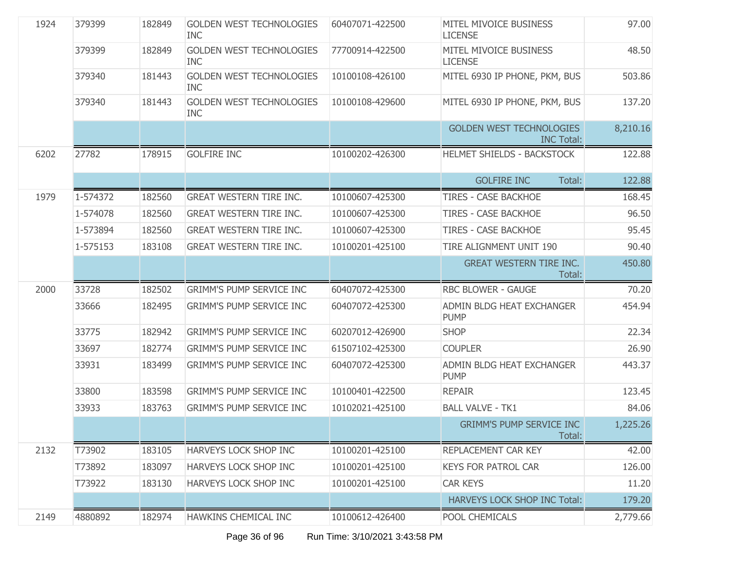| | | | | | | |
|---|---|---|---|---|---|---|
| 1924 | 379399 | 182849 | GOLDEN WEST TECHNOLOGIES INC | 60407071-422500 | MITEL MIVOICE BUSINESS LICENSE | 97.00 |
| | 379399 | 182849 | GOLDEN WEST TECHNOLOGIES INC | 77700914-422500 | MITEL MIVOICE BUSINESS LICENSE | 48.50 |
| | 379340 | 181443 | GOLDEN WEST TECHNOLOGIES INC | 10100108-426100 | MITEL 6930 IP PHONE, PKM, BUS | 503.86 |
| | 379340 | 181443 | GOLDEN WEST TECHNOLOGIES INC | 10100108-429600 | MITEL 6930 IP PHONE, PKM, BUS | 137.20 |
| | | | | | GOLDEN WEST TECHNOLOGIES INC Total: | 8,210.16 |
| 6202 | 27782 | 178915 | GOLFIRE INC | 10100202-426300 | HELMET SHIELDS - BACKSTOCK | 122.88 |
| | | | | | GOLFIRE INC Total: | 122.88 |
| 1979 | 1-574372 | 182560 | GREAT WESTERN TIRE INC. | 10100607-425300 | TIRES - CASE BACKHOE | 168.45 |
| | 1-574078 | 182560 | GREAT WESTERN TIRE INC. | 10100607-425300 | TIRES - CASE BACKHOE | 96.50 |
| | 1-573894 | 182560 | GREAT WESTERN TIRE INC. | 10100607-425300 | TIRES - CASE BACKHOE | 95.45 |
| | 1-575153 | 183108 | GREAT WESTERN TIRE INC. | 10100201-425100 | TIRE ALIGNMENT UNIT 190 | 90.40 |
| | | | | | GREAT WESTERN TIRE INC. Total: | 450.80 |
| 2000 | 33728 | 182502 | GRIMM'S PUMP SERVICE INC | 60407072-425300 | RBC BLOWER - GAUGE | 70.20 |
| | 33666 | 182495 | GRIMM'S PUMP SERVICE INC | 60407072-425300 | ADMIN BLDG HEAT EXCHANGER PUMP | 454.94 |
| | 33775 | 182942 | GRIMM'S PUMP SERVICE INC | 60207012-426900 | SHOP | 22.34 |
| | 33697 | 182774 | GRIMM'S PUMP SERVICE INC | 61507102-425300 | COUPLER | 26.90 |
| | 33931 | 183499 | GRIMM'S PUMP SERVICE INC | 60407072-425300 | ADMIN BLDG HEAT EXCHANGER PUMP | 443.37 |
| | 33800 | 183598 | GRIMM'S PUMP SERVICE INC | 10100401-422500 | REPAIR | 123.45 |
| | 33933 | 183763 | GRIMM'S PUMP SERVICE INC | 10102021-425100 | BALL VALVE - TK1 | 84.06 |
| | | | | | GRIMM'S PUMP SERVICE INC Total: | 1,225.26 |
| 2132 | T73902 | 183105 | HARVEYS LOCK SHOP INC | 10100201-425100 | REPLACEMENT CAR KEY | 42.00 |
| | T73892 | 183097 | HARVEYS LOCK SHOP INC | 10100201-425100 | KEYS FOR PATROL CAR | 126.00 |
| | T73922 | 183130 | HARVEYS LOCK SHOP INC | 10100201-425100 | CAR KEYS | 11.20 |
| | | | | | HARVEYS LOCK SHOP INC Total: | 179.20 |
| 2149 | 4880892 | 182974 | HAWKINS CHEMICAL INC | 10100612-426400 | POOL CHEMICALS | 2,779.66 |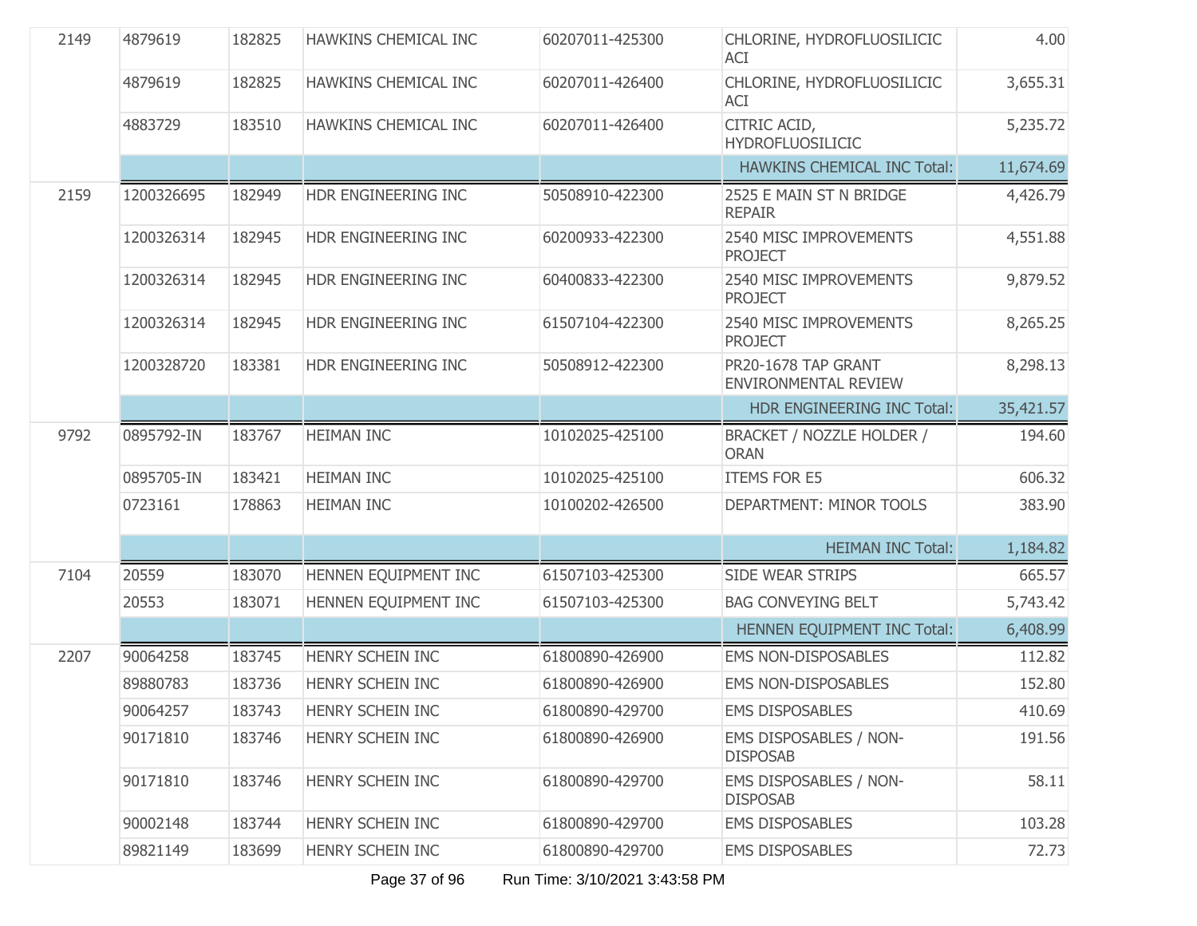| | | | | | | |
|---|---|---|---|---|---|---|
| 2149 | 4879619 | 182825 | HAWKINS CHEMICAL INC | 60207011-425300 | CHLORINE, HYDROFLUOSILICIC ACI | 4.00 |
| | 4879619 | 182825 | HAWKINS CHEMICAL INC | 60207011-426400 | CHLORINE, HYDROFLUOSILICIC ACI | 3,655.31 |
| | 4883729 | 183510 | HAWKINS CHEMICAL INC | 60207011-426400 | CITRIC ACID, HYDROFLUOSILICIC | 5,235.72 |
| | | | | | HAWKINS CHEMICAL INC Total: | 11,674.69 |
| 2159 | 1200326695 | 182949 | HDR ENGINEERING INC | 50508910-422300 | 2525 E MAIN ST N BRIDGE REPAIR | 4,426.79 |
| | 1200326314 | 182945 | HDR ENGINEERING INC | 60200933-422300 | 2540 MISC IMPROVEMENTS PROJECT | 4,551.88 |
| | 1200326314 | 182945 | HDR ENGINEERING INC | 60400833-422300 | 2540 MISC IMPROVEMENTS PROJECT | 9,879.52 |
| | 1200326314 | 182945 | HDR ENGINEERING INC | 61507104-422300 | 2540 MISC IMPROVEMENTS PROJECT | 8,265.25 |
| | 1200328720 | 183381 | HDR ENGINEERING INC | 50508912-422300 | PR20-1678 TAP GRANT ENVIRONMENTAL REVIEW | 8,298.13 |
| | | | | | HDR ENGINEERING INC Total: | 35,421.57 |
| 9792 | 0895792-IN | 183767 | HEIMAN INC | 10102025-425100 | BRACKET / NOZZLE HOLDER / ORAN | 194.60 |
| | 0895705-IN | 183421 | HEIMAN INC | 10102025-425100 | ITEMS FOR E5 | 606.32 |
| | 0723161 | 178863 | HEIMAN INC | 10100202-426500 | DEPARTMENT: MINOR TOOLS | 383.90 |
| | | | | | HEIMAN INC Total: | 1,184.82 |
| 7104 | 20559 | 183070 | HENNEN EQUIPMENT INC | 61507103-425300 | SIDE WEAR STRIPS | 665.57 |
| | 20553 | 183071 | HENNEN EQUIPMENT INC | 61507103-425300 | BAG CONVEYING BELT | 5,743.42 |
| | | | | | HENNEN EQUIPMENT INC Total: | 6,408.99 |
| 2207 | 90064258 | 183745 | HENRY SCHEIN INC | 61800890-426900 | EMS NON-DISPOSABLES | 112.82 |
| | 89880783 | 183736 | HENRY SCHEIN INC | 61800890-426900 | EMS NON-DISPOSABLES | 152.80 |
| | 90064257 | 183743 | HENRY SCHEIN INC | 61800890-429700 | EMS DISPOSABLES | 410.69 |
| | 90171810 | 183746 | HENRY SCHEIN INC | 61800890-426900 | EMS DISPOSABLES / NON-DISPOSAB | 191.56 |
| | 90171810 | 183746 | HENRY SCHEIN INC | 61800890-429700 | EMS DISPOSABLES / NON-DISPOSAB | 58.11 |
| | 90002148 | 183744 | HENRY SCHEIN INC | 61800890-429700 | EMS DISPOSABLES | 103.28 |
| | 89821149 | 183699 | HENRY SCHEIN INC | 61800890-429700 | EMS DISPOSABLES | 72.73 |

Run Time: 3/10/2021 3:43:58 PM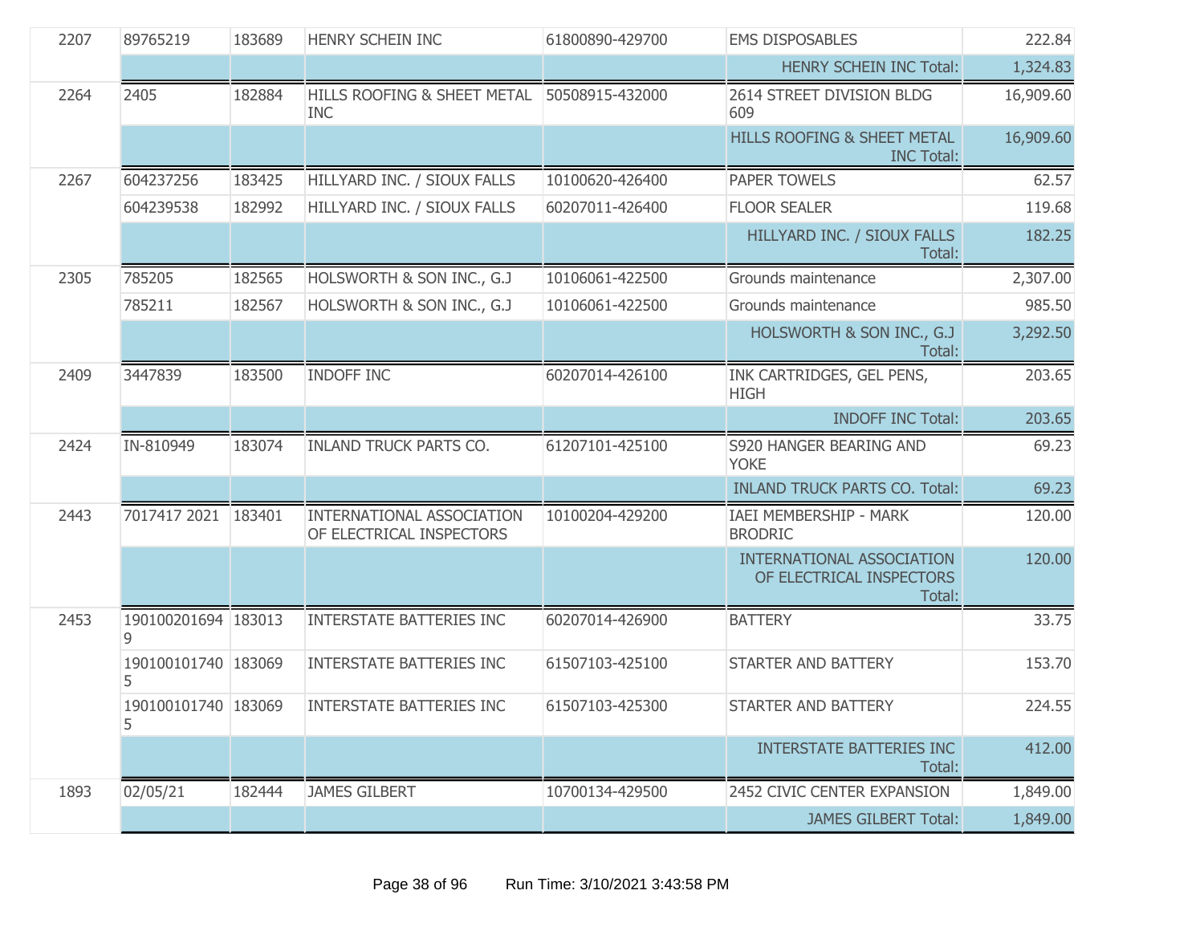| | | | | | | |
|---|---|---|---|---|---|---|
| 2207 | 89765219 | 183689 | HENRY SCHEIN INC | 61800890-429700 | EMS DISPOSABLES | 222.84 |
| | | | | | HENRY SCHEIN INC Total: | 1,324.83 |
| 2264 | 2405 | 182884 | HILLS ROOFING & SHEET METAL INC | 50508915-432000 | 2614 STREET DIVISION BLDG 609 | 16,909.60 |
| | | | | | HILLS ROOFING & SHEET METAL INC Total: | 16,909.60 |
| 2267 | 604237256 | 183425 | HILLYARD INC. / SIOUX FALLS | 10100620-426400 | PAPER TOWELS | 62.57 |
| | 604239538 | 182992 | HILLYARD INC. / SIOUX FALLS | 60207011-426400 | FLOOR SEALER | 119.68 |
| | | | | | HILLYARD INC. / SIOUX FALLS Total: | 182.25 |
| 2305 | 785205 | 182565 | HOLSWORTH & SON INC., G.J | 10106061-422500 | Grounds maintenance | 2,307.00 |
| | 785211 | 182567 | HOLSWORTH & SON INC., G.J | 10106061-422500 | Grounds maintenance | 985.50 |
| | | | | | HOLSWORTH & SON INC., G.J Total: | 3,292.50 |
| 2409 | 3447839 | 183500 | INDOFF INC | 60207014-426100 | INK CARTRIDGES, GEL PENS, HIGH | 203.65 |
| | | | | | INDOFF INC Total: | 203.65 |
| 2424 | IN-810949 | 183074 | INLAND TRUCK PARTS CO. | 61207101-425100 | S920 HANGER BEARING AND YOKE | 69.23 |
| | | | | | INLAND TRUCK PARTS CO. Total: | 69.23 |
| 2443 | 7017417 2021 | 183401 | INTERNATIONAL ASSOCIATION OF ELECTRICAL INSPECTORS | 10100204-429200 | IAEI MEMBERSHIP - MARK BRODRIC | 120.00 |
| | | | | | INTERNATIONAL ASSOCIATION OF ELECTRICAL INSPECTORS Total: | 120.00 |
| 2453 | 1901002016949 | 183013 | INTERSTATE BATTERIES INC | 60207014-426900 | BATTERY | 33.75 |
| | 1901001017405 | 183069 | INTERSTATE BATTERIES INC | 61507103-425100 | STARTER AND BATTERY | 153.70 |
| | 1901001017405 | 183069 | INTERSTATE BATTERIES INC | 61507103-425300 | STARTER AND BATTERY | 224.55 |
| | | | | | INTERSTATE BATTERIES INC Total: | 412.00 |
| 1893 | 02/05/21 | 182444 | JAMES GILBERT | 10700134-429500 | 2452 CIVIC CENTER EXPANSION | 1,849.00 |
| | | | | | JAMES GILBERT Total: | 1,849.00 |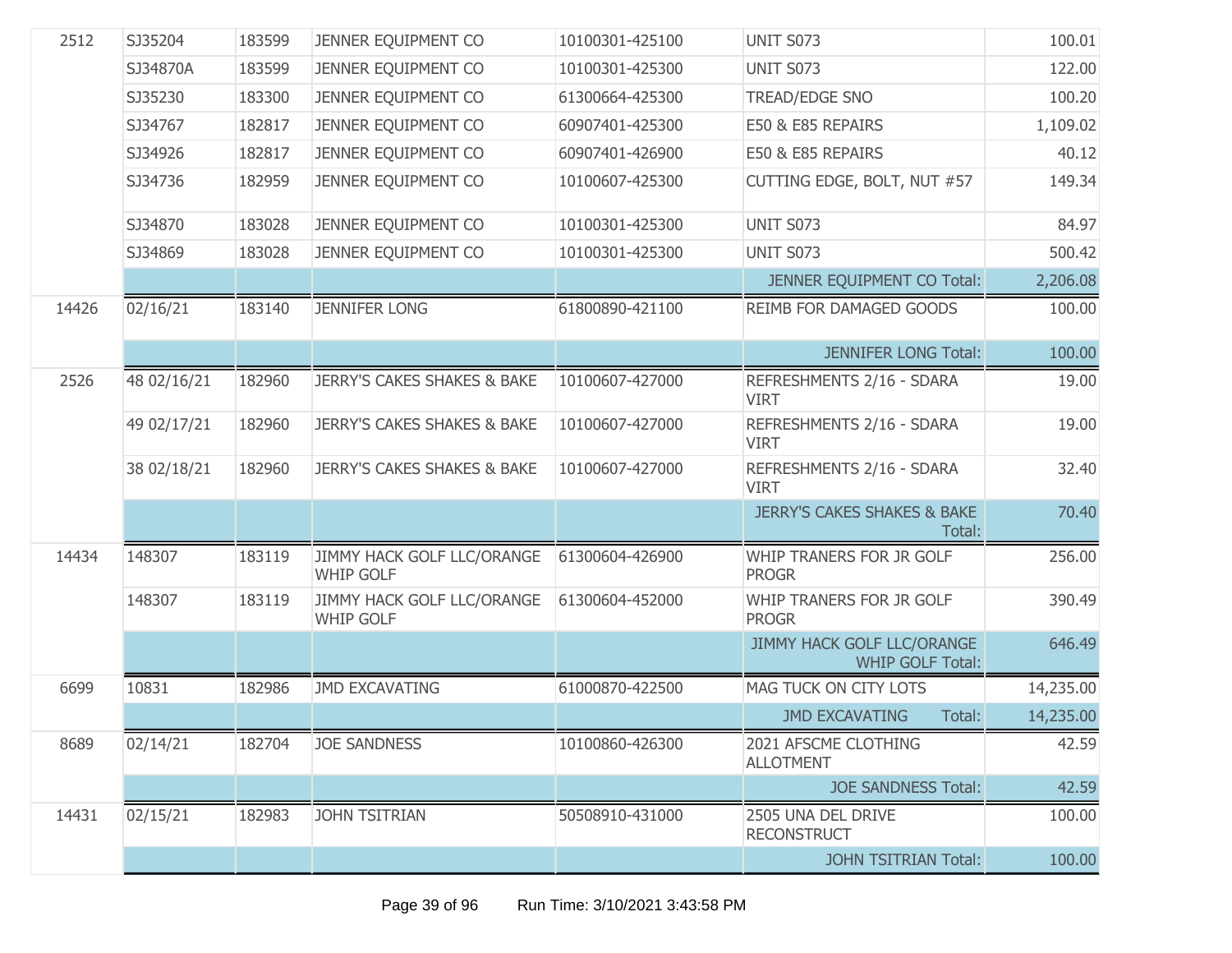| | | | | | | |
|---|---|---|---|---|---|---|
| 2512 | SJ35204 | 183599 | JENNER EQUIPMENT CO | 10100301-425100 | UNIT S073 | 100.01 |
| | SJ34870A | 183599 | JENNER EQUIPMENT CO | 10100301-425300 | UNIT S073 | 122.00 |
| | SJ35230 | 183300 | JENNER EQUIPMENT CO | 61300664-425300 | TREAD/EDGE SNO | 100.20 |
| | SJ34767 | 182817 | JENNER EQUIPMENT CO | 60907401-425300 | E50 & E85 REPAIRS | 1,109.02 |
| | SJ34926 | 182817 | JENNER EQUIPMENT CO | 60907401-426900 | E50 & E85 REPAIRS | 40.12 |
| | SJ34736 | 182959 | JENNER EQUIPMENT CO | 10100607-425300 | CUTTING EDGE, BOLT, NUT #57 | 149.34 |
| | SJ34870 | 183028 | JENNER EQUIPMENT CO | 10100301-425300 | UNIT S073 | 84.97 |
| | SJ34869 | 183028 | JENNER EQUIPMENT CO | 10100301-425300 | UNIT S073 | 500.42 |
| | | | | | JENNER EQUIPMENT CO Total: | 2,206.08 |
| 14426 | 02/16/21 | 183140 | JENNIFER LONG | 61800890-421100 | REIMB FOR DAMAGED GOODS | 100.00 |
| | | | | | JENNIFER LONG Total: | 100.00 |
| 2526 | 48 02/16/21 | 182960 | JERRY'S CAKES SHAKES & BAKE | 10100607-427000 | REFRESHMENTS 2/16 - SDARA VIRT | 19.00 |
| | 49 02/17/21 | 182960 | JERRY'S CAKES SHAKES & BAKE | 10100607-427000 | REFRESHMENTS 2/16 - SDARA VIRT | 19.00 |
| | 38 02/18/21 | 182960 | JERRY'S CAKES SHAKES & BAKE | 10100607-427000 | REFRESHMENTS 2/16 - SDARA VIRT | 32.40 |
| | | | | | JERRY'S CAKES SHAKES & BAKE Total: | 70.40 |
| 14434 | 148307 | 183119 | JIMMY HACK GOLF LLC/ORANGE WHIP GOLF | 61300604-426900 | WHIP TRANERS FOR JR GOLF PROGR | 256.00 |
| | 148307 | 183119 | JIMMY HACK GOLF LLC/ORANGE WHIP GOLF | 61300604-452000 | WHIP TRANERS FOR JR GOLF PROGR | 390.49 |
| | | | | | JIMMY HACK GOLF LLC/ORANGE WHIP GOLF Total: | 646.49 |
| 6699 | 10831 | 182986 | JMD EXCAVATING | 61000870-422500 | MAG TUCK ON CITY LOTS | 14,235.00 |
| | | | | | JMD EXCAVATING Total: | 14,235.00 |
| 8689 | 02/14/21 | 182704 | JOE SANDNESS | 10100860-426300 | 2021 AFSCME CLOTHING ALLOTMENT | 42.59 |
| | | | | | JOE SANDNESS Total: | 42.59 |
| 14431 | 02/15/21 | 182983 | JOHN TSITRIAN | 50508910-431000 | 2505 UNA DEL DRIVE RECONSTRUCT | 100.00 |
| | | | | | JOHN TSITRIAN Total: | 100.00 |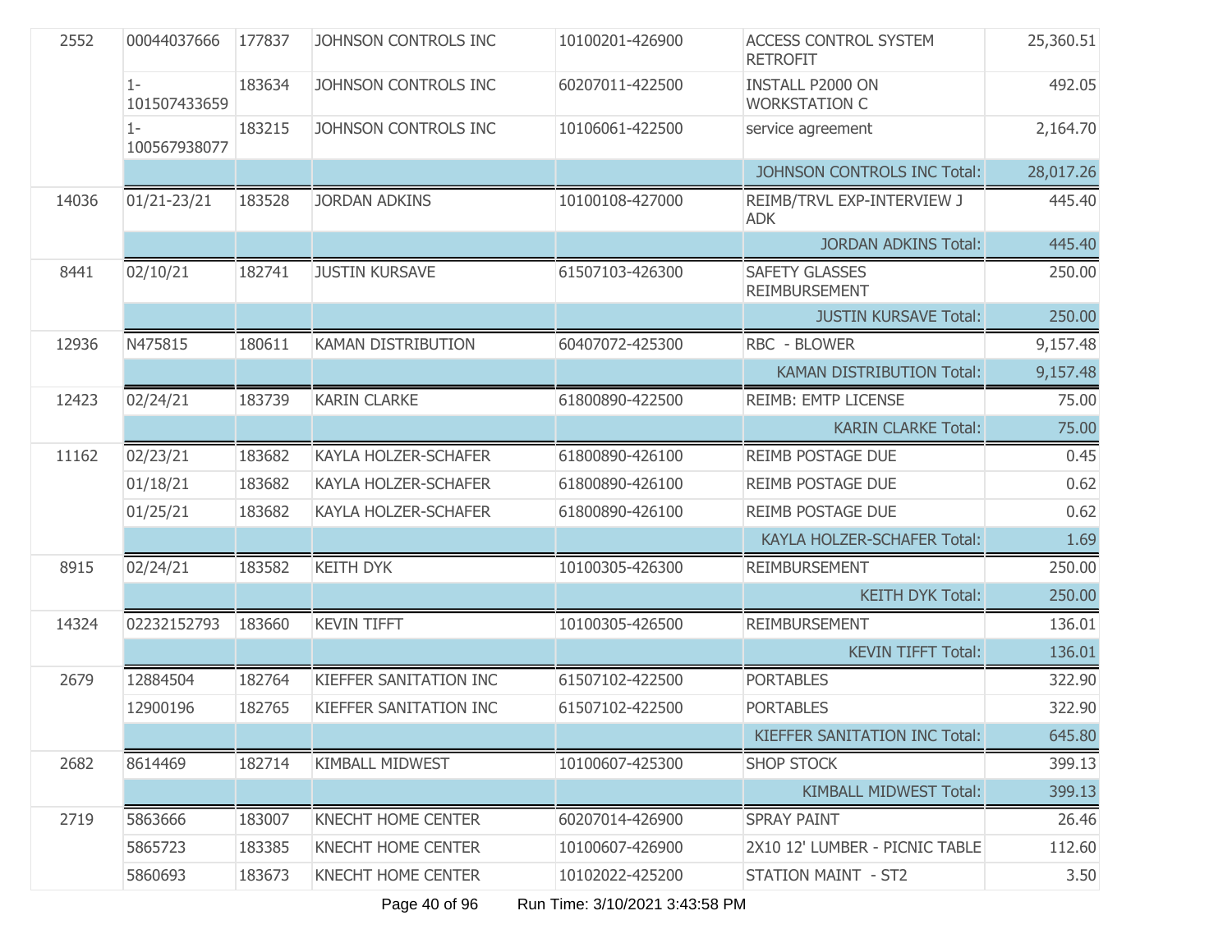| | | | | | | |
|---|---|---|---|---|---|---|
| 2552 | 00044037666 | 177837 | JOHNSON CONTROLS INC | 10100201-426900 | ACCESS CONTROL SYSTEM RETROFIT | 25,360.51 |
| | 1-101507433659 | 183634 | JOHNSON CONTROLS INC | 60207011-422500 | INSTALL P2000 ON WORKSTATION C | 492.05 |
| | 1-100567938077 | 183215 | JOHNSON CONTROLS INC | 10106061-422500 | service agreement | 2,164.70 |
| | | | | | JOHNSON CONTROLS INC Total: | 28,017.26 |
| 14036 | 01/21-23/21 | 183528 | JORDAN ADKINS | 10100108-427000 | REIMB/TRVL EXP-INTERVIEW J ADK | 445.40 |
| | | | | | JORDAN ADKINS Total: | 445.40 |
| 8441 | 02/10/21 | 182741 | JUSTIN KURSAVE | 61507103-426300 | SAFETY GLASSES REIMBURSEMENT | 250.00 |
| | | | | | JUSTIN KURSAVE Total: | 250.00 |
| 12936 | N475815 | 180611 | KAMAN DISTRIBUTION | 60407072-425300 | RBC - BLOWER | 9,157.48 |
| | | | | | KAMAN DISTRIBUTION Total: | 9,157.48 |
| 12423 | 02/24/21 | 183739 | KARIN CLARKE | 61800890-422500 | REIMB: EMTP LICENSE | 75.00 |
| | | | | | KARIN CLARKE Total: | 75.00 |
| 11162 | 02/23/21 | 183682 | KAYLA HOLZER-SCHAFER | 61800890-426100 | REIMB POSTAGE DUE | 0.45 |
| | 01/18/21 | 183682 | KAYLA HOLZER-SCHAFER | 61800890-426100 | REIMB POSTAGE DUE | 0.62 |
| | 01/25/21 | 183682 | KAYLA HOLZER-SCHAFER | 61800890-426100 | REIMB POSTAGE DUE | 0.62 |
| | | | | | KAYLA HOLZER-SCHAFER Total: | 1.69 |
| 8915 | 02/24/21 | 183582 | KEITH DYK | 10100305-426300 | REIMBURSEMENT | 250.00 |
| | | | | | KEITH DYK Total: | 250.00 |
| 14324 | 02232152793 | 183660 | KEVIN TIFFT | 10100305-426500 | REIMBURSEMENT | 136.01 |
| | | | | | KEVIN TIFFT Total: | 136.01 |
| 2679 | 12884504 | 182764 | KIEFFER SANITATION INC | 61507102-422500 | PORTABLES | 322.90 |
| | 12900196 | 182765 | KIEFFER SANITATION INC | 61507102-422500 | PORTABLES | 322.90 |
| | | | | | KIEFFER SANITATION INC Total: | 645.80 |
| 2682 | 8614469 | 182714 | KIMBALL MIDWEST | 10100607-425300 | SHOP STOCK | 399.13 |
| | | | | | KIMBALL MIDWEST Total: | 399.13 |
| 2719 | 5863666 | 183007 | KNECHT HOME CENTER | 60207014-426900 | SPRAY PAINT | 26.46 |
| | 5865723 | 183385 | KNECHT HOME CENTER | 10100607-426900 | 2X10 12' LUMBER - PICNIC TABLE | 112.60 |
| | 5860693 | 183673 | KNECHT HOME CENTER | 10102022-425200 | STATION MAINT - ST2 | 3.50 |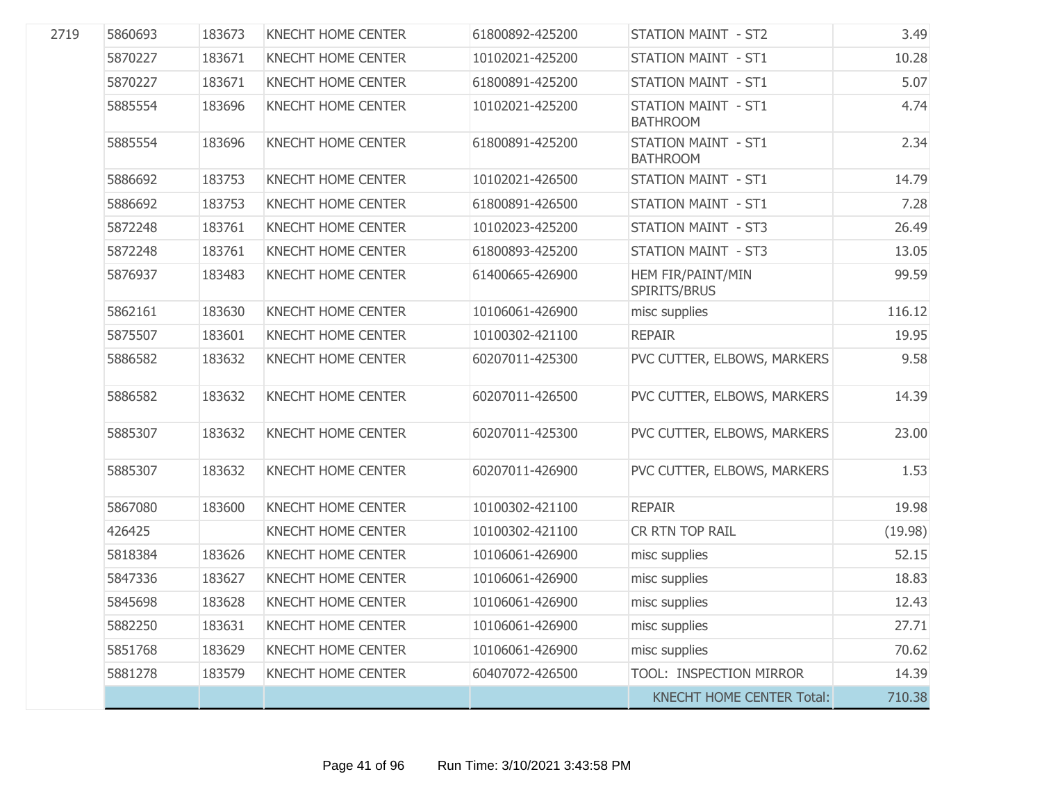| | | | | | | |
|---|---|---|---|---|---|---|
| 2719 | 5860693 | 183673 | KNECHT HOME CENTER | 61800892-425200 | STATION MAINT - ST2 | 3.49 |
| | 5870227 | 183671 | KNECHT HOME CENTER | 10102021-425200 | STATION MAINT - ST1 | 10.28 |
| | 5870227 | 183671 | KNECHT HOME CENTER | 61800891-425200 | STATION MAINT - ST1 | 5.07 |
| | 5885554 | 183696 | KNECHT HOME CENTER | 10102021-425200 | STATION MAINT - ST1 BATHROOM | 4.74 |
| | 5885554 | 183696 | KNECHT HOME CENTER | 61800891-425200 | STATION MAINT - ST1 BATHROOM | 2.34 |
| | 5886692 | 183753 | KNECHT HOME CENTER | 10102021-426500 | STATION MAINT - ST1 | 14.79 |
| | 5886692 | 183753 | KNECHT HOME CENTER | 61800891-426500 | STATION MAINT - ST1 | 7.28 |
| | 5872248 | 183761 | KNECHT HOME CENTER | 10102023-425200 | STATION MAINT - ST3 | 26.49 |
| | 5872248 | 183761 | KNECHT HOME CENTER | 61800893-425200 | STATION MAINT - ST3 | 13.05 |
| | 5876937 | 183483 | KNECHT HOME CENTER | 61400665-426900 | HEM FIR/PAINT/MIN SPIRITS/BRUS | 99.59 |
| | 5862161 | 183630 | KNECHT HOME CENTER | 10106061-426900 | misc supplies | 116.12 |
| | 5875507 | 183601 | KNECHT HOME CENTER | 10100302-421100 | REPAIR | 19.95 |
| | 5886582 | 183632 | KNECHT HOME CENTER | 60207011-425300 | PVC CUTTER, ELBOWS, MARKERS | 9.58 |
| | 5886582 | 183632 | KNECHT HOME CENTER | 60207011-426500 | PVC CUTTER, ELBOWS, MARKERS | 14.39 |
| | 5885307 | 183632 | KNECHT HOME CENTER | 60207011-425300 | PVC CUTTER, ELBOWS, MARKERS | 23.00 |
| | 5885307 | 183632 | KNECHT HOME CENTER | 60207011-426900 | PVC CUTTER, ELBOWS, MARKERS | 1.53 |
| | 5867080 | 183600 | KNECHT HOME CENTER | 10100302-421100 | REPAIR | 19.98 |
| | 426425 | | KNECHT HOME CENTER | 10100302-421100 | CR RTN TOP RAIL | (19.98) |
| | 5818384 | 183626 | KNECHT HOME CENTER | 10106061-426900 | misc supplies | 52.15 |
| | 5847336 | 183627 | KNECHT HOME CENTER | 10106061-426900 | misc supplies | 18.83 |
| | 5845698 | 183628 | KNECHT HOME CENTER | 10106061-426900 | misc supplies | 12.43 |
| | 5882250 | 183631 | KNECHT HOME CENTER | 10106061-426900 | misc supplies | 27.71 |
| | 5851768 | 183629 | KNECHT HOME CENTER | 10106061-426900 | misc supplies | 70.62 |
| | 5881278 | 183579 | KNECHT HOME CENTER | 60407072-426500 | TOOL: INSPECTION MIRROR | 14.39 |
| | | | | | KNECHT HOME CENTER Total: | 710.38 |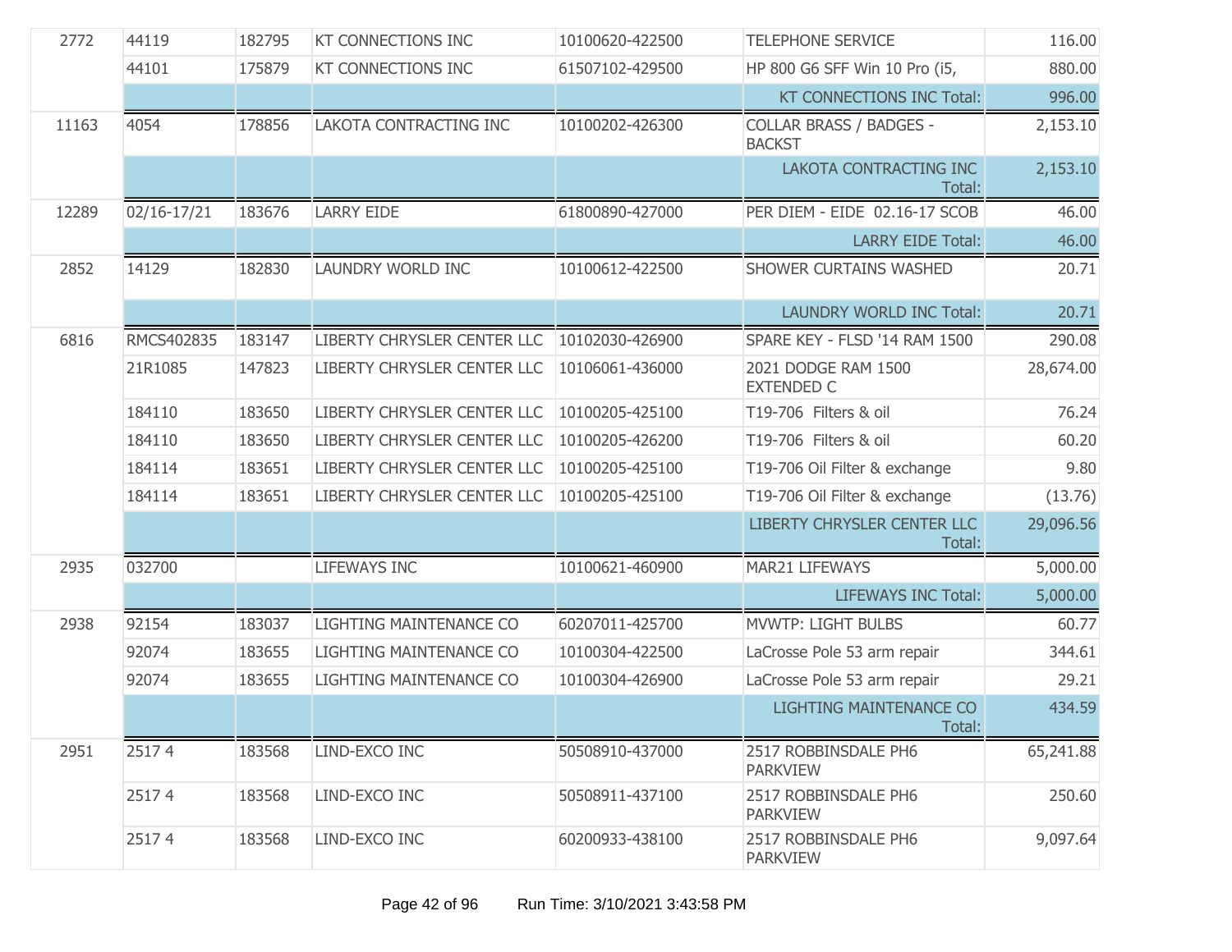| | | | | | | |
|---|---|---|---|---|---|---|
| 2772 | 44119 | 182795 | KT CONNECTIONS INC | 10100620-422500 | TELEPHONE SERVICE | 116.00 |
| | 44101 | 175879 | KT CONNECTIONS INC | 61507102-429500 | HP 800 G6 SFF Win 10 Pro (i5, | 880.00 |
| | | | | | KT CONNECTIONS INC Total: | 996.00 |
| 11163 | 4054 | 178856 | LAKOTA CONTRACTING INC | 10100202-426300 | COLLAR BRASS / BADGES - BACKST | 2,153.10 |
| | | | | | LAKOTA CONTRACTING INC Total: | 2,153.10 |
| 12289 | 02/16-17/21 | 183676 | LARRY EIDE | 61800890-427000 | PER DIEM - EIDE 02.16-17 SCOB | 46.00 |
| | | | | | LARRY EIDE Total: | 46.00 |
| 2852 | 14129 | 182830 | LAUNDRY WORLD INC | 10100612-422500 | SHOWER CURTAINS WASHED | 20.71 |
| | | | | | LAUNDRY WORLD INC Total: | 20.71 |
| 6816 | RMCS402835 | 183147 | LIBERTY CHRYSLER CENTER LLC | 10102030-426900 | SPARE KEY - FLSD '14 RAM 1500 | 290.08 |
| | 21R1085 | 147823 | LIBERTY CHRYSLER CENTER LLC | 10106061-436000 | 2021 DODGE RAM 1500 EXTENDED C | 28,674.00 |
| | 184110 | 183650 | LIBERTY CHRYSLER CENTER LLC | 10100205-425100 | T19-706 Filters & oil | 76.24 |
| | 184110 | 183650 | LIBERTY CHRYSLER CENTER LLC | 10100205-426200 | T19-706 Filters & oil | 60.20 |
| | 184114 | 183651 | LIBERTY CHRYSLER CENTER LLC | 10100205-425100 | T19-706 Oil Filter & exchange | 9.80 |
| | 184114 | 183651 | LIBERTY CHRYSLER CENTER LLC | 10100205-425100 | T19-706 Oil Filter & exchange | (13.76) |
| | | | | | LIBERTY CHRYSLER CENTER LLC Total: | 29,096.56 |
| 2935 | 032700 | | LIFEWAYS INC | 10100621-460900 | MAR21 LIFEWAYS | 5,000.00 |
| | | | | | LIFEWAYS INC Total: | 5,000.00 |
| 2938 | 92154 | 183037 | LIGHTING MAINTENANCE CO | 60207011-425700 | MVWTP: LIGHT BULBS | 60.77 |
| | 92074 | 183655 | LIGHTING MAINTENANCE CO | 10100304-422500 | LaCrosse Pole 53 arm repair | 344.61 |
| | 92074 | 183655 | LIGHTING MAINTENANCE CO | 10100304-426900 | LaCrosse Pole 53 arm repair | 29.21 |
| | | | | | LIGHTING MAINTENANCE CO Total: | 434.59 |
| 2951 | 2517 4 | 183568 | LIND-EXCO INC | 50508910-437000 | 2517 ROBBINSDALE PH6 PARKVIEW | 65,241.88 |
| | 2517 4 | 183568 | LIND-EXCO INC | 50508911-437100 | 2517 ROBBINSDALE PH6 PARKVIEW | 250.60 |
| | 2517 4 | 183568 | LIND-EXCO INC | 60200933-438100 | 2517 ROBBINSDALE PH6 PARKVIEW | 9,097.64 |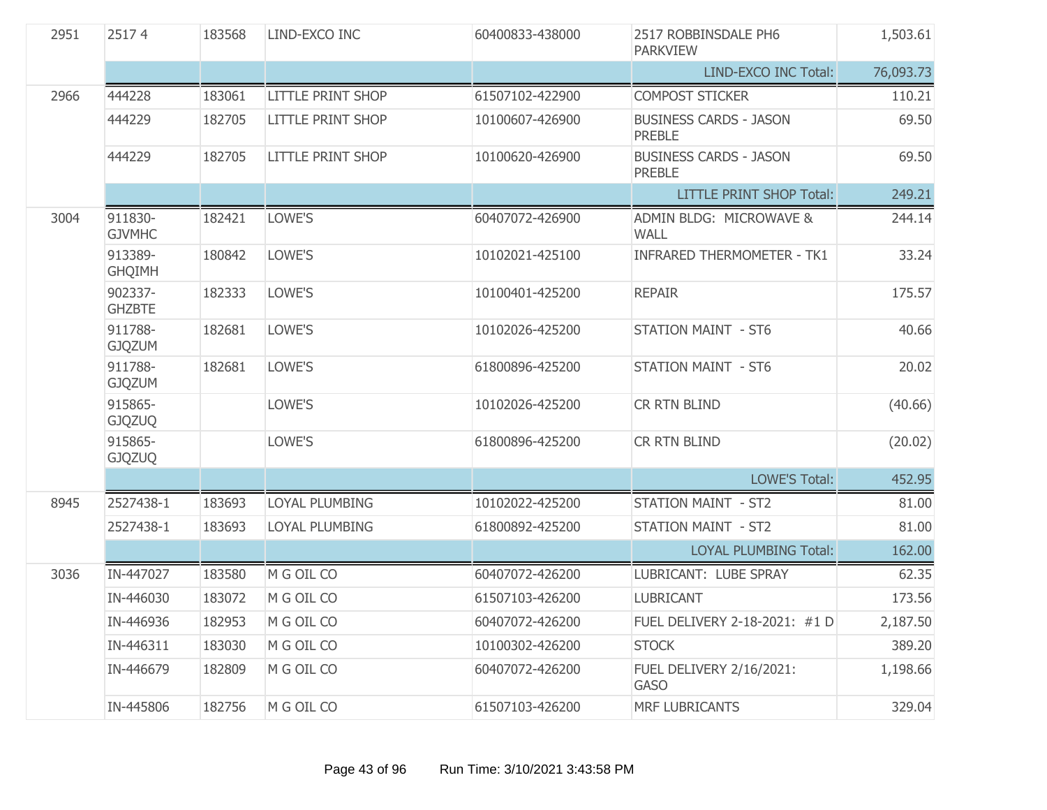| | | | | | | |
|---|---|---|---|---|---|---|
| 2951 | 2517 4 | 183568 | LIND-EXCO INC | 60400833-438000 | 2517 ROBBINSDALE PH6 PARKVIEW | 1,503.61 |
| | | | | | LIND-EXCO INC Total: | 76,093.73 |
| 2966 | 444228 | 183061 | LITTLE PRINT SHOP | 61507102-422900 | COMPOST STICKER | 110.21 |
| | 444229 | 182705 | LITTLE PRINT SHOP | 10100607-426900 | BUSINESS CARDS - JASON PREBLE | 69.50 |
| | 444229 | 182705 | LITTLE PRINT SHOP | 10100620-426900 | BUSINESS CARDS - JASON PREBLE | 69.50 |
| | | | | | LITTLE PRINT SHOP Total: | 249.21 |
| 3004 | 911830-GJVMHC | 182421 | LOWE'S | 60407072-426900 | ADMIN BLDG: MICROWAVE & WALL | 244.14 |
| | 913389-GHQIMH | 180842 | LOWE'S | 10102021-425100 | INFRARED THERMOMETER - TK1 | 33.24 |
| | 902337-GHZBTE | 182333 | LOWE'S | 10100401-425200 | REPAIR | 175.57 |
| | 911788-GJQZUM | 182681 | LOWE'S | 10102026-425200 | STATION MAINT - ST6 | 40.66 |
| | 911788-GJQZUM | 182681 | LOWE'S | 61800896-425200 | STATION MAINT - ST6 | 20.02 |
| | 915865-GJQZUQ | | LOWE'S | 10102026-425200 | CR RTN BLIND | (40.66) |
| | 915865-GJQZUQ | | LOWE'S | 61800896-425200 | CR RTN BLIND | (20.02) |
| | | | | | LOWE'S Total: | 452.95 |
| 8945 | 2527438-1 | 183693 | LOYAL PLUMBING | 10102022-425200 | STATION MAINT - ST2 | 81.00 |
| | 2527438-1 | 183693 | LOYAL PLUMBING | 61800892-425200 | STATION MAINT - ST2 | 81.00 |
| | | | | | LOYAL PLUMBING Total: | 162.00 |
| 3036 | IN-447027 | 183580 | M G OIL CO | 60407072-426200 | LUBRICANT: LUBE SPRAY | 62.35 |
| | IN-446030 | 183072 | M G OIL CO | 61507103-426200 | LUBRICANT | 173.56 |
| | IN-446936 | 182953 | M G OIL CO | 60407072-426200 | FUEL DELIVERY 2-18-2021: #1 D | 2,187.50 |
| | IN-446311 | 183030 | M G OIL CO | 10100302-426200 | STOCK | 389.20 |
| | IN-446679 | 182809 | M G OIL CO | 60407072-426200 | FUEL DELIVERY 2/16/2021: GASO | 1,198.66 |
| | IN-445806 | 182756 | M G OIL CO | 61507103-426200 | MRF LUBRICANTS | 329.04 |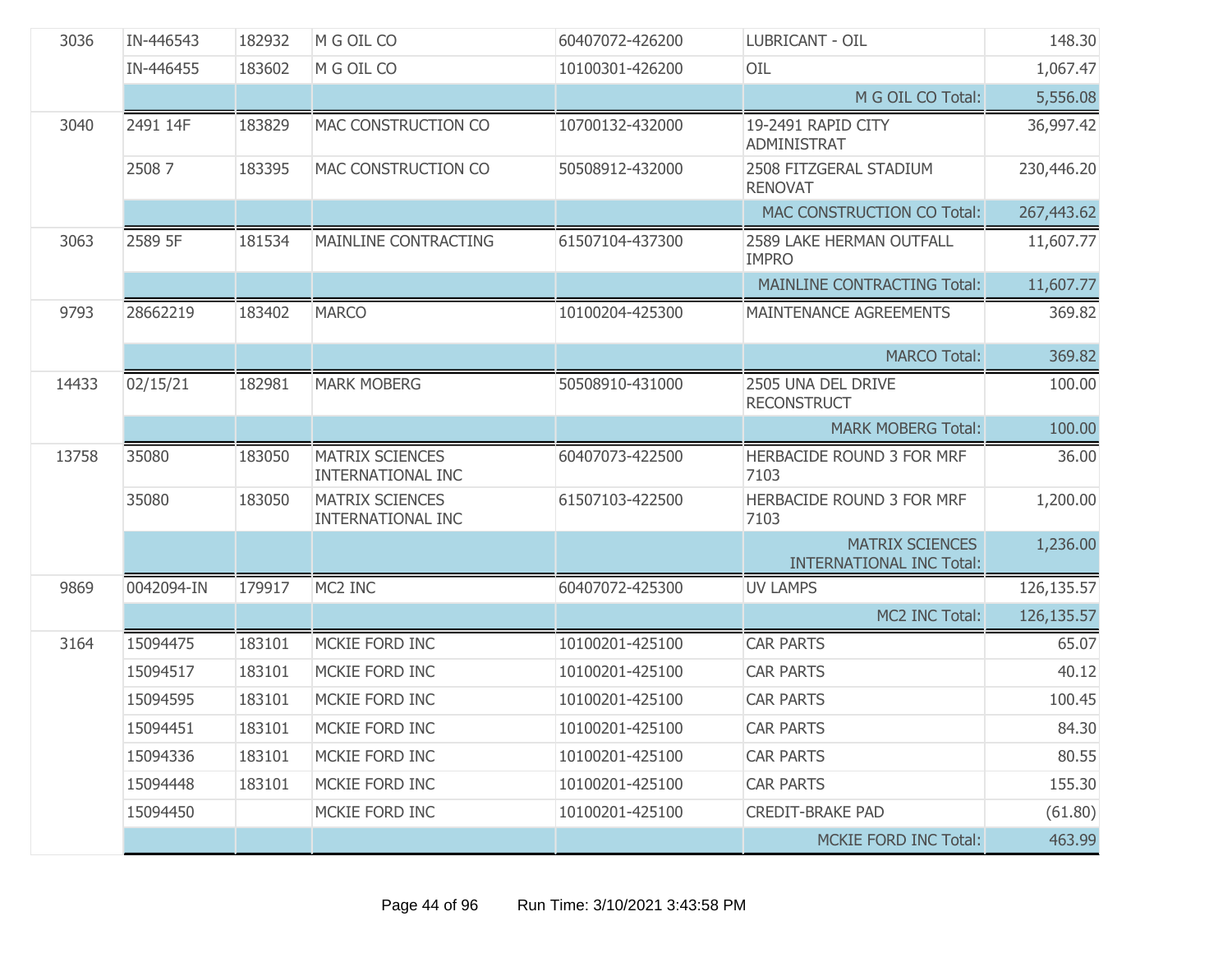| | | | | | | |
|---|---|---|---|---|---|---|
| 3036 | IN-446543 | 182932 | M G OIL CO | 60407072-426200 | LUBRICANT - OIL | 148.30 |
| | IN-446455 | 183602 | M G OIL CO | 10100301-426200 | OIL | 1,067.47 |
| | | | | | M G OIL CO Total: | 5,556.08 |
| 3040 | 2491 14F | 183829 | MAC CONSTRUCTION CO | 10700132-432000 | 19-2491 RAPID CITY ADMINISTRAT | 36,997.42 |
| | 2508 7 | 183395 | MAC CONSTRUCTION CO | 50508912-432000 | 2508 FITZGERAL STADIUM RENOVAT | 230,446.20 |
| | | | | | MAC CONSTRUCTION CO Total: | 267,443.62 |
| 3063 | 2589 5F | 181534 | MAINLINE CONTRACTING | 61507104-437300 | 2589 LAKE HERMAN OUTFALL IMPRO | 11,607.77 |
| | | | | | MAINLINE CONTRACTING Total: | 11,607.77 |
| 9793 | 28662219 | 183402 | MARCO | 10100204-425300 | MAINTENANCE AGREEMENTS | 369.82 |
| | | | | | MARCO Total: | 369.82 |
| 14433 | 02/15/21 | 182981 | MARK MOBERG | 50508910-431000 | 2505 UNA DEL DRIVE RECONSTRUCT | 100.00 |
| | | | | | MARK MOBERG Total: | 100.00 |
| 13758 | 35080 | 183050 | MATRIX SCIENCES INTERNATIONAL INC | 60407073-422500 | HERBACIDE ROUND 3 FOR MRF 7103 | 36.00 |
| | 35080 | 183050 | MATRIX SCIENCES INTERNATIONAL INC | 61507103-422500 | HERBACIDE ROUND 3 FOR MRF 7103 | 1,200.00 |
| | | | | | MATRIX SCIENCES INTERNATIONAL INC Total: | 1,236.00 |
| 9869 | 0042094-IN | 179917 | MC2 INC | 60407072-425300 | UV LAMPS | 126,135.57 |
| | | | | | MC2 INC Total: | 126,135.57 |
| 3164 | 15094475 | 183101 | MCKIE FORD INC | 10100201-425100 | CAR PARTS | 65.07 |
| | 15094517 | 183101 | MCKIE FORD INC | 10100201-425100 | CAR PARTS | 40.12 |
| | 15094595 | 183101 | MCKIE FORD INC | 10100201-425100 | CAR PARTS | 100.45 |
| | 15094451 | 183101 | MCKIE FORD INC | 10100201-425100 | CAR PARTS | 84.30 |
| | 15094336 | 183101 | MCKIE FORD INC | 10100201-425100 | CAR PARTS | 80.55 |
| | 15094448 | 183101 | MCKIE FORD INC | 10100201-425100 | CAR PARTS | 155.30 |
| | 15094450 | | MCKIE FORD INC | 10100201-425100 | CREDIT-BRAKE PAD | (61.80) |
| | | | | | MCKIE FORD INC Total: | 463.99 |

Run Time: 3/10/2021 3:43:58 PM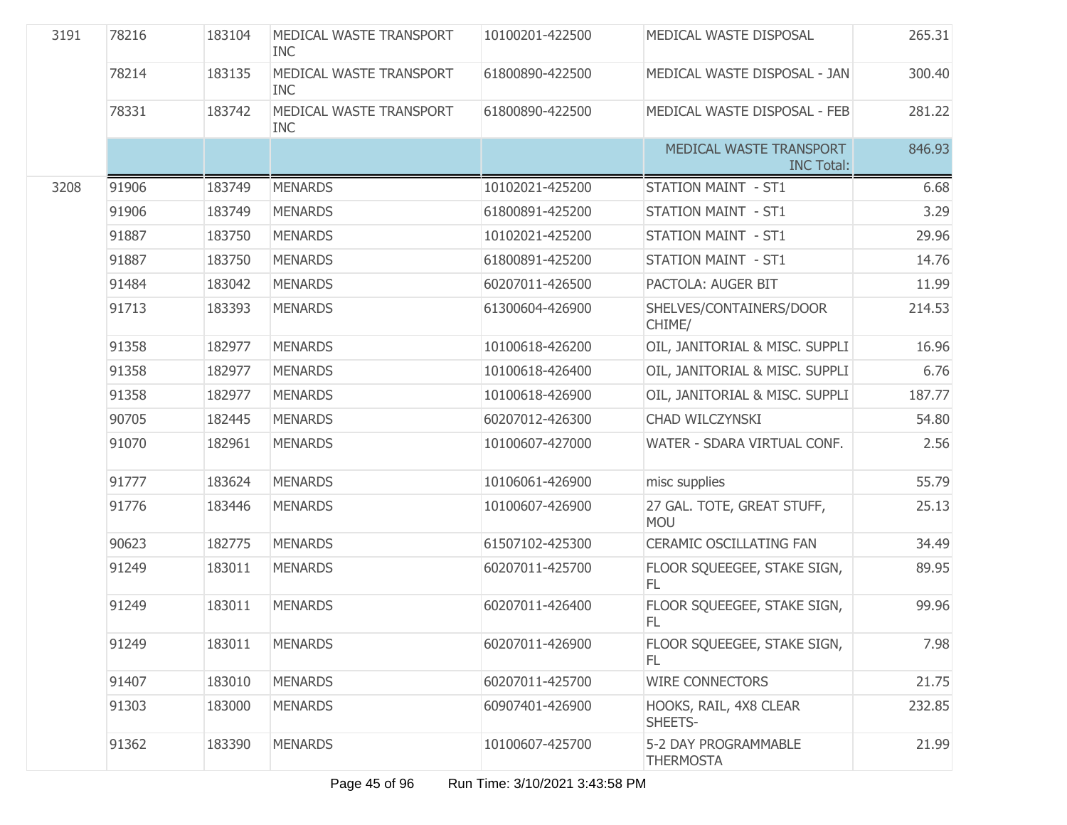| | | | | | | |
|---|---|---|---|---|---|---|
| 3191 | 78216 | 183104 | MEDICAL WASTE TRANSPORT INC | 10100201-422500 | MEDICAL WASTE DISPOSAL | 265.31 |
| | 78214 | 183135 | MEDICAL WASTE TRANSPORT INC | 61800890-422500 | MEDICAL WASTE DISPOSAL - JAN | 300.40 |
| | 78331 | 183742 | MEDICAL WASTE TRANSPORT INC | 61800890-422500 | MEDICAL WASTE DISPOSAL - FEB | 281.22 |
| | | | | | MEDICAL WASTE TRANSPORT INC Total: | 846.93 |
| 3208 | 91906 | 183749 | MENARDS | 10102021-425200 | STATION MAINT - ST1 | 6.68 |
| | 91906 | 183749 | MENARDS | 61800891-425200 | STATION MAINT - ST1 | 3.29 |
| | 91887 | 183750 | MENARDS | 10102021-425200 | STATION MAINT - ST1 | 29.96 |
| | 91887 | 183750 | MENARDS | 61800891-425200 | STATION MAINT - ST1 | 14.76 |
| | 91484 | 183042 | MENARDS | 60207011-426500 | PACTOLA: AUGER BIT | 11.99 |
| | 91713 | 183393 | MENARDS | 61300604-426900 | SHELVES/CONTAINERS/DOOR CHIME/ | 214.53 |
| | 91358 | 182977 | MENARDS | 10100618-426200 | OIL, JANITORIAL & MISC. SUPPLI | 16.96 |
| | 91358 | 182977 | MENARDS | 10100618-426400 | OIL, JANITORIAL & MISC. SUPPLI | 6.76 |
| | 91358 | 182977 | MENARDS | 10100618-426900 | OIL, JANITORIAL & MISC. SUPPLI | 187.77 |
| | 90705 | 182445 | MENARDS | 60207012-426300 | CHAD WILCZYNSKI | 54.80 |
| | 91070 | 182961 | MENARDS | 10100607-427000 | WATER - SDARA VIRTUAL CONF. | 2.56 |
| | 91777 | 183624 | MENARDS | 10106061-426900 | misc supplies | 55.79 |
| | 91776 | 183446 | MENARDS | 10100607-426900 | 27 GAL. TOTE, GREAT STUFF, MOU | 25.13 |
| | 90623 | 182775 | MENARDS | 61507102-425300 | CERAMIC OSCILLATING FAN | 34.49 |
| | 91249 | 183011 | MENARDS | 60207011-425700 | FLOOR SQUEEGEE, STAKE SIGN, FL | 89.95 |
| | 91249 | 183011 | MENARDS | 60207011-426400 | FLOOR SQUEEGEE, STAKE SIGN, FL | 99.96 |
| | 91249 | 183011 | MENARDS | 60207011-426900 | FLOOR SQUEEGEE, STAKE SIGN, FL | 7.98 |
| | 91407 | 183010 | MENARDS | 60207011-425700 | WIRE CONNECTORS | 21.75 |
| | 91303 | 183000 | MENARDS | 60907401-426900 | HOOKS, RAIL, 4X8 CLEAR SHEETS- | 232.85 |
| | 91362 | 183390 | MENARDS | 10100607-425700 | 5-2 DAY PROGRAMMABLE THERMOSTA | 21.99 |

Run Time: 3/10/2021 3:43:58 PM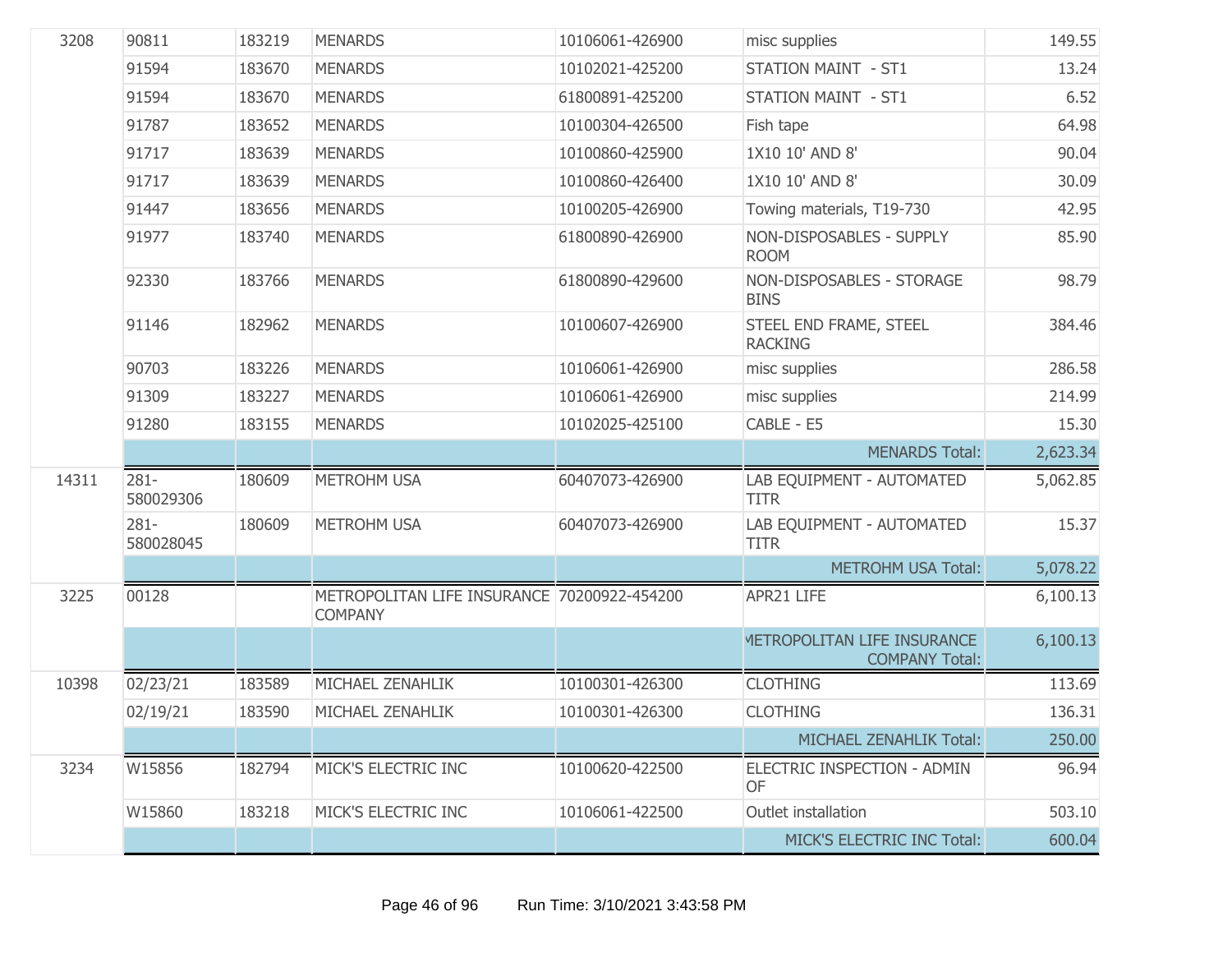| | | | | | | |
|---|---|---|---|---|---|---|
| 3208 | 90811 | 183219 | MENARDS | 10106061-426900 | misc supplies | 149.55 |
| | 91594 | 183670 | MENARDS | 10102021-425200 | STATION MAINT - ST1 | 13.24 |
| | 91594 | 183670 | MENARDS | 61800891-425200 | STATION MAINT - ST1 | 6.52 |
| | 91787 | 183652 | MENARDS | 10100304-426500 | Fish tape | 64.98 |
| | 91717 | 183639 | MENARDS | 10100860-425900 | 1X10 10' AND 8' | 90.04 |
| | 91717 | 183639 | MENARDS | 10100860-426400 | 1X10 10' AND 8' | 30.09 |
| | 91447 | 183656 | MENARDS | 10100205-426900 | Towing materials, T19-730 | 42.95 |
| | 91977 | 183740 | MENARDS | 61800890-426900 | NON-DISPOSABLES - SUPPLY ROOM | 85.90 |
| | 92330 | 183766 | MENARDS | 61800890-429600 | NON-DISPOSABLES - STORAGE BINS | 98.79 |
| | 91146 | 182962 | MENARDS | 10100607-426900 | STEEL END FRAME, STEEL RACKING | 384.46 |
| | 90703 | 183226 | MENARDS | 10106061-426900 | misc supplies | 286.58 |
| | 91309 | 183227 | MENARDS | 10106061-426900 | misc supplies | 214.99 |
| | 91280 | 183155 | MENARDS | 10102025-425100 | CABLE - E5 | 15.30 |
| | | | | | MENARDS Total: | 2,623.34 |
| 14311 | 281-580029306 | 180609 | METROHM USA | 60407073-426900 | LAB EQUIPMENT - AUTOMATED TITR | 5,062.85 |
| | 281-580028045 | 180609 | METROHM USA | 60407073-426900 | LAB EQUIPMENT - AUTOMATED TITR | 15.37 |
| | | | | | METROHM USA Total: | 5,078.22 |
| 3225 | 00128 | | METROPOLITAN LIFE INSURANCE COMPANY | 70200922-454200 | APR21 LIFE | 6,100.13 |
| | | | | | METROPOLITAN LIFE INSURANCE COMPANY Total: | 6,100.13 |
| 10398 | 02/23/21 | 183589 | MICHAEL ZENAHLIK | 10100301-426300 | CLOTHING | 113.69 |
| | 02/19/21 | 183590 | MICHAEL ZENAHLIK | 10100301-426300 | CLOTHING | 136.31 |
| | | | | | MICHAEL ZENAHLIK Total: | 250.00 |
| 3234 | W15856 | 182794 | MICK'S ELECTRIC INC | 10100620-422500 | ELECTRIC INSPECTION - ADMIN OF | 96.94 |
| | W15860 | 183218 | MICK'S ELECTRIC INC | 10106061-422500 | Outlet installation | 503.10 |
| | | | | | MICK'S ELECTRIC INC Total: | 600.04 |

Run Time: 3/10/2021 3:43:58 PM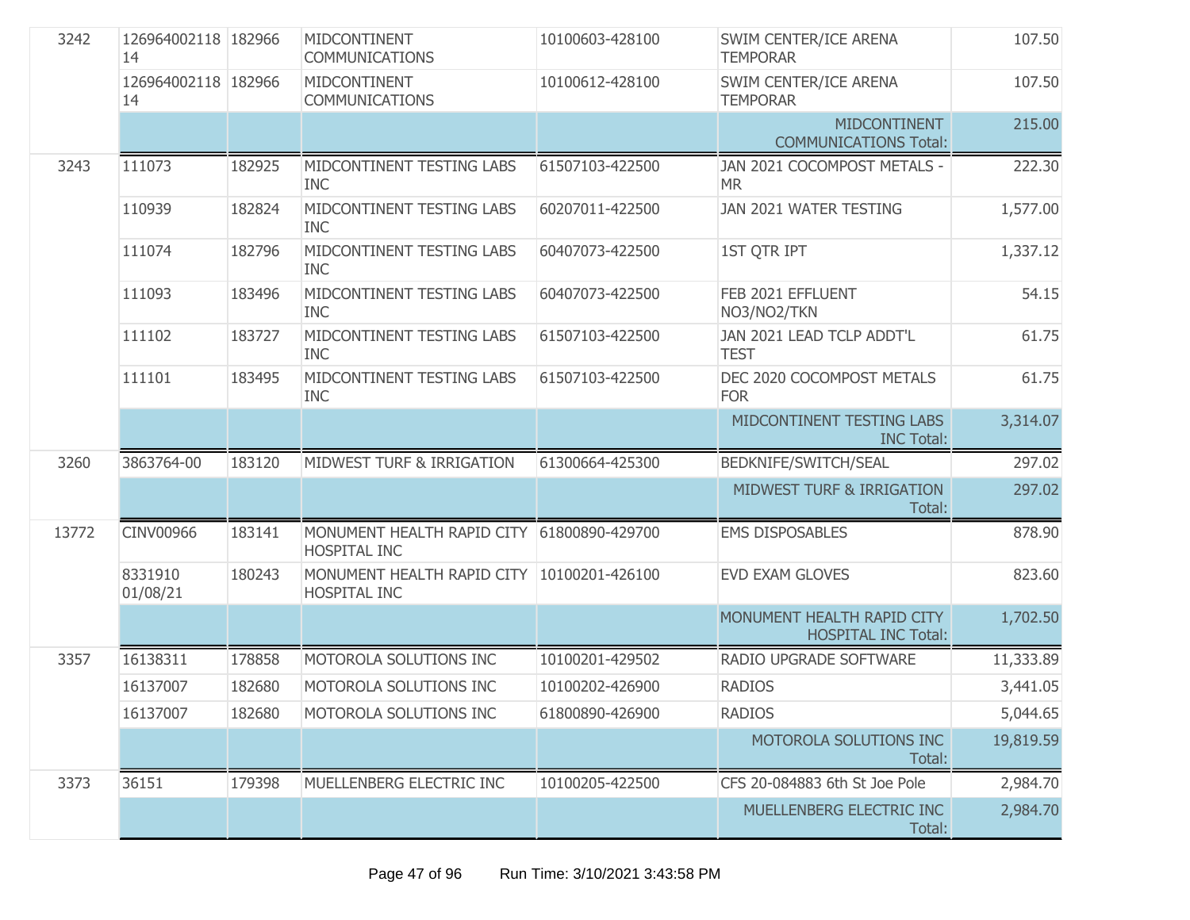| | | | | | | |
|---|---|---|---|---|---|---|
| 3242 | 12696400211814 | 182966 | MIDCONTINENT COMMUNICATIONS | 10100603-428100 | SWIM CENTER/ICE ARENA TEMPORAR | 107.50 |
| | 12696400211814 | 182966 | MIDCONTINENT COMMUNICATIONS | 10100612-428100 | SWIM CENTER/ICE ARENA TEMPORAR | 107.50 |
| | | | | | MIDCONTINENT COMMUNICATIONS Total: | 215.00 |
| 3243 | 111073 | 182925 | MIDCONTINENT TESTING LABS INC | 61507103-422500 | JAN 2021 COCOMPOST METALS - MR | 222.30 |
| | 110939 | 182824 | MIDCONTINENT TESTING LABS INC | 60207011-422500 | JAN 2021 WATER TESTING | 1,577.00 |
| | 111074 | 182796 | MIDCONTINENT TESTING LABS INC | 60407073-422500 | 1ST QTR IPT | 1,337.12 |
| | 111093 | 183496 | MIDCONTINENT TESTING LABS INC | 60407073-422500 | FEB 2021 EFFLUENT NO3/NO2/TKN | 54.15 |
| | 111102 | 183727 | MIDCONTINENT TESTING LABS INC | 61507103-422500 | JAN 2021 LEAD TCLP ADDT'L TEST | 61.75 |
| | 111101 | 183495 | MIDCONTINENT TESTING LABS INC | 61507103-422500 | DEC 2020 COCOMPOST METALS FOR | 61.75 |
| | | | | | MIDCONTINENT TESTING LABS INC Total: | 3,314.07 |
| 3260 | 3863764-00 | 183120 | MIDWEST TURF & IRRIGATION | 61300664-425300 | BEDKNIFE/SWITCH/SEAL | 297.02 |
| | | | | | MIDWEST TURF & IRRIGATION Total: | 297.02 |
| 13772 | CINV00966 | 183141 | MONUMENT HEALTH RAPID CITY HOSPITAL INC | 61800890-429700 | EMS DISPOSABLES | 878.90 |
| | 8331910 01/08/21 | 180243 | MONUMENT HEALTH RAPID CITY HOSPITAL INC | 10100201-426100 | EVD EXAM GLOVES | 823.60 |
| | | | | | MONUMENT HEALTH RAPID CITY HOSPITAL INC Total: | 1,702.50 |
| 3357 | 16138311 | 178858 | MOTOROLA SOLUTIONS INC | 10100201-429502 | RADIO UPGRADE SOFTWARE | 11,333.89 |
| | 16137007 | 182680 | MOTOROLA SOLUTIONS INC | 10100202-426900 | RADIOS | 3,441.05 |
| | 16137007 | 182680 | MOTOROLA SOLUTIONS INC | 61800890-426900 | RADIOS | 5,044.65 |
| | | | | | MOTOROLA SOLUTIONS INC Total: | 19,819.59 |
| 3373 | 36151 | 179398 | MUELLENBERG ELECTRIC INC | 10100205-422500 | CFS 20-084883 6th St Joe Pole | 2,984.70 |
| | | | | | MUELLENBERG ELECTRIC INC Total: | 2,984.70 |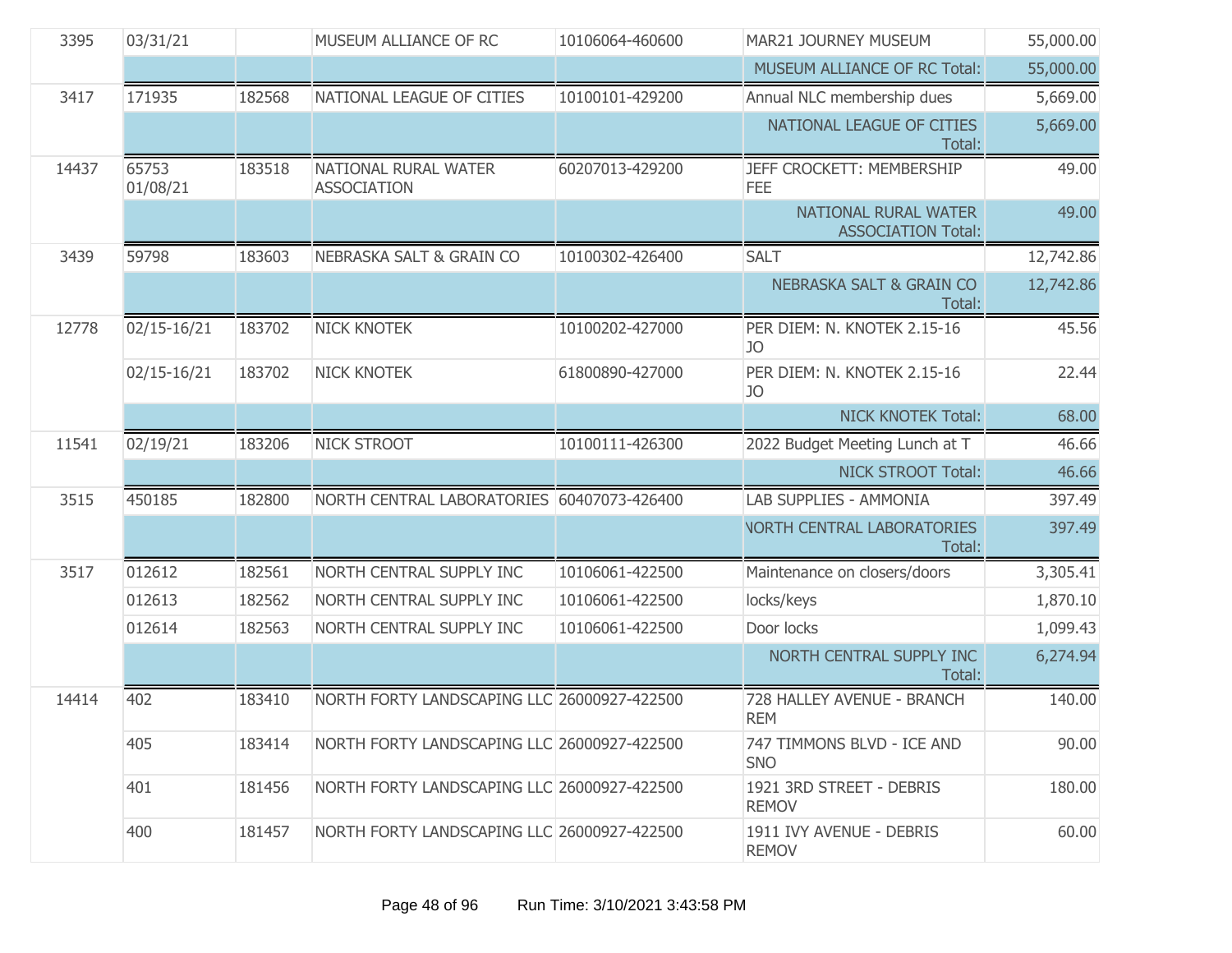| | | | | | | |
|---|---|---|---|---|---|---|
| 3395 | 03/31/21 | | MUSEUM ALLIANCE OF RC | 10106064-460600 | MAR21 JOURNEY MUSEUM | 55,000.00 |
| | | | | | MUSEUM ALLIANCE OF RC Total: | 55,000.00 |
| 3417 | 171935 | 182568 | NATIONAL LEAGUE OF CITIES | 10100101-429200 | Annual NLC membership dues | 5,669.00 |
| | | | | | NATIONAL LEAGUE OF CITIES Total: | 5,669.00 |
| 14437 | 65753 01/08/21 | 183518 | NATIONAL RURAL WATER ASSOCIATION | 60207013-429200 | JEFF CROCKETT: MEMBERSHIP FEE | 49.00 |
| | | | | | NATIONAL RURAL WATER ASSOCIATION Total: | 49.00 |
| 3439 | 59798 | 183603 | NEBRASKA SALT & GRAIN CO | 10100302-426400 | SALT | 12,742.86 |
| | | | | | NEBRASKA SALT & GRAIN CO Total: | 12,742.86 |
| 12778 | 02/15-16/21 | 183702 | NICK KNOTEK | 10100202-427000 | PER DIEM: N. KNOTEK 2.15-16 JO | 45.56 |
| | 02/15-16/21 | 183702 | NICK KNOTEK | 61800890-427000 | PER DIEM: N. KNOTEK 2.15-16 JO | 22.44 |
| | | | | | NICK KNOTEK Total: | 68.00 |
| 11541 | 02/19/21 | 183206 | NICK STROOT | 10100111-426300 | 2022 Budget Meeting Lunch at T | 46.66 |
| | | | | | NICK STROOT Total: | 46.66 |
| 3515 | 450185 | 182800 | NORTH CENTRAL LABORATORIES | 60407073-426400 | LAB SUPPLIES - AMMONIA | 397.49 |
| | | | | | NORTH CENTRAL LABORATORIES Total: | 397.49 |
| 3517 | 012612 | 182561 | NORTH CENTRAL SUPPLY INC | 10106061-422500 | Maintenance on closers/doors | 3,305.41 |
| | 012613 | 182562 | NORTH CENTRAL SUPPLY INC | 10106061-422500 | locks/keys | 1,870.10 |
| | 012614 | 182563 | NORTH CENTRAL SUPPLY INC | 10106061-422500 | Door locks | 1,099.43 |
| | | | | | NORTH CENTRAL SUPPLY INC Total: | 6,274.94 |
| 14414 | 402 | 183410 | NORTH FORTY LANDSCAPING LLC | 26000927-422500 | 728 HALLEY AVENUE - BRANCH REM | 140.00 |
| | 405 | 183414 | NORTH FORTY LANDSCAPING LLC | 26000927-422500 | 747 TIMMONS BLVD - ICE AND SNO | 90.00 |
| | 401 | 181456 | NORTH FORTY LANDSCAPING LLC | 26000927-422500 | 1921 3RD STREET - DEBRIS REMOV | 180.00 |
| | 400 | 181457 | NORTH FORTY LANDSCAPING LLC | 26000927-422500 | 1911 IVY AVENUE - DEBRIS REMOV | 60.00 |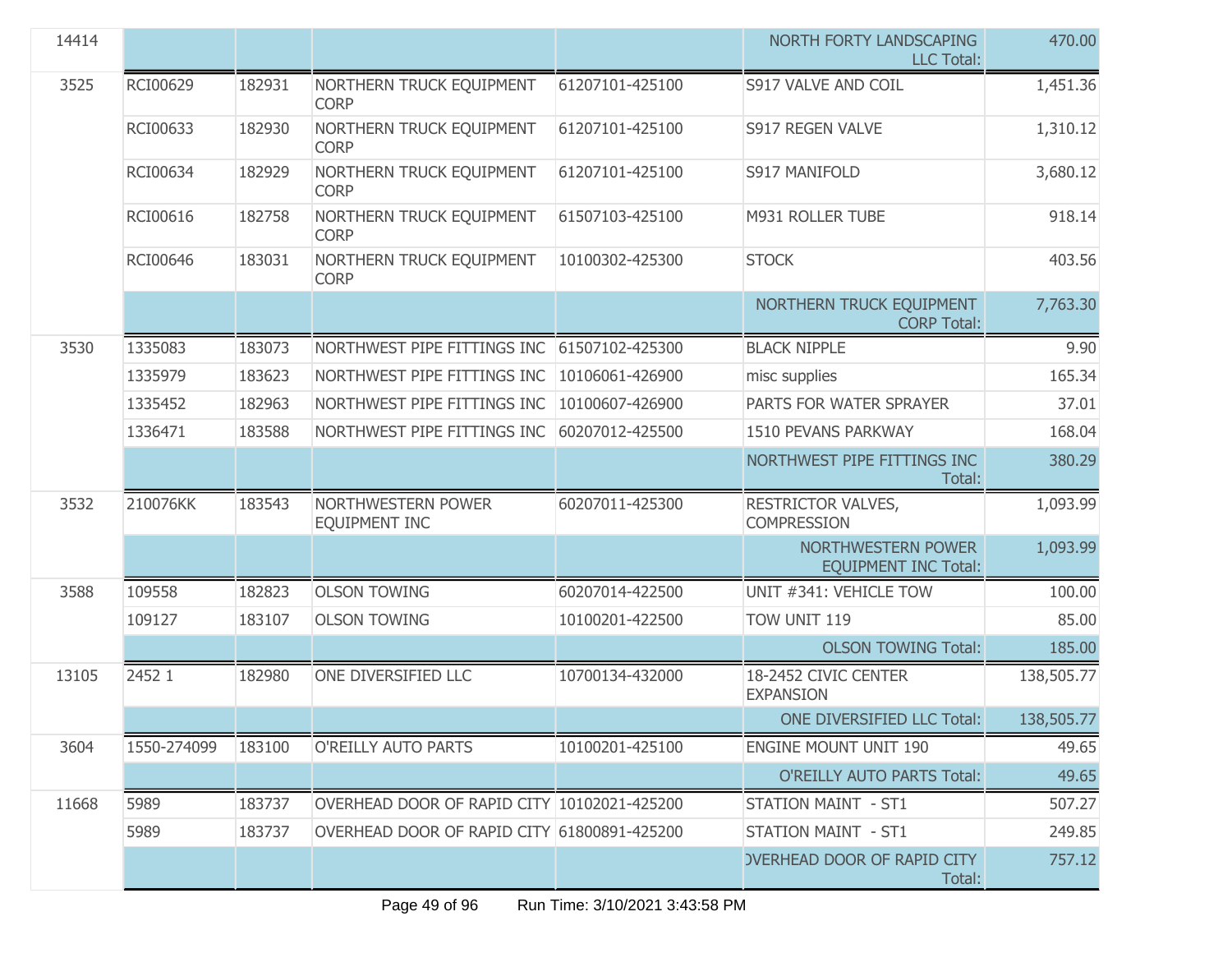| | | | | | | |
|---|---|---|---|---|---|---|
| 14414 | | | | | NORTH FORTY LANDSCAPING LLC Total: | 470.00 |
| 3525 | RCI00629 | 182931 | NORTHERN TRUCK EQUIPMENT CORP | 61207101-425100 | S917 VALVE AND COIL | 1,451.36 |
| | RCI00633 | 182930 | NORTHERN TRUCK EQUIPMENT CORP | 61207101-425100 | S917 REGEN VALVE | 1,310.12 |
| | RCI00634 | 182929 | NORTHERN TRUCK EQUIPMENT CORP | 61207101-425100 | S917 MANIFOLD | 3,680.12 |
| | RCI00616 | 182758 | NORTHERN TRUCK EQUIPMENT CORP | 61507103-425100 | M931 ROLLER TUBE | 918.14 |
| | RCI00646 | 183031 | NORTHERN TRUCK EQUIPMENT CORP | 10100302-425300 | STOCK | 403.56 |
| | | | | | NORTHERN TRUCK EQUIPMENT CORP Total: | 7,763.30 |
| 3530 | 1335083 | 183073 | NORTHWEST PIPE FITTINGS INC | 61507102-425300 | BLACK NIPPLE | 9.90 |
| | 1335979 | 183623 | NORTHWEST PIPE FITTINGS INC | 10106061-426900 | misc supplies | 165.34 |
| | 1335452 | 182963 | NORTHWEST PIPE FITTINGS INC | 10100607-426900 | PARTS FOR WATER SPRAYER | 37.01 |
| | 1336471 | 183588 | NORTHWEST PIPE FITTINGS INC | 60207012-425500 | 1510 PEVANS PARKWAY | 168.04 |
| | | | | | NORTHWEST PIPE FITTINGS INC Total: | 380.29 |
| 3532 | 210076KK | 183543 | NORTHWESTERN POWER EQUIPMENT INC | 60207011-425300 | RESTRICTOR VALVES, COMPRESSION | 1,093.99 |
| | | | | | NORTHWESTERN POWER EQUIPMENT INC Total: | 1,093.99 |
| 3588 | 109558 | 182823 | OLSON TOWING | 60207014-422500 | UNIT #341: VEHICLE TOW | 100.00 |
| | 109127 | 183107 | OLSON TOWING | 10100201-422500 | TOW UNIT 119 | 85.00 |
| | | | | | OLSON TOWING Total: | 185.00 |
| 13105 | 2452 1 | 182980 | ONE DIVERSIFIED LLC | 10700134-432000 | 18-2452 CIVIC CENTER EXPANSION | 138,505.77 |
| | | | | | ONE DIVERSIFIED LLC Total: | 138,505.77 |
| 3604 | 1550-274099 | 183100 | O'REILLY AUTO PARTS | 10100201-425100 | ENGINE MOUNT UNIT 190 | 49.65 |
| | | | | | O'REILLY AUTO PARTS Total: | 49.65 |
| 11668 | 5989 | 183737 | OVERHEAD DOOR OF RAPID CITY | 10102021-425200 | STATION MAINT - ST1 | 507.27 |
| | 5989 | 183737 | OVERHEAD DOOR OF RAPID CITY | 61800891-425200 | STATION MAINT - ST1 | 249.85 |
| | | | | | OVERHEAD DOOR OF RAPID CITY Total: | 757.12 |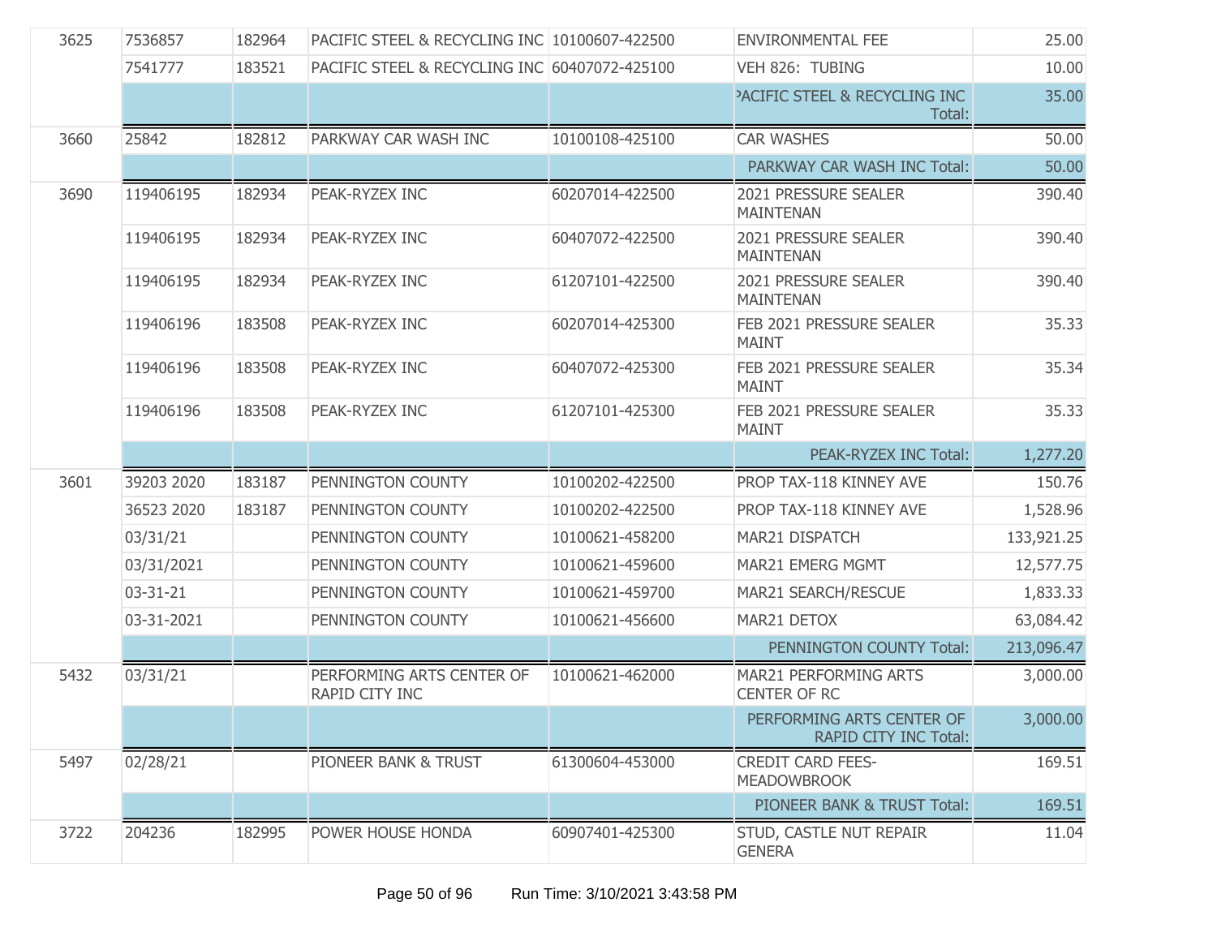| | | | | | | |
|---|---|---|---|---|---|---|
| 3625 | 7536857 | 182964 | PACIFIC STEEL & RECYCLING INC | 10100607-422500 | ENVIRONMENTAL FEE | 25.00 |
| | 7541777 | 183521 | PACIFIC STEEL & RECYCLING INC | 60407072-425100 | VEH 826: TUBING | 10.00 |
| | | | | | PACIFIC STEEL & RECYCLING INC Total: | 35.00 |
| 3660 | 25842 | 182812 | PARKWAY CAR WASH INC | 10100108-425100 | CAR WASHES | 50.00 |
| | | | | | PARKWAY CAR WASH INC Total: | 50.00 |
| 3690 | 119406195 | 182934 | PEAK-RYZEX INC | 60207014-422500 | 2021 PRESSURE SEALER MAINTENAN | 390.40 |
| | 119406195 | 182934 | PEAK-RYZEX INC | 60407072-422500 | 2021 PRESSURE SEALER MAINTENAN | 390.40 |
| | 119406195 | 182934 | PEAK-RYZEX INC | 61207101-422500 | 2021 PRESSURE SEALER MAINTENAN | 390.40 |
| | 119406196 | 183508 | PEAK-RYZEX INC | 60207014-425300 | FEB 2021 PRESSURE SEALER MAINT | 35.33 |
| | 119406196 | 183508 | PEAK-RYZEX INC | 60407072-425300 | FEB 2021 PRESSURE SEALER MAINT | 35.34 |
| | 119406196 | 183508 | PEAK-RYZEX INC | 61207101-425300 | FEB 2021 PRESSURE SEALER MAINT | 35.33 |
| | | | | | PEAK-RYZEX INC Total: | 1,277.20 |
| 3601 | 39203 2020 | 183187 | PENNINGTON COUNTY | 10100202-422500 | PROP TAX-118 KINNEY AVE | 150.76 |
| | 36523 2020 | 183187 | PENNINGTON COUNTY | 10100202-422500 | PROP TAX-118 KINNEY AVE | 1,528.96 |
| | 03/31/21 | | PENNINGTON COUNTY | 10100621-458200 | MAR21 DISPATCH | 133,921.25 |
| | 03/31/2021 | | PENNINGTON COUNTY | 10100621-459600 | MAR21 EMERG MGMT | 12,577.75 |
| | 03-31-21 | | PENNINGTON COUNTY | 10100621-459700 | MAR21 SEARCH/RESCUE | 1,833.33 |
| | 03-31-2021 | | PENNINGTON COUNTY | 10100621-456600 | MAR21 DETOX | 63,084.42 |
| | | | | | PENNINGTON COUNTY Total: | 213,096.47 |
| 5432 | 03/31/21 | | PERFORMING ARTS CENTER OF RAPID CITY INC | 10100621-462000 | MAR21 PERFORMING ARTS CENTER OF RC | 3,000.00 |
| | | | | | PERFORMING ARTS CENTER OF RAPID CITY INC Total: | 3,000.00 |
| 5497 | 02/28/21 | | PIONEER BANK & TRUST | 61300604-453000 | CREDIT CARD FEES-MEADOWBROOK | 169.51 |
| | | | | | PIONEER BANK & TRUST Total: | 169.51 |
| 3722 | 204236 | 182995 | POWER HOUSE HONDA | 60907401-425300 | STUD, CASTLE NUT REPAIR GENERA | 11.04 |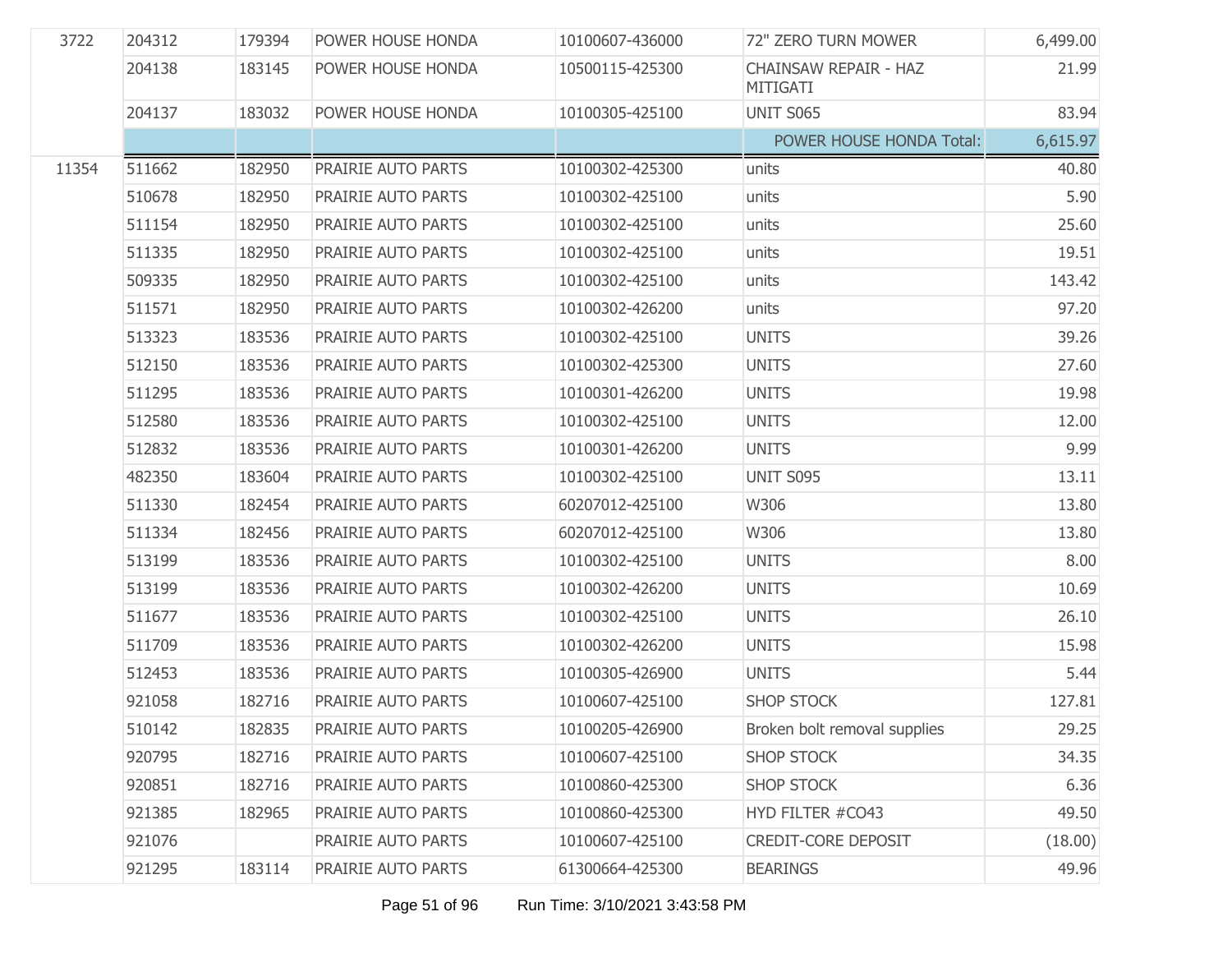| | | | | | | |
|---|---|---|---|---|---|---|
| 3722 | 204312 | 179394 | POWER HOUSE HONDA | 10100607-436000 | 72" ZERO TURN MOWER | 6,499.00 |
| | 204138 | 183145 | POWER HOUSE HONDA | 10500115-425300 | CHAINSAW REPAIR - HAZ MITIGATI | 21.99 |
| | 204137 | 183032 | POWER HOUSE HONDA | 10100305-425100 | UNIT S065 | 83.94 |
| | | | | | POWER HOUSE HONDA Total: | 6,615.97 |
| 11354 | 511662 | 182950 | PRAIRIE AUTO PARTS | 10100302-425300 | units | 40.80 |
| | 510678 | 182950 | PRAIRIE AUTO PARTS | 10100302-425100 | units | 5.90 |
| | 511154 | 182950 | PRAIRIE AUTO PARTS | 10100302-425100 | units | 25.60 |
| | 511335 | 182950 | PRAIRIE AUTO PARTS | 10100302-425100 | units | 19.51 |
| | 509335 | 182950 | PRAIRIE AUTO PARTS | 10100302-425100 | units | 143.42 |
| | 511571 | 182950 | PRAIRIE AUTO PARTS | 10100302-426200 | units | 97.20 |
| | 513323 | 183536 | PRAIRIE AUTO PARTS | 10100302-425100 | UNITS | 39.26 |
| | 512150 | 183536 | PRAIRIE AUTO PARTS | 10100302-425300 | UNITS | 27.60 |
| | 511295 | 183536 | PRAIRIE AUTO PARTS | 10100301-426200 | UNITS | 19.98 |
| | 512580 | 183536 | PRAIRIE AUTO PARTS | 10100302-425100 | UNITS | 12.00 |
| | 512832 | 183536 | PRAIRIE AUTO PARTS | 10100301-426200 | UNITS | 9.99 |
| | 482350 | 183604 | PRAIRIE AUTO PARTS | 10100302-425100 | UNIT S095 | 13.11 |
| | 511330 | 182454 | PRAIRIE AUTO PARTS | 60207012-425100 | W306 | 13.80 |
| | 511334 | 182456 | PRAIRIE AUTO PARTS | 60207012-425100 | W306 | 13.80 |
| | 513199 | 183536 | PRAIRIE AUTO PARTS | 10100302-425100 | UNITS | 8.00 |
| | 513199 | 183536 | PRAIRIE AUTO PARTS | 10100302-426200 | UNITS | 10.69 |
| | 511677 | 183536 | PRAIRIE AUTO PARTS | 10100302-425100 | UNITS | 26.10 |
| | 511709 | 183536 | PRAIRIE AUTO PARTS | 10100302-426200 | UNITS | 15.98 |
| | 512453 | 183536 | PRAIRIE AUTO PARTS | 10100305-426900 | UNITS | 5.44 |
| | 921058 | 182716 | PRAIRIE AUTO PARTS | 10100607-425100 | SHOP STOCK | 127.81 |
| | 510142 | 182835 | PRAIRIE AUTO PARTS | 10100205-426900 | Broken bolt removal supplies | 29.25 |
| | 920795 | 182716 | PRAIRIE AUTO PARTS | 10100607-425100 | SHOP STOCK | 34.35 |
| | 920851 | 182716 | PRAIRIE AUTO PARTS | 10100860-425300 | SHOP STOCK | 6.36 |
| | 921385 | 182965 | PRAIRIE AUTO PARTS | 10100860-425300 | HYD FILTER #CO43 | 49.50 |
| | 921076 | | PRAIRIE AUTO PARTS | 10100607-425100 | CREDIT-CORE DEPOSIT | (18.00) |
| | 921295 | 183114 | PRAIRIE AUTO PARTS | 61300664-425300 | BEARINGS | 49.96 |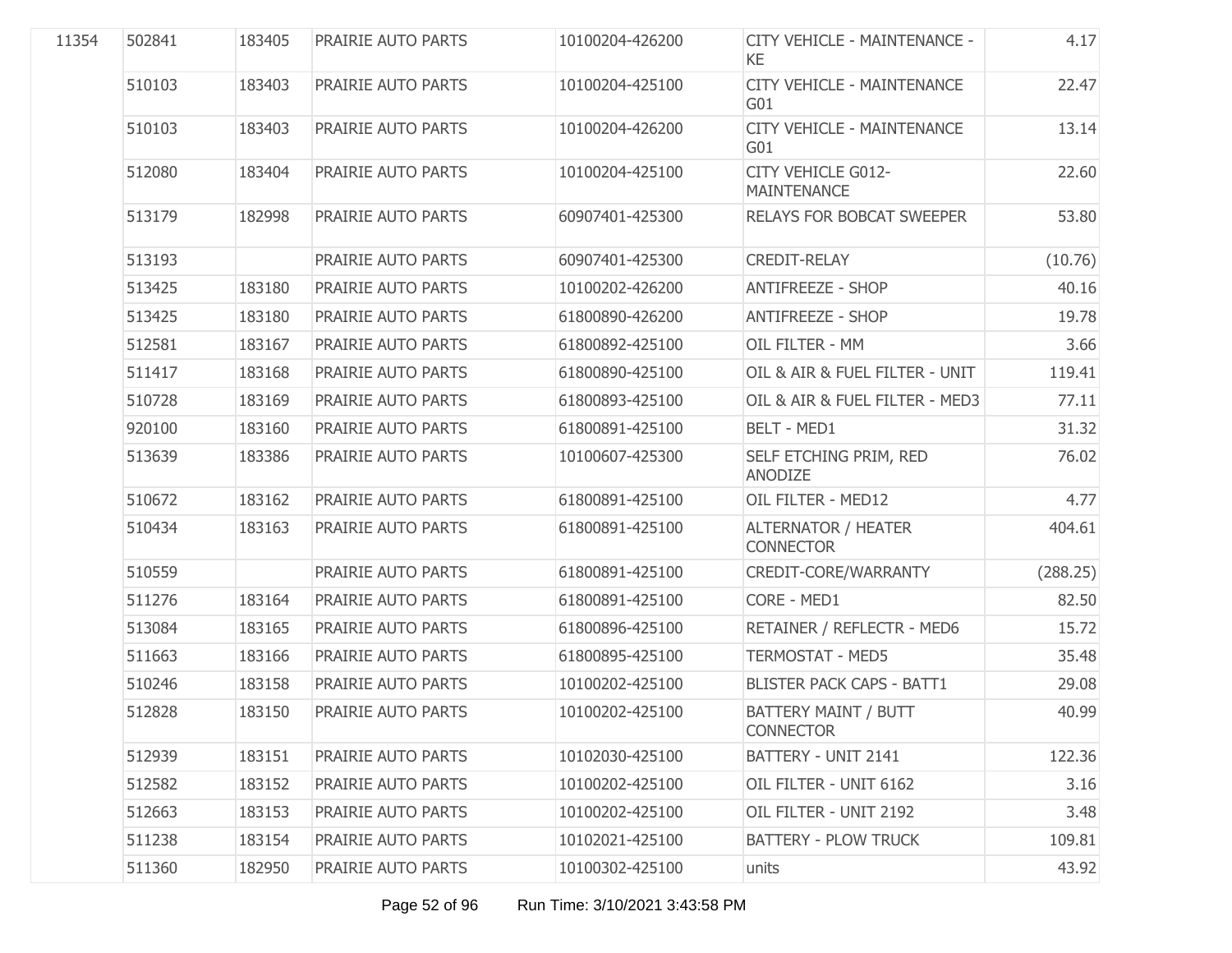| | | | | | | |
|---|---|---|---|---|---|---|
| 11354 | 502841 | 183405 | PRAIRIE AUTO PARTS | 10100204-426200 | CITY VEHICLE - MAINTENANCE - KE | 4.17 |
| | 510103 | 183403 | PRAIRIE AUTO PARTS | 10100204-425100 | CITY VEHICLE - MAINTENANCE G01 | 22.47 |
| | 510103 | 183403 | PRAIRIE AUTO PARTS | 10100204-426200 | CITY VEHICLE - MAINTENANCE G01 | 13.14 |
| | 512080 | 183404 | PRAIRIE AUTO PARTS | 10100204-425100 | CITY VEHICLE G012-MAINTENANCE | 22.60 |
| | 513179 | 182998 | PRAIRIE AUTO PARTS | 60907401-425300 | RELAYS FOR BOBCAT SWEEPER | 53.80 |
| | 513193 | | PRAIRIE AUTO PARTS | 60907401-425300 | CREDIT-RELAY | (10.76) |
| | 513425 | 183180 | PRAIRIE AUTO PARTS | 10100202-426200 | ANTIFREEZE - SHOP | 40.16 |
| | 513425 | 183180 | PRAIRIE AUTO PARTS | 61800890-426200 | ANTIFREEZE - SHOP | 19.78 |
| | 512581 | 183167 | PRAIRIE AUTO PARTS | 61800892-425100 | OIL FILTER - MM | 3.66 |
| | 511417 | 183168 | PRAIRIE AUTO PARTS | 61800890-425100 | OIL & AIR & FUEL FILTER - UNIT | 119.41 |
| | 510728 | 183169 | PRAIRIE AUTO PARTS | 61800893-425100 | OIL & AIR & FUEL FILTER - MED3 | 77.11 |
| | 920100 | 183160 | PRAIRIE AUTO PARTS | 61800891-425100 | BELT - MED1 | 31.32 |
| | 513639 | 183386 | PRAIRIE AUTO PARTS | 10100607-425300 | SELF ETCHING PRIM, RED ANODIZE | 76.02 |
| | 510672 | 183162 | PRAIRIE AUTO PARTS | 61800891-425100 | OIL FILTER - MED12 | 4.77 |
| | 510434 | 183163 | PRAIRIE AUTO PARTS | 61800891-425100 | ALTERNATOR / HEATER CONNECTOR | 404.61 |
| | 510559 | | PRAIRIE AUTO PARTS | 61800891-425100 | CREDIT-CORE/WARRANTY | (288.25) |
| | 511276 | 183164 | PRAIRIE AUTO PARTS | 61800891-425100 | CORE - MED1 | 82.50 |
| | 513084 | 183165 | PRAIRIE AUTO PARTS | 61800896-425100 | RETAINER / REFLECTR - MED6 | 15.72 |
| | 511663 | 183166 | PRAIRIE AUTO PARTS | 61800895-425100 | TERMOSTAT - MED5 | 35.48 |
| | 510246 | 183158 | PRAIRIE AUTO PARTS | 10100202-425100 | BLISTER PACK CAPS - BATT1 | 29.08 |
| | 512828 | 183150 | PRAIRIE AUTO PARTS | 10100202-425100 | BATTERY MAINT / BUTT CONNECTOR | 40.99 |
| | 512939 | 183151 | PRAIRIE AUTO PARTS | 10102030-425100 | BATTERY - UNIT 2141 | 122.36 |
| | 512582 | 183152 | PRAIRIE AUTO PARTS | 10100202-425100 | OIL FILTER - UNIT 6162 | 3.16 |
| | 512663 | 183153 | PRAIRIE AUTO PARTS | 10100202-425100 | OIL FILTER - UNIT 2192 | 3.48 |
| | 511238 | 183154 | PRAIRIE AUTO PARTS | 10102021-425100 | BATTERY - PLOW TRUCK | 109.81 |
| | 511360 | 182950 | PRAIRIE AUTO PARTS | 10100302-425100 | units | 43.92 |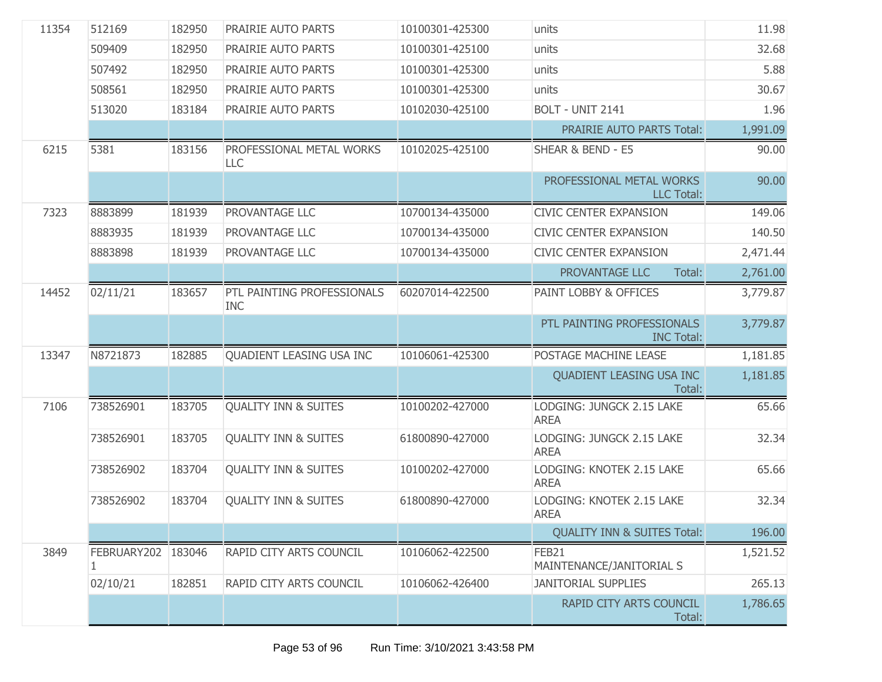| | | | | | | |
|---|---|---|---|---|---|---|
| 11354 | 512169 | 182950 | PRAIRIE AUTO PARTS | 10100301-425300 | units | 11.98 |
| | 509409 | 182950 | PRAIRIE AUTO PARTS | 10100301-425100 | units | 32.68 |
| | 507492 | 182950 | PRAIRIE AUTO PARTS | 10100301-425300 | units | 5.88 |
| | 508561 | 182950 | PRAIRIE AUTO PARTS | 10100301-425300 | units | 30.67 |
| | 513020 | 183184 | PRAIRIE AUTO PARTS | 10102030-425100 | BOLT - UNIT 2141 | 1.96 |
| | | | | | PRAIRIE AUTO PARTS Total: | 1,991.09 |
| 6215 | 5381 | 183156 | PROFESSIONAL METAL WORKS LLC | 10102025-425100 | SHEAR & BEND - E5 | 90.00 |
| | | | | | PROFESSIONAL METAL WORKS LLC Total: | 90.00 |
| 7323 | 8883899 | 181939 | PROVANTAGE LLC | 10700134-435000 | CIVIC CENTER EXPANSION | 149.06 |
| | 8883935 | 181939 | PROVANTAGE LLC | 10700134-435000 | CIVIC CENTER EXPANSION | 140.50 |
| | 8883898 | 181939 | PROVANTAGE LLC | 10700134-435000 | CIVIC CENTER EXPANSION | 2,471.44 |
| | | | | | PROVANTAGE LLC Total: | 2,761.00 |
| 14452 | 02/11/21 | 183657 | PTL PAINTING PROFESSIONALS INC | 60207014-422500 | PAINT LOBBY & OFFICES | 3,779.87 |
| | | | | | PTL PAINTING PROFESSIONALS INC Total: | 3,779.87 |
| 13347 | N8721873 | 182885 | QUADIENT LEASING USA INC | 10106061-425300 | POSTAGE MACHINE LEASE | 1,181.85 |
| | | | | | QUADIENT LEASING USA INC Total: | 1,181.85 |
| 7106 | 738526901 | 183705 | QUALITY INN & SUITES | 10100202-427000 | LODGING: JUNGCK 2.15 LAKE AREA | 65.66 |
| | 738526901 | 183705 | QUALITY INN & SUITES | 61800890-427000 | LODGING: JUNGCK 2.15 LAKE AREA | 32.34 |
| | 738526902 | 183704 | QUALITY INN & SUITES | 10100202-427000 | LODGING: KNOTEK 2.15 LAKE AREA | 65.66 |
| | 738526902 | 183704 | QUALITY INN & SUITES | 61800890-427000 | LODGING: KNOTEK 2.15 LAKE AREA | 32.34 |
| | | | | | QUALITY INN & SUITES Total: | 196.00 |
| 3849 | FEBRUARY2021 | 183046 | RAPID CITY ARTS COUNCIL | 10106062-422500 | FEB21 MAINTENANCE/JANITORIAL S | 1,521.52 |
| | 02/10/21 | 182851 | RAPID CITY ARTS COUNCIL | 10106062-426400 | JANITORIAL SUPPLIES | 265.13 |
| | | | | | RAPID CITY ARTS COUNCIL Total: | 1,786.65 |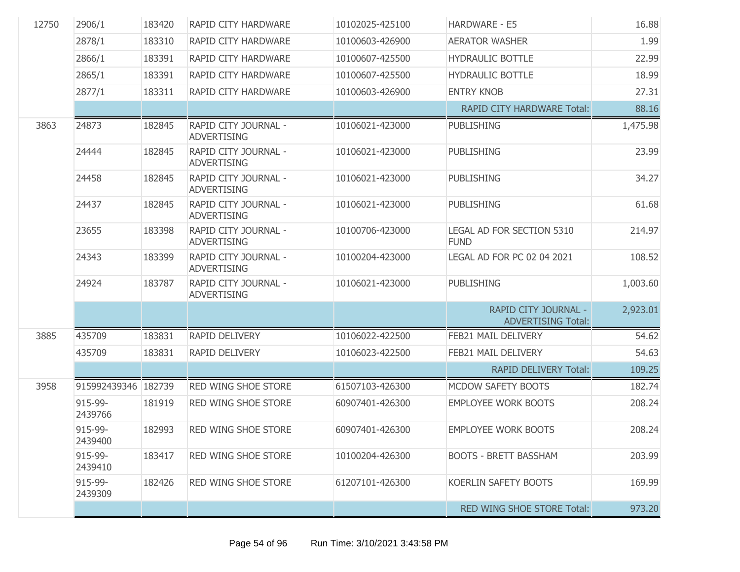| | | | | | | |
|---|---|---|---|---|---|---|
| 12750 | 2906/1 | 183420 | RAPID CITY HARDWARE | 10102025-425100 | HARDWARE - E5 | 16.88 |
| | 2878/1 | 183310 | RAPID CITY HARDWARE | 10100603-426900 | AERATOR WASHER | 1.99 |
| | 2866/1 | 183391 | RAPID CITY HARDWARE | 10100607-425500 | HYDRAULIC BOTTLE | 22.99 |
| | 2865/1 | 183391 | RAPID CITY HARDWARE | 10100607-425500 | HYDRAULIC BOTTLE | 18.99 |
| | 2877/1 | 183311 | RAPID CITY HARDWARE | 10100603-426900 | ENTRY KNOB | 27.31 |
| | | | | | RAPID CITY HARDWARE Total: | 88.16 |
| 3863 | 24873 | 182845 | RAPID CITY JOURNAL - ADVERTISING | 10106021-423000 | PUBLISHING | 1,475.98 |
| | 24444 | 182845 | RAPID CITY JOURNAL - ADVERTISING | 10106021-423000 | PUBLISHING | 23.99 |
| | 24458 | 182845 | RAPID CITY JOURNAL - ADVERTISING | 10106021-423000 | PUBLISHING | 34.27 |
| | 24437 | 182845 | RAPID CITY JOURNAL - ADVERTISING | 10106021-423000 | PUBLISHING | 61.68 |
| | 23655 | 183398 | RAPID CITY JOURNAL - ADVERTISING | 10100706-423000 | LEGAL AD FOR SECTION 5310 FUND | 214.97 |
| | 24343 | 183399 | RAPID CITY JOURNAL - ADVERTISING | 10100204-423000 | LEGAL AD FOR PC 02 04 2021 | 108.52 |
| | 24924 | 183787 | RAPID CITY JOURNAL - ADVERTISING | 10106021-423000 | PUBLISHING | 1,003.60 |
| | | | | | RAPID CITY JOURNAL - ADVERTISING Total: | 2,923.01 |
| 3885 | 435709 | 183831 | RAPID DELIVERY | 10106022-422500 | FEB21 MAIL DELIVERY | 54.62 |
| | 435709 | 183831 | RAPID DELIVERY | 10106023-422500 | FEB21 MAIL DELIVERY | 54.63 |
| | | | | | RAPID DELIVERY Total: | 109.25 |
| 3958 | 915992439346 | 182739 | RED WING SHOE STORE | 61507103-426300 | MCDOW SAFETY BOOTS | 182.74 |
| | 915-99-2439766 | 181919 | RED WING SHOE STORE | 60907401-426300 | EMPLOYEE WORK BOOTS | 208.24 |
| | 915-99-2439400 | 182993 | RED WING SHOE STORE | 60907401-426300 | EMPLOYEE WORK BOOTS | 208.24 |
| | 915-99-2439410 | 183417 | RED WING SHOE STORE | 10100204-426300 | BOOTS - BRETT BASSHAM | 203.99 |
| | 915-99-2439309 | 182426 | RED WING SHOE STORE | 61207101-426300 | KOERLIN SAFETY BOOTS | 169.99 |
| | | | | | RED WING SHOE STORE Total: | 973.20 |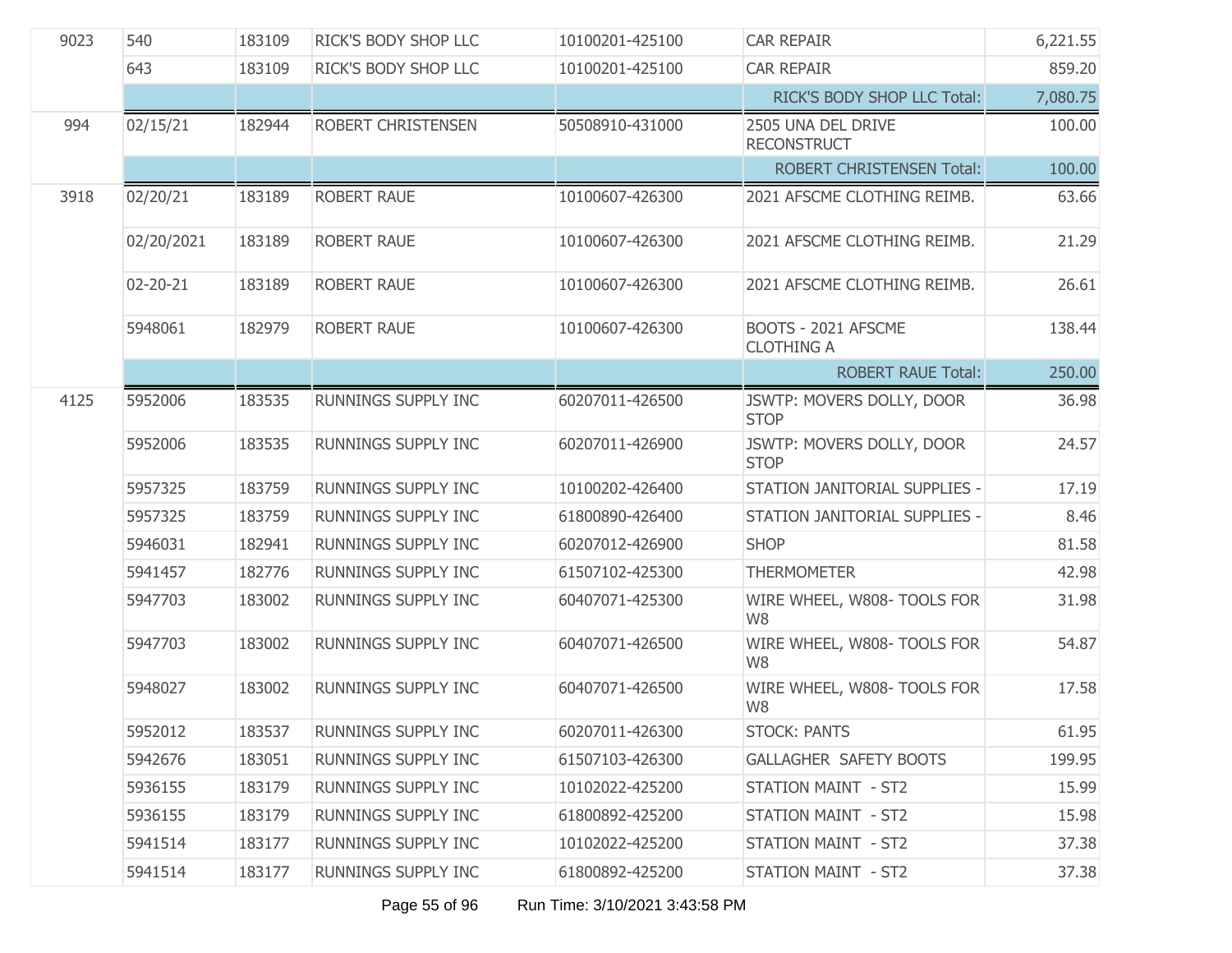| | | | | | | |
|---|---|---|---|---|---|---|
| 9023 | 540 | 183109 | RICK'S BODY SHOP LLC | 10100201-425100 | CAR REPAIR | 6,221.55 |
| | 643 | 183109 | RICK'S BODY SHOP LLC | 10100201-425100 | CAR REPAIR | 859.20 |
| | | | | | RICK'S BODY SHOP LLC Total: | 7,080.75 |
| 994 | 02/15/21 | 182944 | ROBERT CHRISTENSEN | 50508910-431000 | 2505 UNA DEL DRIVE RECONSTRUCT | 100.00 |
| | | | | | ROBERT CHRISTENSEN Total: | 100.00 |
| 3918 | 02/20/21 | 183189 | ROBERT RAUE | 10100607-426300 | 2021 AFSCME CLOTHING REIMB. | 63.66 |
| | 02/20/2021 | 183189 | ROBERT RAUE | 10100607-426300 | 2021 AFSCME CLOTHING REIMB. | 21.29 |
| | 02-20-21 | 183189 | ROBERT RAUE | 10100607-426300 | 2021 AFSCME CLOTHING REIMB. | 26.61 |
| | 5948061 | 182979 | ROBERT RAUE | 10100607-426300 | BOOTS - 2021 AFSCME CLOTHING A | 138.44 |
| | | | | | ROBERT RAUE Total: | 250.00 |
| 4125 | 5952006 | 183535 | RUNNINGS SUPPLY INC | 60207011-426500 | JSWTP: MOVERS DOLLY, DOOR STOP | 36.98 |
| | 5952006 | 183535 | RUNNINGS SUPPLY INC | 60207011-426900 | JSWTP: MOVERS DOLLY, DOOR STOP | 24.57 |
| | 5957325 | 183759 | RUNNINGS SUPPLY INC | 10100202-426400 | STATION JANITORIAL SUPPLIES - | 17.19 |
| | 5957325 | 183759 | RUNNINGS SUPPLY INC | 61800890-426400 | STATION JANITORIAL SUPPLIES - | 8.46 |
| | 5946031 | 182941 | RUNNINGS SUPPLY INC | 60207012-426900 | SHOP | 81.58 |
| | 5941457 | 182776 | RUNNINGS SUPPLY INC | 61507102-425300 | THERMOMETER | 42.98 |
| | 5947703 | 183002 | RUNNINGS SUPPLY INC | 60407071-425300 | WIRE WHEEL, W808- TOOLS FOR W8 | 31.98 |
| | 5947703 | 183002 | RUNNINGS SUPPLY INC | 60407071-426500 | WIRE WHEEL, W808- TOOLS FOR W8 | 54.87 |
| | 5948027 | 183002 | RUNNINGS SUPPLY INC | 60407071-426500 | WIRE WHEEL, W808- TOOLS FOR W8 | 17.58 |
| | 5952012 | 183537 | RUNNINGS SUPPLY INC | 60207011-426300 | STOCK: PANTS | 61.95 |
| | 5942676 | 183051 | RUNNINGS SUPPLY INC | 61507103-426300 | GALLAGHER SAFETY BOOTS | 199.95 |
| | 5936155 | 183179 | RUNNINGS SUPPLY INC | 10102022-425200 | STATION MAINT - ST2 | 15.99 |
| | 5936155 | 183179 | RUNNINGS SUPPLY INC | 61800892-425200 | STATION MAINT - ST2 | 15.98 |
| | 5941514 | 183177 | RUNNINGS SUPPLY INC | 10102022-425200 | STATION MAINT - ST2 | 37.38 |
| | 5941514 | 183177 | RUNNINGS SUPPLY INC | 61800892-425200 | STATION MAINT - ST2 | 37.38 |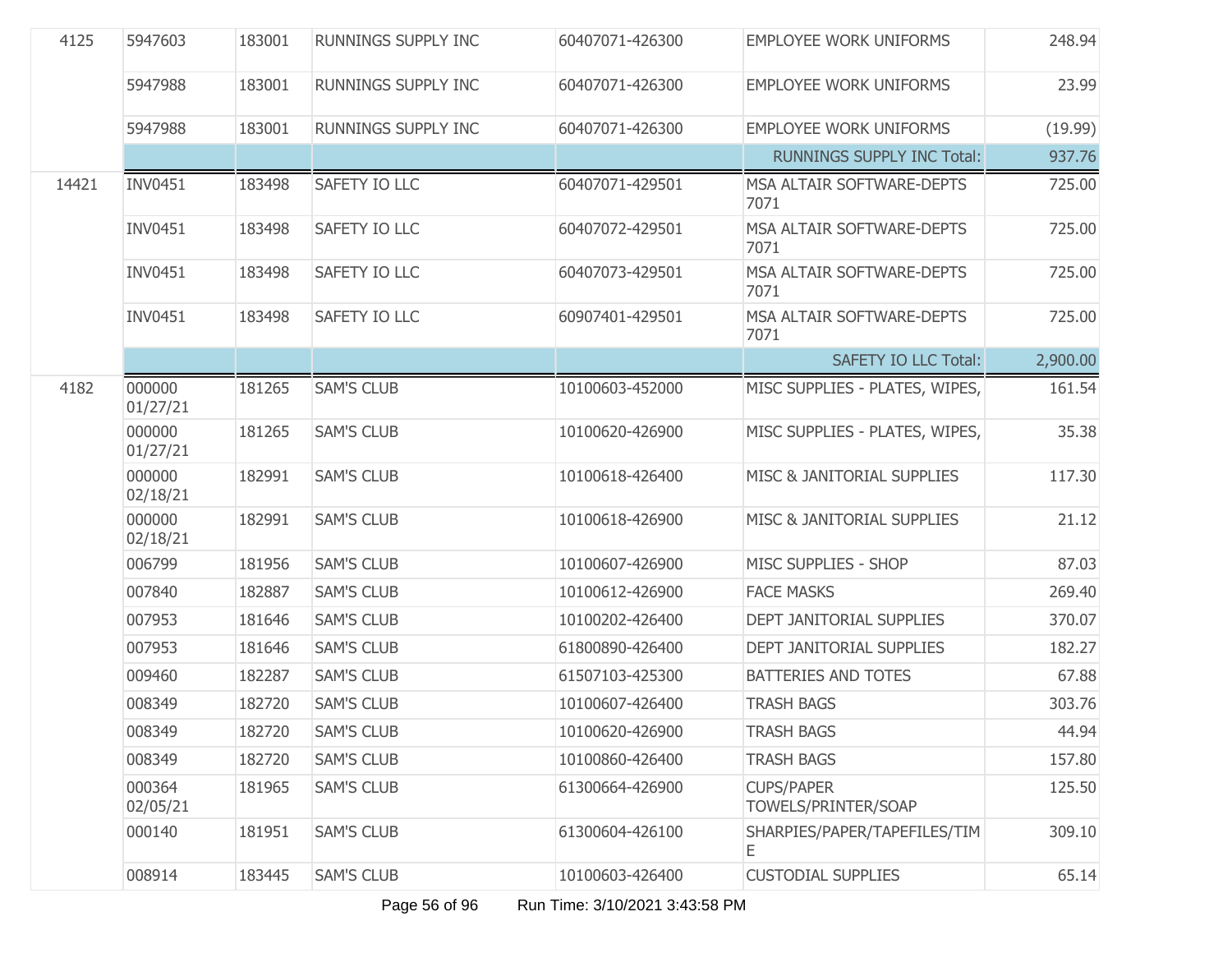| | | | | | | |
|---|---|---|---|---|---|---|
| 4125 | 5947603 | 183001 | RUNNINGS SUPPLY INC | 60407071-426300 | EMPLOYEE WORK UNIFORMS | 248.94 |
| | 5947988 | 183001 | RUNNINGS SUPPLY INC | 60407071-426300 | EMPLOYEE WORK UNIFORMS | 23.99 |
| | 5947988 | 183001 | RUNNINGS SUPPLY INC | 60407071-426300 | EMPLOYEE WORK UNIFORMS | (19.99) |
| | | | | | RUNNINGS SUPPLY INC Total: | 937.76 |
| 14421 | INV0451 | 183498 | SAFETY IO LLC | 60407071-429501 | MSA ALTAIR SOFTWARE-DEPTS 7071 | 725.00 |
| | INV0451 | 183498 | SAFETY IO LLC | 60407072-429501 | MSA ALTAIR SOFTWARE-DEPTS 7071 | 725.00 |
| | INV0451 | 183498 | SAFETY IO LLC | 60407073-429501 | MSA ALTAIR SOFTWARE-DEPTS 7071 | 725.00 |
| | INV0451 | 183498 | SAFETY IO LLC | 60907401-429501 | MSA ALTAIR SOFTWARE-DEPTS 7071 | 725.00 |
| | | | | | SAFETY IO LLC Total: | 2,900.00 |
| 4182 | 000000 01/27/21 | 181265 | SAM'S CLUB | 10100603-452000 | MISC SUPPLIES - PLATES, WIPES, | 161.54 |
| | 000000 01/27/21 | 181265 | SAM'S CLUB | 10100620-426900 | MISC SUPPLIES - PLATES, WIPES, | 35.38 |
| | 000000 02/18/21 | 182991 | SAM'S CLUB | 10100618-426400 | MISC & JANITORIAL SUPPLIES | 117.30 |
| | 000000 02/18/21 | 182991 | SAM'S CLUB | 10100618-426900 | MISC & JANITORIAL SUPPLIES | 21.12 |
| | 006799 | 181956 | SAM'S CLUB | 10100607-426900 | MISC SUPPLIES - SHOP | 87.03 |
| | 007840 | 182887 | SAM'S CLUB | 10100612-426900 | FACE MASKS | 269.40 |
| | 007953 | 181646 | SAM'S CLUB | 10100202-426400 | DEPT JANITORIAL SUPPLIES | 370.07 |
| | 007953 | 181646 | SAM'S CLUB | 61800890-426400 | DEPT JANITORIAL SUPPLIES | 182.27 |
| | 009460 | 182287 | SAM'S CLUB | 61507103-425300 | BATTERIES AND TOTES | 67.88 |
| | 008349 | 182720 | SAM'S CLUB | 10100607-426400 | TRASH BAGS | 303.76 |
| | 008349 | 182720 | SAM'S CLUB | 10100620-426900 | TRASH BAGS | 44.94 |
| | 008349 | 182720 | SAM'S CLUB | 10100860-426400 | TRASH BAGS | 157.80 |
| | 000364 02/05/21 | 181965 | SAM'S CLUB | 61300664-426900 | CUPS/PAPER TOWELS/PRINTER/SOAP | 125.50 |
| | 000140 | 181951 | SAM'S CLUB | 61300604-426100 | SHARPIES/PAPER/TAPEFILES/TIME | 309.10 |
| | 008914 | 183445 | SAM'S CLUB | 10100603-426400 | CUSTODIAL SUPPLIES | 65.14 |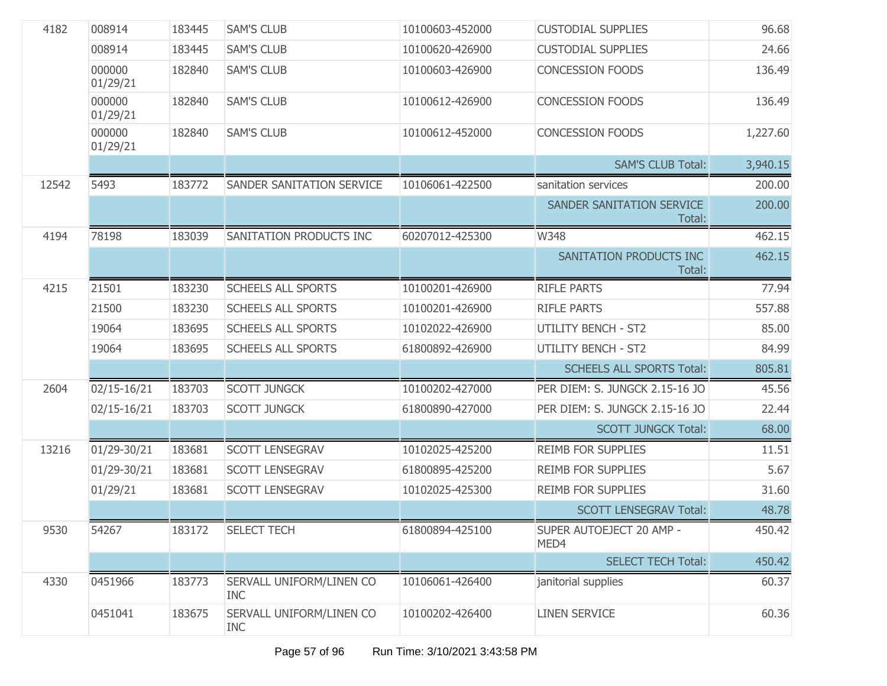| | | | | | | |
|---|---|---|---|---|---|---|
| 4182 | 008914 | 183445 | SAM'S CLUB | 10100603-452000 | CUSTODIAL SUPPLIES | 96.68 |
| | 008914 | 183445 | SAM'S CLUB | 10100620-426900 | CUSTODIAL SUPPLIES | 24.66 |
| | 000000 01/29/21 | 182840 | SAM'S CLUB | 10100603-426900 | CONCESSION FOODS | 136.49 |
| | 000000 01/29/21 | 182840 | SAM'S CLUB | 10100612-426900 | CONCESSION FOODS | 136.49 |
| | 000000 01/29/21 | 182840 | SAM'S CLUB | 10100612-452000 | CONCESSION FOODS | 1,227.60 |
| | | | | | SAM'S CLUB Total: | 3,940.15 |
| 12542 | 5493 | 183772 | SANDER SANITATION SERVICE | 10106061-422500 | sanitation services | 200.00 |
| | | | | | SANDER SANITATION SERVICE Total: | 200.00 |
| 4194 | 78198 | 183039 | SANITATION PRODUCTS INC | 60207012-425300 | W348 | 462.15 |
| | | | | | SANITATION PRODUCTS INC Total: | 462.15 |
| 4215 | 21501 | 183230 | SCHEELS ALL SPORTS | 10100201-426900 | RIFLE PARTS | 77.94 |
| | 21500 | 183230 | SCHEELS ALL SPORTS | 10100201-426900 | RIFLE PARTS | 557.88 |
| | 19064 | 183695 | SCHEELS ALL SPORTS | 10102022-426900 | UTILITY BENCH - ST2 | 85.00 |
| | 19064 | 183695 | SCHEELS ALL SPORTS | 61800892-426900 | UTILITY BENCH - ST2 | 84.99 |
| | | | | | SCHEELS ALL SPORTS Total: | 805.81 |
| 2604 | 02/15-16/21 | 183703 | SCOTT JUNGCK | 10100202-427000 | PER DIEM: S. JUNGCK 2.15-16 JO | 45.56 |
| | 02/15-16/21 | 183703 | SCOTT JUNGCK | 61800890-427000 | PER DIEM: S. JUNGCK 2.15-16 JO | 22.44 |
| | | | | | SCOTT JUNGCK Total: | 68.00 |
| 13216 | 01/29-30/21 | 183681 | SCOTT LENSEGRAV | 10102025-425200 | REIMB FOR SUPPLIES | 11.51 |
| | 01/29-30/21 | 183681 | SCOTT LENSEGRAV | 61800895-425200 | REIMB FOR SUPPLIES | 5.67 |
| | 01/29/21 | 183681 | SCOTT LENSEGRAV | 10102025-425300 | REIMB FOR SUPPLIES | 31.60 |
| | | | | | SCOTT LENSEGRAV Total: | 48.78 |
| 9530 | 54267 | 183172 | SELECT TECH | 61800894-425100 | SUPER AUTOEJECT 20 AMP - MED4 | 450.42 |
| | | | | | SELECT TECH Total: | 450.42 |
| 4330 | 0451966 | 183773 | SERVALL UNIFORM/LINEN CO INC | 10106061-426400 | janitorial supplies | 60.37 |
| | 0451041 | 183675 | SERVALL UNIFORM/LINEN CO INC | 10100202-426400 | LINEN SERVICE | 60.36 |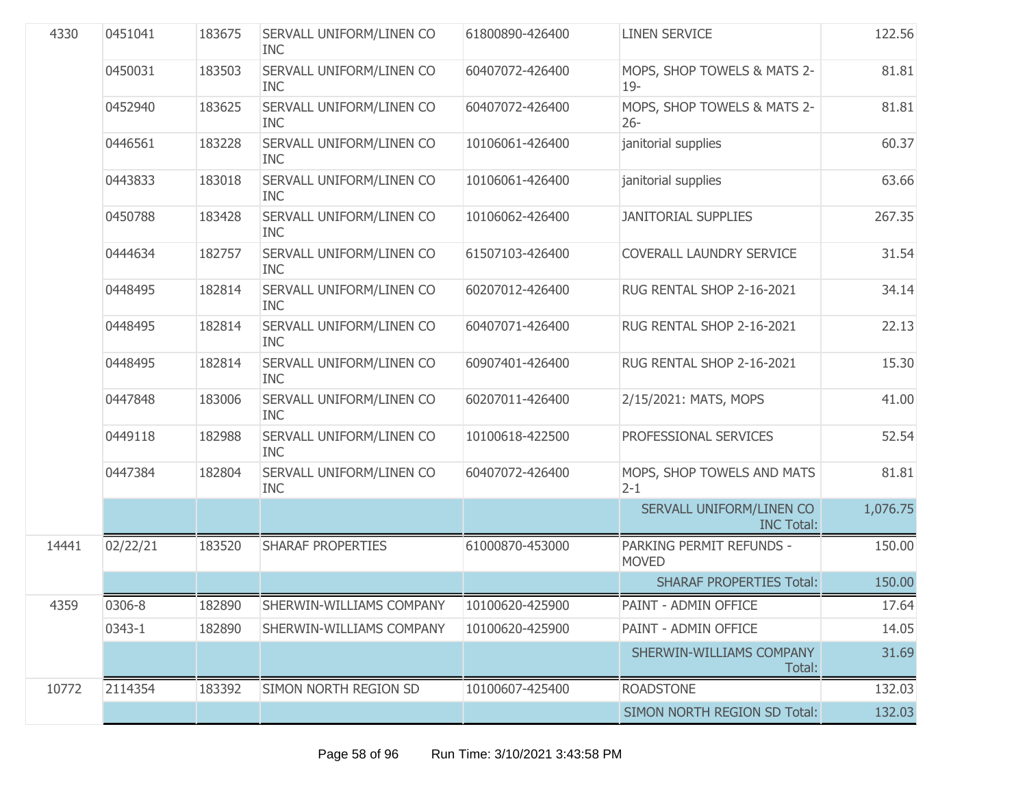| | | | | | | |
|---|---|---|---|---|---|---|
| 4330 | 0451041 | 183675 | SERVALL UNIFORM/LINEN CO INC | 61800890-426400 | LINEN SERVICE | 122.56 |
| | 0450031 | 183503 | SERVALL UNIFORM/LINEN CO INC | 60407072-426400 | MOPS, SHOP TOWELS & MATS 2-19- | 81.81 |
| | 0452940 | 183625 | SERVALL UNIFORM/LINEN CO INC | 60407072-426400 | MOPS, SHOP TOWELS & MATS 2-26- | 81.81 |
| | 0446561 | 183228 | SERVALL UNIFORM/LINEN CO INC | 10106061-426400 | janitorial supplies | 60.37 |
| | 0443833 | 183018 | SERVALL UNIFORM/LINEN CO INC | 10106061-426400 | janitorial supplies | 63.66 |
| | 0450788 | 183428 | SERVALL UNIFORM/LINEN CO INC | 10106062-426400 | JANITORIAL SUPPLIES | 267.35 |
| | 0444634 | 182757 | SERVALL UNIFORM/LINEN CO INC | 61507103-426400 | COVERALL LAUNDRY SERVICE | 31.54 |
| | 0448495 | 182814 | SERVALL UNIFORM/LINEN CO INC | 60207012-426400 | RUG RENTAL SHOP 2-16-2021 | 34.14 |
| | 0448495 | 182814 | SERVALL UNIFORM/LINEN CO INC | 60407071-426400 | RUG RENTAL SHOP 2-16-2021 | 22.13 |
| | 0448495 | 182814 | SERVALL UNIFORM/LINEN CO INC | 60907401-426400 | RUG RENTAL SHOP 2-16-2021 | 15.30 |
| | 0447848 | 183006 | SERVALL UNIFORM/LINEN CO INC | 60207011-426400 | 2/15/2021: MATS, MOPS | 41.00 |
| | 0449118 | 182988 | SERVALL UNIFORM/LINEN CO INC | 10100618-422500 | PROFESSIONAL SERVICES | 52.54 |
| | 0447384 | 182804 | SERVALL UNIFORM/LINEN CO INC | 60407072-426400 | MOPS, SHOP TOWELS AND MATS 2-1 | 81.81 |
| | | | | | SERVALL UNIFORM/LINEN CO INC Total: | 1,076.75 |
| 14441 | 02/22/21 | 183520 | SHARAF PROPERTIES | 61000870-453000 | PARKING PERMIT REFUNDS - MOVED | 150.00 |
| | | | | | SHARAF PROPERTIES Total: | 150.00 |
| 4359 | 0306-8 | 182890 | SHERWIN-WILLIAMS COMPANY | 10100620-425900 | PAINT - ADMIN OFFICE | 17.64 |
| | 0343-1 | 182890 | SHERWIN-WILLIAMS COMPANY | 10100620-425900 | PAINT - ADMIN OFFICE | 14.05 |
| | | | | | SHERWIN-WILLIAMS COMPANY Total: | 31.69 |
| 10772 | 2114354 | 183392 | SIMON NORTH REGION SD | 10100607-425400 | ROADSTONE | 132.03 |
| | | | | | SIMON NORTH REGION SD Total: | 132.03 |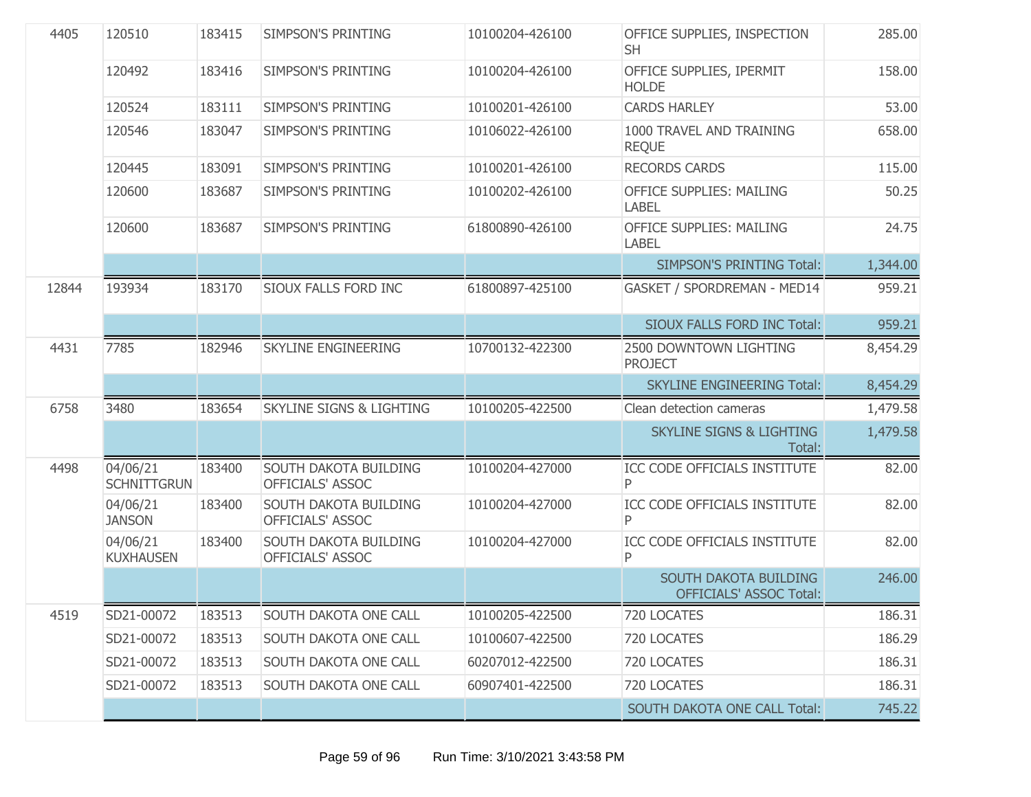| | | | | | | |
|---|---|---|---|---|---|---|
| 4405 | 120510 | 183415 | SIMPSON'S PRINTING | 10100204-426100 | OFFICE SUPPLIES, INSPECTION SH | 285.00 |
| | 120492 | 183416 | SIMPSON'S PRINTING | 10100204-426100 | OFFICE SUPPLIES, IPERMIT HOLDE | 158.00 |
| | 120524 | 183111 | SIMPSON'S PRINTING | 10100201-426100 | CARDS HARLEY | 53.00 |
| | 120546 | 183047 | SIMPSON'S PRINTING | 10106022-426100 | 1000 TRAVEL AND TRAINING REQUE | 658.00 |
| | 120445 | 183091 | SIMPSON'S PRINTING | 10100201-426100 | RECORDS CARDS | 115.00 |
| | 120600 | 183687 | SIMPSON'S PRINTING | 10100202-426100 | OFFICE SUPPLIES: MAILING LABEL | 50.25 |
| | 120600 | 183687 | SIMPSON'S PRINTING | 61800890-426100 | OFFICE SUPPLIES: MAILING LABEL | 24.75 |
| | | | | | SIMPSON'S PRINTING Total: | 1,344.00 |
| 12844 | 193934 | 183170 | SIOUX FALLS FORD INC | 61800897-425100 | GASKET / SPORDREMAN - MED14 | 959.21 |
| | | | | | SIOUX FALLS FORD INC Total: | 959.21 |
| 4431 | 7785 | 182946 | SKYLINE ENGINEERING | 10700132-422300 | 2500 DOWNTOWN LIGHTING PROJECT | 8,454.29 |
| | | | | | SKYLINE ENGINEERING Total: | 8,454.29 |
| 6758 | 3480 | 183654 | SKYLINE SIGNS & LIGHTING | 10100205-422500 | Clean detection cameras | 1,479.58 |
| | | | | | SKYLINE SIGNS & LIGHTING Total: | 1,479.58 |
| 4498 | 04/06/21 SCHNITTGRUN | 183400 | SOUTH DAKOTA BUILDING OFFICIALS' ASSOC | 10100204-427000 | ICC CODE OFFICIALS INSTITUTE P | 82.00 |
| | 04/06/21 JANSON | 183400 | SOUTH DAKOTA BUILDING OFFICIALS' ASSOC | 10100204-427000 | ICC CODE OFFICIALS INSTITUTE P | 82.00 |
| | 04/06/21 KUXHAUSEN | 183400 | SOUTH DAKOTA BUILDING OFFICIALS' ASSOC | 10100204-427000 | ICC CODE OFFICIALS INSTITUTE P | 82.00 |
| | | | | | SOUTH DAKOTA BUILDING OFFICIALS' ASSOC Total: | 246.00 |
| 4519 | SD21-00072 | 183513 | SOUTH DAKOTA ONE CALL | 10100205-422500 | 720 LOCATES | 186.31 |
| | SD21-00072 | 183513 | SOUTH DAKOTA ONE CALL | 10100607-422500 | 720 LOCATES | 186.29 |
| | SD21-00072 | 183513 | SOUTH DAKOTA ONE CALL | 60207012-422500 | 720 LOCATES | 186.31 |
| | SD21-00072 | 183513 | SOUTH DAKOTA ONE CALL | 60907401-422500 | 720 LOCATES | 186.31 |
| | | | | | SOUTH DAKOTA ONE CALL Total: | 745.22 |

Run Time: 3/10/2021 3:43:58 PM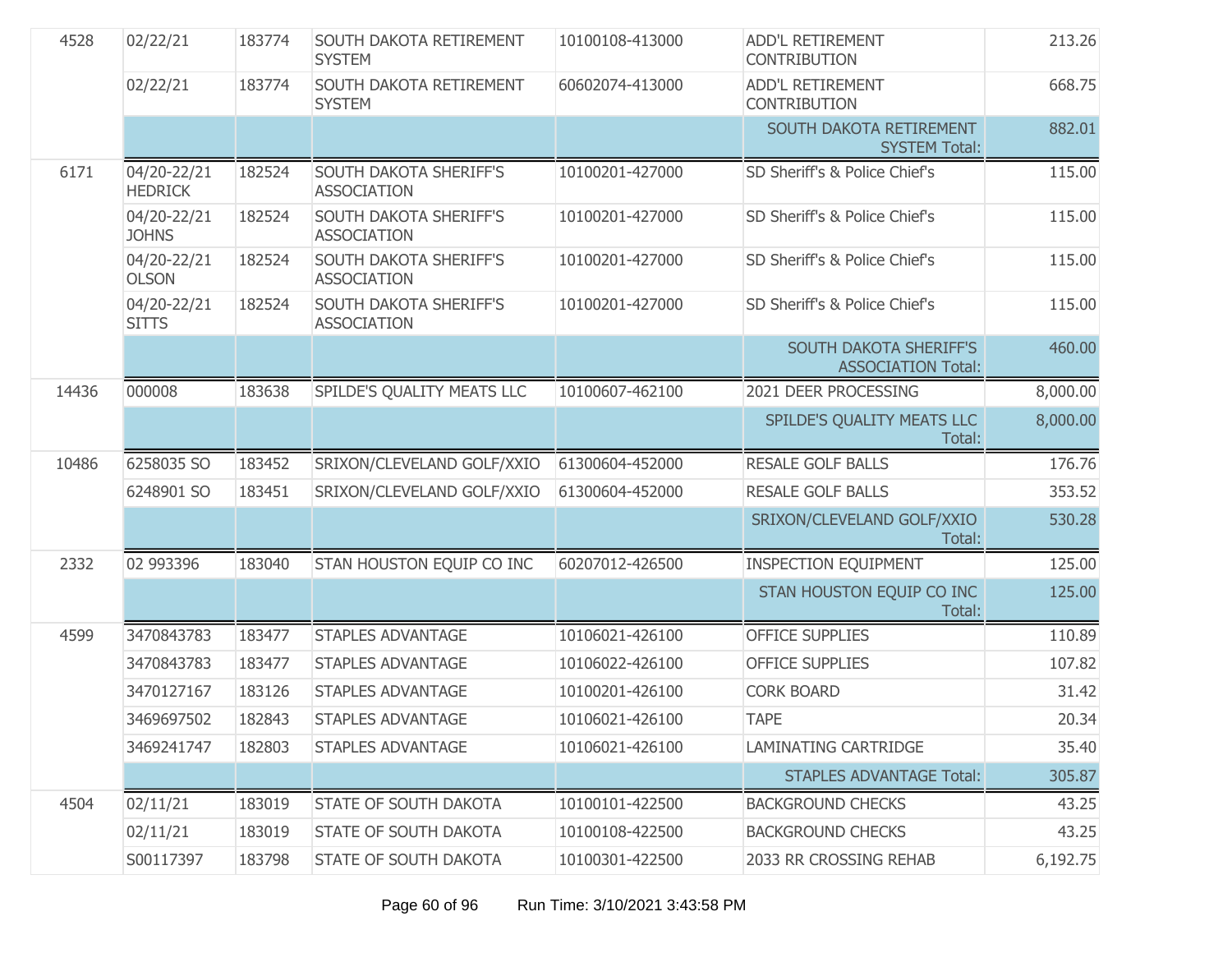| | | | | | | |
|---|---|---|---|---|---|---|
| 4528 | 02/22/21 | 183774 | SOUTH DAKOTA RETIREMENT SYSTEM | 10100108-413000 | ADD'L RETIREMENT CONTRIBUTION | 213.26 |
| | 02/22/21 | 183774 | SOUTH DAKOTA RETIREMENT SYSTEM | 60602074-413000 | ADD'L RETIREMENT CONTRIBUTION | 668.75 |
| | | | | | SOUTH DAKOTA RETIREMENT SYSTEM Total: | 882.01 |
| 6171 | 04/20-22/21 HEDRICK | 182524 | SOUTH DAKOTA SHERIFF'S ASSOCIATION | 10100201-427000 | SD Sheriff's & Police Chief's | 115.00 |
| | 04/20-22/21 JOHNS | 182524 | SOUTH DAKOTA SHERIFF'S ASSOCIATION | 10100201-427000 | SD Sheriff's & Police Chief's | 115.00 |
| | 04/20-22/21 OLSON | 182524 | SOUTH DAKOTA SHERIFF'S ASSOCIATION | 10100201-427000 | SD Sheriff's & Police Chief's | 115.00 |
| | 04/20-22/21 SITTS | 182524 | SOUTH DAKOTA SHERIFF'S ASSOCIATION | 10100201-427000 | SD Sheriff's & Police Chief's | 115.00 |
| | | | | | SOUTH DAKOTA SHERIFF'S ASSOCIATION Total: | 460.00 |
| 14436 | 000008 | 183638 | SPILDE'S QUALITY MEATS LLC | 10100607-462100 | 2021 DEER PROCESSING | 8,000.00 |
| | | | | | SPILDE'S QUALITY MEATS LLC Total: | 8,000.00 |
| 10486 | 6258035 SO | 183452 | SRIXON/CLEVELAND GOLF/XXIO | 61300604-452000 | RESALE GOLF BALLS | 176.76 |
| | 6248901 SO | 183451 | SRIXON/CLEVELAND GOLF/XXIO | 61300604-452000 | RESALE GOLF BALLS | 353.52 |
| | | | | | SRIXON/CLEVELAND GOLF/XXIO Total: | 530.28 |
| 2332 | 02 993396 | 183040 | STAN HOUSTON EQUIP CO INC | 60207012-426500 | INSPECTION EQUIPMENT | 125.00 |
| | | | | | STAN HOUSTON EQUIP CO INC Total: | 125.00 |
| 4599 | 3470843783 | 183477 | STAPLES ADVANTAGE | 10106021-426100 | OFFICE SUPPLIES | 110.89 |
| | 3470843783 | 183477 | STAPLES ADVANTAGE | 10106022-426100 | OFFICE SUPPLIES | 107.82 |
| | 3470127167 | 183126 | STAPLES ADVANTAGE | 10100201-426100 | CORK BOARD | 31.42 |
| | 3469697502 | 182843 | STAPLES ADVANTAGE | 10106021-426100 | TAPE | 20.34 |
| | 3469241747 | 182803 | STAPLES ADVANTAGE | 10106021-426100 | LAMINATING CARTRIDGE | 35.40 |
| | | | | | STAPLES ADVANTAGE Total: | 305.87 |
| 4504 | 02/11/21 | 183019 | STATE OF SOUTH DAKOTA | 10100101-422500 | BACKGROUND CHECKS | 43.25 |
| | 02/11/21 | 183019 | STATE OF SOUTH DAKOTA | 10100108-422500 | BACKGROUND CHECKS | 43.25 |
| | S00117397 | 183798 | STATE OF SOUTH DAKOTA | 10100301-422500 | 2033 RR CROSSING REHAB | 6,192.75 |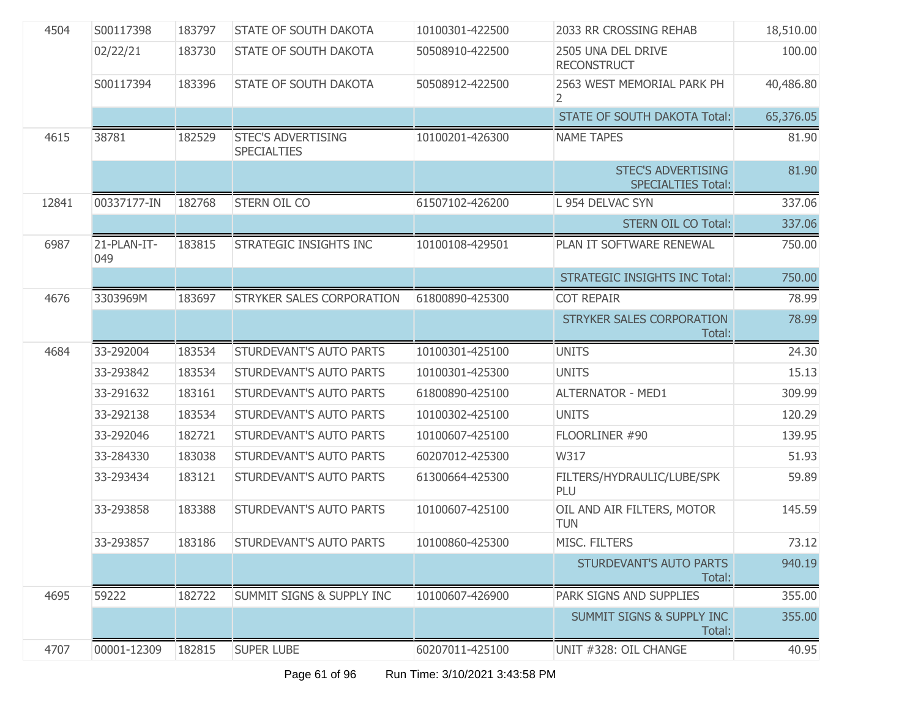| | | | | | | |
|---|---|---|---|---|---|---|
| 4504 | S00117398 | 183797 | STATE OF SOUTH DAKOTA | 10100301-422500 | 2033 RR CROSSING REHAB | 18,510.00 |
| | 02/22/21 | 183730 | STATE OF SOUTH DAKOTA | 50508910-422500 | 2505 UNA DEL DRIVE RECONSTRUCT | 100.00 |
| | S00117394 | 183396 | STATE OF SOUTH DAKOTA | 50508912-422500 | 2563 WEST MEMORIAL PARK PH 2 | 40,486.80 |
| | | | | | STATE OF SOUTH DAKOTA Total: | 65,376.05 |
| 4615 | 38781 | 182529 | STEC'S ADVERTISING SPECIALTIES | 10100201-426300 | NAME TAPES | 81.90 |
| | | | | | STEC'S ADVERTISING SPECIALTIES Total: | 81.90 |
| 12841 | 00337177-IN | 182768 | STERN OIL CO | 61507102-426200 | L 954 DELVAC SYN | 337.06 |
| | | | | | STERN OIL CO Total: | 337.06 |
| 6987 | 21-PLAN-IT-049 | 183815 | STRATEGIC INSIGHTS INC | 10100108-429501 | PLAN IT SOFTWARE RENEWAL | 750.00 |
| | | | | | STRATEGIC INSIGHTS INC Total: | 750.00 |
| 4676 | 3303969M | 183697 | STRYKER SALES CORPORATION | 61800890-425300 | COT REPAIR | 78.99 |
| | | | | | STRYKER SALES CORPORATION Total: | 78.99 |
| 4684 | 33-292004 | 183534 | STURDEVANT'S AUTO PARTS | 10100301-425100 | UNITS | 24.30 |
| | 33-293842 | 183534 | STURDEVANT'S AUTO PARTS | 10100301-425300 | UNITS | 15.13 |
| | 33-291632 | 183161 | STURDEVANT'S AUTO PARTS | 61800890-425100 | ALTERNATOR - MED1 | 309.99 |
| | 33-292138 | 183534 | STURDEVANT'S AUTO PARTS | 10100302-425100 | UNITS | 120.29 |
| | 33-292046 | 182721 | STURDEVANT'S AUTO PARTS | 10100607-425100 | FLOORLINER #90 | 139.95 |
| | 33-284330 | 183038 | STURDEVANT'S AUTO PARTS | 60207012-425300 | W317 | 51.93 |
| | 33-293434 | 183121 | STURDEVANT'S AUTO PARTS | 61300664-425300 | FILTERS/HYDRAULIC/LUBE/SPK PLU | 59.89 |
| | 33-293858 | 183388 | STURDEVANT'S AUTO PARTS | 10100607-425100 | OIL AND AIR FILTERS, MOTOR TUN | 145.59 |
| | 33-293857 | 183186 | STURDEVANT'S AUTO PARTS | 10100860-425300 | MISC. FILTERS | 73.12 |
| | | | | | STURDEVANT'S AUTO PARTS Total: | 940.19 |
| 4695 | 59222 | 182722 | SUMMIT SIGNS & SUPPLY INC | 10100607-426900 | PARK SIGNS AND SUPPLIES | 355.00 |
| | | | | | SUMMIT SIGNS & SUPPLY INC Total: | 355.00 |
| 4707 | 00001-12309 | 182815 | SUPER LUBE | 60207011-425100 | UNIT #328: OIL CHANGE | 40.95 |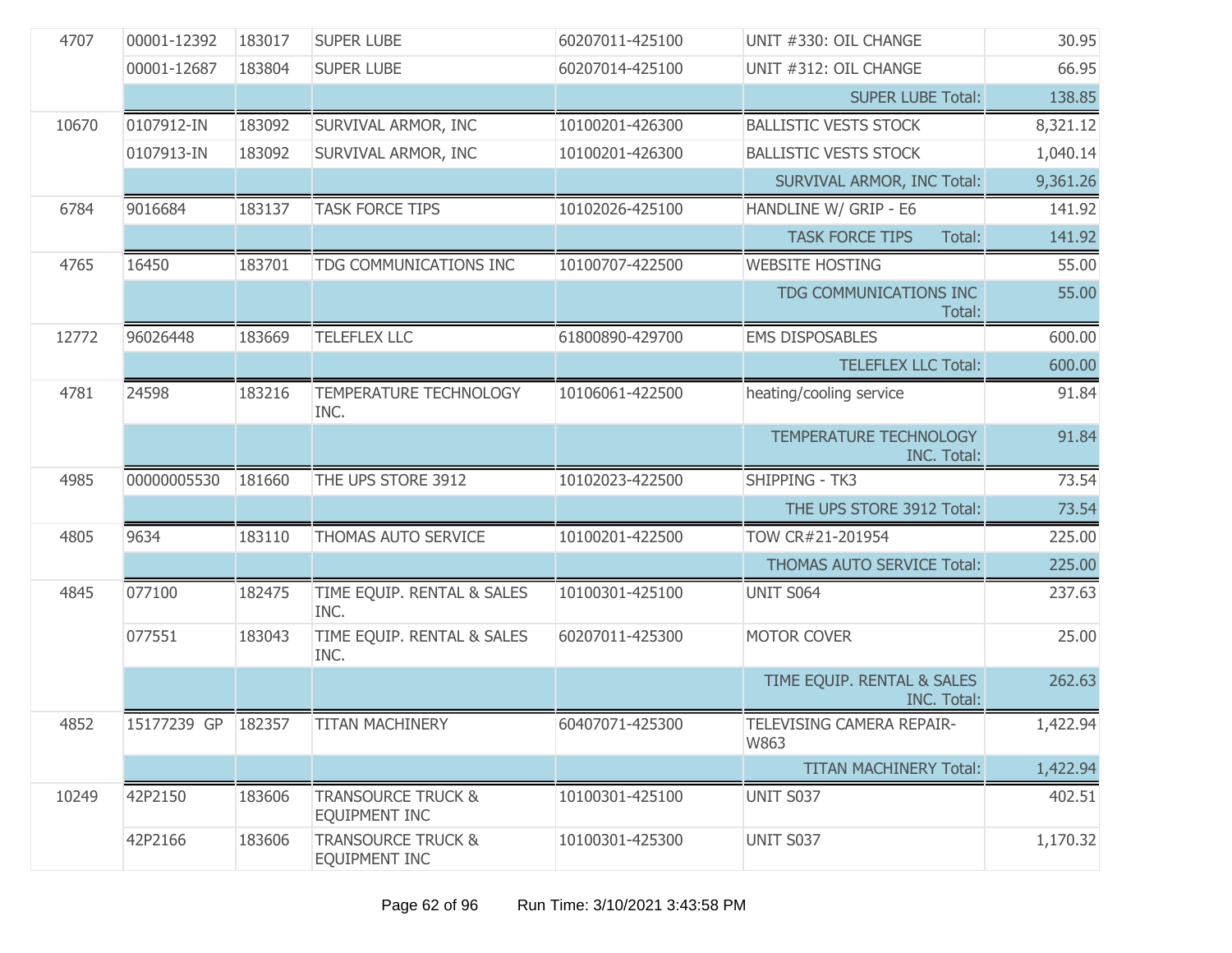| | | | | | | |
|---|---|---|---|---|---|---|
| 4707 | 00001-12392 | 183017 | SUPER LUBE | 60207011-425100 | UNIT #330: OIL CHANGE | 30.95 |
| | 00001-12687 | 183804 | SUPER LUBE | 60207014-425100 | UNIT #312: OIL CHANGE | 66.95 |
| | | | | | SUPER LUBE Total: | 138.85 |
| 10670 | 0107912-IN | 183092 | SURVIVAL ARMOR, INC | 10100201-426300 | BALLISTIC VESTS STOCK | 8,321.12 |
| | 0107913-IN | 183092 | SURVIVAL ARMOR, INC | 10100201-426300 | BALLISTIC VESTS STOCK | 1,040.14 |
| | | | | | SURVIVAL ARMOR, INC Total: | 9,361.26 |
| 6784 | 9016684 | 183137 | TASK FORCE TIPS | 10102026-425100 | HANDLINE W/ GRIP - E6 | 141.92 |
| | | | | | TASK FORCE TIPS Total: | 141.92 |
| 4765 | 16450 | 183701 | TDG COMMUNICATIONS INC | 10100707-422500 | WEBSITE HOSTING | 55.00 |
| | | | | | TDG COMMUNICATIONS INC Total: | 55.00 |
| 12772 | 96026448 | 183669 | TELEFLEX LLC | 61800890-429700 | EMS DISPOSABLES | 600.00 |
| | | | | | TELEFLEX LLC Total: | 600.00 |
| 4781 | 24598 | 183216 | TEMPERATURE TECHNOLOGY INC. | 10106061-422500 | heating/cooling service | 91.84 |
| | | | | | TEMPERATURE TECHNOLOGY INC. Total: | 91.84 |
| 4985 | 00000005530 | 181660 | THE UPS STORE 3912 | 10102023-422500 | SHIPPING - TK3 | 73.54 |
| | | | | | THE UPS STORE 3912 Total: | 73.54 |
| 4805 | 9634 | 183110 | THOMAS AUTO SERVICE | 10100201-422500 | TOW CR#21-201954 | 225.00 |
| | | | | | THOMAS AUTO SERVICE Total: | 225.00 |
| 4845 | 077100 | 182475 | TIME EQUIP. RENTAL & SALES INC. | 10100301-425100 | UNIT S064 | 237.63 |
| | 077551 | 183043 | TIME EQUIP. RENTAL & SALES INC. | 60207011-425300 | MOTOR COVER | 25.00 |
| | | | | | TIME EQUIP. RENTAL & SALES INC. Total: | 262.63 |
| 4852 | 15177239 GP | 182357 | TITAN MACHINERY | 60407071-425300 | TELEVISING CAMERA REPAIR-W863 | 1,422.94 |
| | | | | | TITAN MACHINERY Total: | 1,422.94 |
| 10249 | 42P2150 | 183606 | TRANSOURCE TRUCK & EQUIPMENT INC | 10100301-425100 | UNIT S037 | 402.51 |
| | 42P2166 | 183606 | TRANSOURCE TRUCK & EQUIPMENT INC | 10100301-425300 | UNIT S037 | 1,170.32 |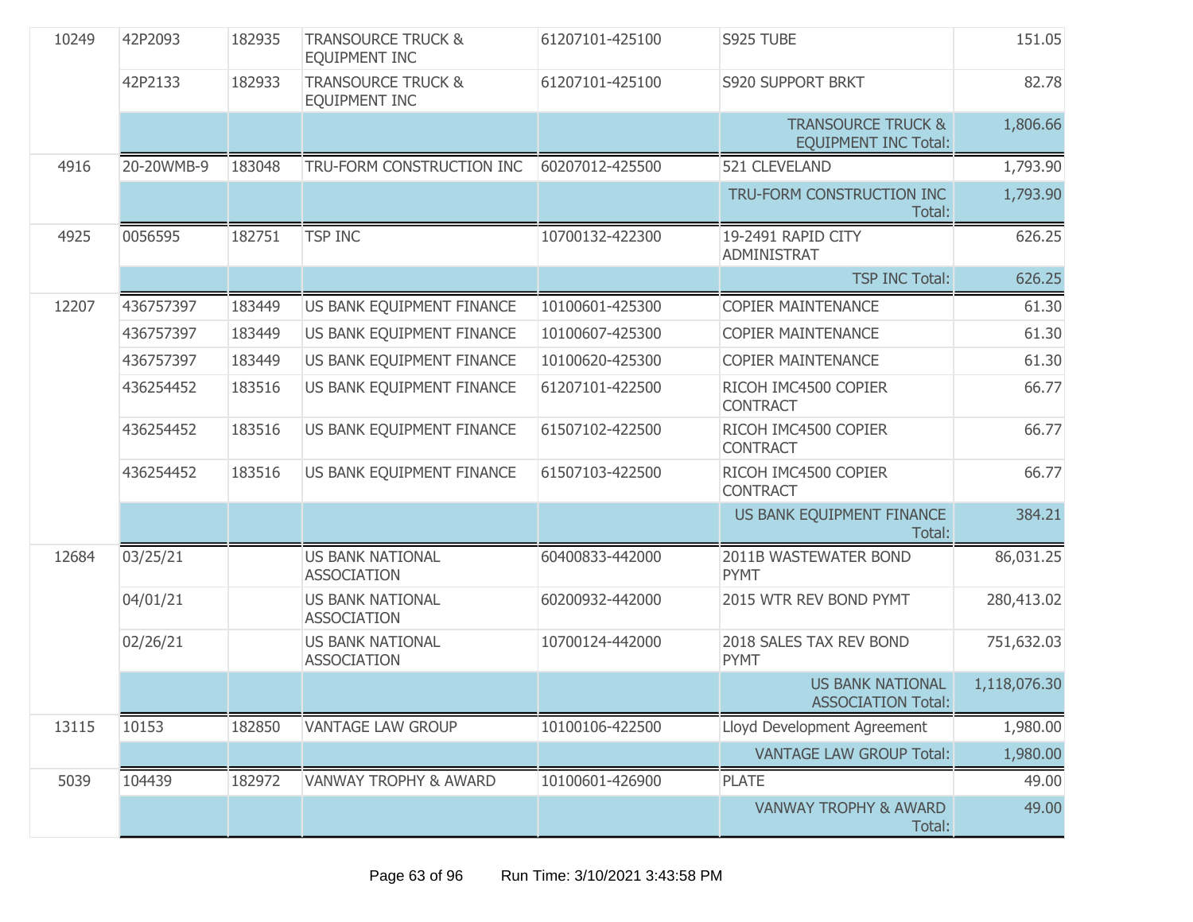| | | | | | | |
|---|---|---|---|---|---|---|
| 10249 | 42P2093 | 182935 | TRANSOURCE TRUCK & EQUIPMENT INC | 61207101-425100 | S925 TUBE | 151.05 |
| | 42P2133 | 182933 | TRANSOURCE TRUCK & EQUIPMENT INC | 61207101-425100 | S920 SUPPORT BRKT | 82.78 |
| | | | | | TRANSOURCE TRUCK & EQUIPMENT INC Total: | 1,806.66 |
| 4916 | 20-20WMB-9 | 183048 | TRU-FORM CONSTRUCTION INC | 60207012-425500 | 521 CLEVELAND | 1,793.90 |
| | | | | | TRU-FORM CONSTRUCTION INC Total: | 1,793.90 |
| 4925 | 0056595 | 182751 | TSP INC | 10700132-422300 | 19-2491 RAPID CITY ADMINISTRAT | 626.25 |
| | | | | | TSP INC Total: | 626.25 |
| 12207 | 436757397 | 183449 | US BANK EQUIPMENT FINANCE | 10100601-425300 | COPIER MAINTENANCE | 61.30 |
| | 436757397 | 183449 | US BANK EQUIPMENT FINANCE | 10100607-425300 | COPIER MAINTENANCE | 61.30 |
| | 436757397 | 183449 | US BANK EQUIPMENT FINANCE | 10100620-425300 | COPIER MAINTENANCE | 61.30 |
| | 436254452 | 183516 | US BANK EQUIPMENT FINANCE | 61207101-422500 | RICOH IMC4500 COPIER CONTRACT | 66.77 |
| | 436254452 | 183516 | US BANK EQUIPMENT FINANCE | 61507102-422500 | RICOH IMC4500 COPIER CONTRACT | 66.77 |
| | 436254452 | 183516 | US BANK EQUIPMENT FINANCE | 61507103-422500 | RICOH IMC4500 COPIER CONTRACT | 66.77 |
| | | | | | US BANK EQUIPMENT FINANCE Total: | 384.21 |
| 12684 | 03/25/21 | | US BANK NATIONAL ASSOCIATION | 60400833-442000 | 2011B WASTEWATER BOND PYMT | 86,031.25 |
| | 04/01/21 | | US BANK NATIONAL ASSOCIATION | 60200932-442000 | 2015 WTR REV BOND PYMT | 280,413.02 |
| | 02/26/21 | | US BANK NATIONAL ASSOCIATION | 10700124-442000 | 2018 SALES TAX REV BOND PYMT | 751,632.03 |
| | | | | | US BANK NATIONAL ASSOCIATION Total: | 1,118,076.30 |
| 13115 | 10153 | 182850 | VANTAGE LAW GROUP | 10100106-422500 | Lloyd Development Agreement | 1,980.00 |
| | | | | | VANTAGE LAW GROUP Total: | 1,980.00 |
| 5039 | 104439 | 182972 | VANWAY TROPHY & AWARD | 10100601-426900 | PLATE | 49.00 |
| | | | | | VANWAY TROPHY & AWARD Total: | 49.00 |

Run Time: 3/10/2021 3:43:58 PM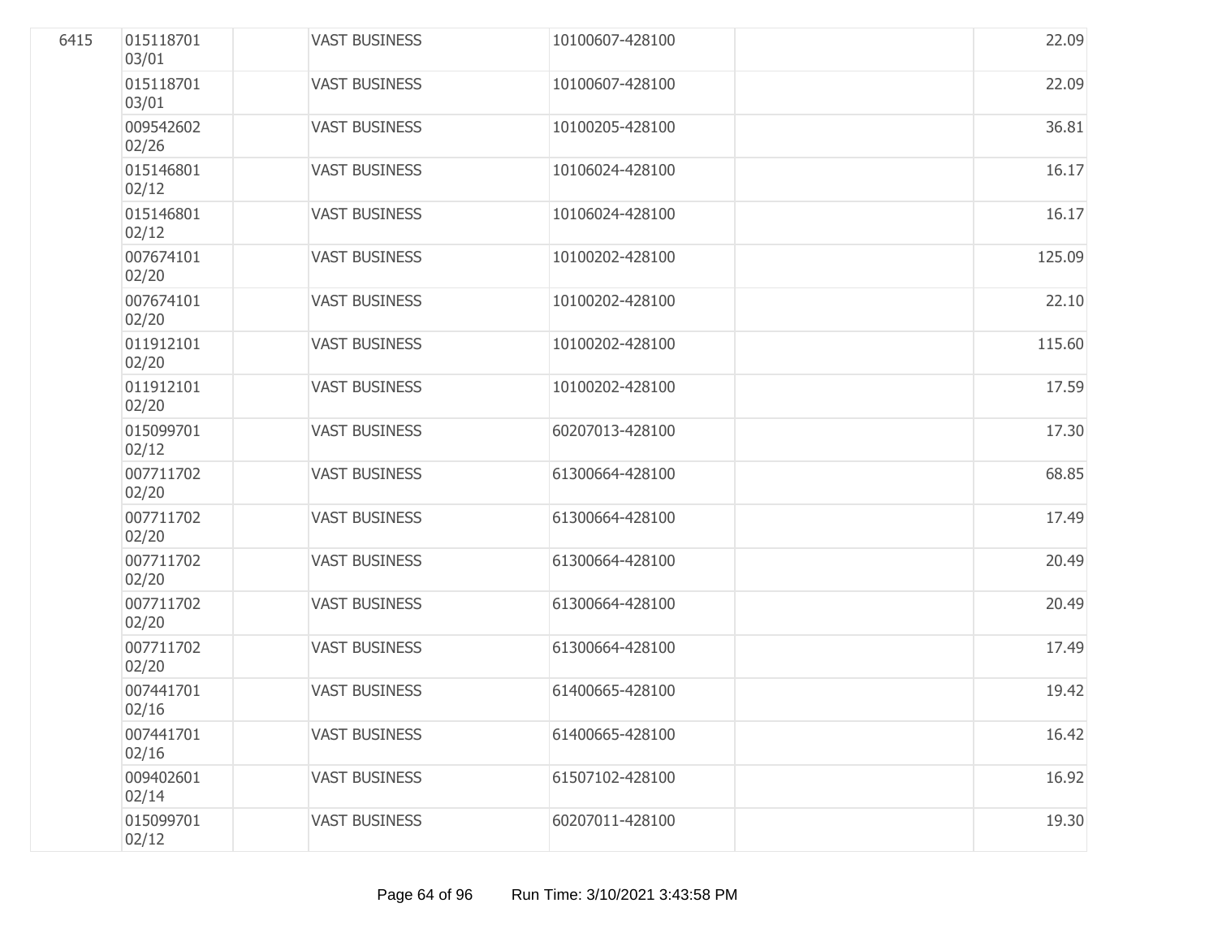| | | | | | | |
|---|---|---|---|---|---|---|
| 6415 | 015118701 03/01 | | VAST BUSINESS | 10100607-428100 | | 22.09 |
| | 015118701 03/01 | | VAST BUSINESS | 10100607-428100 | | 22.09 |
| | 009542602 02/26 | | VAST BUSINESS | 10100205-428100 | | 36.81 |
| | 015146801 02/12 | | VAST BUSINESS | 10106024-428100 | | 16.17 |
| | 015146801 02/12 | | VAST BUSINESS | 10106024-428100 | | 16.17 |
| | 007674101 02/20 | | VAST BUSINESS | 10100202-428100 | | 125.09 |
| | 007674101 02/20 | | VAST BUSINESS | 10100202-428100 | | 22.10 |
| | 011912101 02/20 | | VAST BUSINESS | 10100202-428100 | | 115.60 |
| | 011912101 02/20 | | VAST BUSINESS | 10100202-428100 | | 17.59 |
| | 015099701 02/12 | | VAST BUSINESS | 60207013-428100 | | 17.30 |
| | 007711702 02/20 | | VAST BUSINESS | 61300664-428100 | | 68.85 |
| | 007711702 02/20 | | VAST BUSINESS | 61300664-428100 | | 17.49 |
| | 007711702 02/20 | | VAST BUSINESS | 61300664-428100 | | 20.49 |
| | 007711702 02/20 | | VAST BUSINESS | 61300664-428100 | | 20.49 |
| | 007711702 02/20 | | VAST BUSINESS | 61300664-428100 | | 17.49 |
| | 007441701 02/16 | | VAST BUSINESS | 61400665-428100 | | 19.42 |
| | 007441701 02/16 | | VAST BUSINESS | 61400665-428100 | | 16.42 |
| | 009402601 02/14 | | VAST BUSINESS | 61507102-428100 | | 16.92 |
| | 015099701 02/12 | | VAST BUSINESS | 60207011-428100 | | 19.30 |

Run Time: 3/10/2021 3:43:58 PM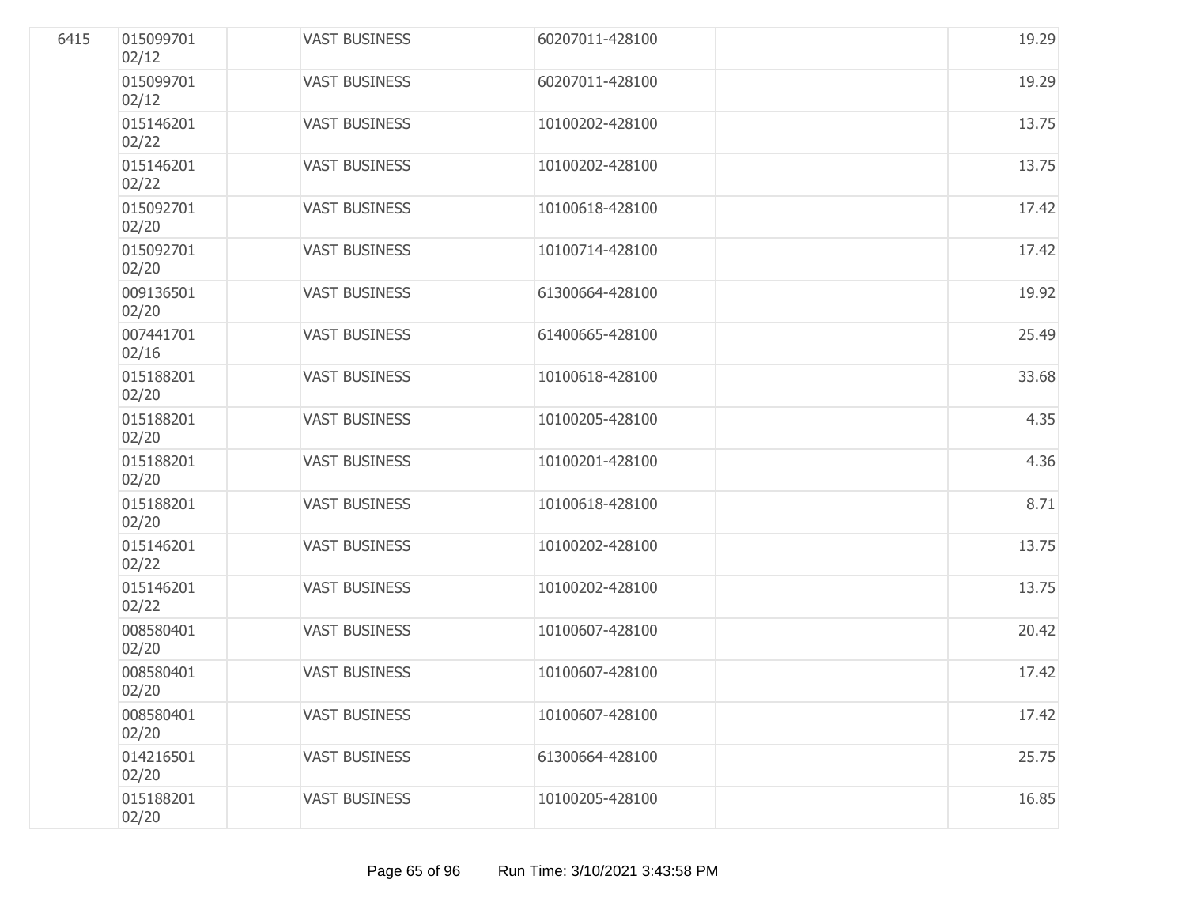| | | | | | | |
|---|---|---|---|---|---|---|
| 6415 | 015099701 02/12 | | VAST BUSINESS | 60207011-428100 | | 19.29 |
| | 015099701 02/12 | | VAST BUSINESS | 60207011-428100 | | 19.29 |
| | 015146201 02/22 | | VAST BUSINESS | 10100202-428100 | | 13.75 |
| | 015146201 02/22 | | VAST BUSINESS | 10100202-428100 | | 13.75 |
| | 015092701 02/20 | | VAST BUSINESS | 10100618-428100 | | 17.42 |
| | 015092701 02/20 | | VAST BUSINESS | 10100714-428100 | | 17.42 |
| | 009136501 02/20 | | VAST BUSINESS | 61300664-428100 | | 19.92 |
| | 007441701 02/16 | | VAST BUSINESS | 61400665-428100 | | 25.49 |
| | 015188201 02/20 | | VAST BUSINESS | 10100618-428100 | | 33.68 |
| | 015188201 02/20 | | VAST BUSINESS | 10100205-428100 | | 4.35 |
| | 015188201 02/20 | | VAST BUSINESS | 10100201-428100 | | 4.36 |
| | 015188201 02/20 | | VAST BUSINESS | 10100618-428100 | | 8.71 |
| | 015146201 02/22 | | VAST BUSINESS | 10100202-428100 | | 13.75 |
| | 015146201 02/22 | | VAST BUSINESS | 10100202-428100 | | 13.75 |
| | 008580401 02/20 | | VAST BUSINESS | 10100607-428100 | | 20.42 |
| | 008580401 02/20 | | VAST BUSINESS | 10100607-428100 | | 17.42 |
| | 008580401 02/20 | | VAST BUSINESS | 10100607-428100 | | 17.42 |
| | 014216501 02/20 | | VAST BUSINESS | 61300664-428100 | | 25.75 |
| | 015188201 02/20 | | VAST BUSINESS | 10100205-428100 | | 16.85 |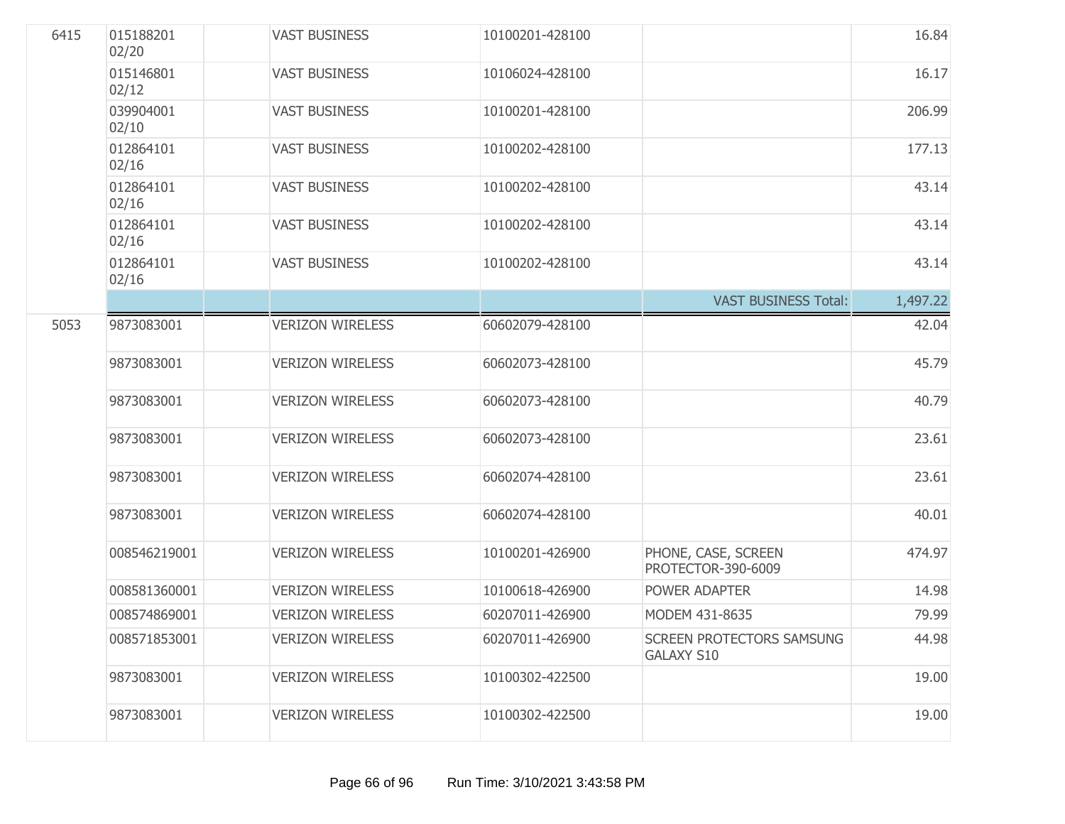| | | | | | | |
|---|---|---|---|---|---|---|
| 6415 | 015188201 02/20 | | VAST BUSINESS | 10100201-428100 | | 16.84 |
| | 015146801 02/12 | | VAST BUSINESS | 10106024-428100 | | 16.17 |
| | 039904001 02/10 | | VAST BUSINESS | 10100201-428100 | | 206.99 |
| | 012864101 02/16 | | VAST BUSINESS | 10100202-428100 | | 177.13 |
| | 012864101 02/16 | | VAST BUSINESS | 10100202-428100 | | 43.14 |
| | 012864101 02/16 | | VAST BUSINESS | 10100202-428100 | | 43.14 |
| | 012864101 02/16 | | VAST BUSINESS | 10100202-428100 | | 43.14 |
| | | | | | VAST BUSINESS Total: | 1,497.22 |
| 5053 | 9873083001 | | VERIZON WIRELESS | 60602079-428100 | | 42.04 |
| | 9873083001 | | VERIZON WIRELESS | 60602073-428100 | | 45.79 |
| | 9873083001 | | VERIZON WIRELESS | 60602073-428100 | | 40.79 |
| | 9873083001 | | VERIZON WIRELESS | 60602073-428100 | | 23.61 |
| | 9873083001 | | VERIZON WIRELESS | 60602074-428100 | | 23.61 |
| | 9873083001 | | VERIZON WIRELESS | 60602074-428100 | | 40.01 |
| | 008546219001 | | VERIZON WIRELESS | 10100201-426900 | PHONE, CASE, SCREEN PROTECTOR-390-6009 | 474.97 |
| | 008581360001 | | VERIZON WIRELESS | 10100618-426900 | POWER ADAPTER | 14.98 |
| | 008574869001 | | VERIZON WIRELESS | 60207011-426900 | MODEM 431-8635 | 79.99 |
| | 008571853001 | | VERIZON WIRELESS | 60207011-426900 | SCREEN PROTECTORS SAMSUNG GALAXY S10 | 44.98 |
| | 9873083001 | | VERIZON WIRELESS | 10100302-422500 | | 19.00 |
| | 9873083001 | | VERIZON WIRELESS | 10100302-422500 | | 19.00 |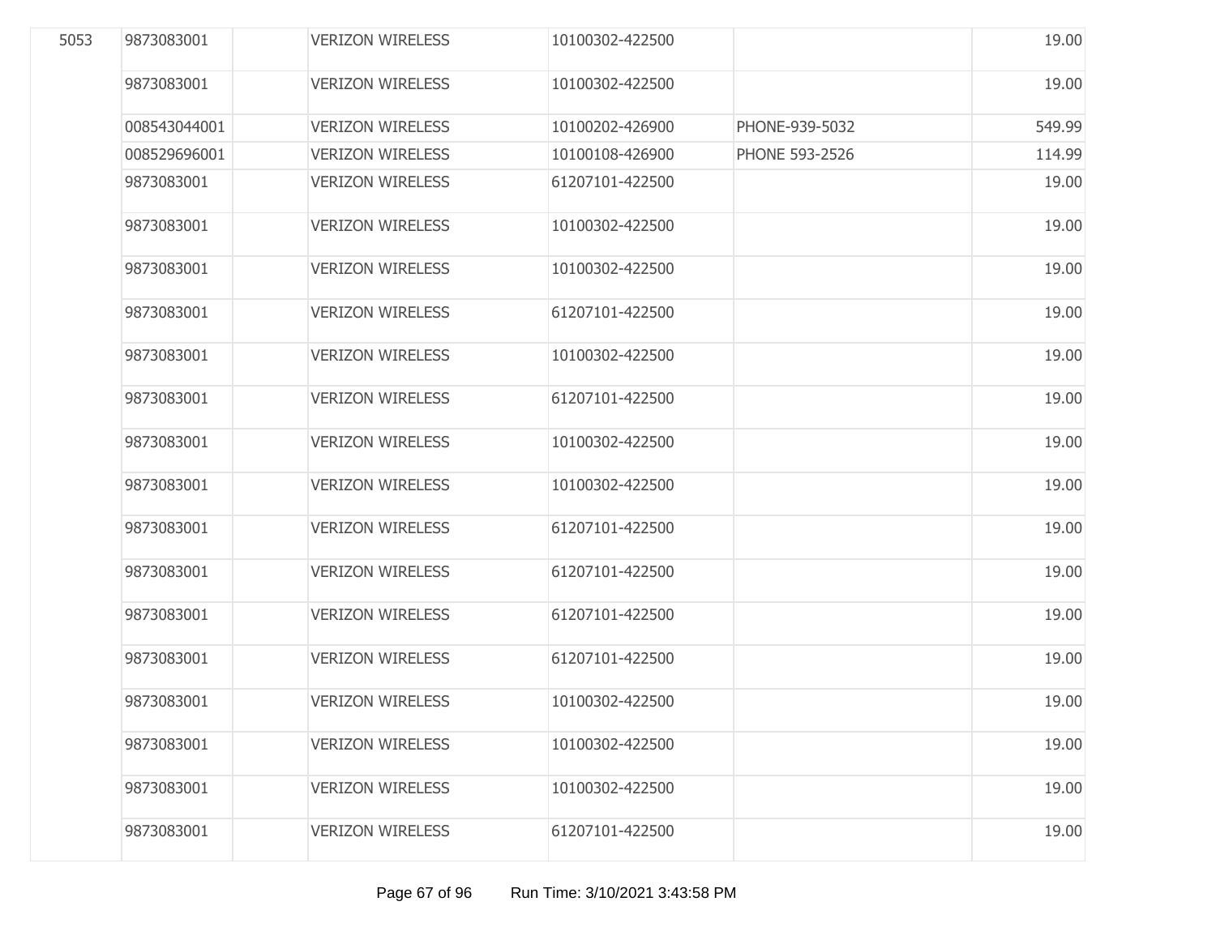| | | | | | | |
|---|---|---|---|---|---|---|
| 5053 | 9873083001 | | VERIZON WIRELESS | 10100302-422500 | | 19.00 |
| | 9873083001 | | VERIZON WIRELESS | 10100302-422500 | | 19.00 |
| | 008543044001 | | VERIZON WIRELESS | 10100202-426900 | PHONE-939-5032 | 549.99 |
| | 008529696001 | | VERIZON WIRELESS | 10100108-426900 | PHONE 593-2526 | 114.99 |
| | 9873083001 | | VERIZON WIRELESS | 61207101-422500 | | 19.00 |
| | 9873083001 | | VERIZON WIRELESS | 10100302-422500 | | 19.00 |
| | 9873083001 | | VERIZON WIRELESS | 10100302-422500 | | 19.00 |
| | 9873083001 | | VERIZON WIRELESS | 61207101-422500 | | 19.00 |
| | 9873083001 | | VERIZON WIRELESS | 10100302-422500 | | 19.00 |
| | 9873083001 | | VERIZON WIRELESS | 61207101-422500 | | 19.00 |
| | 9873083001 | | VERIZON WIRELESS | 10100302-422500 | | 19.00 |
| | 9873083001 | | VERIZON WIRELESS | 10100302-422500 | | 19.00 |
| | 9873083001 | | VERIZON WIRELESS | 61207101-422500 | | 19.00 |
| | 9873083001 | | VERIZON WIRELESS | 61207101-422500 | | 19.00 |
| | 9873083001 | | VERIZON WIRELESS | 61207101-422500 | | 19.00 |
| | 9873083001 | | VERIZON WIRELESS | 61207101-422500 | | 19.00 |
| | 9873083001 | | VERIZON WIRELESS | 10100302-422500 | | 19.00 |
| | 9873083001 | | VERIZON WIRELESS | 10100302-422500 | | 19.00 |
| | 9873083001 | | VERIZON WIRELESS | 10100302-422500 | | 19.00 |
| | 9873083001 | | VERIZON WIRELESS | 61207101-422500 | | 19.00 |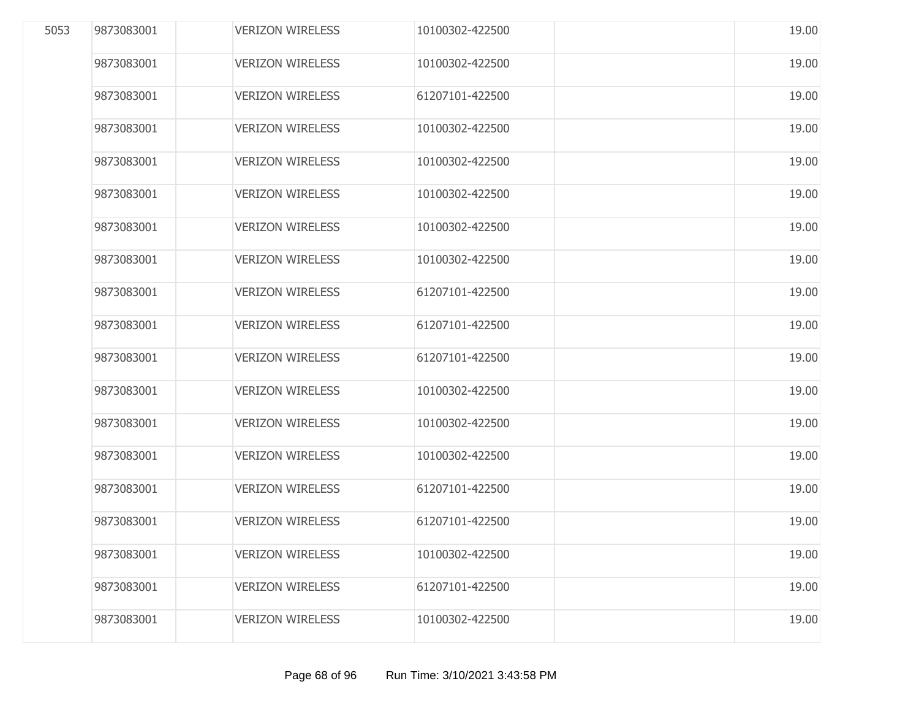| | | | | | | |
|---|---|---|---|---|---|---|
| 5053 | 9873083001 | | VERIZON WIRELESS | 10100302-422500 | | 19.00 |
| | 9873083001 | | VERIZON WIRELESS | 10100302-422500 | | 19.00 |
| | 9873083001 | | VERIZON WIRELESS | 61207101-422500 | | 19.00 |
| | 9873083001 | | VERIZON WIRELESS | 10100302-422500 | | 19.00 |
| | 9873083001 | | VERIZON WIRELESS | 10100302-422500 | | 19.00 |
| | 9873083001 | | VERIZON WIRELESS | 10100302-422500 | | 19.00 |
| | 9873083001 | | VERIZON WIRELESS | 10100302-422500 | | 19.00 |
| | 9873083001 | | VERIZON WIRELESS | 10100302-422500 | | 19.00 |
| | 9873083001 | | VERIZON WIRELESS | 61207101-422500 | | 19.00 |
| | 9873083001 | | VERIZON WIRELESS | 61207101-422500 | | 19.00 |
| | 9873083001 | | VERIZON WIRELESS | 61207101-422500 | | 19.00 |
| | 9873083001 | | VERIZON WIRELESS | 10100302-422500 | | 19.00 |
| | 9873083001 | | VERIZON WIRELESS | 10100302-422500 | | 19.00 |
| | 9873083001 | | VERIZON WIRELESS | 10100302-422500 | | 19.00 |
| | 9873083001 | | VERIZON WIRELESS | 61207101-422500 | | 19.00 |
| | 9873083001 | | VERIZON WIRELESS | 61207101-422500 | | 19.00 |
| | 9873083001 | | VERIZON WIRELESS | 10100302-422500 | | 19.00 |
| | 9873083001 | | VERIZON WIRELESS | 61207101-422500 | | 19.00 |
| | 9873083001 | | VERIZON WIRELESS | 10100302-422500 | | 19.00 |

Run Time: 3/10/2021 3:43:58 PM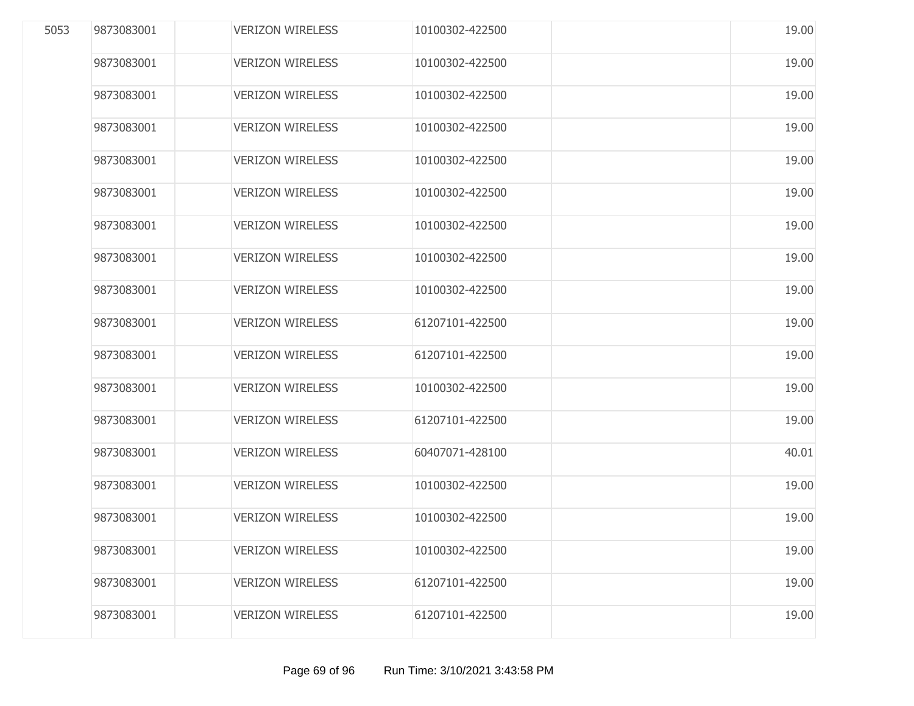| | | | | | | |
|---|---|---|---|---|---|---|
| 5053 | 9873083001 | | VERIZON WIRELESS | 10100302-422500 | | 19.00 |
| | 9873083001 | | VERIZON WIRELESS | 10100302-422500 | | 19.00 |
| | 9873083001 | | VERIZON WIRELESS | 10100302-422500 | | 19.00 |
| | 9873083001 | | VERIZON WIRELESS | 10100302-422500 | | 19.00 |
| | 9873083001 | | VERIZON WIRELESS | 10100302-422500 | | 19.00 |
| | 9873083001 | | VERIZON WIRELESS | 10100302-422500 | | 19.00 |
| | 9873083001 | | VERIZON WIRELESS | 10100302-422500 | | 19.00 |
| | 9873083001 | | VERIZON WIRELESS | 10100302-422500 | | 19.00 |
| | 9873083001 | | VERIZON WIRELESS | 10100302-422500 | | 19.00 |
| | 9873083001 | | VERIZON WIRELESS | 61207101-422500 | | 19.00 |
| | 9873083001 | | VERIZON WIRELESS | 61207101-422500 | | 19.00 |
| | 9873083001 | | VERIZON WIRELESS | 10100302-422500 | | 19.00 |
| | 9873083001 | | VERIZON WIRELESS | 61207101-422500 | | 19.00 |
| | 9873083001 | | VERIZON WIRELESS | 60407071-428100 | | 40.01 |
| | 9873083001 | | VERIZON WIRELESS | 10100302-422500 | | 19.00 |
| | 9873083001 | | VERIZON WIRELESS | 10100302-422500 | | 19.00 |
| | 9873083001 | | VERIZON WIRELESS | 10100302-422500 | | 19.00 |
| | 9873083001 | | VERIZON WIRELESS | 61207101-422500 | | 19.00 |
| | 9873083001 | | VERIZON WIRELESS | 61207101-422500 | | 19.00 |

Run Time: 3/10/2021 3:43:58 PM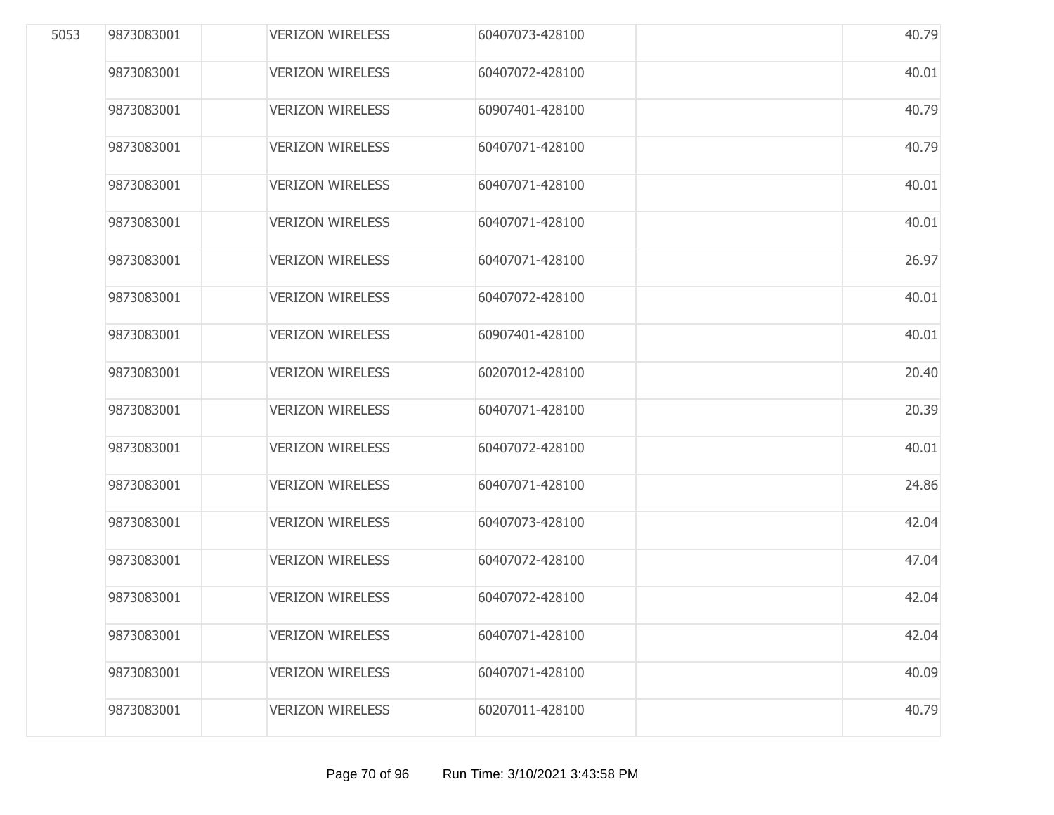| | | | | | | |
|---|---|---|---|---|---|---|
| 5053 | 9873083001 | | VERIZON WIRELESS | 60407073-428100 | | 40.79 |
| | 9873083001 | | VERIZON WIRELESS | 60407072-428100 | | 40.01 |
| | 9873083001 | | VERIZON WIRELESS | 60907401-428100 | | 40.79 |
| | 9873083001 | | VERIZON WIRELESS | 60407071-428100 | | 40.79 |
| | 9873083001 | | VERIZON WIRELESS | 60407071-428100 | | 40.01 |
| | 9873083001 | | VERIZON WIRELESS | 60407071-428100 | | 40.01 |
| | 9873083001 | | VERIZON WIRELESS | 60407071-428100 | | 26.97 |
| | 9873083001 | | VERIZON WIRELESS | 60407072-428100 | | 40.01 |
| | 9873083001 | | VERIZON WIRELESS | 60907401-428100 | | 40.01 |
| | 9873083001 | | VERIZON WIRELESS | 60207012-428100 | | 20.40 |
| | 9873083001 | | VERIZON WIRELESS | 60407071-428100 | | 20.39 |
| | 9873083001 | | VERIZON WIRELESS | 60407072-428100 | | 40.01 |
| | 9873083001 | | VERIZON WIRELESS | 60407071-428100 | | 24.86 |
| | 9873083001 | | VERIZON WIRELESS | 60407073-428100 | | 42.04 |
| | 9873083001 | | VERIZON WIRELESS | 60407072-428100 | | 47.04 |
| | 9873083001 | | VERIZON WIRELESS | 60407072-428100 | | 42.04 |
| | 9873083001 | | VERIZON WIRELESS | 60407071-428100 | | 42.04 |
| | 9873083001 | | VERIZON WIRELESS | 60407071-428100 | | 40.09 |
| | 9873083001 | | VERIZON WIRELESS | 60207011-428100 | | 40.79 |

Run Time: 3/10/2021 3:43:58 PM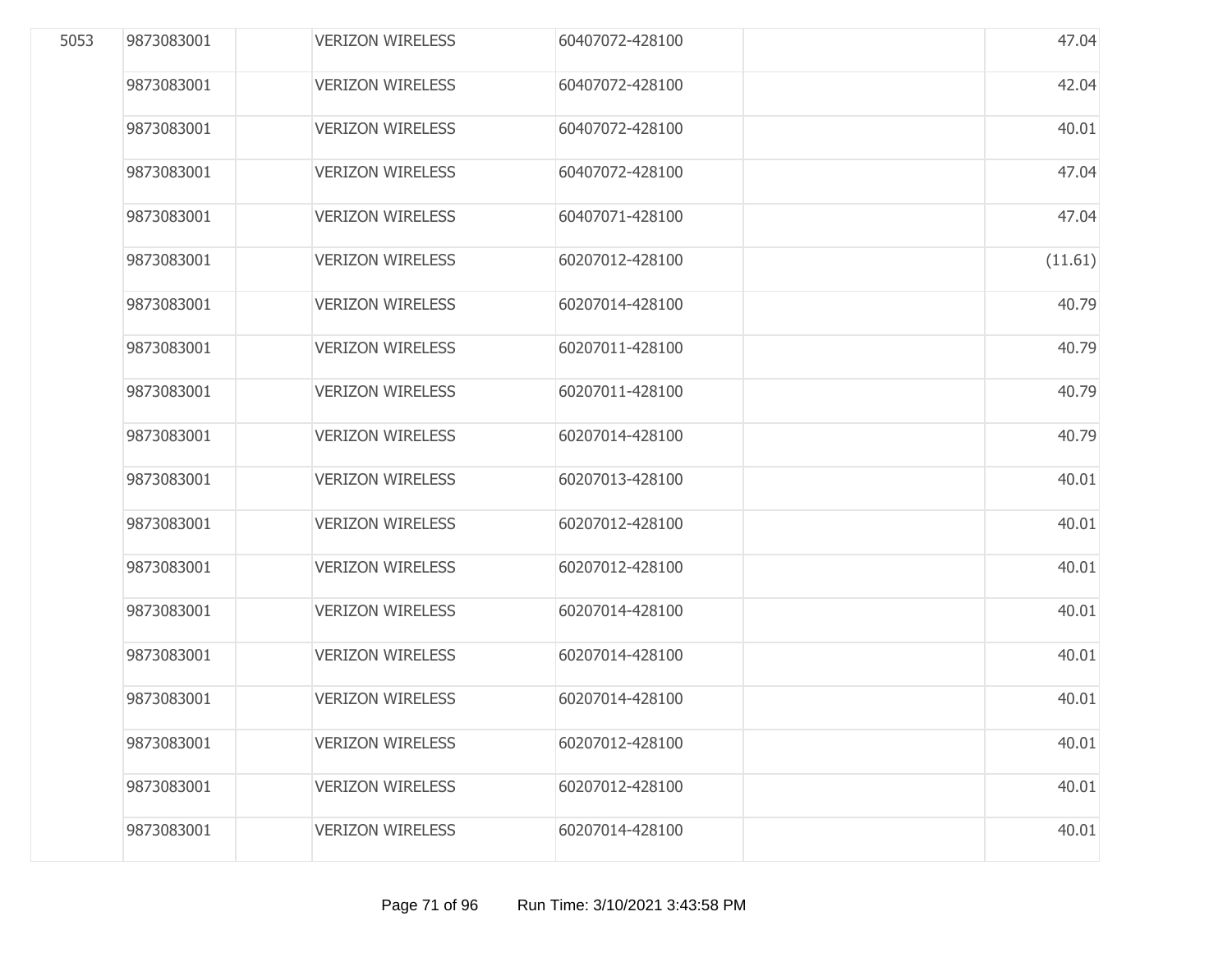| | | | | | | |
|---|---|---|---|---|---|---|
| 5053 | 9873083001 | | VERIZON WIRELESS | 60407072-428100 | | 47.04 |
| | 9873083001 | | VERIZON WIRELESS | 60407072-428100 | | 42.04 |
| | 9873083001 | | VERIZON WIRELESS | 60407072-428100 | | 40.01 |
| | 9873083001 | | VERIZON WIRELESS | 60407072-428100 | | 47.04 |
| | 9873083001 | | VERIZON WIRELESS | 60407071-428100 | | 47.04 |
| | 9873083001 | | VERIZON WIRELESS | 60207012-428100 | | (11.61) |
| | 9873083001 | | VERIZON WIRELESS | 60207014-428100 | | 40.79 |
| | 9873083001 | | VERIZON WIRELESS | 60207011-428100 | | 40.79 |
| | 9873083001 | | VERIZON WIRELESS | 60207011-428100 | | 40.79 |
| | 9873083001 | | VERIZON WIRELESS | 60207014-428100 | | 40.79 |
| | 9873083001 | | VERIZON WIRELESS | 60207013-428100 | | 40.01 |
| | 9873083001 | | VERIZON WIRELESS | 60207012-428100 | | 40.01 |
| | 9873083001 | | VERIZON WIRELESS | 60207012-428100 | | 40.01 |
| | 9873083001 | | VERIZON WIRELESS | 60207014-428100 | | 40.01 |
| | 9873083001 | | VERIZON WIRELESS | 60207014-428100 | | 40.01 |
| | 9873083001 | | VERIZON WIRELESS | 60207014-428100 | | 40.01 |
| | 9873083001 | | VERIZON WIRELESS | 60207012-428100 | | 40.01 |
| | 9873083001 | | VERIZON WIRELESS | 60207012-428100 | | 40.01 |
| | 9873083001 | | VERIZON WIRELESS | 60207014-428100 | | 40.01 |

Run Time: 3/10/2021 3:43:58 PM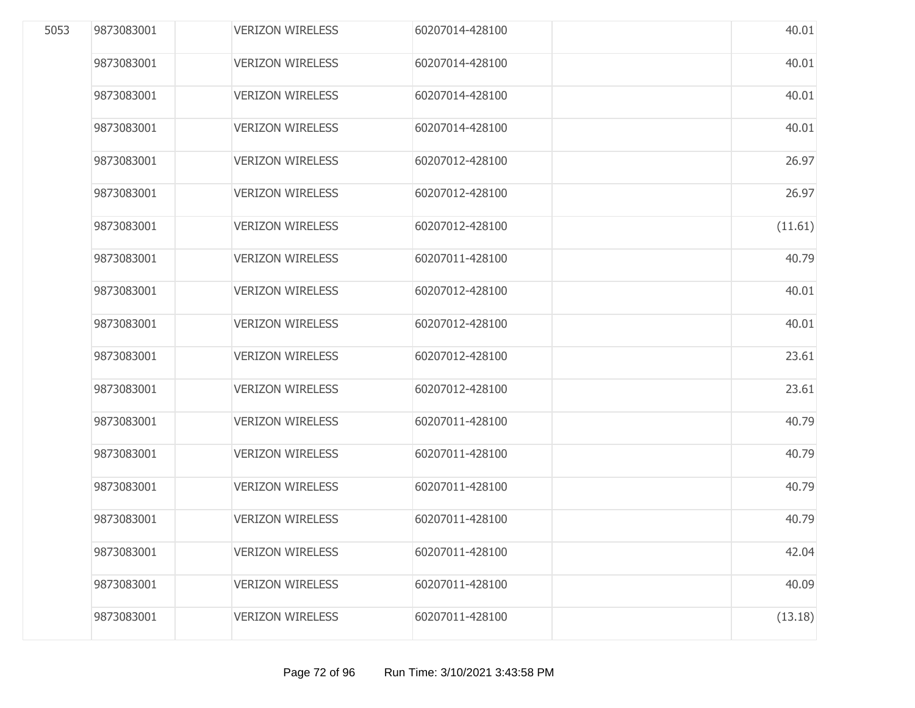| | | | | | | |
|---|---|---|---|---|---|---|
| 5053 | 9873083001 | | VERIZON WIRELESS | 60207014-428100 | | 40.01 |
| | 9873083001 | | VERIZON WIRELESS | 60207014-428100 | | 40.01 |
| | 9873083001 | | VERIZON WIRELESS | 60207014-428100 | | 40.01 |
| | 9873083001 | | VERIZON WIRELESS | 60207014-428100 | | 40.01 |
| | 9873083001 | | VERIZON WIRELESS | 60207012-428100 | | 26.97 |
| | 9873083001 | | VERIZON WIRELESS | 60207012-428100 | | 26.97 |
| | 9873083001 | | VERIZON WIRELESS | 60207012-428100 | | (11.61) |
| | 9873083001 | | VERIZON WIRELESS | 60207011-428100 | | 40.79 |
| | 9873083001 | | VERIZON WIRELESS | 60207012-428100 | | 40.01 |
| | 9873083001 | | VERIZON WIRELESS | 60207012-428100 | | 40.01 |
| | 9873083001 | | VERIZON WIRELESS | 60207012-428100 | | 23.61 |
| | 9873083001 | | VERIZON WIRELESS | 60207012-428100 | | 23.61 |
| | 9873083001 | | VERIZON WIRELESS | 60207011-428100 | | 40.79 |
| | 9873083001 | | VERIZON WIRELESS | 60207011-428100 | | 40.79 |
| | 9873083001 | | VERIZON WIRELESS | 60207011-428100 | | 40.79 |
| | 9873083001 | | VERIZON WIRELESS | 60207011-428100 | | 40.79 |
| | 9873083001 | | VERIZON WIRELESS | 60207011-428100 | | 42.04 |
| | 9873083001 | | VERIZON WIRELESS | 60207011-428100 | | 40.09 |
| | 9873083001 | | VERIZON WIRELESS | 60207011-428100 | | (13.18) |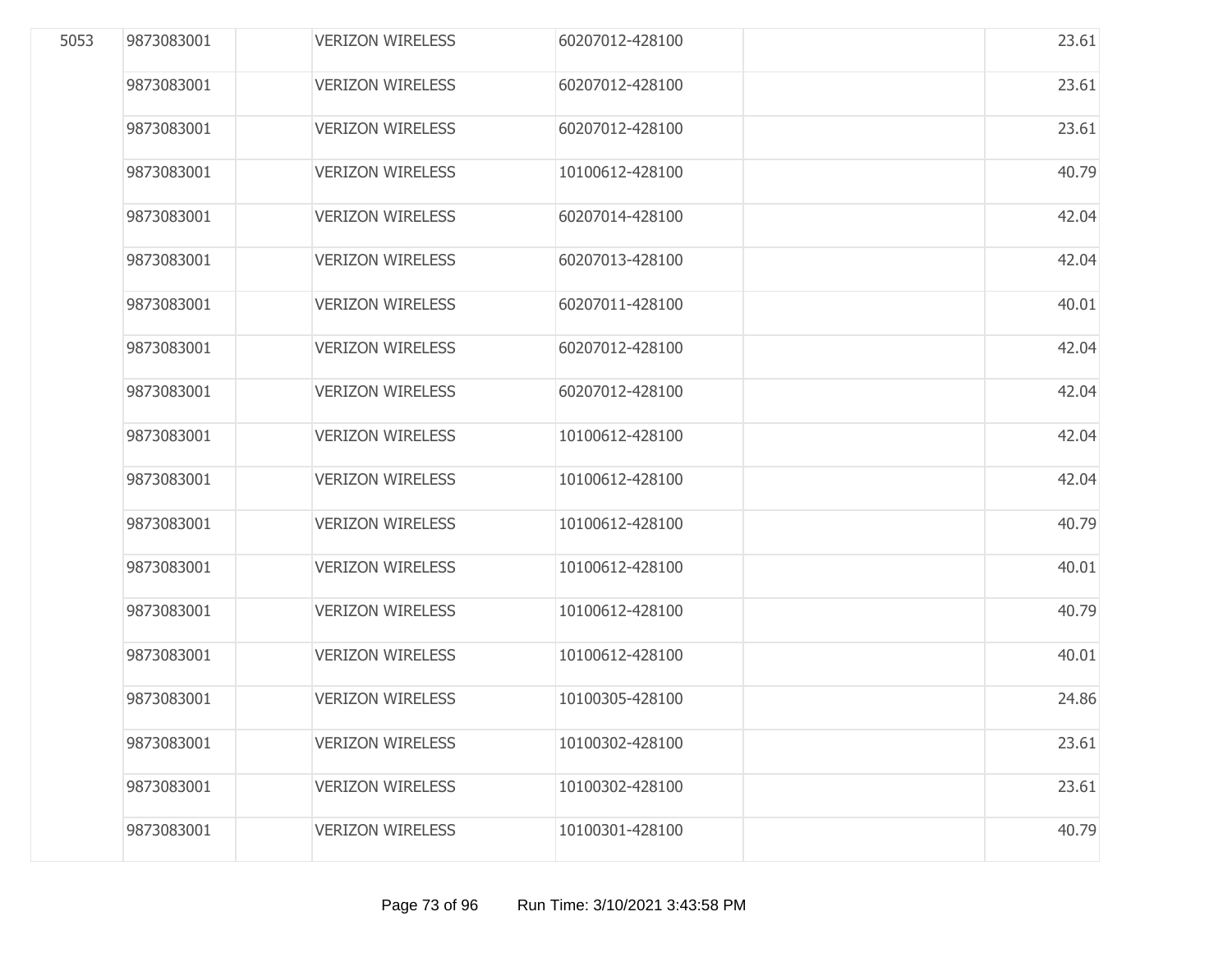| | | | | | | |
|---|---|---|---|---|---|---|
| 5053 | 9873083001 | | VERIZON WIRELESS | 60207012-428100 | | 23.61 |
| | 9873083001 | | VERIZON WIRELESS | 60207012-428100 | | 23.61 |
| | 9873083001 | | VERIZON WIRELESS | 60207012-428100 | | 23.61 |
| | 9873083001 | | VERIZON WIRELESS | 10100612-428100 | | 40.79 |
| | 9873083001 | | VERIZON WIRELESS | 60207014-428100 | | 42.04 |
| | 9873083001 | | VERIZON WIRELESS | 60207013-428100 | | 42.04 |
| | 9873083001 | | VERIZON WIRELESS | 60207011-428100 | | 40.01 |
| | 9873083001 | | VERIZON WIRELESS | 60207012-428100 | | 42.04 |
| | 9873083001 | | VERIZON WIRELESS | 60207012-428100 | | 42.04 |
| | 9873083001 | | VERIZON WIRELESS | 10100612-428100 | | 42.04 |
| | 9873083001 | | VERIZON WIRELESS | 10100612-428100 | | 42.04 |
| | 9873083001 | | VERIZON WIRELESS | 10100612-428100 | | 40.79 |
| | 9873083001 | | VERIZON WIRELESS | 10100612-428100 | | 40.01 |
| | 9873083001 | | VERIZON WIRELESS | 10100612-428100 | | 40.79 |
| | 9873083001 | | VERIZON WIRELESS | 10100612-428100 | | 40.01 |
| | 9873083001 | | VERIZON WIRELESS | 10100305-428100 | | 24.86 |
| | 9873083001 | | VERIZON WIRELESS | 10100302-428100 | | 23.61 |
| | 9873083001 | | VERIZON WIRELESS | 10100302-428100 | | 23.61 |
| | 9873083001 | | VERIZON WIRELESS | 10100301-428100 | | 40.79 |

Run Time: 3/10/2021 3:43:58 PM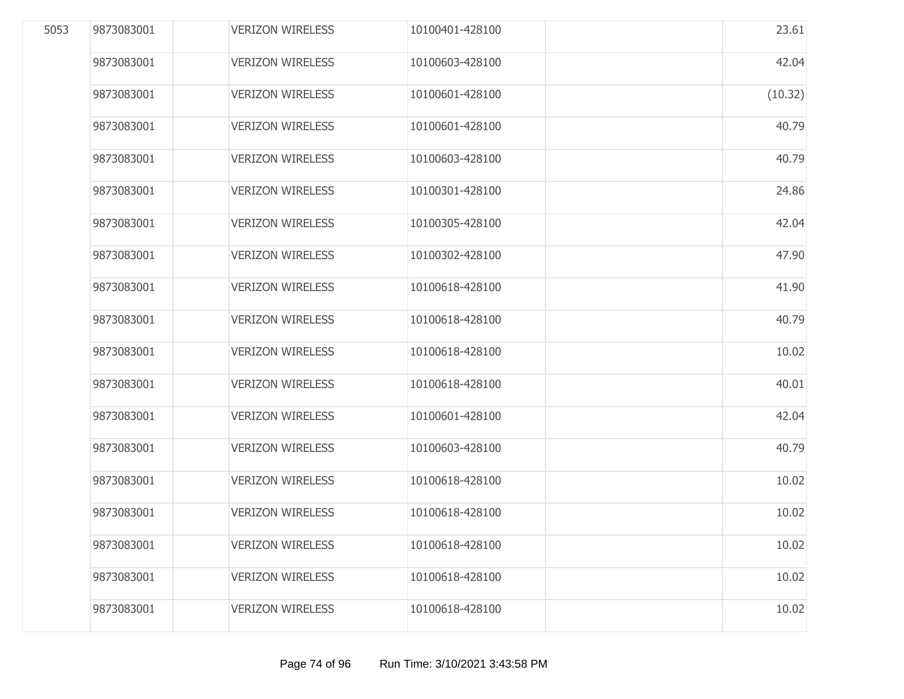| | | | | | | |
|---|---|---|---|---|---|---|
| 5053 | 9873083001 | | VERIZON WIRELESS | 10100401-428100 | | 23.61 |
| | 9873083001 | | VERIZON WIRELESS | 10100603-428100 | | 42.04 |
| | 9873083001 | | VERIZON WIRELESS | 10100601-428100 | | (10.32) |
| | 9873083001 | | VERIZON WIRELESS | 10100601-428100 | | 40.79 |
| | 9873083001 | | VERIZON WIRELESS | 10100603-428100 | | 40.79 |
| | 9873083001 | | VERIZON WIRELESS | 10100301-428100 | | 24.86 |
| | 9873083001 | | VERIZON WIRELESS | 10100305-428100 | | 42.04 |
| | 9873083001 | | VERIZON WIRELESS | 10100302-428100 | | 47.90 |
| | 9873083001 | | VERIZON WIRELESS | 10100618-428100 | | 41.90 |
| | 9873083001 | | VERIZON WIRELESS | 10100618-428100 | | 40.79 |
| | 9873083001 | | VERIZON WIRELESS | 10100618-428100 | | 10.02 |
| | 9873083001 | | VERIZON WIRELESS | 10100618-428100 | | 40.01 |
| | 9873083001 | | VERIZON WIRELESS | 10100601-428100 | | 42.04 |
| | 9873083001 | | VERIZON WIRELESS | 10100603-428100 | | 40.79 |
| | 9873083001 | | VERIZON WIRELESS | 10100618-428100 | | 10.02 |
| | 9873083001 | | VERIZON WIRELESS | 10100618-428100 | | 10.02 |
| | 9873083001 | | VERIZON WIRELESS | 10100618-428100 | | 10.02 |
| | 9873083001 | | VERIZON WIRELESS | 10100618-428100 | | 10.02 |
| | 9873083001 | | VERIZON WIRELESS | 10100618-428100 | | 10.02 |

Run Time: 3/10/2021 3:43:58 PM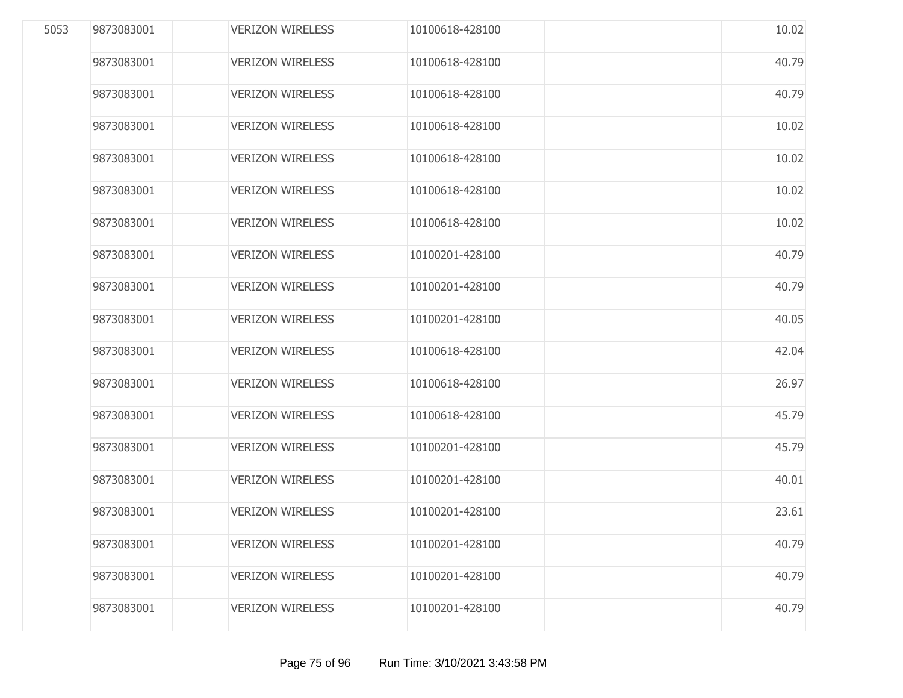| | | | | | | |
|---|---|---|---|---|---|---|
| 5053 | 9873083001 | | VERIZON WIRELESS | 10100618-428100 | | 10.02 |
| | 9873083001 | | VERIZON WIRELESS | 10100618-428100 | | 40.79 |
| | 9873083001 | | VERIZON WIRELESS | 10100618-428100 | | 40.79 |
| | 9873083001 | | VERIZON WIRELESS | 10100618-428100 | | 10.02 |
| | 9873083001 | | VERIZON WIRELESS | 10100618-428100 | | 10.02 |
| | 9873083001 | | VERIZON WIRELESS | 10100618-428100 | | 10.02 |
| | 9873083001 | | VERIZON WIRELESS | 10100618-428100 | | 10.02 |
| | 9873083001 | | VERIZON WIRELESS | 10100201-428100 | | 40.79 |
| | 9873083001 | | VERIZON WIRELESS | 10100201-428100 | | 40.79 |
| | 9873083001 | | VERIZON WIRELESS | 10100201-428100 | | 40.05 |
| | 9873083001 | | VERIZON WIRELESS | 10100618-428100 | | 42.04 |
| | 9873083001 | | VERIZON WIRELESS | 10100618-428100 | | 26.97 |
| | 9873083001 | | VERIZON WIRELESS | 10100618-428100 | | 45.79 |
| | 9873083001 | | VERIZON WIRELESS | 10100201-428100 | | 45.79 |
| | 9873083001 | | VERIZON WIRELESS | 10100201-428100 | | 40.01 |
| | 9873083001 | | VERIZON WIRELESS | 10100201-428100 | | 23.61 |
| | 9873083001 | | VERIZON WIRELESS | 10100201-428100 | | 40.79 |
| | 9873083001 | | VERIZON WIRELESS | 10100201-428100 | | 40.79 |
| | 9873083001 | | VERIZON WIRELESS | 10100201-428100 | | 40.79 |

Run Time: 3/10/2021 3:43:58 PM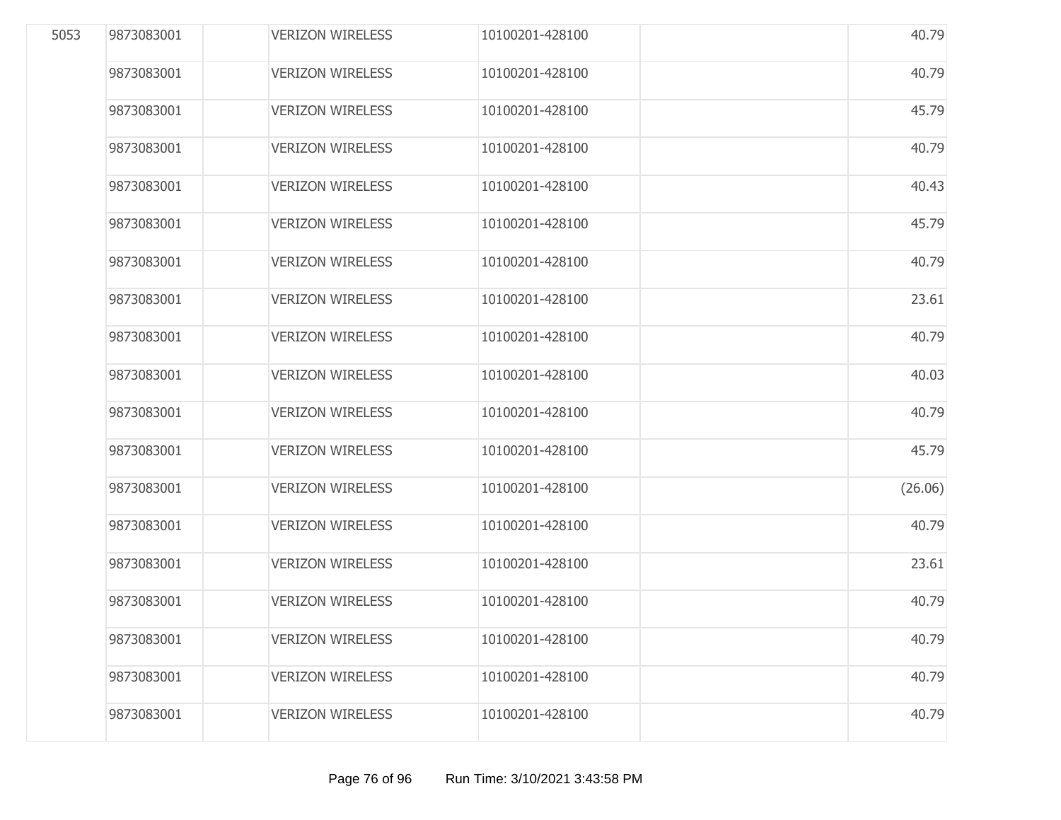| | | | | | | |
|---|---|---|---|---|---|---|
| 5053 | 9873083001 | | VERIZON WIRELESS | 10100201-428100 | | 40.79 |
| | 9873083001 | | VERIZON WIRELESS | 10100201-428100 | | 40.79 |
| | 9873083001 | | VERIZON WIRELESS | 10100201-428100 | | 45.79 |
| | 9873083001 | | VERIZON WIRELESS | 10100201-428100 | | 40.79 |
| | 9873083001 | | VERIZON WIRELESS | 10100201-428100 | | 40.43 |
| | 9873083001 | | VERIZON WIRELESS | 10100201-428100 | | 45.79 |
| | 9873083001 | | VERIZON WIRELESS | 10100201-428100 | | 40.79 |
| | 9873083001 | | VERIZON WIRELESS | 10100201-428100 | | 23.61 |
| | 9873083001 | | VERIZON WIRELESS | 10100201-428100 | | 40.79 |
| | 9873083001 | | VERIZON WIRELESS | 10100201-428100 | | 40.03 |
| | 9873083001 | | VERIZON WIRELESS | 10100201-428100 | | 40.79 |
| | 9873083001 | | VERIZON WIRELESS | 10100201-428100 | | 45.79 |
| | 9873083001 | | VERIZON WIRELESS | 10100201-428100 | | (26.06) |
| | 9873083001 | | VERIZON WIRELESS | 10100201-428100 | | 40.79 |
| | 9873083001 | | VERIZON WIRELESS | 10100201-428100 | | 23.61 |
| | 9873083001 | | VERIZON WIRELESS | 10100201-428100 | | 40.79 |
| | 9873083001 | | VERIZON WIRELESS | 10100201-428100 | | 40.79 |
| | 9873083001 | | VERIZON WIRELESS | 10100201-428100 | | 40.79 |
| | 9873083001 | | VERIZON WIRELESS | 10100201-428100 | | 40.79 |

Run Time: 3/10/2021 3:43:58 PM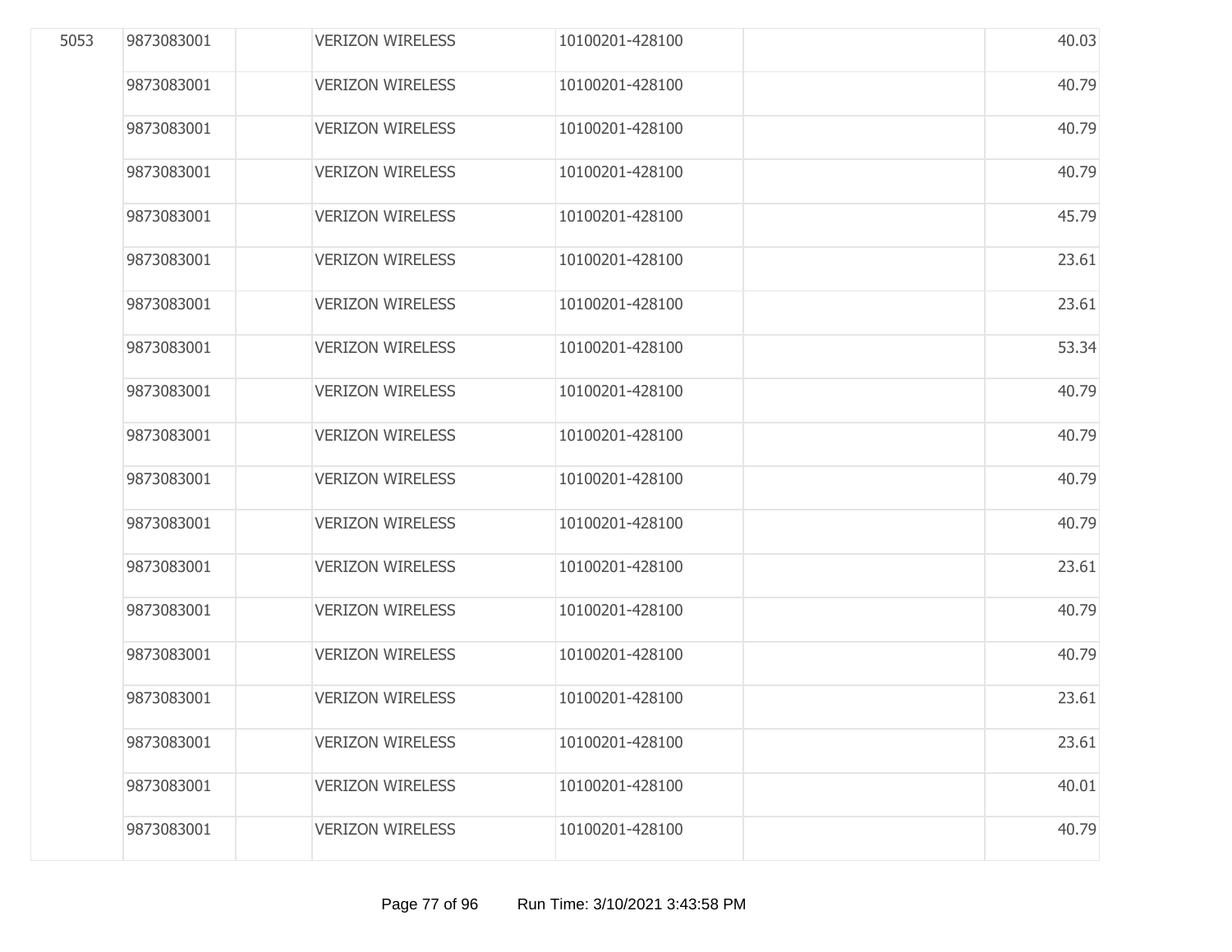| | | | | | | |
|---|---|---|---|---|---|---|
| 5053 | 9873083001 | | VERIZON WIRELESS | 10100201-428100 | | 40.03 |
| | 9873083001 | | VERIZON WIRELESS | 10100201-428100 | | 40.79 |
| | 9873083001 | | VERIZON WIRELESS | 10100201-428100 | | 40.79 |
| | 9873083001 | | VERIZON WIRELESS | 10100201-428100 | | 40.79 |
| | 9873083001 | | VERIZON WIRELESS | 10100201-428100 | | 45.79 |
| | 9873083001 | | VERIZON WIRELESS | 10100201-428100 | | 23.61 |
| | 9873083001 | | VERIZON WIRELESS | 10100201-428100 | | 23.61 |
| | 9873083001 | | VERIZON WIRELESS | 10100201-428100 | | 53.34 |
| | 9873083001 | | VERIZON WIRELESS | 10100201-428100 | | 40.79 |
| | 9873083001 | | VERIZON WIRELESS | 10100201-428100 | | 40.79 |
| | 9873083001 | | VERIZON WIRELESS | 10100201-428100 | | 40.79 |
| | 9873083001 | | VERIZON WIRELESS | 10100201-428100 | | 40.79 |
| | 9873083001 | | VERIZON WIRELESS | 10100201-428100 | | 23.61 |
| | 9873083001 | | VERIZON WIRELESS | 10100201-428100 | | 40.79 |
| | 9873083001 | | VERIZON WIRELESS | 10100201-428100 | | 40.79 |
| | 9873083001 | | VERIZON WIRELESS | 10100201-428100 | | 23.61 |
| | 9873083001 | | VERIZON WIRELESS | 10100201-428100 | | 23.61 |
| | 9873083001 | | VERIZON WIRELESS | 10100201-428100 | | 40.01 |
| | 9873083001 | | VERIZON WIRELESS | 10100201-428100 | | 40.79 |

Run Time: 3/10/2021 3:43:58 PM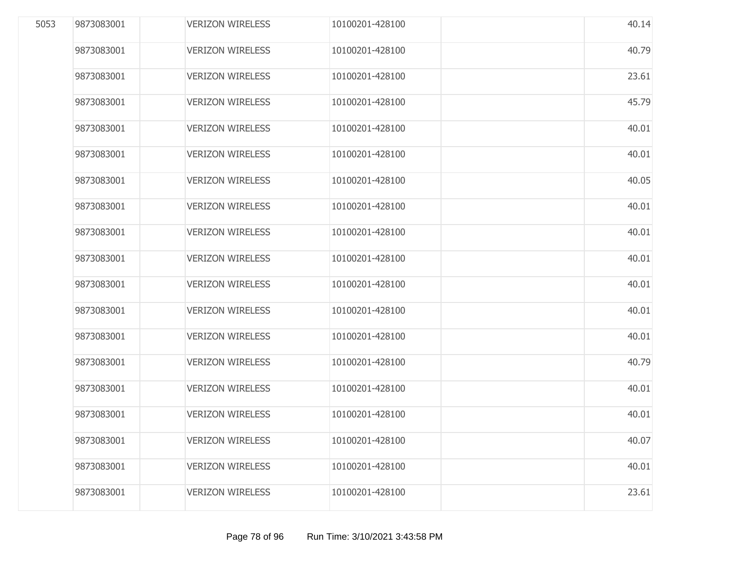| | | | | | | |
|---|---|---|---|---|---|---|
| 5053 | 9873083001 | | VERIZON WIRELESS | 10100201-428100 | | 40.14 |
| | 9873083001 | | VERIZON WIRELESS | 10100201-428100 | | 40.79 |
| | 9873083001 | | VERIZON WIRELESS | 10100201-428100 | | 23.61 |
| | 9873083001 | | VERIZON WIRELESS | 10100201-428100 | | 45.79 |
| | 9873083001 | | VERIZON WIRELESS | 10100201-428100 | | 40.01 |
| | 9873083001 | | VERIZON WIRELESS | 10100201-428100 | | 40.01 |
| | 9873083001 | | VERIZON WIRELESS | 10100201-428100 | | 40.05 |
| | 9873083001 | | VERIZON WIRELESS | 10100201-428100 | | 40.01 |
| | 9873083001 | | VERIZON WIRELESS | 10100201-428100 | | 40.01 |
| | 9873083001 | | VERIZON WIRELESS | 10100201-428100 | | 40.01 |
| | 9873083001 | | VERIZON WIRELESS | 10100201-428100 | | 40.01 |
| | 9873083001 | | VERIZON WIRELESS | 10100201-428100 | | 40.01 |
| | 9873083001 | | VERIZON WIRELESS | 10100201-428100 | | 40.01 |
| | 9873083001 | | VERIZON WIRELESS | 10100201-428100 | | 40.79 |
| | 9873083001 | | VERIZON WIRELESS | 10100201-428100 | | 40.01 |
| | 9873083001 | | VERIZON WIRELESS | 10100201-428100 | | 40.01 |
| | 9873083001 | | VERIZON WIRELESS | 10100201-428100 | | 40.07 |
| | 9873083001 | | VERIZON WIRELESS | 10100201-428100 | | 40.01 |
| | 9873083001 | | VERIZON WIRELESS | 10100201-428100 | | 23.61 |

Run Time: 3/10/2021 3:43:58 PM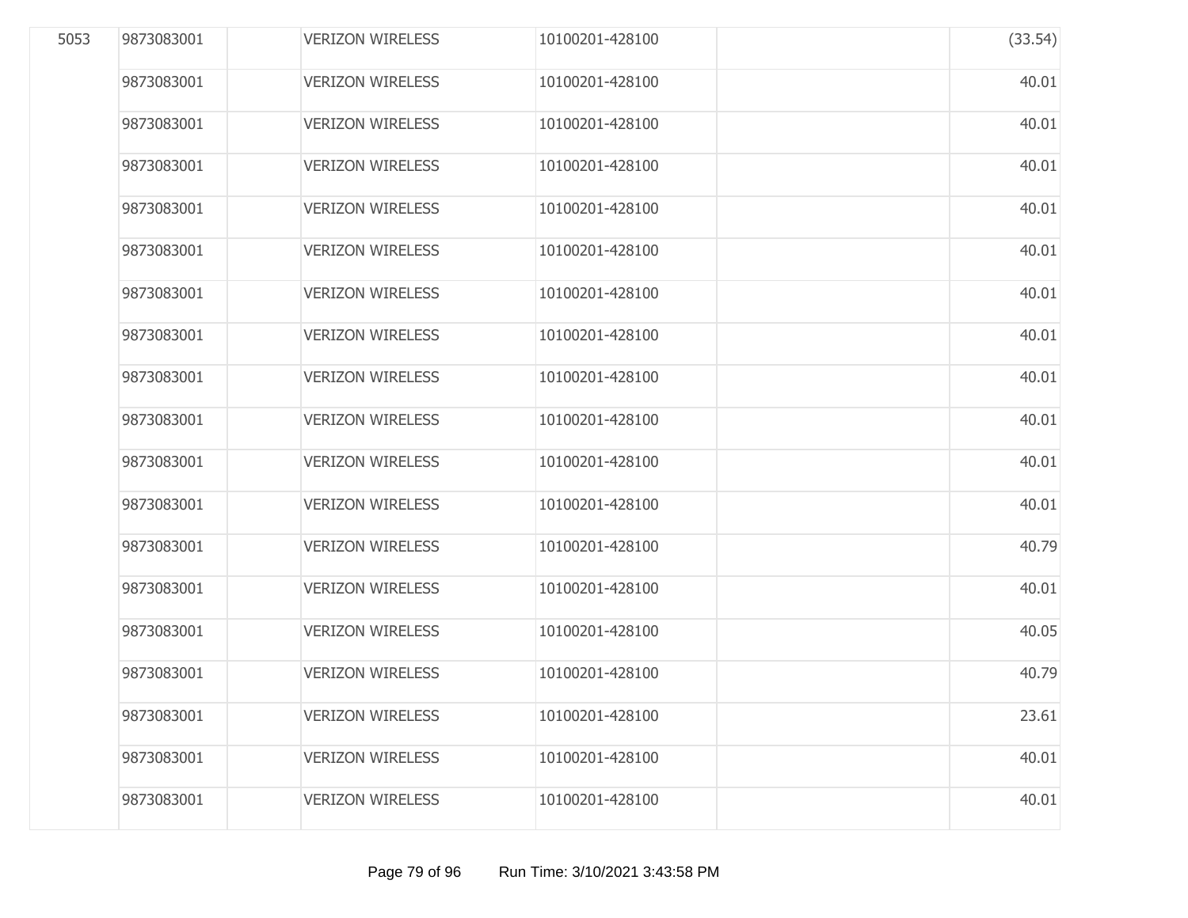| | | | | | | |
|---|---|---|---|---|---|---|
| 5053 | 9873083001 | | VERIZON WIRELESS | 10100201-428100 | | (33.54) |
| | 9873083001 | | VERIZON WIRELESS | 10100201-428100 | | 40.01 |
| | 9873083001 | | VERIZON WIRELESS | 10100201-428100 | | 40.01 |
| | 9873083001 | | VERIZON WIRELESS | 10100201-428100 | | 40.01 |
| | 9873083001 | | VERIZON WIRELESS | 10100201-428100 | | 40.01 |
| | 9873083001 | | VERIZON WIRELESS | 10100201-428100 | | 40.01 |
| | 9873083001 | | VERIZON WIRELESS | 10100201-428100 | | 40.01 |
| | 9873083001 | | VERIZON WIRELESS | 10100201-428100 | | 40.01 |
| | 9873083001 | | VERIZON WIRELESS | 10100201-428100 | | 40.01 |
| | 9873083001 | | VERIZON WIRELESS | 10100201-428100 | | 40.01 |
| | 9873083001 | | VERIZON WIRELESS | 10100201-428100 | | 40.01 |
| | 9873083001 | | VERIZON WIRELESS | 10100201-428100 | | 40.01 |
| | 9873083001 | | VERIZON WIRELESS | 10100201-428100 | | 40.79 |
| | 9873083001 | | VERIZON WIRELESS | 10100201-428100 | | 40.01 |
| | 9873083001 | | VERIZON WIRELESS | 10100201-428100 | | 40.05 |
| | 9873083001 | | VERIZON WIRELESS | 10100201-428100 | | 40.79 |
| | 9873083001 | | VERIZON WIRELESS | 10100201-428100 | | 23.61 |
| | 9873083001 | | VERIZON WIRELESS | 10100201-428100 | | 40.01 |
| | 9873083001 | | VERIZON WIRELESS | 10100201-428100 | | 40.01 |

Run Time: 3/10/2021 3:43:58 PM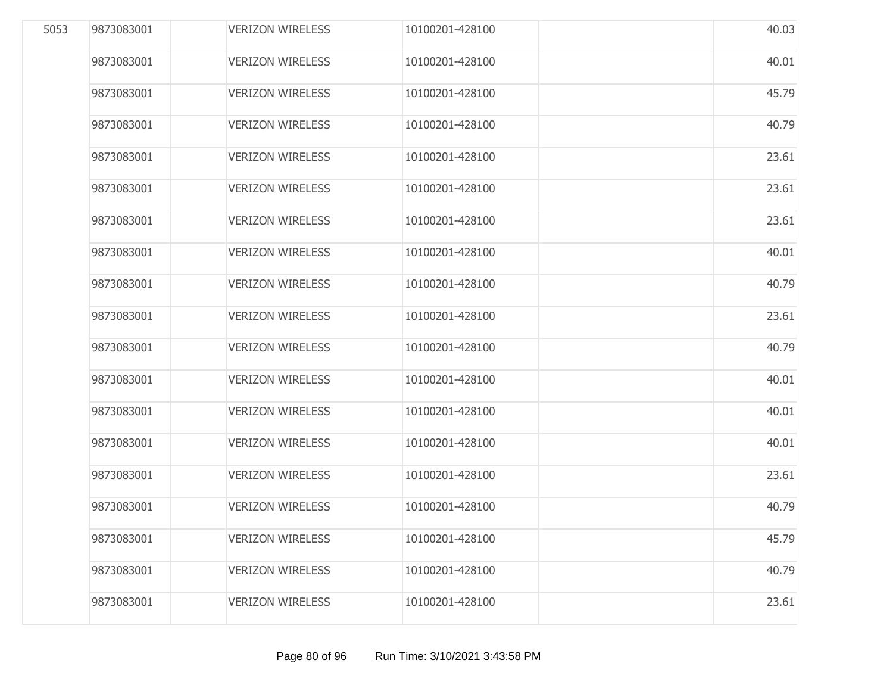| | | | | | | |
|---|---|---|---|---|---|---|
| 5053 | 9873083001 | | VERIZON WIRELESS | 10100201-428100 | | 40.03 |
| | 9873083001 | | VERIZON WIRELESS | 10100201-428100 | | 40.01 |
| | 9873083001 | | VERIZON WIRELESS | 10100201-428100 | | 45.79 |
| | 9873083001 | | VERIZON WIRELESS | 10100201-428100 | | 40.79 |
| | 9873083001 | | VERIZON WIRELESS | 10100201-428100 | | 23.61 |
| | 9873083001 | | VERIZON WIRELESS | 10100201-428100 | | 23.61 |
| | 9873083001 | | VERIZON WIRELESS | 10100201-428100 | | 23.61 |
| | 9873083001 | | VERIZON WIRELESS | 10100201-428100 | | 40.01 |
| | 9873083001 | | VERIZON WIRELESS | 10100201-428100 | | 40.79 |
| | 9873083001 | | VERIZON WIRELESS | 10100201-428100 | | 23.61 |
| | 9873083001 | | VERIZON WIRELESS | 10100201-428100 | | 40.79 |
| | 9873083001 | | VERIZON WIRELESS | 10100201-428100 | | 40.01 |
| | 9873083001 | | VERIZON WIRELESS | 10100201-428100 | | 40.01 |
| | 9873083001 | | VERIZON WIRELESS | 10100201-428100 | | 40.01 |
| | 9873083001 | | VERIZON WIRELESS | 10100201-428100 | | 23.61 |
| | 9873083001 | | VERIZON WIRELESS | 10100201-428100 | | 40.79 |
| | 9873083001 | | VERIZON WIRELESS | 10100201-428100 | | 45.79 |
| | 9873083001 | | VERIZON WIRELESS | 10100201-428100 | | 40.79 |
| | 9873083001 | | VERIZON WIRELESS | 10100201-428100 | | 23.61 |

Run Time: 3/10/2021 3:43:58 PM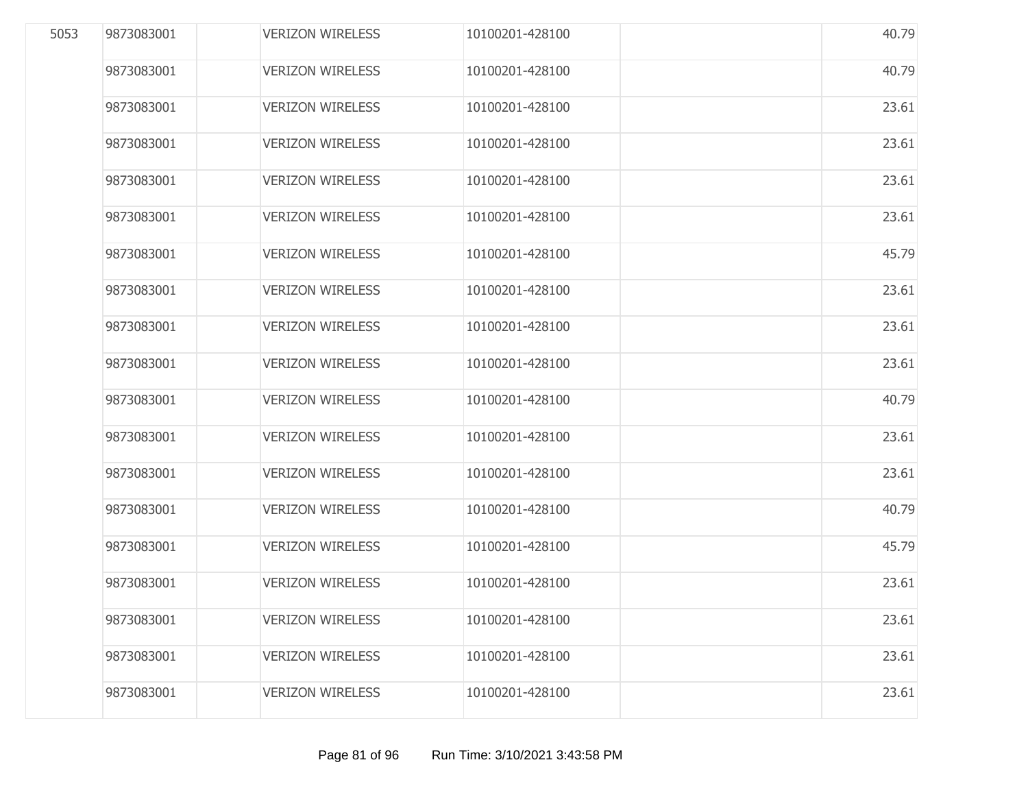| | | | | | | |
|---|---|---|---|---|---|---|
| 5053 | 9873083001 | | VERIZON WIRELESS | 10100201-428100 | | 40.79 |
| | 9873083001 | | VERIZON WIRELESS | 10100201-428100 | | 40.79 |
| | 9873083001 | | VERIZON WIRELESS | 10100201-428100 | | 23.61 |
| | 9873083001 | | VERIZON WIRELESS | 10100201-428100 | | 23.61 |
| | 9873083001 | | VERIZON WIRELESS | 10100201-428100 | | 23.61 |
| | 9873083001 | | VERIZON WIRELESS | 10100201-428100 | | 23.61 |
| | 9873083001 | | VERIZON WIRELESS | 10100201-428100 | | 45.79 |
| | 9873083001 | | VERIZON WIRELESS | 10100201-428100 | | 23.61 |
| | 9873083001 | | VERIZON WIRELESS | 10100201-428100 | | 23.61 |
| | 9873083001 | | VERIZON WIRELESS | 10100201-428100 | | 23.61 |
| | 9873083001 | | VERIZON WIRELESS | 10100201-428100 | | 40.79 |
| | 9873083001 | | VERIZON WIRELESS | 10100201-428100 | | 23.61 |
| | 9873083001 | | VERIZON WIRELESS | 10100201-428100 | | 23.61 |
| | 9873083001 | | VERIZON WIRELESS | 10100201-428100 | | 40.79 |
| | 9873083001 | | VERIZON WIRELESS | 10100201-428100 | | 45.79 |
| | 9873083001 | | VERIZON WIRELESS | 10100201-428100 | | 23.61 |
| | 9873083001 | | VERIZON WIRELESS | 10100201-428100 | | 23.61 |
| | 9873083001 | | VERIZON WIRELESS | 10100201-428100 | | 23.61 |
| | 9873083001 | | VERIZON WIRELESS | 10100201-428100 | | 23.61 |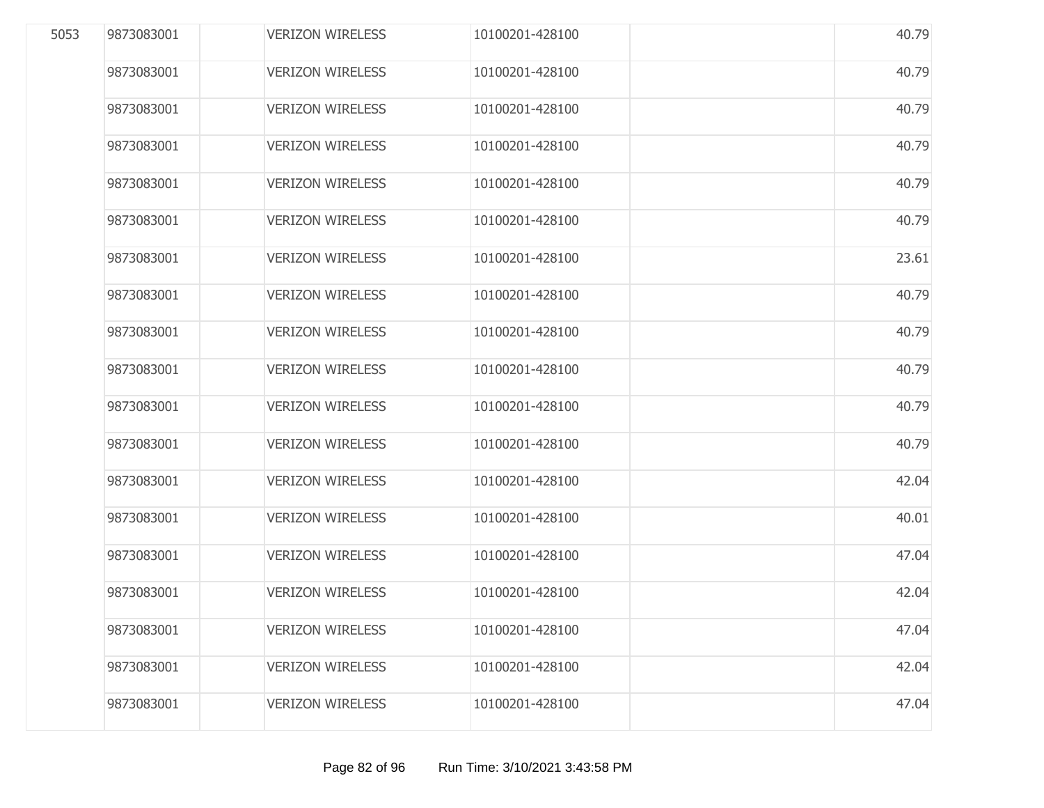| | | | | | | |
|---|---|---|---|---|---|---|
| 5053 | 9873083001 | | VERIZON WIRELESS | 10100201-428100 | | 40.79 |
| | 9873083001 | | VERIZON WIRELESS | 10100201-428100 | | 40.79 |
| | 9873083001 | | VERIZON WIRELESS | 10100201-428100 | | 40.79 |
| | 9873083001 | | VERIZON WIRELESS | 10100201-428100 | | 40.79 |
| | 9873083001 | | VERIZON WIRELESS | 10100201-428100 | | 40.79 |
| | 9873083001 | | VERIZON WIRELESS | 10100201-428100 | | 40.79 |
| | 9873083001 | | VERIZON WIRELESS | 10100201-428100 | | 23.61 |
| | 9873083001 | | VERIZON WIRELESS | 10100201-428100 | | 40.79 |
| | 9873083001 | | VERIZON WIRELESS | 10100201-428100 | | 40.79 |
| | 9873083001 | | VERIZON WIRELESS | 10100201-428100 | | 40.79 |
| | 9873083001 | | VERIZON WIRELESS | 10100201-428100 | | 40.79 |
| | 9873083001 | | VERIZON WIRELESS | 10100201-428100 | | 40.79 |
| | 9873083001 | | VERIZON WIRELESS | 10100201-428100 | | 42.04 |
| | 9873083001 | | VERIZON WIRELESS | 10100201-428100 | | 40.01 |
| | 9873083001 | | VERIZON WIRELESS | 10100201-428100 | | 47.04 |
| | 9873083001 | | VERIZON WIRELESS | 10100201-428100 | | 42.04 |
| | 9873083001 | | VERIZON WIRELESS | 10100201-428100 | | 47.04 |
| | 9873083001 | | VERIZON WIRELESS | 10100201-428100 | | 42.04 |
| | 9873083001 | | VERIZON WIRELESS | 10100201-428100 | | 47.04 |

Run Time: 3/10/2021 3:43:58 PM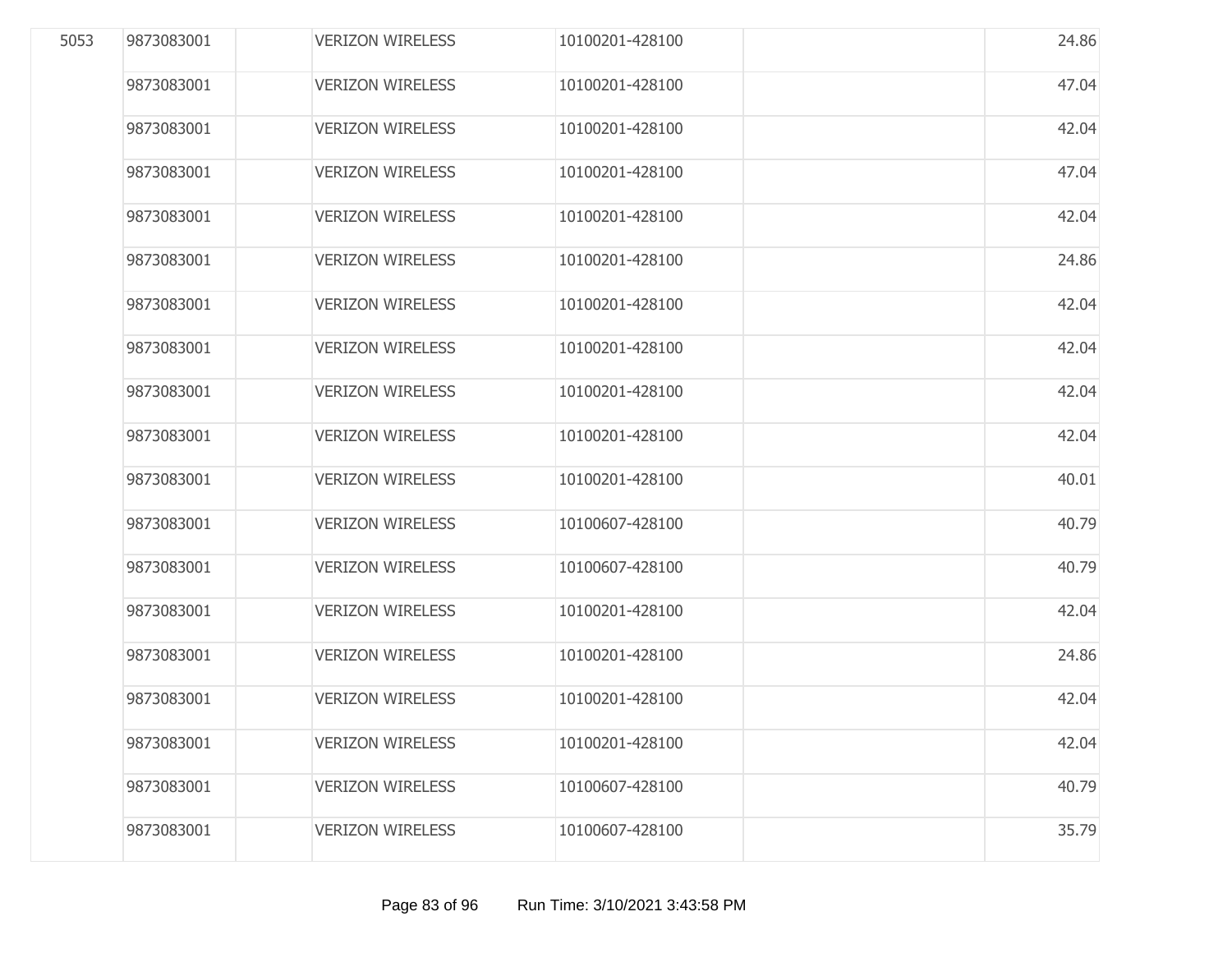| | | | | | | |
|---|---|---|---|---|---|---|
| 5053 | 9873083001 | | VERIZON WIRELESS | 10100201-428100 | | 24.86 |
| | 9873083001 | | VERIZON WIRELESS | 10100201-428100 | | 47.04 |
| | 9873083001 | | VERIZON WIRELESS | 10100201-428100 | | 42.04 |
| | 9873083001 | | VERIZON WIRELESS | 10100201-428100 | | 47.04 |
| | 9873083001 | | VERIZON WIRELESS | 10100201-428100 | | 42.04 |
| | 9873083001 | | VERIZON WIRELESS | 10100201-428100 | | 24.86 |
| | 9873083001 | | VERIZON WIRELESS | 10100201-428100 | | 42.04 |
| | 9873083001 | | VERIZON WIRELESS | 10100201-428100 | | 42.04 |
| | 9873083001 | | VERIZON WIRELESS | 10100201-428100 | | 42.04 |
| | 9873083001 | | VERIZON WIRELESS | 10100201-428100 | | 42.04 |
| | 9873083001 | | VERIZON WIRELESS | 10100201-428100 | | 40.01 |
| | 9873083001 | | VERIZON WIRELESS | 10100607-428100 | | 40.79 |
| | 9873083001 | | VERIZON WIRELESS | 10100607-428100 | | 40.79 |
| | 9873083001 | | VERIZON WIRELESS | 10100201-428100 | | 42.04 |
| | 9873083001 | | VERIZON WIRELESS | 10100201-428100 | | 24.86 |
| | 9873083001 | | VERIZON WIRELESS | 10100201-428100 | | 42.04 |
| | 9873083001 | | VERIZON WIRELESS | 10100201-428100 | | 42.04 |
| | 9873083001 | | VERIZON WIRELESS | 10100607-428100 | | 40.79 |
| | 9873083001 | | VERIZON WIRELESS | 10100607-428100 | | 35.79 |

Run Time: 3/10/2021 3:43:58 PM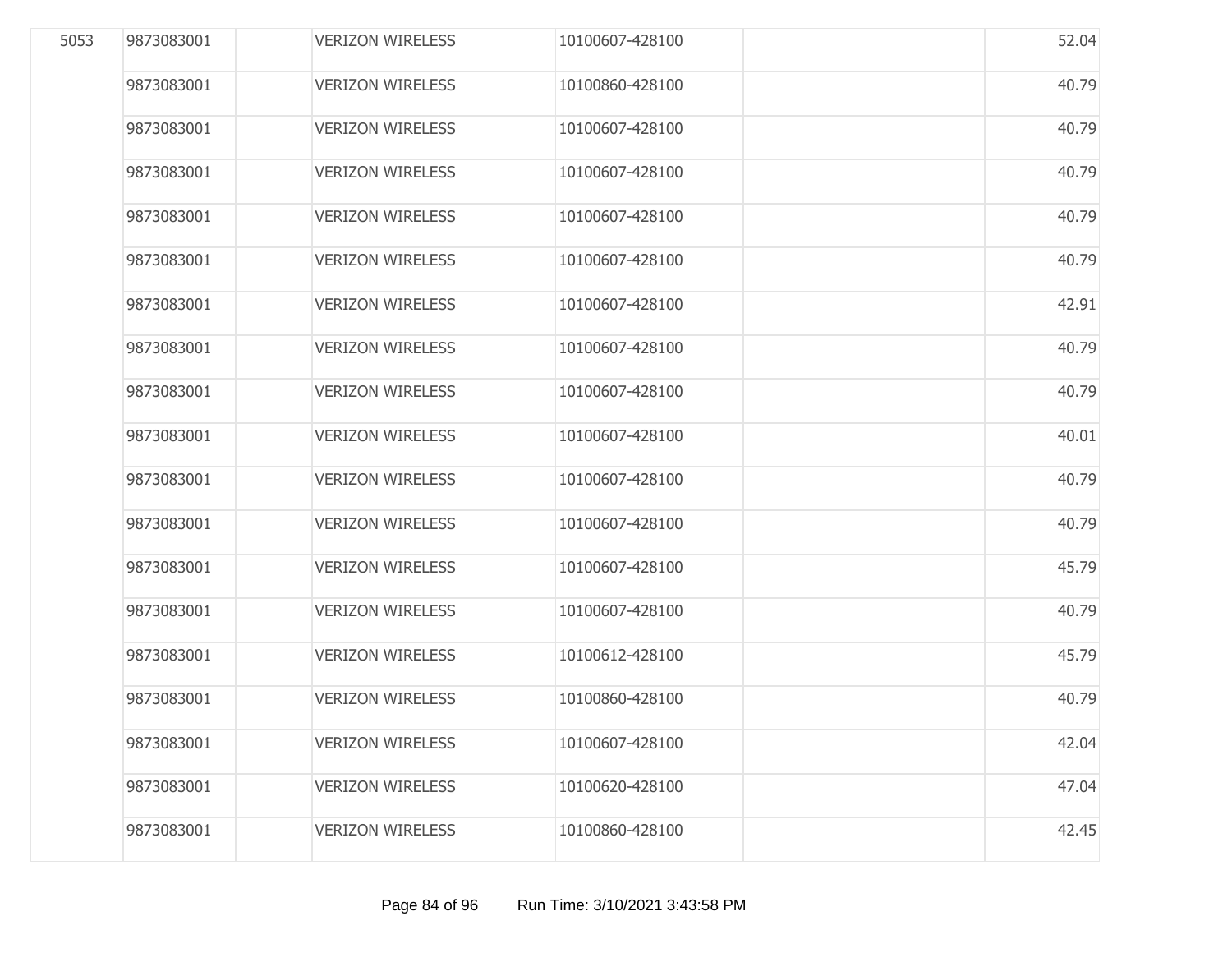| | | | | | | |
|---|---|---|---|---|---|---|
| 5053 | 9873083001 | | VERIZON WIRELESS | 10100607-428100 | | 52.04 |
| | 9873083001 | | VERIZON WIRELESS | 10100860-428100 | | 40.79 |
| | 9873083001 | | VERIZON WIRELESS | 10100607-428100 | | 40.79 |
| | 9873083001 | | VERIZON WIRELESS | 10100607-428100 | | 40.79 |
| | 9873083001 | | VERIZON WIRELESS | 10100607-428100 | | 40.79 |
| | 9873083001 | | VERIZON WIRELESS | 10100607-428100 | | 40.79 |
| | 9873083001 | | VERIZON WIRELESS | 10100607-428100 | | 42.91 |
| | 9873083001 | | VERIZON WIRELESS | 10100607-428100 | | 40.79 |
| | 9873083001 | | VERIZON WIRELESS | 10100607-428100 | | 40.79 |
| | 9873083001 | | VERIZON WIRELESS | 10100607-428100 | | 40.01 |
| | 9873083001 | | VERIZON WIRELESS | 10100607-428100 | | 40.79 |
| | 9873083001 | | VERIZON WIRELESS | 10100607-428100 | | 40.79 |
| | 9873083001 | | VERIZON WIRELESS | 10100607-428100 | | 45.79 |
| | 9873083001 | | VERIZON WIRELESS | 10100607-428100 | | 40.79 |
| | 9873083001 | | VERIZON WIRELESS | 10100612-428100 | | 45.79 |
| | 9873083001 | | VERIZON WIRELESS | 10100860-428100 | | 40.79 |
| | 9873083001 | | VERIZON WIRELESS | 10100607-428100 | | 42.04 |
| | 9873083001 | | VERIZON WIRELESS | 10100620-428100 | | 47.04 |
| | 9873083001 | | VERIZON WIRELESS | 10100860-428100 | | 42.45 |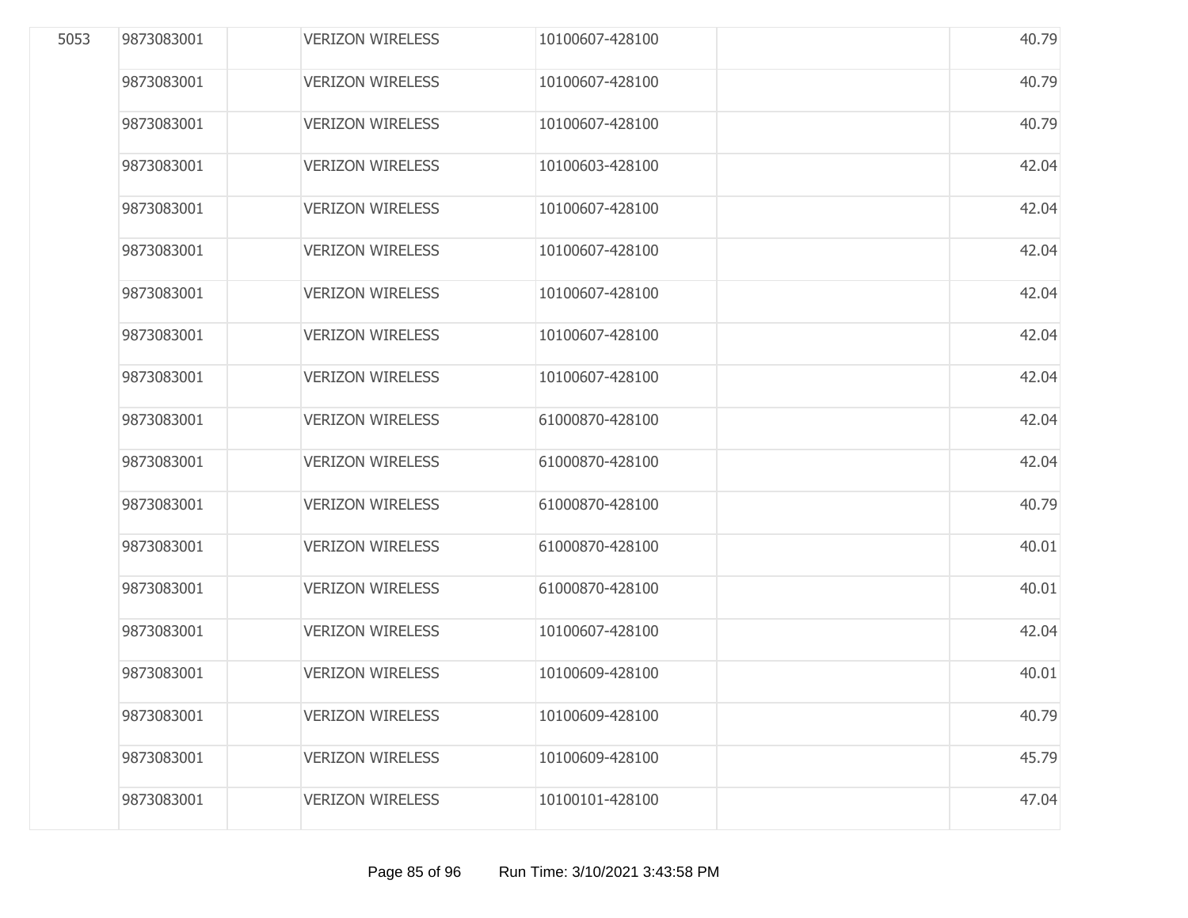| | | | | | | |
|---|---|---|---|---|---|---|
| 5053 | 9873083001 | | VERIZON WIRELESS | 10100607-428100 | | 40.79 |
| | 9873083001 | | VERIZON WIRELESS | 10100607-428100 | | 40.79 |
| | 9873083001 | | VERIZON WIRELESS | 10100607-428100 | | 40.79 |
| | 9873083001 | | VERIZON WIRELESS | 10100603-428100 | | 42.04 |
| | 9873083001 | | VERIZON WIRELESS | 10100607-428100 | | 42.04 |
| | 9873083001 | | VERIZON WIRELESS | 10100607-428100 | | 42.04 |
| | 9873083001 | | VERIZON WIRELESS | 10100607-428100 | | 42.04 |
| | 9873083001 | | VERIZON WIRELESS | 10100607-428100 | | 42.04 |
| | 9873083001 | | VERIZON WIRELESS | 10100607-428100 | | 42.04 |
| | 9873083001 | | VERIZON WIRELESS | 61000870-428100 | | 42.04 |
| | 9873083001 | | VERIZON WIRELESS | 61000870-428100 | | 42.04 |
| | 9873083001 | | VERIZON WIRELESS | 61000870-428100 | | 40.79 |
| | 9873083001 | | VERIZON WIRELESS | 61000870-428100 | | 40.01 |
| | 9873083001 | | VERIZON WIRELESS | 61000870-428100 | | 40.01 |
| | 9873083001 | | VERIZON WIRELESS | 10100607-428100 | | 42.04 |
| | 9873083001 | | VERIZON WIRELESS | 10100609-428100 | | 40.01 |
| | 9873083001 | | VERIZON WIRELESS | 10100609-428100 | | 40.79 |
| | 9873083001 | | VERIZON WIRELESS | 10100609-428100 | | 45.79 |
| | 9873083001 | | VERIZON WIRELESS | 10100101-428100 | | 47.04 |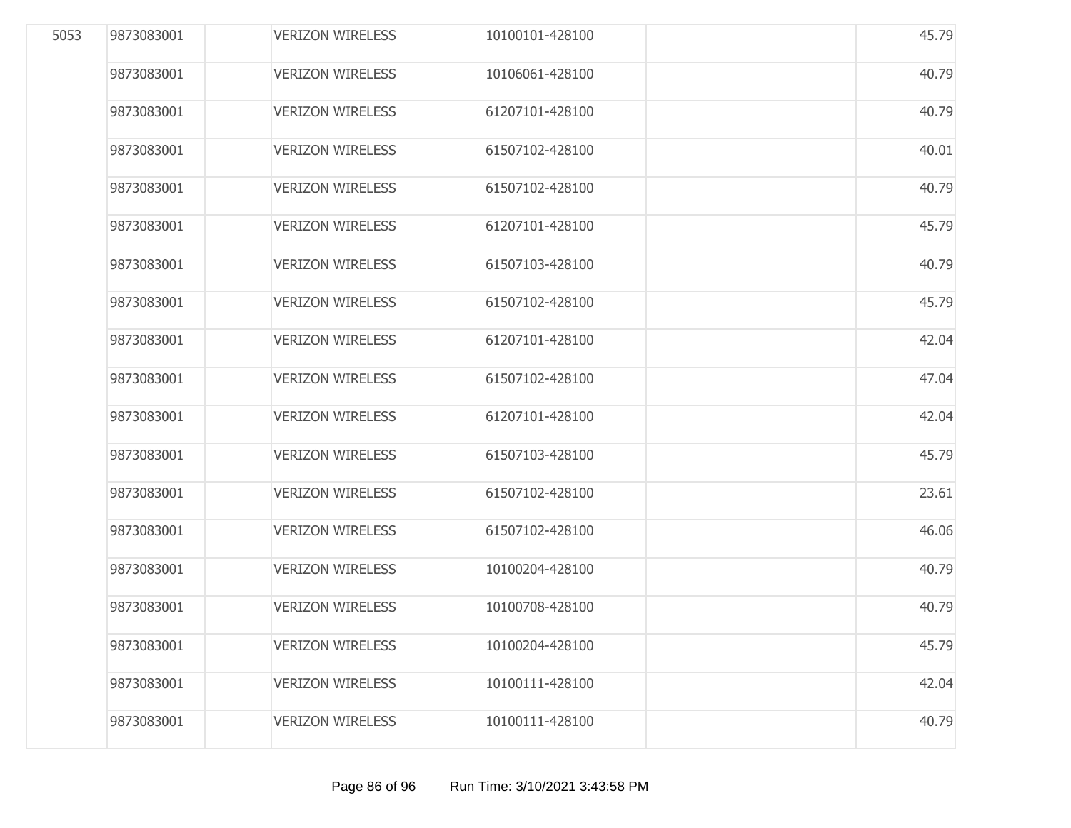| | | | | | | |
|---|---|---|---|---|---|---|
| 5053 | 9873083001 | | VERIZON WIRELESS | 10100101-428100 | | 45.79 |
| | 9873083001 | | VERIZON WIRELESS | 10106061-428100 | | 40.79 |
| | 9873083001 | | VERIZON WIRELESS | 61207101-428100 | | 40.79 |
| | 9873083001 | | VERIZON WIRELESS | 61507102-428100 | | 40.01 |
| | 9873083001 | | VERIZON WIRELESS | 61507102-428100 | | 40.79 |
| | 9873083001 | | VERIZON WIRELESS | 61207101-428100 | | 45.79 |
| | 9873083001 | | VERIZON WIRELESS | 61507103-428100 | | 40.79 |
| | 9873083001 | | VERIZON WIRELESS | 61507102-428100 | | 45.79 |
| | 9873083001 | | VERIZON WIRELESS | 61207101-428100 | | 42.04 |
| | 9873083001 | | VERIZON WIRELESS | 61507102-428100 | | 47.04 |
| | 9873083001 | | VERIZON WIRELESS | 61207101-428100 | | 42.04 |
| | 9873083001 | | VERIZON WIRELESS | 61507103-428100 | | 45.79 |
| | 9873083001 | | VERIZON WIRELESS | 61507102-428100 | | 23.61 |
| | 9873083001 | | VERIZON WIRELESS | 61507102-428100 | | 46.06 |
| | 9873083001 | | VERIZON WIRELESS | 10100204-428100 | | 40.79 |
| | 9873083001 | | VERIZON WIRELESS | 10100708-428100 | | 40.79 |
| | 9873083001 | | VERIZON WIRELESS | 10100204-428100 | | 45.79 |
| | 9873083001 | | VERIZON WIRELESS | 10100111-428100 | | 42.04 |
| | 9873083001 | | VERIZON WIRELESS | 10100111-428100 | | 40.79 |

Run Time: 3/10/2021 3:43:58 PM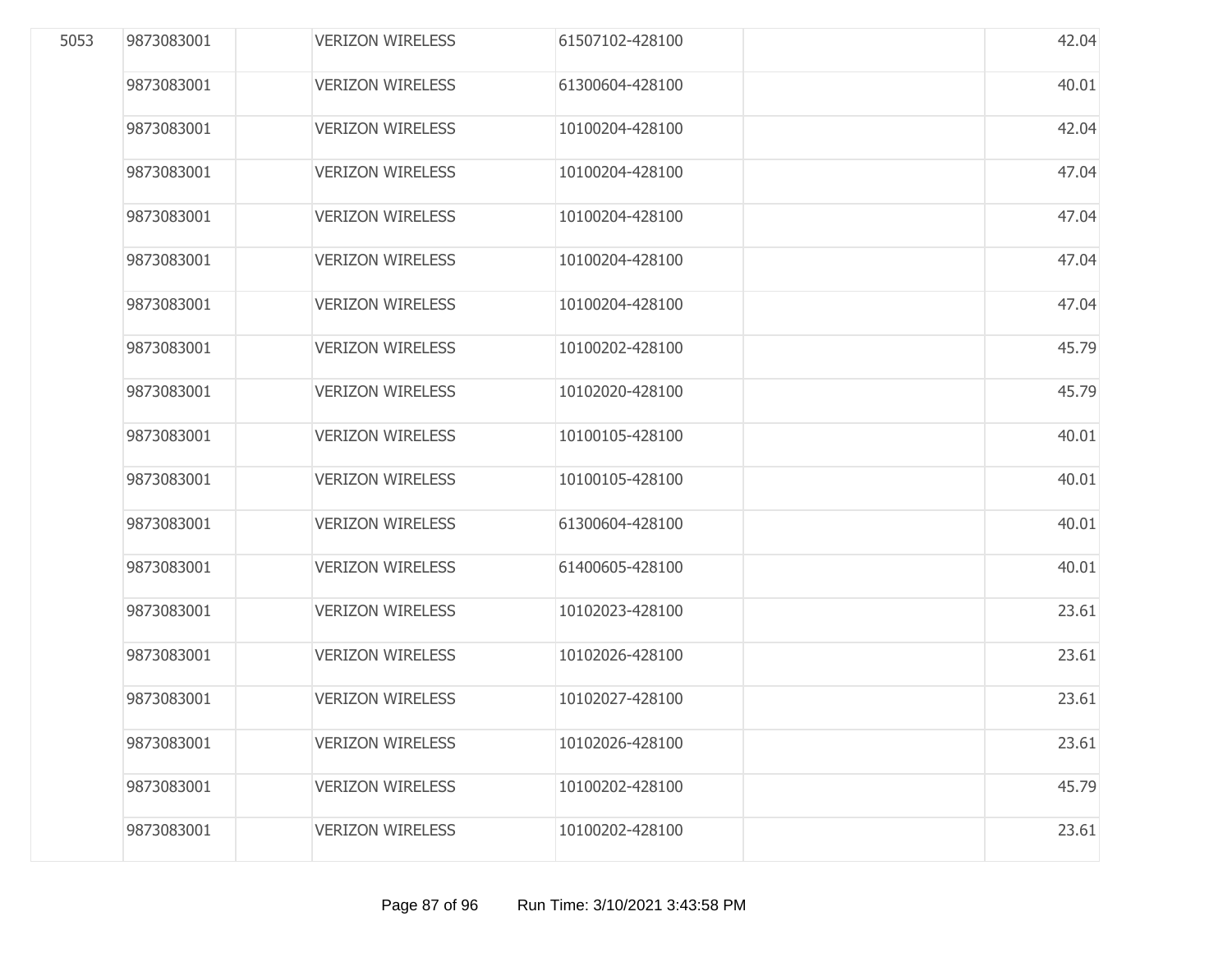| | | | | | | |
|---|---|---|---|---|---|---|
| 5053 | 9873083001 | | VERIZON WIRELESS | 61507102-428100 | | 42.04 |
| | 9873083001 | | VERIZON WIRELESS | 61300604-428100 | | 40.01 |
| | 9873083001 | | VERIZON WIRELESS | 10100204-428100 | | 42.04 |
| | 9873083001 | | VERIZON WIRELESS | 10100204-428100 | | 47.04 |
| | 9873083001 | | VERIZON WIRELESS | 10100204-428100 | | 47.04 |
| | 9873083001 | | VERIZON WIRELESS | 10100204-428100 | | 47.04 |
| | 9873083001 | | VERIZON WIRELESS | 10100204-428100 | | 47.04 |
| | 9873083001 | | VERIZON WIRELESS | 10100202-428100 | | 45.79 |
| | 9873083001 | | VERIZON WIRELESS | 10102020-428100 | | 45.79 |
| | 9873083001 | | VERIZON WIRELESS | 10100105-428100 | | 40.01 |
| | 9873083001 | | VERIZON WIRELESS | 10100105-428100 | | 40.01 |
| | 9873083001 | | VERIZON WIRELESS | 61300604-428100 | | 40.01 |
| | 9873083001 | | VERIZON WIRELESS | 61400605-428100 | | 40.01 |
| | 9873083001 | | VERIZON WIRELESS | 10102023-428100 | | 23.61 |
| | 9873083001 | | VERIZON WIRELESS | 10102026-428100 | | 23.61 |
| | 9873083001 | | VERIZON WIRELESS | 10102027-428100 | | 23.61 |
| | 9873083001 | | VERIZON WIRELESS | 10102026-428100 | | 23.61 |
| | 9873083001 | | VERIZON WIRELESS | 10100202-428100 | | 45.79 |
| | 9873083001 | | VERIZON WIRELESS | 10100202-428100 | | 23.61 |

Run Time: 3/10/2021 3:43:58 PM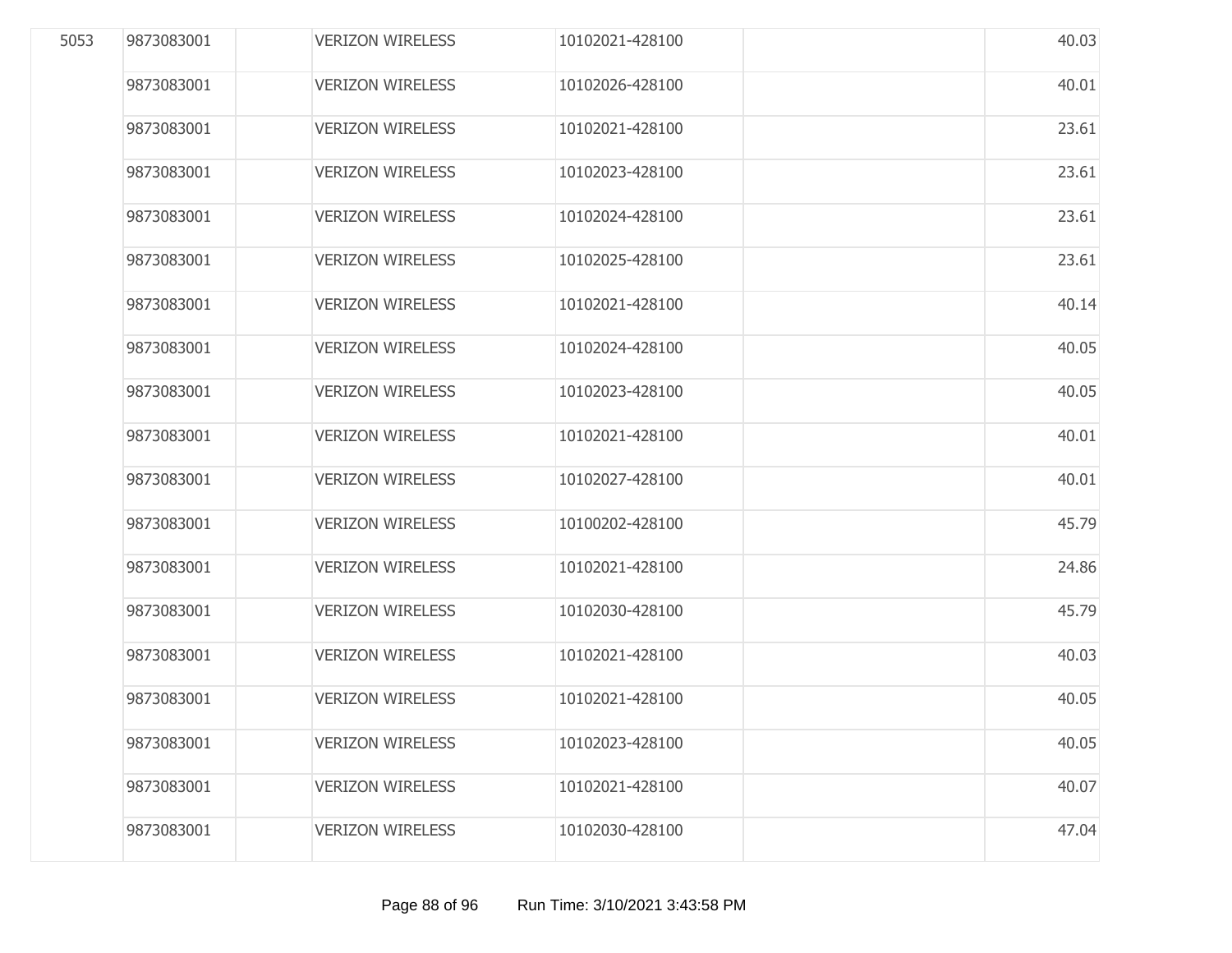| | | | | | | |
|---|---|---|---|---|---|---|
| 5053 | 9873083001 | | VERIZON WIRELESS | 10102021-428100 | | 40.03 |
| | 9873083001 | | VERIZON WIRELESS | 10102026-428100 | | 40.01 |
| | 9873083001 | | VERIZON WIRELESS | 10102021-428100 | | 23.61 |
| | 9873083001 | | VERIZON WIRELESS | 10102023-428100 | | 23.61 |
| | 9873083001 | | VERIZON WIRELESS | 10102024-428100 | | 23.61 |
| | 9873083001 | | VERIZON WIRELESS | 10102025-428100 | | 23.61 |
| | 9873083001 | | VERIZON WIRELESS | 10102021-428100 | | 40.14 |
| | 9873083001 | | VERIZON WIRELESS | 10102024-428100 | | 40.05 |
| | 9873083001 | | VERIZON WIRELESS | 10102023-428100 | | 40.05 |
| | 9873083001 | | VERIZON WIRELESS | 10102021-428100 | | 40.01 |
| | 9873083001 | | VERIZON WIRELESS | 10102027-428100 | | 40.01 |
| | 9873083001 | | VERIZON WIRELESS | 10100202-428100 | | 45.79 |
| | 9873083001 | | VERIZON WIRELESS | 10102021-428100 | | 24.86 |
| | 9873083001 | | VERIZON WIRELESS | 10102030-428100 | | 45.79 |
| | 9873083001 | | VERIZON WIRELESS | 10102021-428100 | | 40.03 |
| | 9873083001 | | VERIZON WIRELESS | 10102021-428100 | | 40.05 |
| | 9873083001 | | VERIZON WIRELESS | 10102023-428100 | | 40.05 |
| | 9873083001 | | VERIZON WIRELESS | 10102021-428100 | | 40.07 |
| | 9873083001 | | VERIZON WIRELESS | 10102030-428100 | | 47.04 |

Run Time: 3/10/2021 3:43:58 PM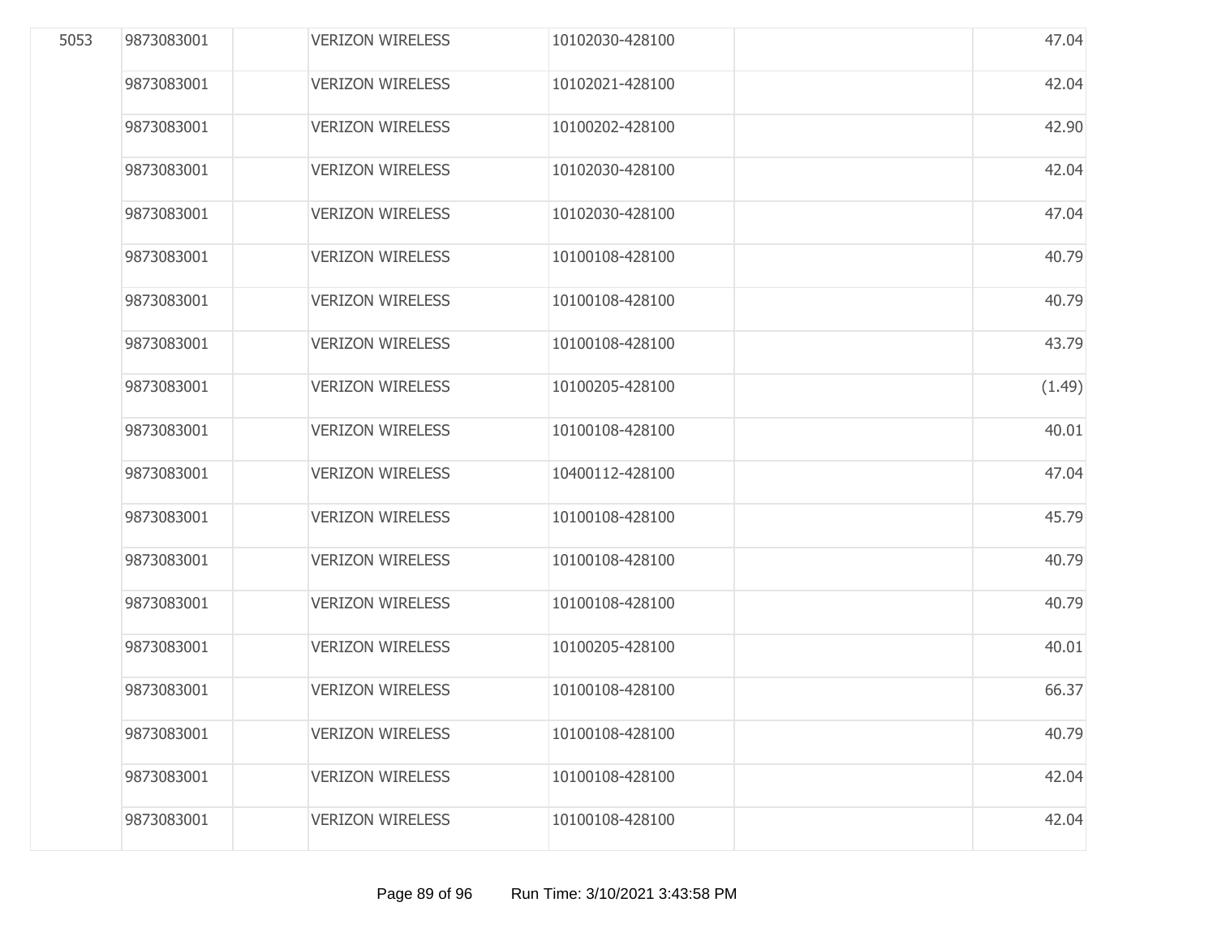| | | | | | | |
|---|---|---|---|---|---|---|
| 5053 | 9873083001 | | VERIZON WIRELESS | 10102030-428100 | | 47.04 |
| | 9873083001 | | VERIZON WIRELESS | 10102021-428100 | | 42.04 |
| | 9873083001 | | VERIZON WIRELESS | 10100202-428100 | | 42.90 |
| | 9873083001 | | VERIZON WIRELESS | 10102030-428100 | | 42.04 |
| | 9873083001 | | VERIZON WIRELESS | 10102030-428100 | | 47.04 |
| | 9873083001 | | VERIZON WIRELESS | 10100108-428100 | | 40.79 |
| | 9873083001 | | VERIZON WIRELESS | 10100108-428100 | | 40.79 |
| | 9873083001 | | VERIZON WIRELESS | 10100108-428100 | | 43.79 |
| | 9873083001 | | VERIZON WIRELESS | 10100205-428100 | | (1.49) |
| | 9873083001 | | VERIZON WIRELESS | 10100108-428100 | | 40.01 |
| | 9873083001 | | VERIZON WIRELESS | 10400112-428100 | | 47.04 |
| | 9873083001 | | VERIZON WIRELESS | 10100108-428100 | | 45.79 |
| | 9873083001 | | VERIZON WIRELESS | 10100108-428100 | | 40.79 |
| | 9873083001 | | VERIZON WIRELESS | 10100108-428100 | | 40.79 |
| | 9873083001 | | VERIZON WIRELESS | 10100205-428100 | | 40.01 |
| | 9873083001 | | VERIZON WIRELESS | 10100108-428100 | | 66.37 |
| | 9873083001 | | VERIZON WIRELESS | 10100108-428100 | | 40.79 |
| | 9873083001 | | VERIZON WIRELESS | 10100108-428100 | | 42.04 |
| | 9873083001 | | VERIZON WIRELESS | 10100108-428100 | | 42.04 |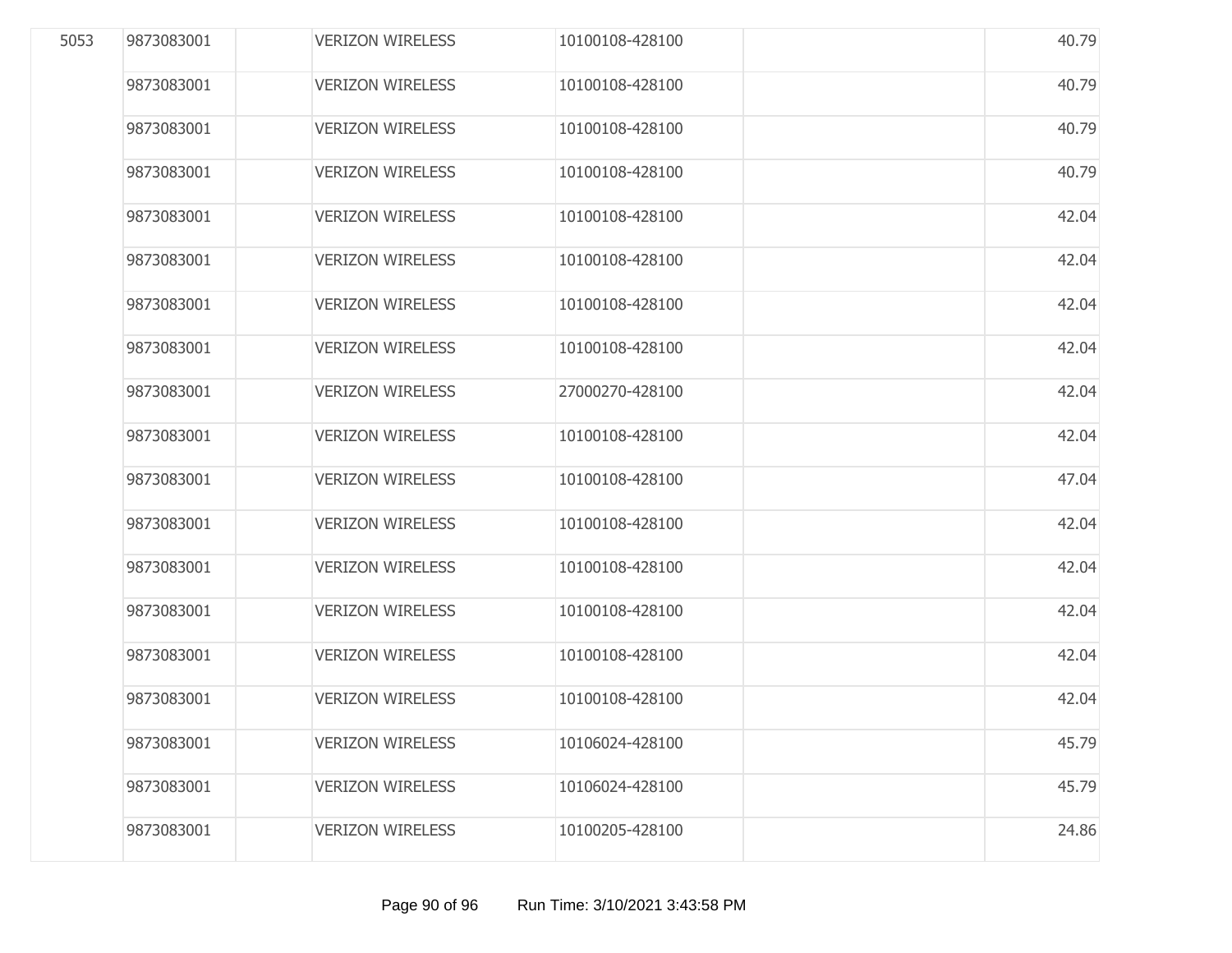| | | | | | | |
|---|---|---|---|---|---|---|
| 5053 | 9873083001 | | VERIZON WIRELESS | 10100108-428100 | | 40.79 |
| | 9873083001 | | VERIZON WIRELESS | 10100108-428100 | | 40.79 |
| | 9873083001 | | VERIZON WIRELESS | 10100108-428100 | | 40.79 |
| | 9873083001 | | VERIZON WIRELESS | 10100108-428100 | | 40.79 |
| | 9873083001 | | VERIZON WIRELESS | 10100108-428100 | | 42.04 |
| | 9873083001 | | VERIZON WIRELESS | 10100108-428100 | | 42.04 |
| | 9873083001 | | VERIZON WIRELESS | 10100108-428100 | | 42.04 |
| | 9873083001 | | VERIZON WIRELESS | 10100108-428100 | | 42.04 |
| | 9873083001 | | VERIZON WIRELESS | 27000270-428100 | | 42.04 |
| | 9873083001 | | VERIZON WIRELESS | 10100108-428100 | | 42.04 |
| | 9873083001 | | VERIZON WIRELESS | 10100108-428100 | | 47.04 |
| | 9873083001 | | VERIZON WIRELESS | 10100108-428100 | | 42.04 |
| | 9873083001 | | VERIZON WIRELESS | 10100108-428100 | | 42.04 |
| | 9873083001 | | VERIZON WIRELESS | 10100108-428100 | | 42.04 |
| | 9873083001 | | VERIZON WIRELESS | 10100108-428100 | | 42.04 |
| | 9873083001 | | VERIZON WIRELESS | 10100108-428100 | | 42.04 |
| | 9873083001 | | VERIZON WIRELESS | 10106024-428100 | | 45.79 |
| | 9873083001 | | VERIZON WIRELESS | 10106024-428100 | | 45.79 |
| | 9873083001 | | VERIZON WIRELESS | 10100205-428100 | | 24.86 |

Run Time: 3/10/2021 3:43:58 PM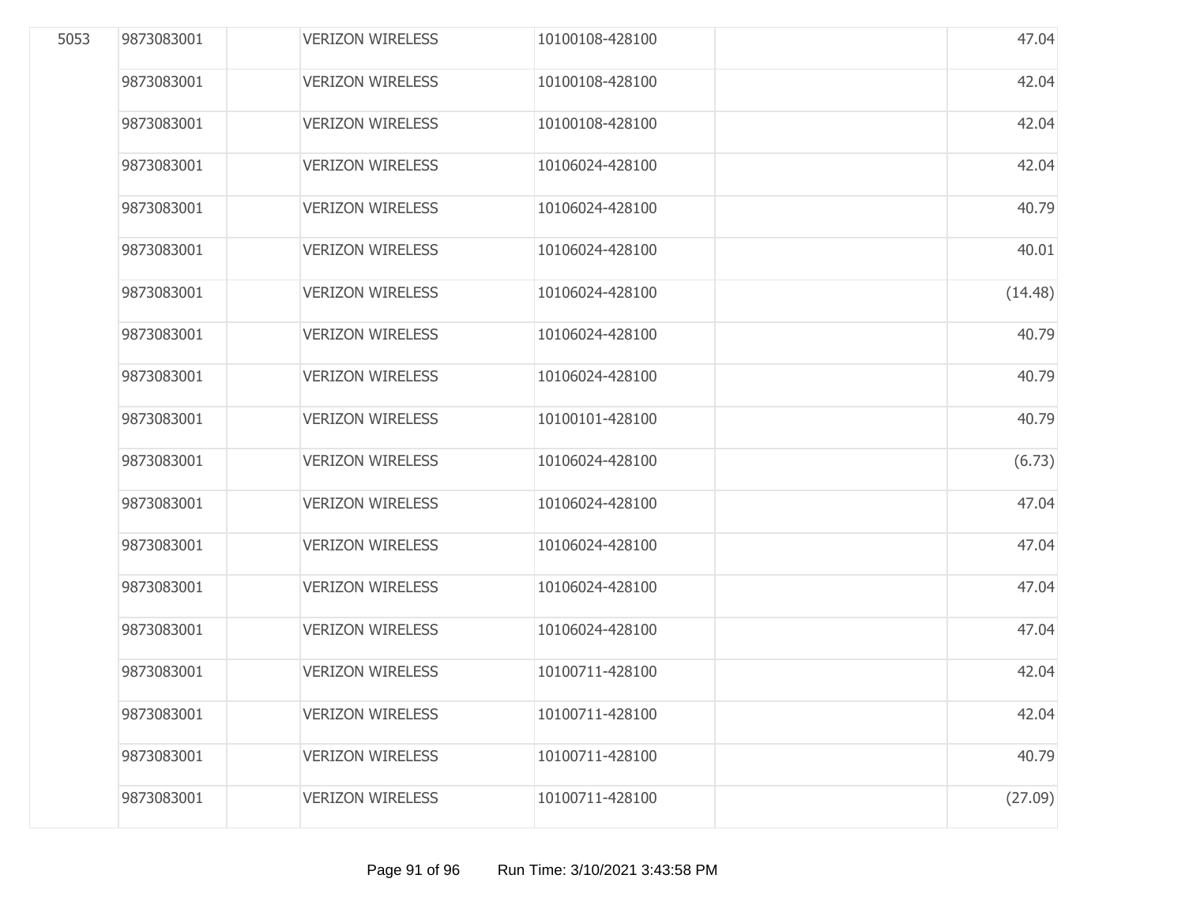| | | | | | | |
|---|---|---|---|---|---|---|
| 5053 | 9873083001 | | VERIZON WIRELESS | 10100108-428100 | | 47.04 |
| | 9873083001 | | VERIZON WIRELESS | 10100108-428100 | | 42.04 |
| | 9873083001 | | VERIZON WIRELESS | 10100108-428100 | | 42.04 |
| | 9873083001 | | VERIZON WIRELESS | 10106024-428100 | | 42.04 |
| | 9873083001 | | VERIZON WIRELESS | 10106024-428100 | | 40.79 |
| | 9873083001 | | VERIZON WIRELESS | 10106024-428100 | | 40.01 |
| | 9873083001 | | VERIZON WIRELESS | 10106024-428100 | | (14.48) |
| | 9873083001 | | VERIZON WIRELESS | 10106024-428100 | | 40.79 |
| | 9873083001 | | VERIZON WIRELESS | 10106024-428100 | | 40.79 |
| | 9873083001 | | VERIZON WIRELESS | 10100101-428100 | | 40.79 |
| | 9873083001 | | VERIZON WIRELESS | 10106024-428100 | | (6.73) |
| | 9873083001 | | VERIZON WIRELESS | 10106024-428100 | | 47.04 |
| | 9873083001 | | VERIZON WIRELESS | 10106024-428100 | | 47.04 |
| | 9873083001 | | VERIZON WIRELESS | 10106024-428100 | | 47.04 |
| | 9873083001 | | VERIZON WIRELESS | 10106024-428100 | | 47.04 |
| | 9873083001 | | VERIZON WIRELESS | 10100711-428100 | | 42.04 |
| | 9873083001 | | VERIZON WIRELESS | 10100711-428100 | | 42.04 |
| | 9873083001 | | VERIZON WIRELESS | 10100711-428100 | | 40.79 |
| | 9873083001 | | VERIZON WIRELESS | 10100711-428100 | | (27.09) |

Run Time: 3/10/2021 3:43:58 PM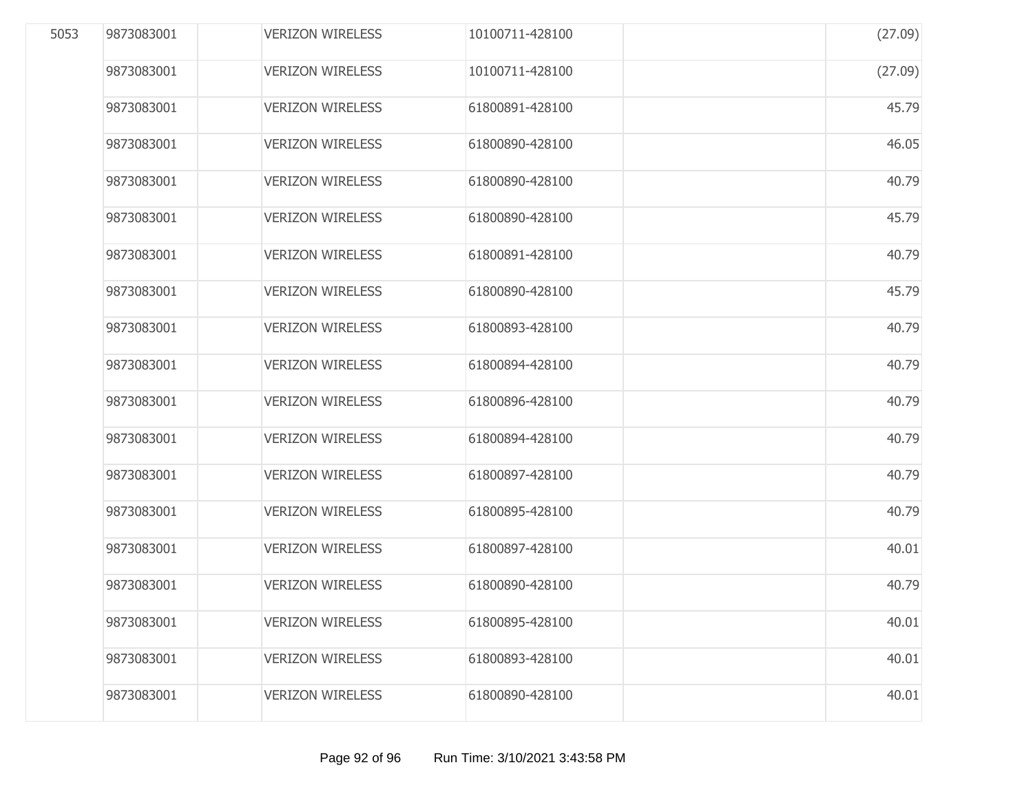| | | | | | | |
|---|---|---|---|---|---|---|
| 5053 | 9873083001 | | VERIZON WIRELESS | 10100711-428100 | | (27.09) |
| | 9873083001 | | VERIZON WIRELESS | 10100711-428100 | | (27.09) |
| | 9873083001 | | VERIZON WIRELESS | 61800891-428100 | | 45.79 |
| | 9873083001 | | VERIZON WIRELESS | 61800890-428100 | | 46.05 |
| | 9873083001 | | VERIZON WIRELESS | 61800890-428100 | | 40.79 |
| | 9873083001 | | VERIZON WIRELESS | 61800890-428100 | | 45.79 |
| | 9873083001 | | VERIZON WIRELESS | 61800891-428100 | | 40.79 |
| | 9873083001 | | VERIZON WIRELESS | 61800890-428100 | | 45.79 |
| | 9873083001 | | VERIZON WIRELESS | 61800893-428100 | | 40.79 |
| | 9873083001 | | VERIZON WIRELESS | 61800894-428100 | | 40.79 |
| | 9873083001 | | VERIZON WIRELESS | 61800896-428100 | | 40.79 |
| | 9873083001 | | VERIZON WIRELESS | 61800894-428100 | | 40.79 |
| | 9873083001 | | VERIZON WIRELESS | 61800897-428100 | | 40.79 |
| | 9873083001 | | VERIZON WIRELESS | 61800895-428100 | | 40.79 |
| | 9873083001 | | VERIZON WIRELESS | 61800897-428100 | | 40.01 |
| | 9873083001 | | VERIZON WIRELESS | 61800890-428100 | | 40.79 |
| | 9873083001 | | VERIZON WIRELESS | 61800895-428100 | | 40.01 |
| | 9873083001 | | VERIZON WIRELESS | 61800893-428100 | | 40.01 |
| | 9873083001 | | VERIZON WIRELESS | 61800890-428100 | | 40.01 |

Run Time: 3/10/2021 3:43:58 PM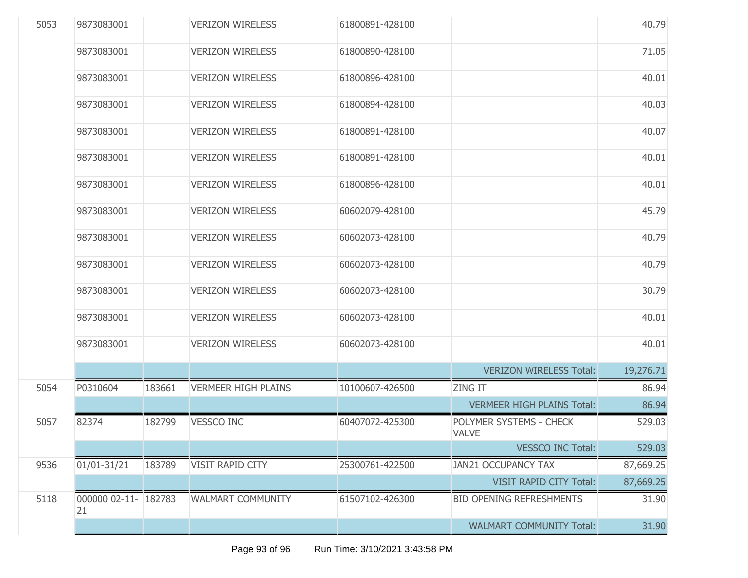| | | | | | | |
|---|---|---|---|---|---|---|
| 5053 | 9873083001 | | VERIZON WIRELESS | 61800891-428100 | | 40.79 |
| | 9873083001 | | VERIZON WIRELESS | 61800890-428100 | | 71.05 |
| | 9873083001 | | VERIZON WIRELESS | 61800896-428100 | | 40.01 |
| | 9873083001 | | VERIZON WIRELESS | 61800894-428100 | | 40.03 |
| | 9873083001 | | VERIZON WIRELESS | 61800891-428100 | | 40.07 |
| | 9873083001 | | VERIZON WIRELESS | 61800891-428100 | | 40.01 |
| | 9873083001 | | VERIZON WIRELESS | 61800896-428100 | | 40.01 |
| | 9873083001 | | VERIZON WIRELESS | 60602079-428100 | | 45.79 |
| | 9873083001 | | VERIZON WIRELESS | 60602073-428100 | | 40.79 |
| | 9873083001 | | VERIZON WIRELESS | 60602073-428100 | | 40.79 |
| | 9873083001 | | VERIZON WIRELESS | 60602073-428100 | | 30.79 |
| | 9873083001 | | VERIZON WIRELESS | 60602073-428100 | | 40.01 |
| | 9873083001 | | VERIZON WIRELESS | 60602073-428100 | | 40.01 |
| | | | | | VERIZON WIRELESS Total: | 19,276.71 |
| 5054 | P0310604 | 183661 | VERMEER HIGH PLAINS | 10100607-426500 | ZING IT | 86.94 |
| | | | | | VERMEER HIGH PLAINS Total: | 86.94 |
| 5057 | 82374 | 182799 | VESSCO INC | 60407072-425300 | POLYMER SYSTEMS - CHECK VALVE | 529.03 |
| | | | | | VESSCO INC Total: | 529.03 |
| 9536 | 01/01-31/21 | 183789 | VISIT RAPID CITY | 25300761-422500 | JAN21 OCCUPANCY TAX | 87,669.25 |
| | | | | | VISIT RAPID CITY Total: | 87,669.25 |
| 5118 | 000000 02-11-21 | 182783 | WALMART COMMUNITY | 61507102-426300 | BID OPENING REFRESHMENTS | 31.90 |
| | | | | | WALMART COMMUNITY Total: | 31.90 |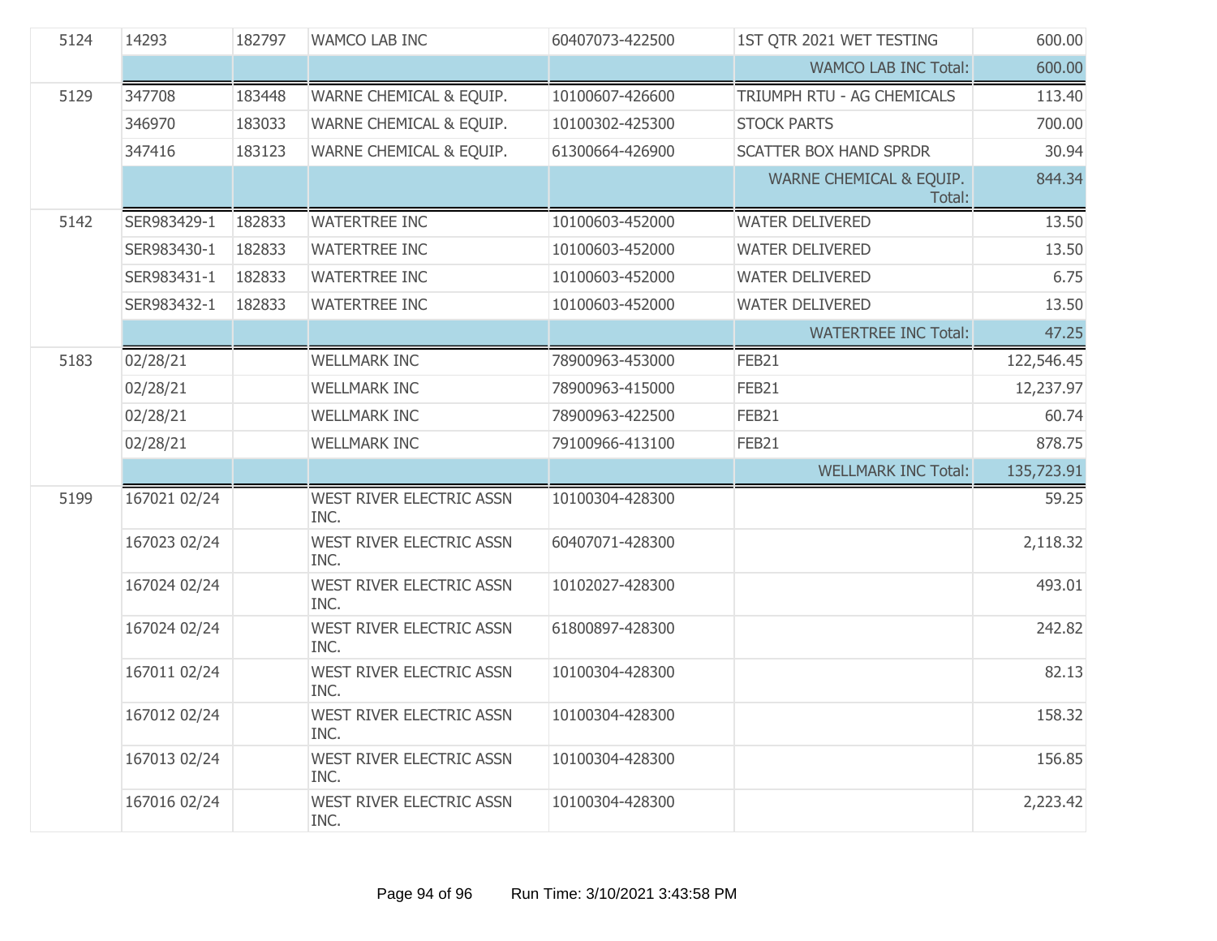| | | | | | | |
|---|---|---|---|---|---|---|
| 5124 | 14293 | 182797 | WAMCO LAB INC | 60407073-422500 | 1ST QTR 2021 WET TESTING | 600.00 |
| | | | | | WAMCO LAB INC Total: | 600.00 |
| 5129 | 347708 | 183448 | WARNE CHEMICAL & EQUIP. | 10100607-426600 | TRIUMPH RTU - AG CHEMICALS | 113.40 |
| | 346970 | 183033 | WARNE CHEMICAL & EQUIP. | 10100302-425300 | STOCK PARTS | 700.00 |
| | 347416 | 183123 | WARNE CHEMICAL & EQUIP. | 61300664-426900 | SCATTER BOX HAND SPRDR | 30.94 |
| | | | | | WARNE CHEMICAL & EQUIP. Total: | 844.34 |
| 5142 | SER983429-1 | 182833 | WATERTREE INC | 10100603-452000 | WATER DELIVERED | 13.50 |
| | SER983430-1 | 182833 | WATERTREE INC | 10100603-452000 | WATER DELIVERED | 13.50 |
| | SER983431-1 | 182833 | WATERTREE INC | 10100603-452000 | WATER DELIVERED | 6.75 |
| | SER983432-1 | 182833 | WATERTREE INC | 10100603-452000 | WATER DELIVERED | 13.50 |
| | | | | | WATERTREE INC Total: | 47.25 |
| 5183 | 02/28/21 | | WELLMARK INC | 78900963-453000 | FEB21 | 122,546.45 |
| | 02/28/21 | | WELLMARK INC | 78900963-415000 | FEB21 | 12,237.97 |
| | 02/28/21 | | WELLMARK INC | 78900963-422500 | FEB21 | 60.74 |
| | 02/28/21 | | WELLMARK INC | 79100966-413100 | FEB21 | 878.75 |
| | | | | | WELLMARK INC Total: | 135,723.91 |
| 5199 | 167021 02/24 | | WEST RIVER ELECTRIC ASSN INC. | 10100304-428300 | | 59.25 |
| | 167023 02/24 | | WEST RIVER ELECTRIC ASSN INC. | 60407071-428300 | | 2,118.32 |
| | 167024 02/24 | | WEST RIVER ELECTRIC ASSN INC. | 10102027-428300 | | 493.01 |
| | 167024 02/24 | | WEST RIVER ELECTRIC ASSN INC. | 61800897-428300 | | 242.82 |
| | 167011 02/24 | | WEST RIVER ELECTRIC ASSN INC. | 10100304-428300 | | 82.13 |
| | 167012 02/24 | | WEST RIVER ELECTRIC ASSN INC. | 10100304-428300 | | 158.32 |
| | 167013 02/24 | | WEST RIVER ELECTRIC ASSN INC. | 10100304-428300 | | 156.85 |
| | 167016 02/24 | | WEST RIVER ELECTRIC ASSN INC. | 10100304-428300 | | 2,223.42 |

Run Time: 3/10/2021 3:43:58 PM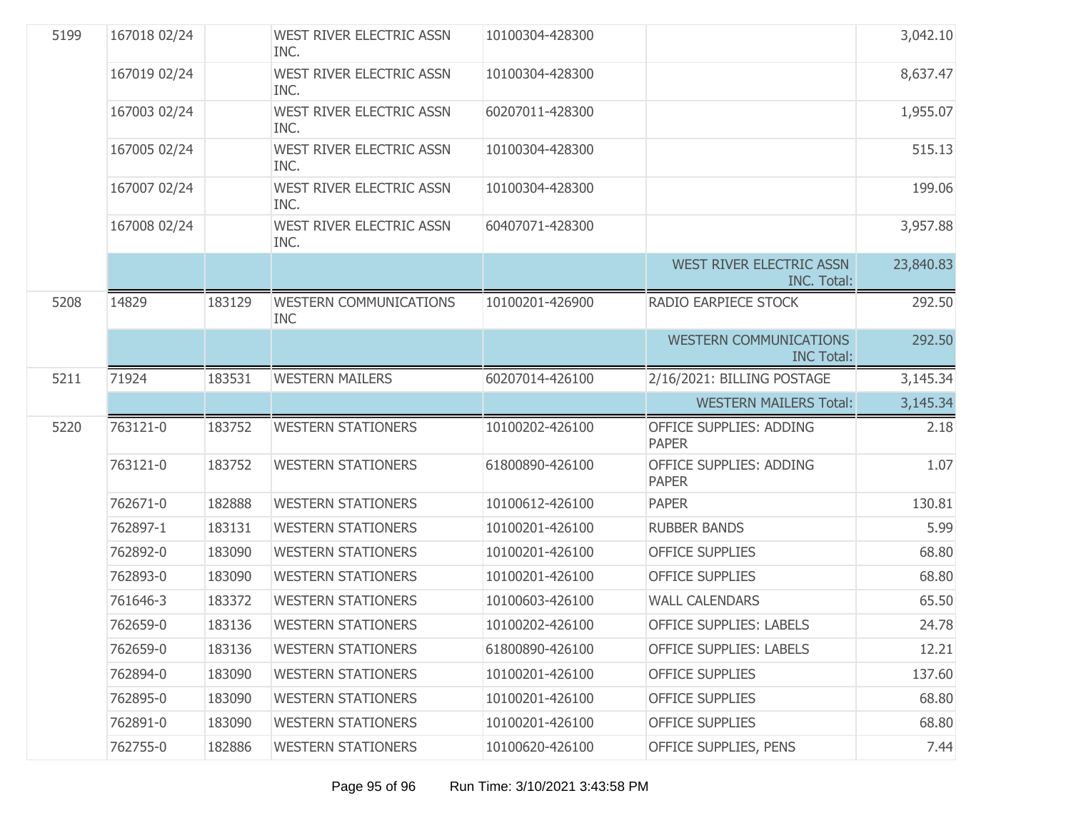| | | | | | | |
|---|---|---|---|---|---|---|
| 5199 | 167018 02/24 | | WEST RIVER ELECTRIC ASSN INC. | 10100304-428300 | | 3,042.10 |
| | 167019 02/24 | | WEST RIVER ELECTRIC ASSN INC. | 10100304-428300 | | 8,637.47 |
| | 167003 02/24 | | WEST RIVER ELECTRIC ASSN INC. | 60207011-428300 | | 1,955.07 |
| | 167005 02/24 | | WEST RIVER ELECTRIC ASSN INC. | 10100304-428300 | | 515.13 |
| | 167007 02/24 | | WEST RIVER ELECTRIC ASSN INC. | 10100304-428300 | | 199.06 |
| | 167008 02/24 | | WEST RIVER ELECTRIC ASSN INC. | 60407071-428300 | | 3,957.88 |
| | | | | | WEST RIVER ELECTRIC ASSN INC. Total: | 23,840.83 |
| 5208 | 14829 | 183129 | WESTERN COMMUNICATIONS INC | 10100201-426900 | RADIO EARPIECE STOCK | 292.50 |
| | | | | | WESTERN COMMUNICATIONS INC Total: | 292.50 |
| 5211 | 71924 | 183531 | WESTERN MAILERS | 60207014-426100 | 2/16/2021: BILLING POSTAGE | 3,145.34 |
| | | | | | WESTERN MAILERS Total: | 3,145.34 |
| 5220 | 763121-0 | 183752 | WESTERN STATIONERS | 10100202-426100 | OFFICE SUPPLIES: ADDING PAPER | 2.18 |
| | 763121-0 | 183752 | WESTERN STATIONERS | 61800890-426100 | OFFICE SUPPLIES: ADDING PAPER | 1.07 |
| | 762671-0 | 182888 | WESTERN STATIONERS | 10100612-426100 | PAPER | 130.81 |
| | 762897-1 | 183131 | WESTERN STATIONERS | 10100201-426100 | RUBBER BANDS | 5.99 |
| | 762892-0 | 183090 | WESTERN STATIONERS | 10100201-426100 | OFFICE SUPPLIES | 68.80 |
| | 762893-0 | 183090 | WESTERN STATIONERS | 10100201-426100 | OFFICE SUPPLIES | 68.80 |
| | 761646-3 | 183372 | WESTERN STATIONERS | 10100603-426100 | WALL CALENDARS | 65.50 |
| | 762659-0 | 183136 | WESTERN STATIONERS | 10100202-426100 | OFFICE SUPPLIES: LABELS | 24.78 |
| | 762659-0 | 183136 | WESTERN STATIONERS | 61800890-426100 | OFFICE SUPPLIES: LABELS | 12.21 |
| | 762894-0 | 183090 | WESTERN STATIONERS | 10100201-426100 | OFFICE SUPPLIES | 137.60 |
| | 762895-0 | 183090 | WESTERN STATIONERS | 10100201-426100 | OFFICE SUPPLIES | 68.80 |
| | 762891-0 | 183090 | WESTERN STATIONERS | 10100201-426100 | OFFICE SUPPLIES | 68.80 |
| | 762755-0 | 182886 | WESTERN STATIONERS | 10100620-426100 | OFFICE SUPPLIES, PENS | 7.44 |

Run Time: 3/10/2021 3:43:58 PM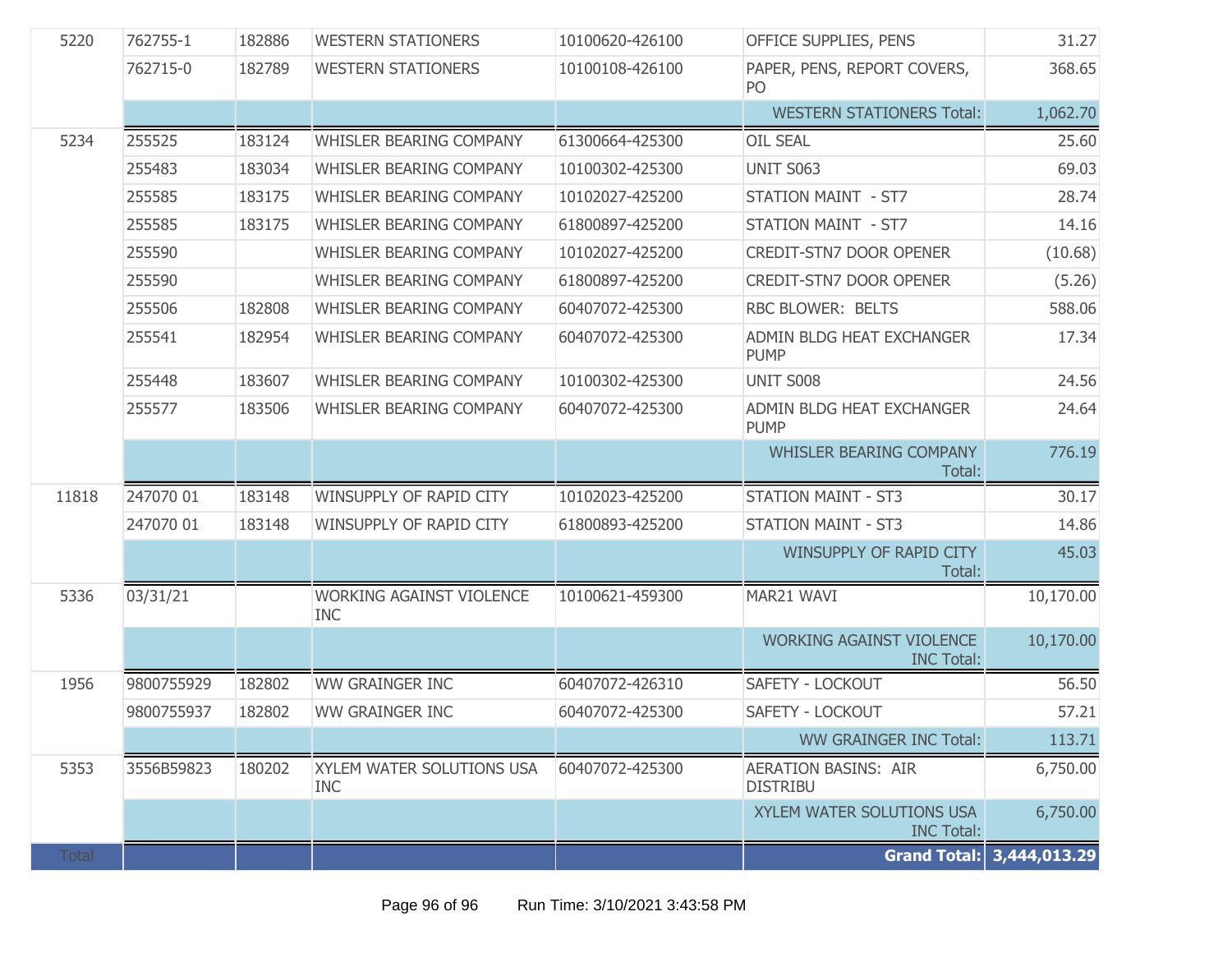| | | | | | | |
|---|---|---|---|---|---|---|
| 5220 | 762755-1 | 182886 | WESTERN STATIONERS | 10100620-426100 | OFFICE SUPPLIES, PENS | 31.27 |
| | 762715-0 | 182789 | WESTERN STATIONERS | 10100108-426100 | PAPER, PENS, REPORT COVERS, PO | 368.65 |
| | | | | | WESTERN STATIONERS Total: | 1,062.70 |
| 5234 | 255525 | 183124 | WHISLER BEARING COMPANY | 61300664-425300 | OIL SEAL | 25.60 |
| | 255483 | 183034 | WHISLER BEARING COMPANY | 10100302-425300 | UNIT S063 | 69.03 |
| | 255585 | 183175 | WHISLER BEARING COMPANY | 10102027-425200 | STATION MAINT - ST7 | 28.74 |
| | 255585 | 183175 | WHISLER BEARING COMPANY | 61800897-425200 | STATION MAINT - ST7 | 14.16 |
| | 255590 | | WHISLER BEARING COMPANY | 10102027-425200 | CREDIT-STN7 DOOR OPENER | (10.68) |
| | 255590 | | WHISLER BEARING COMPANY | 61800897-425200 | CREDIT-STN7 DOOR OPENER | (5.26) |
| | 255506 | 182808 | WHISLER BEARING COMPANY | 60407072-425300 | RBC BLOWER: BELTS | 588.06 |
| | 255541 | 182954 | WHISLER BEARING COMPANY | 60407072-425300 | ADMIN BLDG HEAT EXCHANGER PUMP | 17.34 |
| | 255448 | 183607 | WHISLER BEARING COMPANY | 10100302-425300 | UNIT S008 | 24.56 |
| | 255577 | 183506 | WHISLER BEARING COMPANY | 60407072-425300 | ADMIN BLDG HEAT EXCHANGER PUMP | 24.64 |
| | | | | | WHISLER BEARING COMPANY Total: | 776.19 |
| 11818 | 247070 01 | 183148 | WINSUPPLY OF RAPID CITY | 10102023-425200 | STATION MAINT - ST3 | 30.17 |
| | 247070 01 | 183148 | WINSUPPLY OF RAPID CITY | 61800893-425200 | STATION MAINT - ST3 | 14.86 |
| | | | | | WINSUPPLY OF RAPID CITY Total: | 45.03 |
| 5336 | 03/31/21 | | WORKING AGAINST VIOLENCE INC | 10100621-459300 | MAR21 WAVI | 10,170.00 |
| | | | | | WORKING AGAINST VIOLENCE INC Total: | 10,170.00 |
| 1956 | 9800755929 | 182802 | WW GRAINGER INC | 60407072-426310 | SAFETY - LOCKOUT | 56.50 |
| | 9800755937 | 182802 | WW GRAINGER INC | 60407072-425300 | SAFETY - LOCKOUT | 57.21 |
| | | | | | WW GRAINGER INC Total: | 113.71 |
| 5353 | 3556B59823 | 180202 | XYLEM WATER SOLUTIONS USA INC | 60407072-425300 | AERATION BASINS: AIR DISTRIBU | 6,750.00 |
| | | | | | XYLEM WATER SOLUTIONS USA INC Total: | 6,750.00 |
| Total | | | | | **Grand Total:** | **3,444,013.29** |

Run Time: 3/10/2021 3:43:58 PM